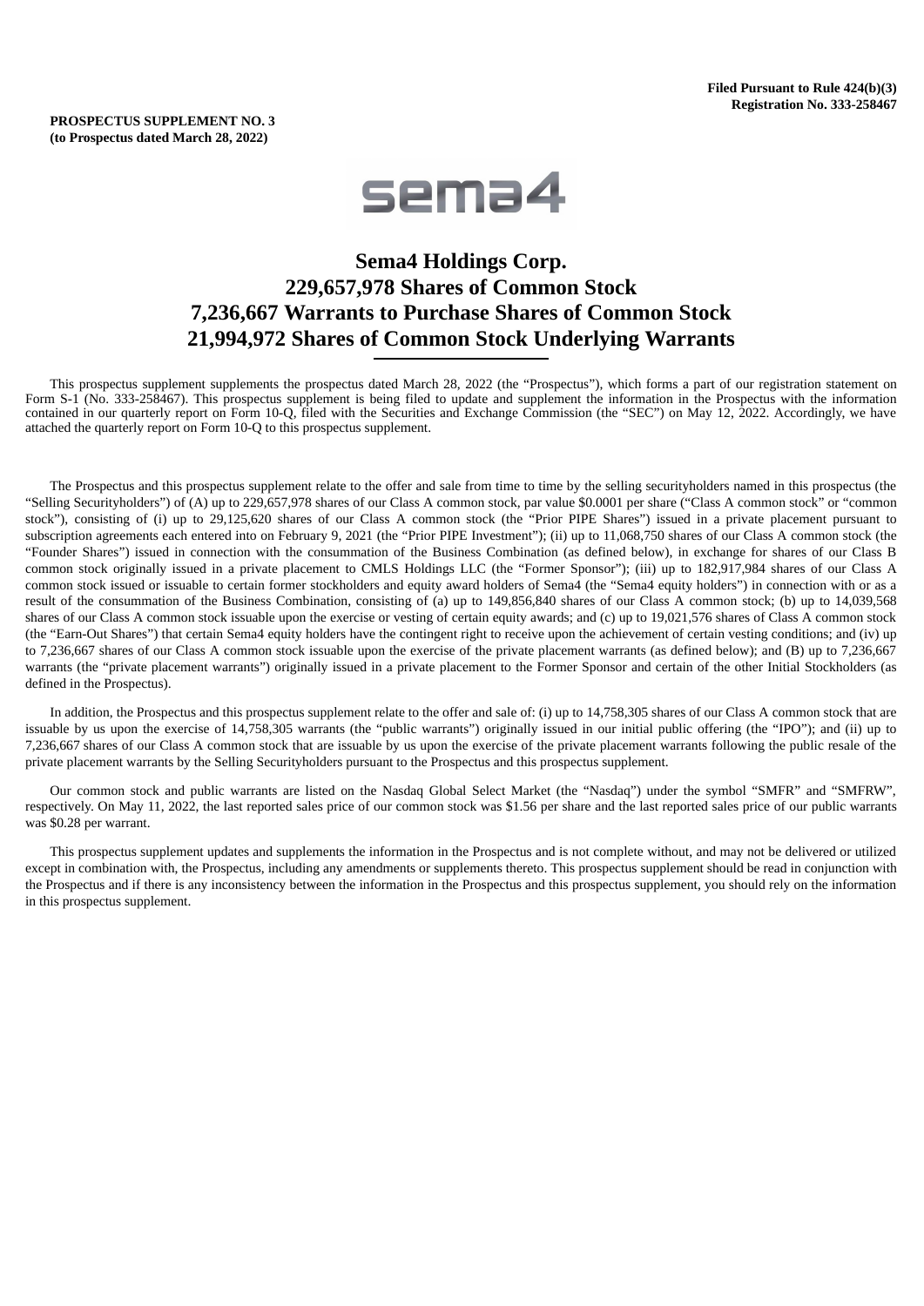**Filed Pursuant to Rule 424(b)(3)**
**Registration No. 333-258467**

**PROSPECTUS SUPPLEMENT NO. 3**
**(to Prospectus dated March 28, 2022)**

# Sema4 Holdings Corp.
# 229,657,978 Shares of Common Stock
# 7,236,667 Warrants to Purchase Shares of Common Stock
# 21,994,972 Shares of Common Stock Underlying Warrants

This prospectus supplement supplements the prospectus dated March 28, 2022 (the "Prospectus"), which forms a part of our registration statement on Form S-1 (No. 333-258467). This prospectus supplement is being filed to update and supplement the information in the Prospectus with the information contained in our quarterly report on Form 10-Q, filed with the Securities and Exchange Commission (the "SEC") on May 12, 2022. Accordingly, we have attached the quarterly report on Form 10-Q to this prospectus supplement.

The Prospectus and this prospectus supplement relate to the offer and sale from time to time by the selling securityholders named in this prospectus (the "Selling Securityholders") of (A) up to 229,657,978 shares of our Class A common stock, par value $0.0001 per share ("Class A common stock" or "common stock"), consisting of (i) up to 29,125,620 shares of our Class A common stock (the "Prior PIPE Shares") issued in a private placement pursuant to subscription agreements each entered into on February 9, 2021 (the "Prior PIPE Investment"); (ii) up to 11,068,750 shares of our Class A common stock (the "Founder Shares") issued in connection with the consummation of the Business Combination (as defined below), in exchange for shares of our Class B common stock originally issued in a private placement to CMLS Holdings LLC (the "Former Sponsor"); (iii) up to 182,917,984 shares of our Class A common stock issued or issuable to certain former stockholders and equity award holders of Sema4 (the "Sema4 equity holders") in connection with or as a result of the consummation of the Business Combination, consisting of (a) up to 149,856,840 shares of our Class A common stock; (b) up to 14,039,568 shares of our Class A common stock issuable upon the exercise or vesting of certain equity awards; and (c) up to 19,021,576 shares of Class A common stock (the "Earn-Out Shares") that certain Sema4 equity holders have the contingent right to receive upon the achievement of certain vesting conditions; and (iv) up to 7,236,667 shares of our Class A common stock issuable upon the exercise of the private placement warrants (as defined below); and (B) up to 7,236,667 warrants (the "private placement warrants") originally issued in a private placement to the Former Sponsor and certain of the other Initial Stockholders (as defined in the Prospectus).

In addition, the Prospectus and this prospectus supplement relate to the offer and sale of: (i) up to 14,758,305 shares of our Class A common stock that are issuable by us upon the exercise of 14,758,305 warrants (the "public warrants") originally issued in our initial public offering (the "IPO"); and (ii) up to 7,236,667 shares of our Class A common stock that are issuable by us upon the exercise of the private placement warrants following the public resale of the private placement warrants by the Selling Securityholders pursuant to the Prospectus and this prospectus supplement.

Our common stock and public warrants are listed on the Nasdaq Global Select Market (the "Nasdaq") under the symbol "SMFR" and "SMFRW", respectively. On May 11, 2022, the last reported sales price of our common stock was $1.56 per share and the last reported sales price of our public warrants was $0.28 per warrant.

This prospectus supplement updates and supplements the information in the Prospectus and is not complete without, and may not be delivered or utilized except in combination with, the Prospectus, including any amendments or supplements thereto. This prospectus supplement should be read in conjunction with the Prospectus and if there is any inconsistency between the information in the Prospectus and this prospectus supplement, you should rely on the information in this prospectus supplement.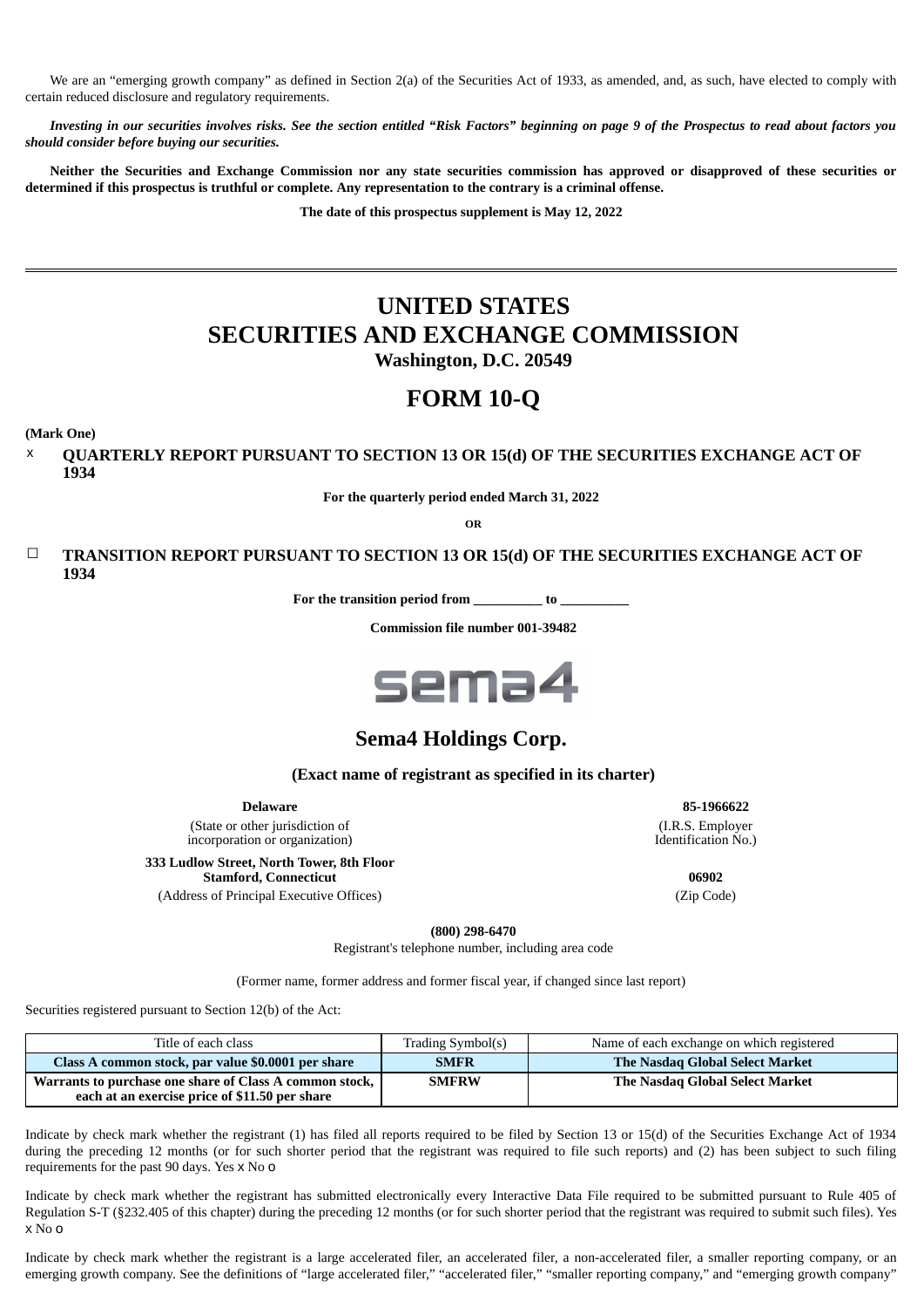We are an "emerging growth company" as defined in Section 2(a) of the Securities Act of 1933, as amended, and, as such, have elected to comply with certain reduced disclosure and regulatory requirements.

***Investing in our securities involves risks. See the section entitled "Risk Factors" beginning on page 9 of the Prospectus to read about factors you should consider before buying our securities.***

**Neither the Securities and Exchange Commission nor any state securities commission has approved or disapproved of these securities or determined if this prospectus is truthful or complete. Any representation to the contrary is a criminal offense.**

**The date of this prospectus supplement is May 12, 2022**

---

# UNITED STATES
# SECURITIES AND EXCHANGE COMMISSION
### Washington, D.C. 20549

# FORM 10-Q

**(Mark One)**

x **QUARTERLY REPORT PURSUANT TO SECTION 13 OR 15(d) OF THE SECURITIES EXCHANGE ACT OF 1934**

**For the quarterly period ended March 31, 2022**

**OR**

☐ **TRANSITION REPORT PURSUANT TO SECTION 13 OR 15(d) OF THE SECURITIES EXCHANGE ACT OF 1934**

**For the transition period from __________ to __________**

**Commission file number 001-39482**

sema4

## Sema4 Holdings Corp.

**(Exact name of registrant as specified in its charter)**

| **Delaware** | **85-1966622** |
|---|---|
| (State or other jurisdiction of incorporation or organization) | (I.R.S. Employer Identification No.) |
| **333 Ludlow Street, North Tower, 8th Floor Stamford, Connecticut** | **06902** |
| (Address of Principal Executive Offices) | (Zip Code) |

**(800) 298-6470**
Registrant's telephone number, including area code

(Former name, former address and former fiscal year, if changed since last report)

Securities registered pursuant to Section 12(b) of the Act:

| Title of each class | Trading Symbol(s) | Name of each exchange on which registered |
|---|---|---|
| **Class A common stock, par value $0.0001 per share** | **SMFR** | **The Nasdaq Global Select Market** |
| **Warrants to purchase one share of Class A common stock, each at an exercise price of $11.50 per share** | **SMFRW** | **The Nasdaq Global Select Market** |

Indicate by check mark whether the registrant (1) has filed all reports required to be filed by Section 13 or 15(d) of the Securities Exchange Act of 1934 during the preceding 12 months (or for such shorter period that the registrant was required to file such reports) and (2) has been subject to such filing requirements for the past 90 days. Yes x No o

Indicate by check mark whether the registrant has submitted electronically every Interactive Data File required to be submitted pursuant to Rule 405 of Regulation S-T (§232.405 of this chapter) during the preceding 12 months (or for such shorter period that the registrant was required to submit such files). Yes x No o

Indicate by check mark whether the registrant is a large accelerated filer, an accelerated filer, a non-accelerated filer, a smaller reporting company, or an emerging growth company. See the definitions of "large accelerated filer," "accelerated filer," "smaller reporting company," and "emerging growth company"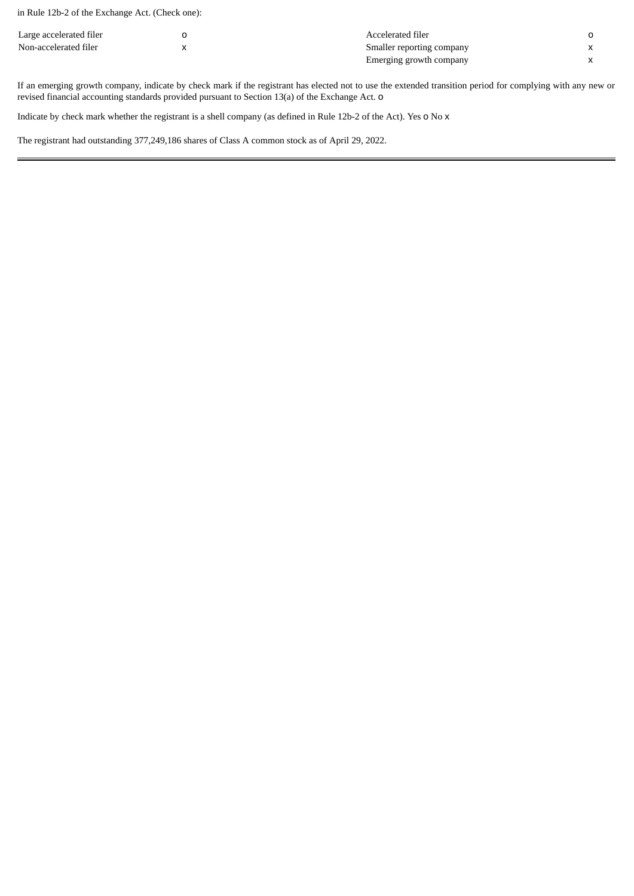in Rule 12b-2 of the Exchange Act. (Check one):

| | | | |
|---|---|---|---|
| Large accelerated filer | o | Accelerated filer | o |
| Non-accelerated filer | x | Smaller reporting company | x |
| | | Emerging growth company | x |

If an emerging growth company, indicate by check mark if the registrant has elected not to use the extended transition period for complying with any new or revised financial accounting standards provided pursuant to Section 13(a) of the Exchange Act. o

Indicate by check mark whether the registrant is a shell company (as defined in Rule 12b-2 of the Act). Yes o No x

The registrant had outstanding 377,249,186 shares of Class A common stock as of April 29, 2022.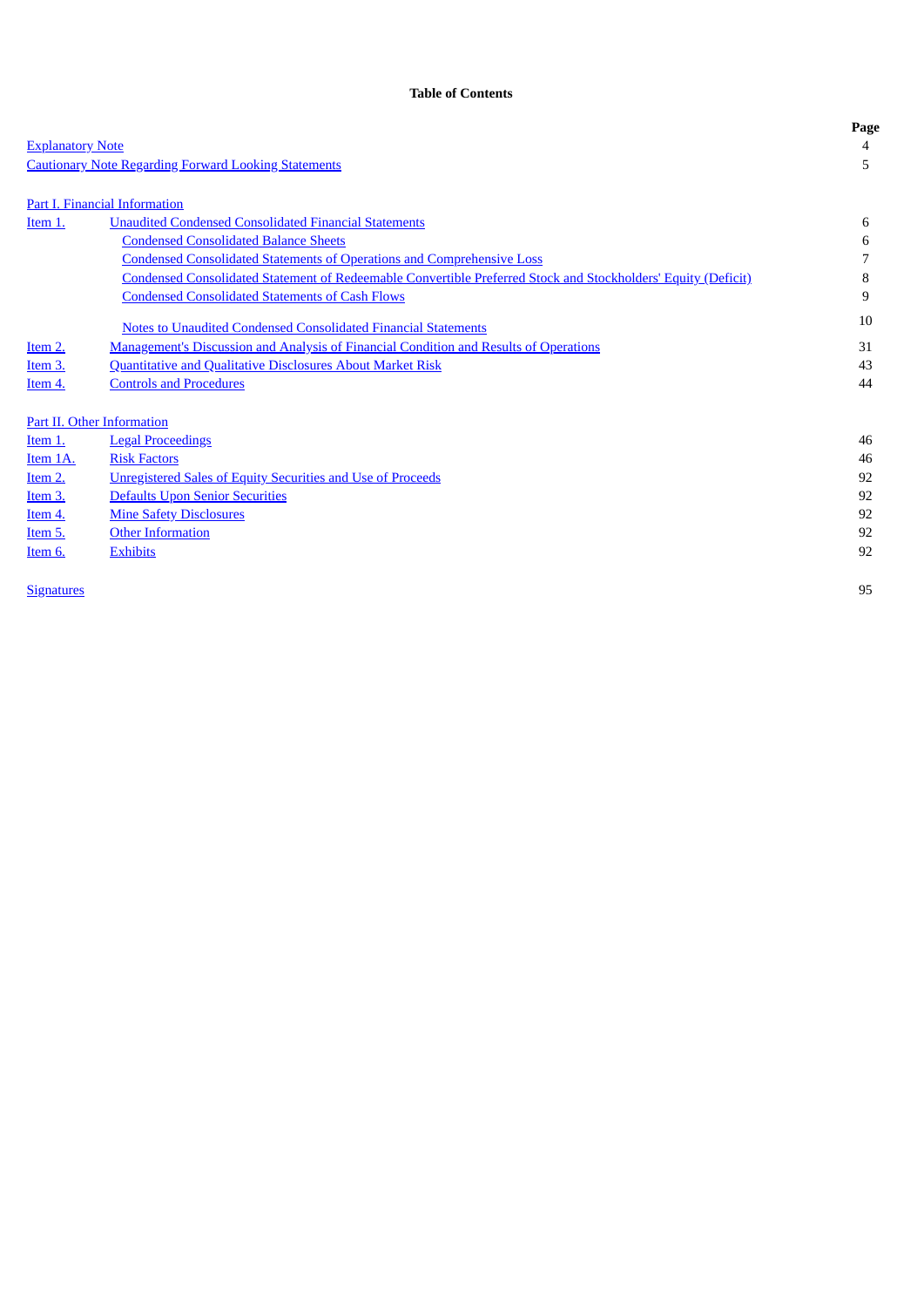## Table of Contents

| | | Page |
|---|---|---|
| Explanatory Note | | 4 |
| Cautionary Note Regarding Forward Looking Statements | | 5 |
| | | |
| Part I. Financial Information | | |
| Item 1. | Unaudited Condensed Consolidated Financial Statements | 6 |
| | Condensed Consolidated Balance Sheets | 6 |
| | Condensed Consolidated Statements of Operations and Comprehensive Loss | 7 |
| | Condensed Consolidated Statement of Redeemable Convertible Preferred Stock and Stockholders' Equity (Deficit) | 8 |
| | Condensed Consolidated Statements of Cash Flows | 9 |
| | Notes to Unaudited Condensed Consolidated Financial Statements | 10 |
| Item 2. | Management's Discussion and Analysis of Financial Condition and Results of Operations | 31 |
| Item 3. | Quantitative and Qualitative Disclosures About Market Risk | 43 |
| Item 4. | Controls and Procedures | 44 |
| | | |
| Part II. Other Information | | |
| Item 1. | Legal Proceedings | 46 |
| Item 1A. | Risk Factors | 46 |
| Item 2. | Unregistered Sales of Equity Securities and Use of Proceeds | 92 |
| Item 3. | Defaults Upon Senior Securities | 92 |
| Item 4. | Mine Safety Disclosures | 92 |
| Item 5. | Other Information | 92 |
| Item 6. | Exhibits | 92 |
| | | |
| Signatures | | 95 |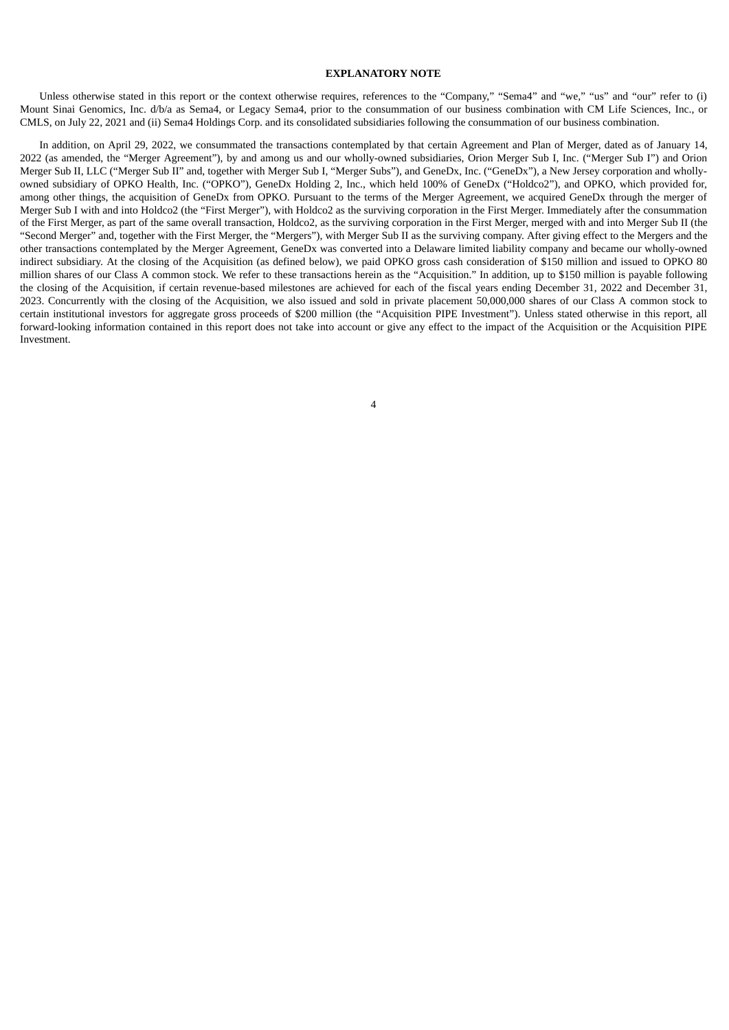## EXPLANATORY NOTE

Unless otherwise stated in this report or the context otherwise requires, references to the "Company," "Sema4" and "we," "us" and "our" refer to (i) Mount Sinai Genomics, Inc. d/b/a as Sema4, or Legacy Sema4, prior to the consummation of our business combination with CM Life Sciences, Inc., or CMLS, on July 22, 2021 and (ii) Sema4 Holdings Corp. and its consolidated subsidiaries following the consummation of our business combination.

In addition, on April 29, 2022, we consummated the transactions contemplated by that certain Agreement and Plan of Merger, dated as of January 14, 2022 (as amended, the "Merger Agreement"), by and among us and our wholly-owned subsidiaries, Orion Merger Sub I, Inc. ("Merger Sub I") and Orion Merger Sub II, LLC ("Merger Sub II" and, together with Merger Sub I, "Merger Subs"), and GeneDx, Inc. ("GeneDx"), a New Jersey corporation and wholly-owned subsidiary of OPKO Health, Inc. ("OPKO"), GeneDx Holding 2, Inc., which held 100% of GeneDx ("Holdco2"), and OPKO, which provided for, among other things, the acquisition of GeneDx from OPKO. Pursuant to the terms of the Merger Agreement, we acquired GeneDx through the merger of Merger Sub I with and into Holdco2 (the "First Merger"), with Holdco2 as the surviving corporation in the First Merger. Immediately after the consummation of the First Merger, as part of the same overall transaction, Holdco2, as the surviving corporation in the First Merger, merged with and into Merger Sub II (the "Second Merger" and, together with the First Merger, the "Mergers"), with Merger Sub II as the surviving company. After giving effect to the Mergers and the other transactions contemplated by the Merger Agreement, GeneDx was converted into a Delaware limited liability company and became our wholly-owned indirect subsidiary. At the closing of the Acquisition (as defined below), we paid OPKO gross cash consideration of $150 million and issued to OPKO 80 million shares of our Class A common stock. We refer to these transactions herein as the "Acquisition." In addition, up to $150 million is payable following the closing of the Acquisition, if certain revenue-based milestones are achieved for each of the fiscal years ending December 31, 2022 and December 31, 2023. Concurrently with the closing of the Acquisition, we also issued and sold in private placement 50,000,000 shares of our Class A common stock to certain institutional investors for aggregate gross proceeds of $200 million (the "Acquisition PIPE Investment"). Unless stated otherwise in this report, all forward-looking information contained in this report does not take into account or give any effect to the impact of the Acquisition or the Acquisition PIPE Investment.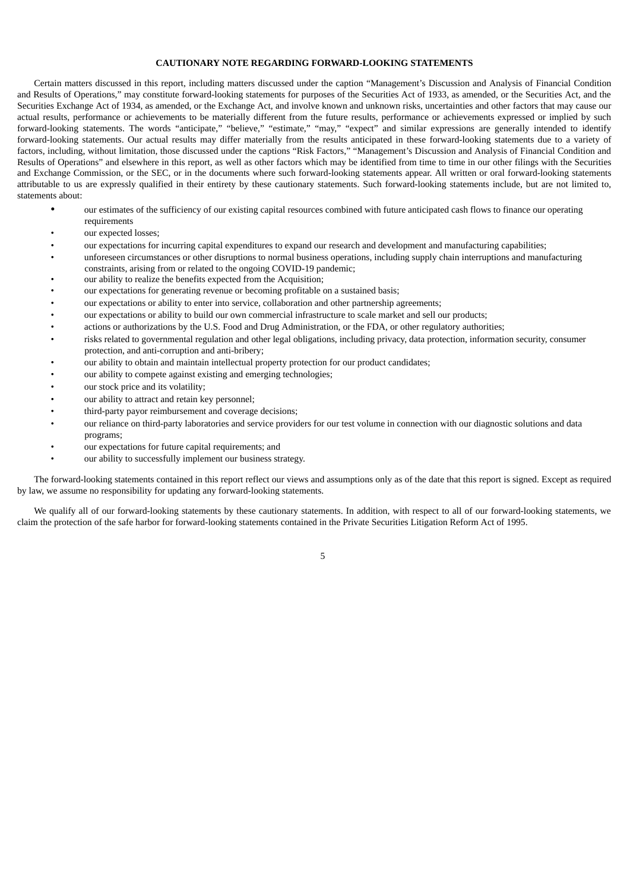## CAUTIONARY NOTE REGARDING FORWARD-LOOKING STATEMENTS

Certain matters discussed in this report, including matters discussed under the caption "Management's Discussion and Analysis of Financial Condition and Results of Operations," may constitute forward-looking statements for purposes of the Securities Act of 1933, as amended, or the Securities Act, and the Securities Exchange Act of 1934, as amended, or the Exchange Act, and involve known and unknown risks, uncertainties and other factors that may cause our actual results, performance or achievements to be materially different from the future results, performance or achievements expressed or implied by such forward-looking statements. The words "anticipate," "believe," "estimate," "may," "expect" and similar expressions are generally intended to identify forward-looking statements. Our actual results may differ materially from the results anticipated in these forward-looking statements due to a variety of factors, including, without limitation, those discussed under the captions "Risk Factors," "Management's Discussion and Analysis of Financial Condition and Results of Operations" and elsewhere in this report, as well as other factors which may be identified from time to time in our other filings with the Securities and Exchange Commission, or the SEC, or in the documents where such forward-looking statements appear. All written or oral forward-looking statements attributable to us are expressly qualified in their entirety by these cautionary statements. Such forward-looking statements include, but are not limited to, statements about:

- our estimates of the sufficiency of our existing capital resources combined with future anticipated cash flows to finance our operating requirements
- our expected losses;
- our expectations for incurring capital expenditures to expand our research and development and manufacturing capabilities;
- unforeseen circumstances or other disruptions to normal business operations, including supply chain interruptions and manufacturing constraints, arising from or related to the ongoing COVID-19 pandemic;
- our ability to realize the benefits expected from the Acquisition;
- our expectations for generating revenue or becoming profitable on a sustained basis;
- our expectations or ability to enter into service, collaboration and other partnership agreements;
- our expectations or ability to build our own commercial infrastructure to scale market and sell our products;
- actions or authorizations by the U.S. Food and Drug Administration, or the FDA, or other regulatory authorities;
- risks related to governmental regulation and other legal obligations, including privacy, data protection, information security, consumer protection, and anti-corruption and anti-bribery;
- our ability to obtain and maintain intellectual property protection for our product candidates;
- our ability to compete against existing and emerging technologies;
- our stock price and its volatility;
- our ability to attract and retain key personnel;
- third-party payor reimbursement and coverage decisions;
- our reliance on third-party laboratories and service providers for our test volume in connection with our diagnostic solutions and data programs;
- our expectations for future capital requirements; and
- our ability to successfully implement our business strategy.

The forward-looking statements contained in this report reflect our views and assumptions only as of the date that this report is signed. Except as required by law, we assume no responsibility for updating any forward-looking statements.

We qualify all of our forward-looking statements by these cautionary statements. In addition, with respect to all of our forward-looking statements, we claim the protection of the safe harbor for forward-looking statements contained in the Private Securities Litigation Reform Act of 1995.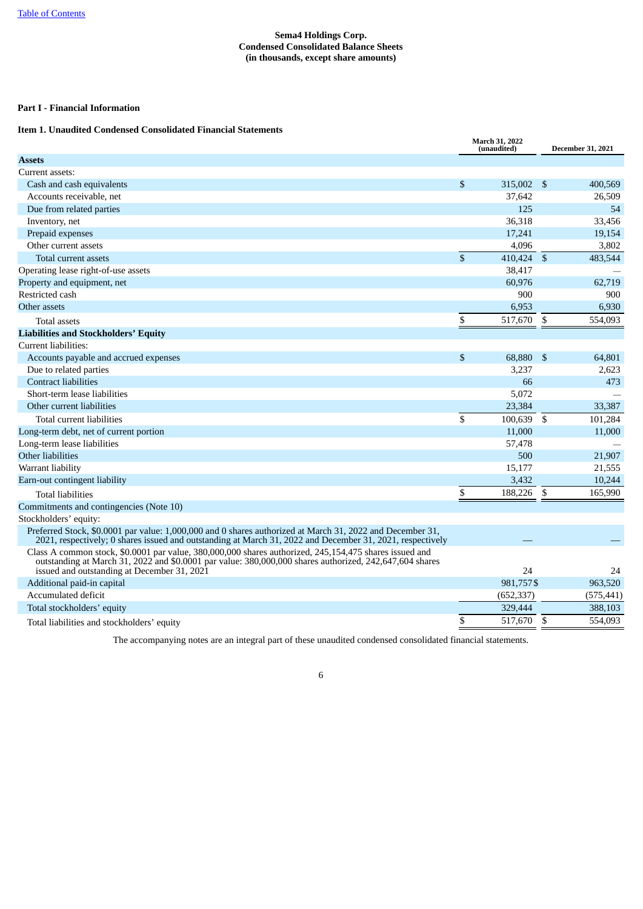**Sema4 Holdings Corp.**
**Condensed Consolidated Balance Sheets**
**(in thousands, except share amounts)**

**Part I - Financial Information**

**Item 1. Unaudited Condensed Consolidated Financial Statements**

| | March 31, 2022 (unaudited) | December 31, 2021 |
|---|---|---|
| **Assets** | | |
| Current assets: | | |
| Cash and cash equivalents | $ 315,002 | $ 400,569 |
| Accounts receivable, net | 37,642 | 26,509 |
| Due from related parties | 125 | 54 |
| Inventory, net | 36,318 | 33,456 |
| Prepaid expenses | 17,241 | 19,154 |
| Other current assets | 4,096 | 3,802 |
| Total current assets | $ 410,424 | $ 483,544 |
| Operating lease right-of-use assets | 38,417 | — |
| Property and equipment, net | 60,976 | 62,719 |
| Restricted cash | 900 | 900 |
| Other assets | 6,953 | 6,930 |
| Total assets | $ 517,670 | $ 554,093 |
| **Liabilities and Stockholders' Equity** | | |
| Current liabilities: | | |
| Accounts payable and accrued expenses | $ 68,880 | $ 64,801 |
| Due to related parties | 3,237 | 2,623 |
| Contract liabilities | 66 | 473 |
| Short-term lease liabilities | 5,072 | — |
| Other current liabilities | 23,384 | 33,387 |
| Total current liabilities | $ 100,639 | $ 101,284 |
| Long-term debt, net of current portion | 11,000 | 11,000 |
| Long-term lease liabilities | 57,478 | — |
| Other liabilities | 500 | 21,907 |
| Warrant liability | 15,177 | 21,555 |
| Earn-out contingent liability | 3,432 | 10,244 |
| Total liabilities | $ 188,226 | $ 165,990 |
| Commitments and contingencies (Note 10) | | |
| Stockholders' equity: | | |
| Preferred Stock, $0.0001 par value: 1,000,000 and 0 shares authorized at March 31, 2022 and December 31, 2021, respectively; 0 shares issued and outstanding at March 31, 2022 and December 31, 2021, respectively | — | — |
| Class A common stock, $0.0001 par value, 380,000,000 shares authorized, 245,154,475 shares issued and outstanding at March 31, 2022 and $0.0001 par value: 380,000,000 shares authorized, 242,647,604 shares issued and outstanding at December 31, 2021 | 24 | 24 |
| Additional paid-in capital | 981,757 | $ 963,520 |
| Accumulated deficit | (652,337) | (575,441) |
| Total stockholders' equity | 329,444 | 388,103 |
| Total liabilities and stockholders' equity | $ 517,670 | $ 554,093 |

The accompanying notes are an integral part of these unaudited condensed consolidated financial statements.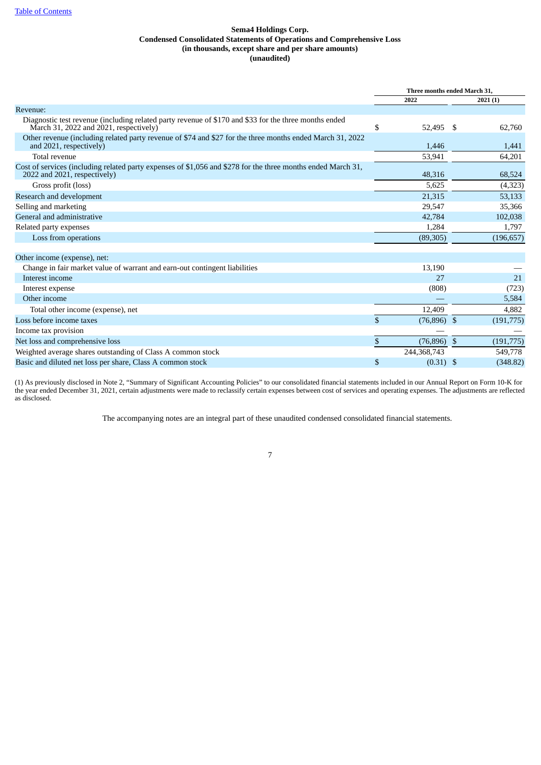[Table of Contents](#)

**Sema4 Holdings Corp.**
**Condensed Consolidated Statements of Operations and Comprehensive Loss**
**(in thousands, except share and per share amounts)**
**(unaudited)**

| | Three months ended March 31, | |
|---|---|---|
| | 2022 | 2021 (1) |
| Revenue: | | |
| Diagnostic test revenue (including related party revenue of $170 and $33 for the three months ended March 31, 2022 and 2021, respectively) | $ 52,495 | $ 62,760 |
| Other revenue (including related party revenue of $74 and $27 for the three months ended March 31, 2022 and 2021, respectively) | 1,446 | 1,441 |
| Total revenue | 53,941 | 64,201 |
| Cost of services (including related party expenses of $1,056 and $278 for the three months ended March 31, 2022 and 2021, respectively) | 48,316 | 68,524 |
| Gross profit (loss) | 5,625 | (4,323) |
| Research and development | 21,315 | 53,133 |
| Selling and marketing | 29,547 | 35,366 |
| General and administrative | 42,784 | 102,038 |
| Related party expenses | 1,284 | 1,797 |
| Loss from operations | (89,305) | (196,657) |
| | | |
| Other income (expense), net: | | |
| Change in fair market value of warrant and earn-out contingent liabilities | 13,190 | — |
| Interest income | 27 | 21 |
| Interest expense | (808) | (723) |
| Other income | — | 5,584 |
| Total other income (expense), net | 12,409 | 4,882 |
| Loss before income taxes | $ (76,896) | $ (191,775) |
| Income tax provision | — | — |
| Net loss and comprehensive loss | $ (76,896) | $ (191,775) |
| Weighted average shares outstanding of Class A common stock | 244,368,743 | 549,778 |
| Basic and diluted net loss per share, Class A common stock | $ (0.31) | $ (348.82) |

(1) As previously disclosed in Note 2, "Summary of Significant Accounting Policies" to our consolidated financial statements included in our Annual Report on Form 10-K for the year ended December 31, 2021, certain adjustments were made to reclassify certain expenses between cost of services and operating expenses. The adjustments are reflected as disclosed.

The accompanying notes are an integral part of these unaudited condensed consolidated financial statements.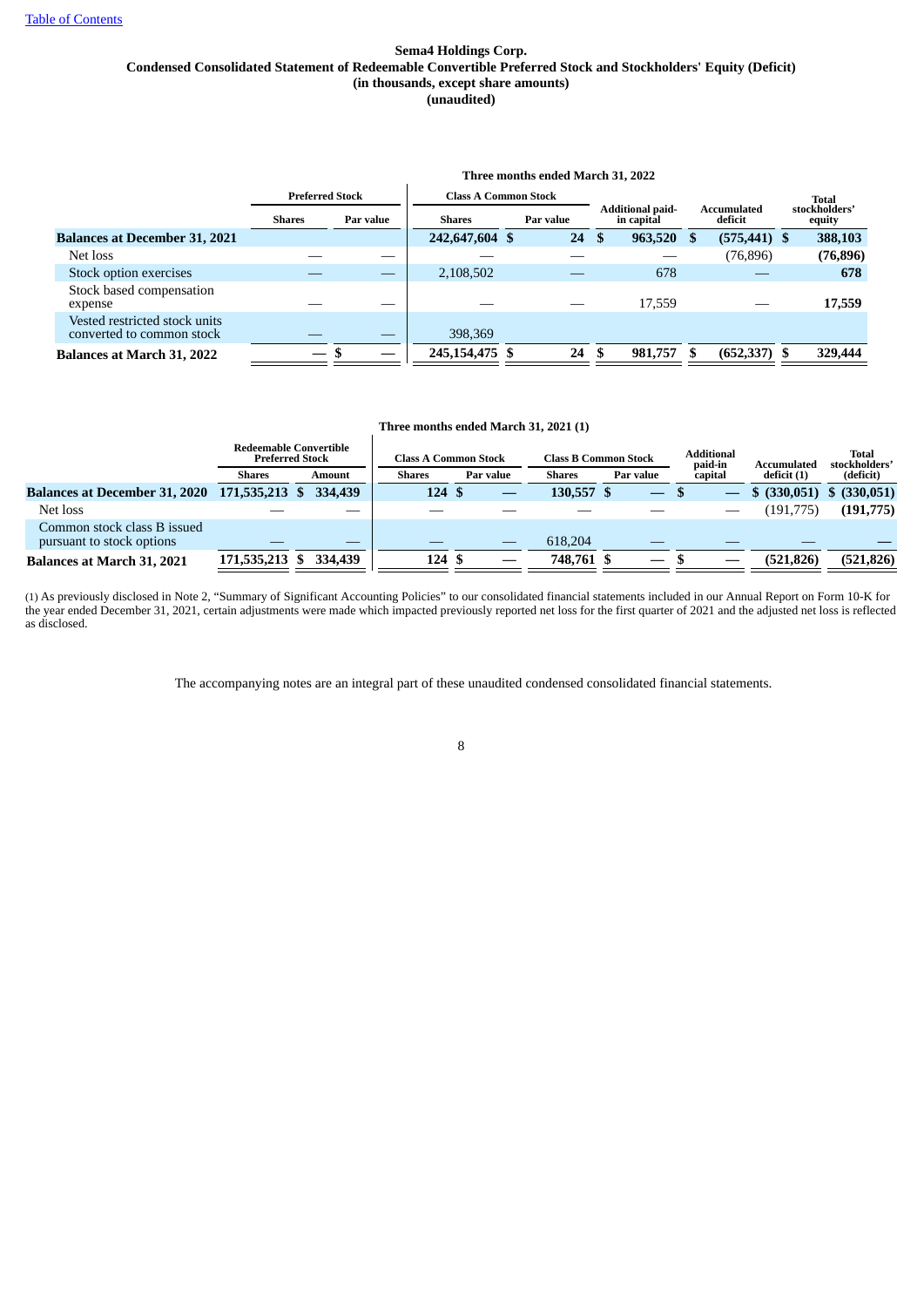[Table of Contents](#)

**Sema4 Holdings Corp.**
**Condensed Consolidated Statement of Redeemable Convertible Preferred Stock and Stockholders' Equity (Deficit)**
**(in thousands, except share amounts)**
**(unaudited)**

**Three months ended March 31, 2022**

| | Preferred Stock | | Class A Common Stock | | Additional paid-in capital | Accumulated deficit | Total stockholders' equity |
|---|---|---|---|---|---|---|---|
| | Shares | Par value | Shares | Par value | | | |
| **Balances at December 31, 2021** | | | **242,647,604** | **$ 24** | **$ 963,520** | **$ (575,441)** | **$ 388,103** |
| Net loss | — | — | — | — | — | (76,896) | **(76,896)** |
| Stock option exercises | — | — | 2,108,502 | — | 678 | — | **678** |
| Stock based compensation expense | — | — | — | — | 17,559 | — | **17,559** |
| Vested restricted stock units converted to common stock | — | — | 398,369 | | | | |
| **Balances at March 31, 2022** | **—** | **$ —** | **245,154,475** | **$ 24** | **$ 981,757** | **$ (652,337)** | **$ 329,444** |

**Three months ended March 31, 2021 (1)**

| | Redeemable Convertible Preferred Stock | | Class A Common Stock | | Class B Common Stock | | Additional paid-in capital | Accumulated deficit (1) | Total stockholders' (deficit) |
|---|---|---|---|---|---|---|---|---|---|
| | Shares | Amount | Shares | Par value | Shares | Par value | | | |
| **Balances at December 31, 2020** | **171,535,213** | **$ 334,439** | **124** | **$ —** | **130,557** | **$ —** | **$ —** | **$ (330,051)** | **$ (330,051)** |
| Net loss | — | — | — | — | — | — | — | (191,775) | **(191,775)** |
| Common stock class B issued pursuant to stock options | — | — | — | — | 618,204 | — | — | — | **—** |
| **Balances at March 31, 2021** | **171,535,213** | **$ 334,439** | **124** | **$ —** | **748,761** | **$ —** | **$ —** | **(521,826)** | **(521,826)** |

(1) As previously disclosed in Note 2, "Summary of Significant Accounting Policies" to our consolidated financial statements included in our Annual Report on Form 10-K for the year ended December 31, 2021, certain adjustments were made which impacted previously reported net loss for the first quarter of 2021 and the adjusted net loss is reflected as disclosed.

The accompanying notes are an integral part of these unaudited condensed consolidated financial statements.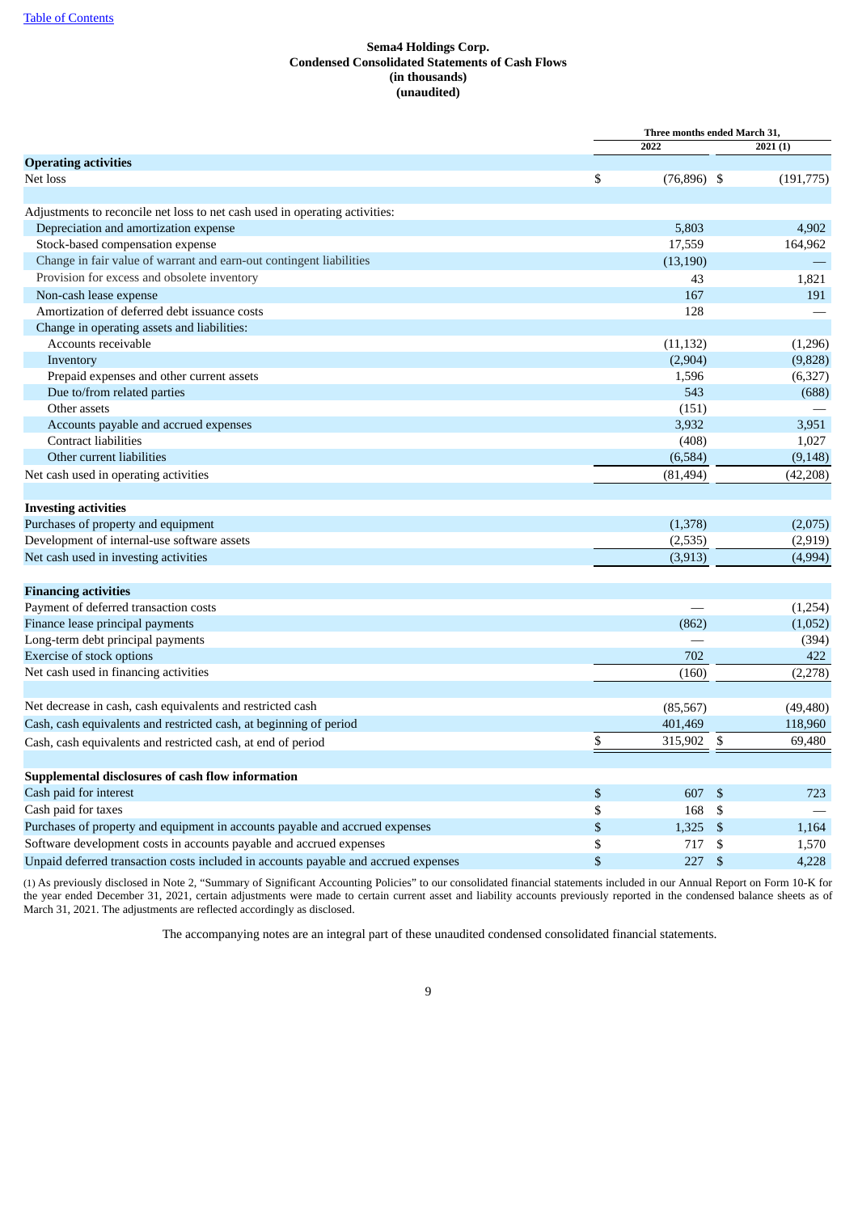[Table of Contents](#)

**Sema4 Holdings Corp.**
**Condensed Consolidated Statements of Cash Flows**
**(in thousands)**
**(unaudited)**

| | Three months ended March 31, | |
|---|---|---|
| | 2022 | 2021 (1) |
| **Operating activities** | | |
| Net loss | $ (76,896) | $ (191,775) |
| | | |
| Adjustments to reconcile net loss to net cash used in operating activities: | | |
| Depreciation and amortization expense | 5,803 | 4,902 |
| Stock-based compensation expense | 17,559 | 164,962 |
| Change in fair value of warrant and earn-out contingent liabilities | (13,190) | — |
| Provision for excess and obsolete inventory | 43 | 1,821 |
| Non-cash lease expense | 167 | 191 |
| Amortization of deferred debt issuance costs | 128 | — |
| Change in operating assets and liabilities: | | |
| Accounts receivable | (11,132) | (1,296) |
| Inventory | (2,904) | (9,828) |
| Prepaid expenses and other current assets | 1,596 | (6,327) |
| Due to/from related parties | 543 | (688) |
| Other assets | (151) | — |
| Accounts payable and accrued expenses | 3,932 | 3,951 |
| Contract liabilities | (408) | 1,027 |
| Other current liabilities | (6,584) | (9,148) |
| Net cash used in operating activities | (81,494) | (42,208) |
| | | |
| **Investing activities** | | |
| Purchases of property and equipment | (1,378) | (2,075) |
| Development of internal-use software assets | (2,535) | (2,919) |
| Net cash used in investing activities | (3,913) | (4,994) |
| | | |
| **Financing activities** | | |
| Payment of deferred transaction costs | — | (1,254) |
| Finance lease principal payments | (862) | (1,052) |
| Long-term debt principal payments | — | (394) |
| Exercise of stock options | 702 | 422 |
| Net cash used in financing activities | (160) | (2,278) |
| | | |
| Net decrease in cash, cash equivalents and restricted cash | (85,567) | (49,480) |
| Cash, cash equivalents and restricted cash, at beginning of period | 401,469 | 118,960 |
| Cash, cash equivalents and restricted cash, at end of period | $ 315,902 | $ 69,480 |
| | | |
| **Supplemental disclosures of cash flow information** | | |
| Cash paid for interest | $ 607 | $ 723 |
| Cash paid for taxes | $ 168 | $ — |
| Purchases of property and equipment in accounts payable and accrued expenses | $ 1,325 | $ 1,164 |
| Software development costs in accounts payable and accrued expenses | $ 717 | $ 1,570 |
| Unpaid deferred transaction costs included in accounts payable and accrued expenses | $ 227 | $ 4,228 |

(1) As previously disclosed in Note 2, "Summary of Significant Accounting Policies" to our consolidated financial statements included in our Annual Report on Form 10-K for the year ended December 31, 2021, certain adjustments were made to certain current asset and liability accounts previously reported in the condensed balance sheets as of March 31, 2021. The adjustments are reflected accordingly as disclosed.

The accompanying notes are an integral part of these unaudited condensed consolidated financial statements.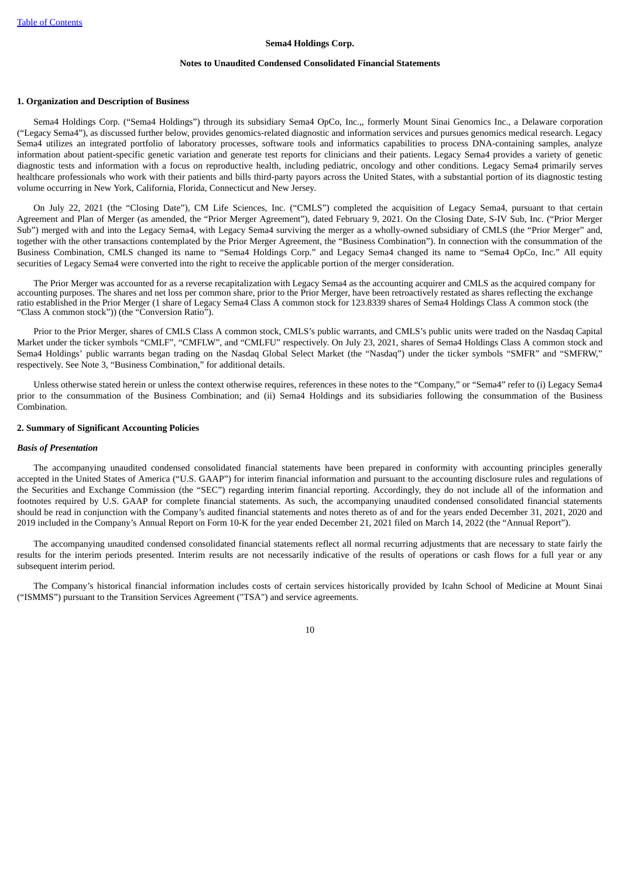**Sema4 Holdings Corp.**

**Notes to Unaudited Condensed Consolidated Financial Statements**

**1. Organization and Description of Business**

Sema4 Holdings Corp. ("Sema4 Holdings") through its subsidiary Sema4 OpCo, Inc.,, formerly Mount Sinai Genomics Inc., a Delaware corporation ("Legacy Sema4"), as discussed further below, provides genomics-related diagnostic and information services and pursues genomics medical research. Legacy Sema4 utilizes an integrated portfolio of laboratory processes, software tools and informatics capabilities to process DNA-containing samples, analyze information about patient-specific genetic variation and generate test reports for clinicians and their patients. Legacy Sema4 provides a variety of genetic diagnostic tests and information with a focus on reproductive health, including pediatric, oncology and other conditions. Legacy Sema4 primarily serves healthcare professionals who work with their patients and bills third-party payors across the United States, with a substantial portion of its diagnostic testing volume occurring in New York, California, Florida, Connecticut and New Jersey.

On July 22, 2021 (the "Closing Date"), CM Life Sciences, Inc. ("CMLS") completed the acquisition of Legacy Sema4, pursuant to that certain Agreement and Plan of Merger (as amended, the "Prior Merger Agreement"), dated February 9, 2021. On the Closing Date, S-IV Sub, Inc. ("Prior Merger Sub") merged with and into the Legacy Sema4, with Legacy Sema4 surviving the merger as a wholly-owned subsidiary of CMLS (the "Prior Merger" and, together with the other transactions contemplated by the Prior Merger Agreement, the "Business Combination"). In connection with the consummation of the Business Combination, CMLS changed its name to "Sema4 Holdings Corp." and Legacy Sema4 changed its name to "Sema4 OpCo, Inc." All equity securities of Legacy Sema4 were converted into the right to receive the applicable portion of the merger consideration.

The Prior Merger was accounted for as a reverse recapitalization with Legacy Sema4 as the accounting acquirer and CMLS as the acquired company for accounting purposes. The shares and net loss per common share, prior to the Prior Merger, have been retroactively restated as shares reflecting the exchange ratio established in the Prior Merger (1 share of Legacy Sema4 Class A common stock for 123.8339 shares of Sema4 Holdings Class A common stock (the "Class A common stock")) (the "Conversion Ratio").

Prior to the Prior Merger, shares of CMLS Class A common stock, CMLS's public warrants, and CMLS's public units were traded on the Nasdaq Capital Market under the ticker symbols "CMLF", "CMFLW", and "CMLFU" respectively. On July 23, 2021, shares of Sema4 Holdings Class A common stock and Sema4 Holdings' public warrants began trading on the Nasdaq Global Select Market (the "Nasdaq") under the ticker symbols "SMFR" and "SMFRW," respectively. See Note 3, "Business Combination," for additional details.

Unless otherwise stated herein or unless the context otherwise requires, references in these notes to the "Company," or "Sema4" refer to (i) Legacy Sema4 prior to the consummation of the Business Combination; and (ii) Sema4 Holdings and its subsidiaries following the consummation of the Business Combination.

**2. Summary of Significant Accounting Policies**

***Basis of Presentation***

The accompanying unaudited condensed consolidated financial statements have been prepared in conformity with accounting principles generally accepted in the United States of America ("U.S. GAAP") for interim financial information and pursuant to the accounting disclosure rules and regulations of the Securities and Exchange Commission (the "SEC") regarding interim financial reporting. Accordingly, they do not include all of the information and footnotes required by U.S. GAAP for complete financial statements. As such, the accompanying unaudited condensed consolidated financial statements should be read in conjunction with the Company's audited financial statements and notes thereto as of and for the years ended December 31, 2021, 2020 and 2019 included in the Company's Annual Report on Form 10-K for the year ended December 21, 2021 filed on March 14, 2022 (the "Annual Report").

The accompanying unaudited condensed consolidated financial statements reflect all normal recurring adjustments that are necessary to state fairly the results for the interim periods presented. Interim results are not necessarily indicative of the results of operations or cash flows for a full year or any subsequent interim period.

The Company's historical financial information includes costs of certain services historically provided by Icahn School of Medicine at Mount Sinai ("ISMMS") pursuant to the Transition Services Agreement ("TSA") and service agreements.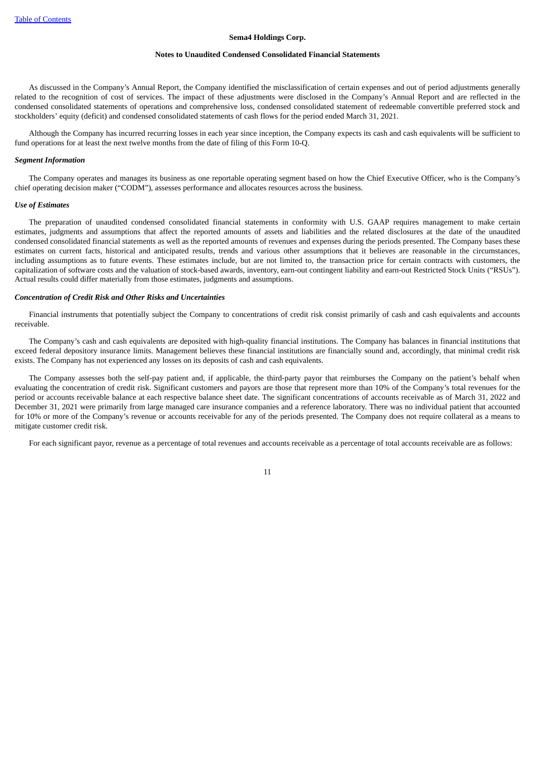As discussed in the Company's Annual Report, the Company identified the misclassification of certain expenses and out of period adjustments generally related to the recognition of cost of services. The impact of these adjustments were disclosed in the Company's Annual Report and are reflected in the condensed consolidated statements of operations and comprehensive loss, condensed consolidated statement of redeemable convertible preferred stock and stockholders' equity (deficit) and condensed consolidated statements of cash flows for the period ended March 31, 2021.

Although the Company has incurred recurring losses in each year since inception, the Company expects its cash and cash equivalents will be sufficient to fund operations for at least the next twelve months from the date of filing of this Form 10-Q.

***Segment Information***

The Company operates and manages its business as one reportable operating segment based on how the Chief Executive Officer, who is the Company's chief operating decision maker ("CODM"), assesses performance and allocates resources across the business.

***Use of Estimates***

The preparation of unaudited condensed consolidated financial statements in conformity with U.S. GAAP requires management to make certain estimates, judgments and assumptions that affect the reported amounts of assets and liabilities and the related disclosures at the date of the unaudited condensed consolidated financial statements as well as the reported amounts of revenues and expenses during the periods presented. The Company bases these estimates on current facts, historical and anticipated results, trends and various other assumptions that it believes are reasonable in the circumstances, including assumptions as to future events. These estimates include, but are not limited to, the transaction price for certain contracts with customers, the capitalization of software costs and the valuation of stock-based awards, inventory, earn-out contingent liability and earn-out Restricted Stock Units ("RSUs"). Actual results could differ materially from those estimates, judgments and assumptions.

***Concentration of Credit Risk and Other Risks and Uncertainties***

Financial instruments that potentially subject the Company to concentrations of credit risk consist primarily of cash and cash equivalents and accounts receivable.

The Company's cash and cash equivalents are deposited with high-quality financial institutions. The Company has balances in financial institutions that exceed federal depository insurance limits. Management believes these financial institutions are financially sound and, accordingly, that minimal credit risk exists. The Company has not experienced any losses on its deposits of cash and cash equivalents.

The Company assesses both the self-pay patient and, if applicable, the third-party payor that reimburses the Company on the patient's behalf when evaluating the concentration of credit risk. Significant customers and payors are those that represent more than 10% of the Company's total revenues for the period or accounts receivable balance at each respective balance sheet date. The significant concentrations of accounts receivable as of March 31, 2022 and December 31, 2021 were primarily from large managed care insurance companies and a reference laboratory. There was no individual patient that accounted for 10% or more of the Company's revenue or accounts receivable for any of the periods presented. The Company does not require collateral as a means to mitigate customer credit risk.

For each significant payor, revenue as a percentage of total revenues and accounts receivable as a percentage of total accounts receivable are as follows: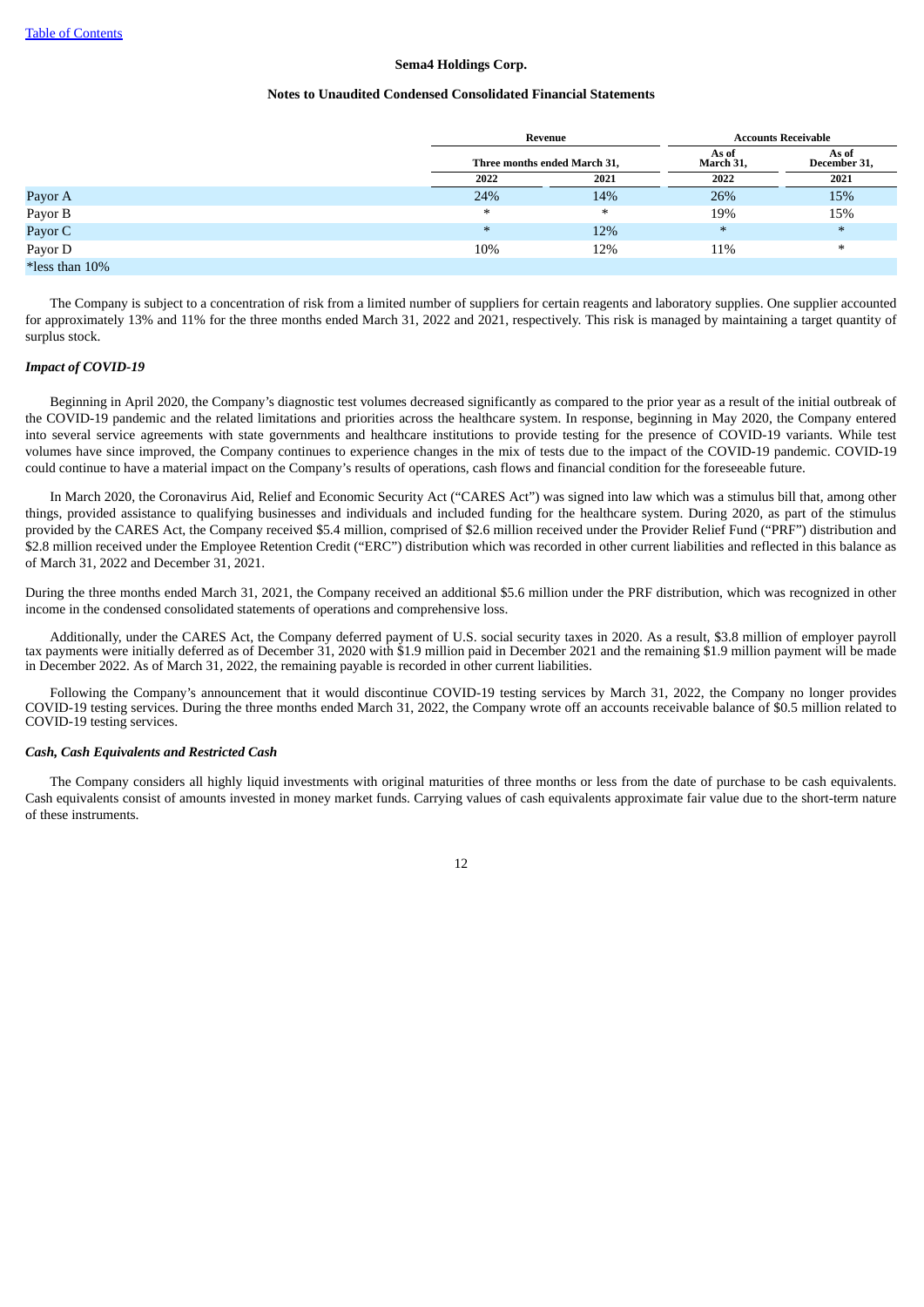| | Revenue | | Accounts Receivable | |
|---|---|---|---|---|
| | Three months ended March 31, | | As of March 31, | As of December 31, |
| | 2022 | 2021 | 2022 | 2021 |
| Payor A | 24% | 14% | 26% | 15% |
| Payor B | * | * | 19% | 15% |
| Payor C | * | 12% | * | * |
| Payor D | 10% | 12% | 11% | * |
| *less than 10% | | | | |

The Company is subject to a concentration of risk from a limited number of suppliers for certain reagents and laboratory supplies. One supplier accounted for approximately 13% and 11% for the three months ended March 31, 2022 and 2021, respectively. This risk is managed by maintaining a target quantity of surplus stock.

### *Impact of COVID-19*

Beginning in April 2020, the Company's diagnostic test volumes decreased significantly as compared to the prior year as a result of the initial outbreak of the COVID-19 pandemic and the related limitations and priorities across the healthcare system. In response, beginning in May 2020, the Company entered into several service agreements with state governments and healthcare institutions to provide testing for the presence of COVID-19 variants. While test volumes have since improved, the Company continues to experience changes in the mix of tests due to the impact of the COVID-19 pandemic. COVID-19 could continue to have a material impact on the Company's results of operations, cash flows and financial condition for the foreseeable future.

In March 2020, the Coronavirus Aid, Relief and Economic Security Act ("CARES Act") was signed into law which was a stimulus bill that, among other things, provided assistance to qualifying businesses and individuals and included funding for the healthcare system. During 2020, as part of the stimulus provided by the CARES Act, the Company received $5.4 million, comprised of $2.6 million received under the Provider Relief Fund ("PRF") distribution and $2.8 million received under the Employee Retention Credit ("ERC") distribution which was recorded in other current liabilities and reflected in this balance as of March 31, 2022 and December 31, 2021.

During the three months ended March 31, 2021, the Company received an additional $5.6 million under the PRF distribution, which was recognized in other income in the condensed consolidated statements of operations and comprehensive loss.

Additionally, under the CARES Act, the Company deferred payment of U.S. social security taxes in 2020. As a result, $3.8 million of employer payroll tax payments were initially deferred as of December 31, 2020 with $1.9 million paid in December 2021 and the remaining $1.9 million payment will be made in December 2022. As of March 31, 2022, the remaining payable is recorded in other current liabilities.

Following the Company's announcement that it would discontinue COVID-19 testing services by March 31, 2022, the Company no longer provides COVID-19 testing services. During the three months ended March 31, 2022, the Company wrote off an accounts receivable balance of $0.5 million related to COVID-19 testing services.

### *Cash, Cash Equivalents and Restricted Cash*

The Company considers all highly liquid investments with original maturities of three months or less from the date of purchase to be cash equivalents. Cash equivalents consist of amounts invested in money market funds. Carrying values of cash equivalents approximate fair value due to the short-term nature of these instruments.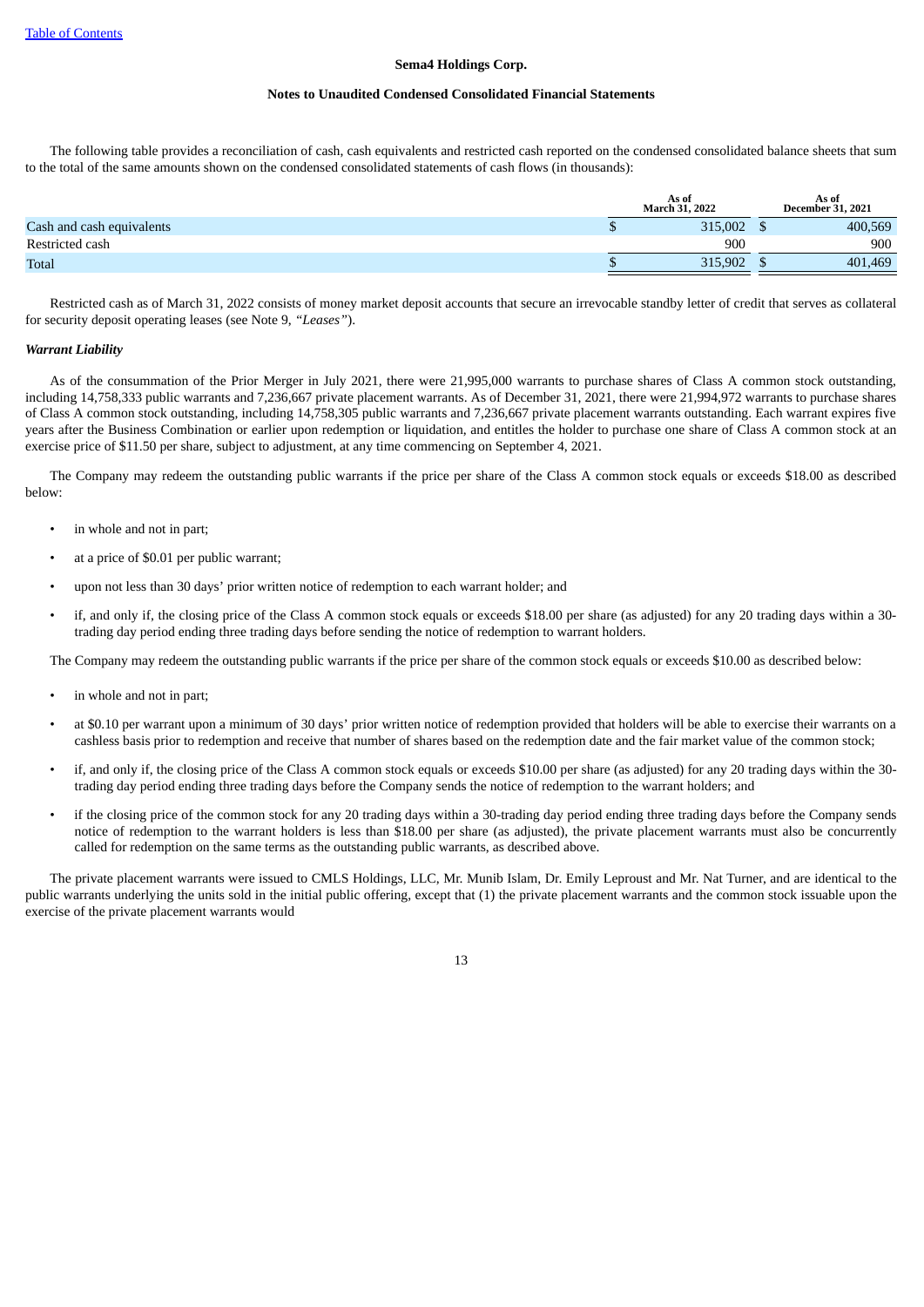The following table provides a reconciliation of cash, cash equivalents and restricted cash reported on the condensed consolidated balance sheets that sum to the total of the same amounts shown on the condensed consolidated statements of cash flows (in thousands):

| | As of March 31, 2022 | As of December 31, 2021 |
|---|---|---|
| Cash and cash equivalents | $ 315,002 | $ 400,569 |
| Restricted cash | 900 | 900 |
| Total | $ 315,902 | $ 401,469 |

Restricted cash as of March 31, 2022 consists of money market deposit accounts that secure an irrevocable standby letter of credit that serves as collateral for security deposit operating leases (see Note 9, *"Leases"*).

***Warrant Liability***

As of the consummation of the Prior Merger in July 2021, there were 21,995,000 warrants to purchase shares of Class A common stock outstanding, including 14,758,333 public warrants and 7,236,667 private placement warrants. As of December 31, 2021, there were 21,994,972 warrants to purchase shares of Class A common stock outstanding, including 14,758,305 public warrants and 7,236,667 private placement warrants outstanding. Each warrant expires five years after the Business Combination or earlier upon redemption or liquidation, and entitles the holder to purchase one share of Class A common stock at an exercise price of $11.50 per share, subject to adjustment, at any time commencing on September 4, 2021.

The Company may redeem the outstanding public warrants if the price per share of the Class A common stock equals or exceeds $18.00 as described below:

- in whole and not in part;
- at a price of $0.01 per public warrant;
- upon not less than 30 days' prior written notice of redemption to each warrant holder; and
- if, and only if, the closing price of the Class A common stock equals or exceeds $18.00 per share (as adjusted) for any 20 trading days within a 30-trading day period ending three trading days before sending the notice of redemption to warrant holders.

The Company may redeem the outstanding public warrants if the price per share of the common stock equals or exceeds $10.00 as described below:

- in whole and not in part;
- at $0.10 per warrant upon a minimum of 30 days' prior written notice of redemption provided that holders will be able to exercise their warrants on a cashless basis prior to redemption and receive that number of shares based on the redemption date and the fair market value of the common stock;
- if, and only if, the closing price of the Class A common stock equals or exceeds $10.00 per share (as adjusted) for any 20 trading days within the 30-trading day period ending three trading days before the Company sends the notice of redemption to the warrant holders; and
- if the closing price of the common stock for any 20 trading days within a 30-trading day period ending three trading days before the Company sends notice of redemption to the warrant holders is less than $18.00 per share (as adjusted), the private placement warrants must also be concurrently called for redemption on the same terms as the outstanding public warrants, as described above.

The private placement warrants were issued to CMLS Holdings, LLC, Mr. Munib Islam, Dr. Emily Leproust and Mr. Nat Turner, and are identical to the public warrants underlying the units sold in the initial public offering, except that (1) the private placement warrants and the common stock issuable upon the exercise of the private placement warrants would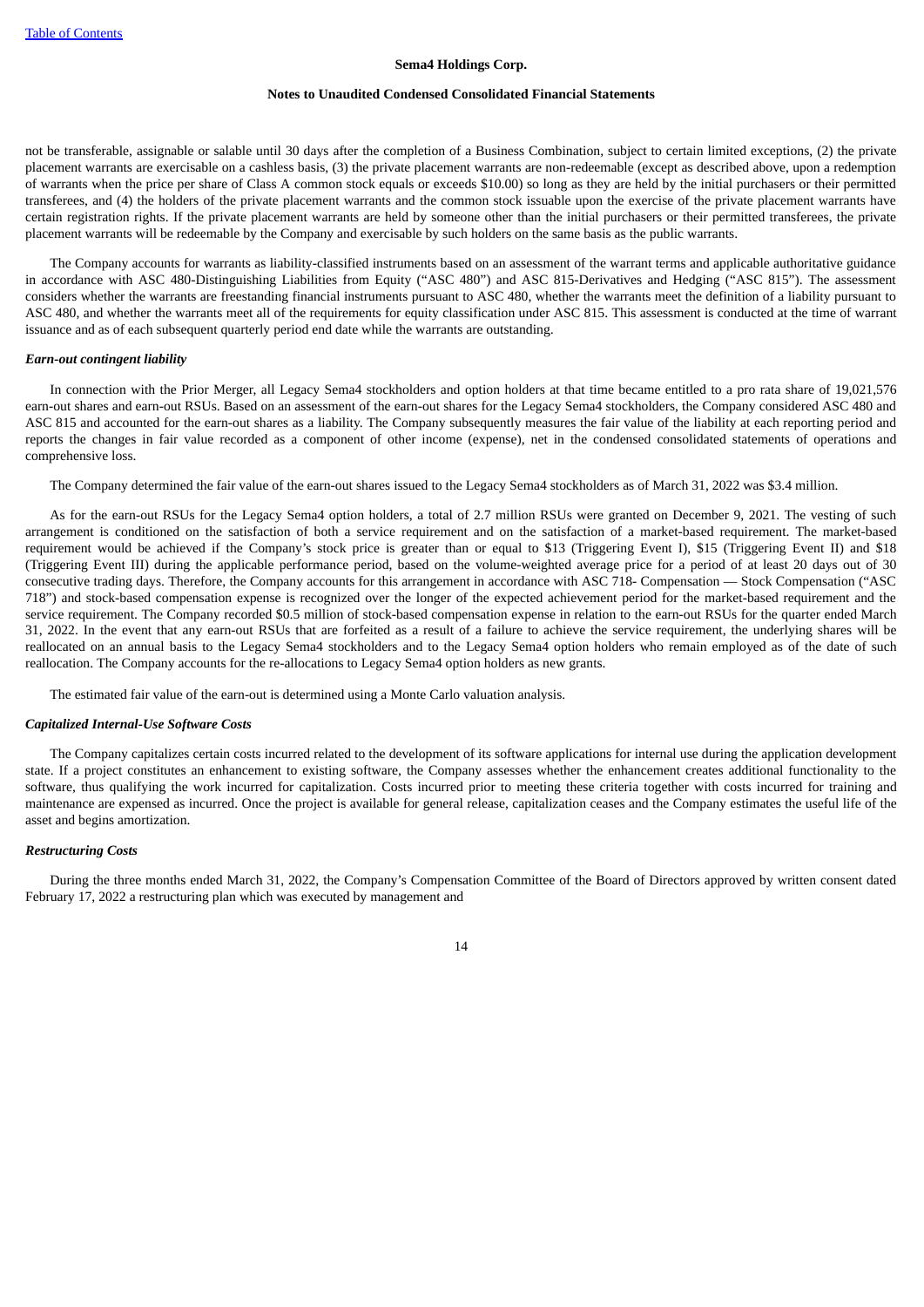not be transferable, assignable or salable until 30 days after the completion of a Business Combination, subject to certain limited exceptions, (2) the private placement warrants are exercisable on a cashless basis, (3) the private placement warrants are non-redeemable (except as described above, upon a redemption of warrants when the price per share of Class A common stock equals or exceeds $10.00) so long as they are held by the initial purchasers or their permitted transferees, and (4) the holders of the private placement warrants and the common stock issuable upon the exercise of the private placement warrants have certain registration rights. If the private placement warrants are held by someone other than the initial purchasers or their permitted transferees, the private placement warrants will be redeemable by the Company and exercisable by such holders on the same basis as the public warrants.

The Company accounts for warrants as liability-classified instruments based on an assessment of the warrant terms and applicable authoritative guidance in accordance with ASC 480-Distinguishing Liabilities from Equity ("ASC 480") and ASC 815-Derivatives and Hedging ("ASC 815"). The assessment considers whether the warrants are freestanding financial instruments pursuant to ASC 480, whether the warrants meet the definition of a liability pursuant to ASC 480, and whether the warrants meet all of the requirements for equity classification under ASC 815. This assessment is conducted at the time of warrant issuance and as of each subsequent quarterly period end date while the warrants are outstanding.

***Earn-out contingent liability***

In connection with the Prior Merger, all Legacy Sema4 stockholders and option holders at that time became entitled to a pro rata share of 19,021,576 earn-out shares and earn-out RSUs. Based on an assessment of the earn-out shares for the Legacy Sema4 stockholders, the Company considered ASC 480 and ASC 815 and accounted for the earn-out shares as a liability. The Company subsequently measures the fair value of the liability at each reporting period and reports the changes in fair value recorded as a component of other income (expense), net in the condensed consolidated statements of operations and comprehensive loss.

The Company determined the fair value of the earn-out shares issued to the Legacy Sema4 stockholders as of March 31, 2022 was $3.4 million.

As for the earn-out RSUs for the Legacy Sema4 option holders, a total of 2.7 million RSUs were granted on December 9, 2021. The vesting of such arrangement is conditioned on the satisfaction of both a service requirement and on the satisfaction of a market-based requirement. The market-based requirement would be achieved if the Company's stock price is greater than or equal to $13 (Triggering Event I), $15 (Triggering Event II) and $18 (Triggering Event III) during the applicable performance period, based on the volume-weighted average price for a period of at least 20 days out of 30 consecutive trading days. Therefore, the Company accounts for this arrangement in accordance with ASC 718- Compensation — Stock Compensation ("ASC 718") and stock-based compensation expense is recognized over the longer of the expected achievement period for the market-based requirement and the service requirement. The Company recorded $0.5 million of stock-based compensation expense in relation to the earn-out RSUs for the quarter ended March 31, 2022. In the event that any earn-out RSUs that are forfeited as a result of a failure to achieve the service requirement, the underlying shares will be reallocated on an annual basis to the Legacy Sema4 stockholders and to the Legacy Sema4 option holders who remain employed as of the date of such reallocation. The Company accounts for the re-allocations to Legacy Sema4 option holders as new grants.

The estimated fair value of the earn-out is determined using a Monte Carlo valuation analysis.

***Capitalized Internal-Use Software Costs***

The Company capitalizes certain costs incurred related to the development of its software applications for internal use during the application development state. If a project constitutes an enhancement to existing software, the Company assesses whether the enhancement creates additional functionality to the software, thus qualifying the work incurred for capitalization. Costs incurred prior to meeting these criteria together with costs incurred for training and maintenance are expensed as incurred. Once the project is available for general release, capitalization ceases and the Company estimates the useful life of the asset and begins amortization.

***Restructuring Costs***

During the three months ended March 31, 2022, the Company's Compensation Committee of the Board of Directors approved by written consent dated February 17, 2022 a restructuring plan which was executed by management and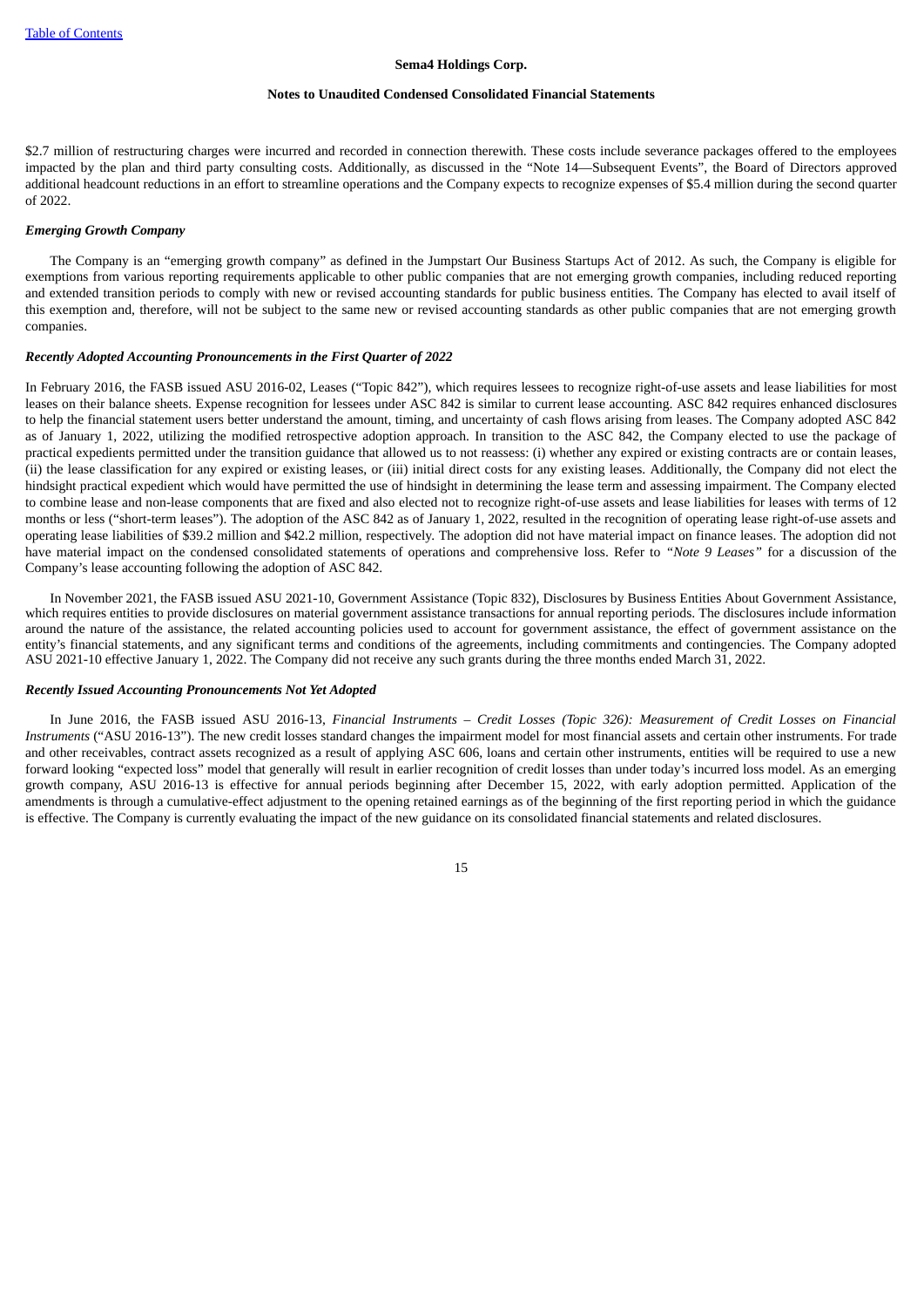$2.7 million of restructuring charges were incurred and recorded in connection therewith. These costs include severance packages offered to the employees impacted by the plan and third party consulting costs. Additionally, as discussed in the "Note 14—Subsequent Events", the Board of Directors approved additional headcount reductions in an effort to streamline operations and the Company expects to recognize expenses of $5.4 million during the second quarter of 2022.

***Emerging Growth Company***

The Company is an "emerging growth company" as defined in the Jumpstart Our Business Startups Act of 2012. As such, the Company is eligible for exemptions from various reporting requirements applicable to other public companies that are not emerging growth companies, including reduced reporting and extended transition periods to comply with new or revised accounting standards for public business entities. The Company has elected to avail itself of this exemption and, therefore, will not be subject to the same new or revised accounting standards as other public companies that are not emerging growth companies.

***Recently Adopted Accounting Pronouncements in the First Quarter of 2022***

In February 2016, the FASB issued ASU 2016-02, Leases ("Topic 842"), which requires lessees to recognize right-of-use assets and lease liabilities for most leases on their balance sheets. Expense recognition for lessees under ASC 842 is similar to current lease accounting. ASC 842 requires enhanced disclosures to help the financial statement users better understand the amount, timing, and uncertainty of cash flows arising from leases. The Company adopted ASC 842 as of January 1, 2022, utilizing the modified retrospective adoption approach. In transition to the ASC 842, the Company elected to use the package of practical expedients permitted under the transition guidance that allowed us to not reassess: (i) whether any expired or existing contracts are or contain leases, (ii) the lease classification for any expired or existing leases, or (iii) initial direct costs for any existing leases. Additionally, the Company did not elect the hindsight practical expedient which would have permitted the use of hindsight in determining the lease term and assessing impairment. The Company elected to combine lease and non-lease components that are fixed and also elected not to recognize right-of-use assets and lease liabilities for leases with terms of 12 months or less ("short-term leases"). The adoption of the ASC 842 as of January 1, 2022, resulted in the recognition of operating lease right-of-use assets and operating lease liabilities of $39.2 million and $42.2 million, respectively. The adoption did not have material impact on finance leases. The adoption did not have material impact on the condensed consolidated statements of operations and comprehensive loss. Refer to "*Note 9 Leases*" for a discussion of the Company's lease accounting following the adoption of ASC 842.

In November 2021, the FASB issued ASU 2021-10, Government Assistance (Topic 832), Disclosures by Business Entities About Government Assistance, which requires entities to provide disclosures on material government assistance transactions for annual reporting periods. The disclosures include information around the nature of the assistance, the related accounting policies used to account for government assistance, the effect of government assistance on the entity's financial statements, and any significant terms and conditions of the agreements, including commitments and contingencies. The Company adopted ASU 2021-10 effective January 1, 2022. The Company did not receive any such grants during the three months ended March 31, 2022.

***Recently Issued Accounting Pronouncements Not Yet Adopted***

In June 2016, the FASB issued ASU 2016-13, *Financial Instruments – Credit Losses (Topic 326): Measurement of Credit Losses on Financial Instruments* ("ASU 2016-13"). The new credit losses standard changes the impairment model for most financial assets and certain other instruments. For trade and other receivables, contract assets recognized as a result of applying ASC 606, loans and certain other instruments, entities will be required to use a new forward looking "expected loss" model that generally will result in earlier recognition of credit losses than under today's incurred loss model. As an emerging growth company, ASU 2016-13 is effective for annual periods beginning after December 15, 2022, with early adoption permitted. Application of the amendments is through a cumulative-effect adjustment to the opening retained earnings as of the beginning of the first reporting period in which the guidance is effective. The Company is currently evaluating the impact of the new guidance on its consolidated financial statements and related disclosures.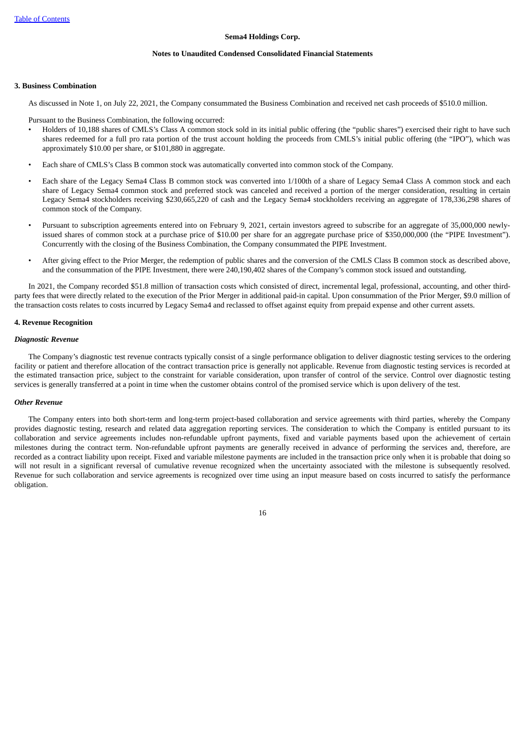### 3. Business Combination

As discussed in Note 1, on July 22, 2021, the Company consummated the Business Combination and received net cash proceeds of $510.0 million.

Pursuant to the Business Combination, the following occurred:

- Holders of 10,188 shares of CMLS's Class A common stock sold in its initial public offering (the "public shares") exercised their right to have such shares redeemed for a full pro rata portion of the trust account holding the proceeds from CMLS's initial public offering (the "IPO"), which was approximately $10.00 per share, or $101,880 in aggregate.
- Each share of CMLS's Class B common stock was automatically converted into common stock of the Company.
- Each share of the Legacy Sema4 Class B common stock was converted into 1/100th of a share of Legacy Sema4 Class A common stock and each share of Legacy Sema4 common stock and preferred stock was canceled and received a portion of the merger consideration, resulting in certain Legacy Sema4 stockholders receiving $230,665,220 of cash and the Legacy Sema4 stockholders receiving an aggregate of 178,336,298 shares of common stock of the Company.
- Pursuant to subscription agreements entered into on February 9, 2021, certain investors agreed to subscribe for an aggregate of 35,000,000 newly-issued shares of common stock at a purchase price of $10.00 per share for an aggregate purchase price of $350,000,000 (the "PIPE Investment"). Concurrently with the closing of the Business Combination, the Company consummated the PIPE Investment.
- After giving effect to the Prior Merger, the redemption of public shares and the conversion of the CMLS Class B common stock as described above, and the consummation of the PIPE Investment, there were 240,190,402 shares of the Company's common stock issued and outstanding.

In 2021, the Company recorded $51.8 million of transaction costs which consisted of direct, incremental legal, professional, accounting, and other third-party fees that were directly related to the execution of the Prior Merger in additional paid-in capital. Upon consummation of the Prior Merger, $9.0 million of the transaction costs relates to costs incurred by Legacy Sema4 and reclassed to offset against equity from prepaid expense and other current assets.

### 4. Revenue Recognition

#### *Diagnostic Revenue*

The Company's diagnostic test revenue contracts typically consist of a single performance obligation to deliver diagnostic testing services to the ordering facility or patient and therefore allocation of the contract transaction price is generally not applicable. Revenue from diagnostic testing services is recorded at the estimated transaction price, subject to the constraint for variable consideration, upon transfer of control of the service. Control over diagnostic testing services is generally transferred at a point in time when the customer obtains control of the promised service which is upon delivery of the test.

#### *Other Revenue*

The Company enters into both short-term and long-term project-based collaboration and service agreements with third parties, whereby the Company provides diagnostic testing, research and related data aggregation reporting services. The consideration to which the Company is entitled pursuant to its collaboration and service agreements includes non-refundable upfront payments, fixed and variable payments based upon the achievement of certain milestones during the contract term. Non-refundable upfront payments are generally received in advance of performing the services and, therefore, are recorded as a contract liability upon receipt. Fixed and variable milestone payments are included in the transaction price only when it is probable that doing so will not result in a significant reversal of cumulative revenue recognized when the uncertainty associated with the milestone is subsequently resolved. Revenue for such collaboration and service agreements is recognized over time using an input measure based on costs incurred to satisfy the performance obligation.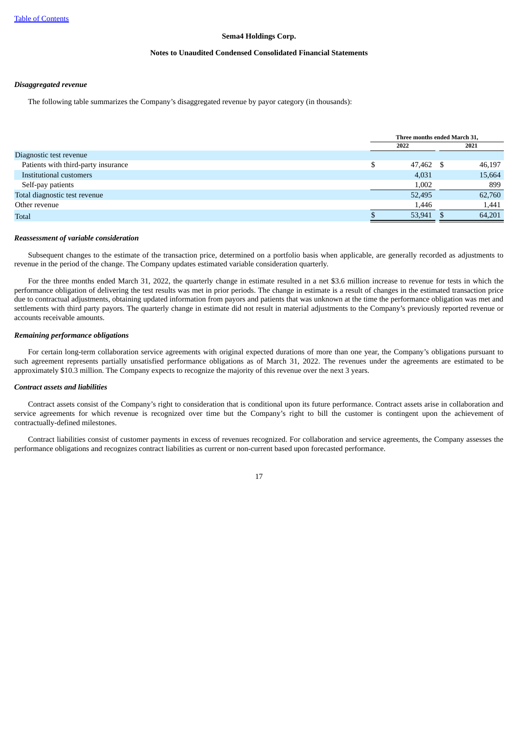Sema4 Holdings Corp.

Notes to Unaudited Condensed Consolidated Financial Statements

***Disaggregated revenue***

The following table summarizes the Company's disaggregated revenue by payor category (in thousands):

| | Three months ended March 31, | |
|---|---|---|
| | 2022 | 2021 |
| Diagnostic test revenue | | |
| Patients with third-party insurance | $ 47,462 | $ 46,197 |
| Institutional customers | 4,031 | 15,664 |
| Self-pay patients | 1,002 | 899 |
| Total diagnostic test revenue | 52,495 | 62,760 |
| Other revenue | 1,446 | 1,441 |
| Total | $ 53,941 | $ 64,201 |

***Reassessment of variable consideration***

Subsequent changes to the estimate of the transaction price, determined on a portfolio basis when applicable, are generally recorded as adjustments to revenue in the period of the change. The Company updates estimated variable consideration quarterly.

For the three months ended March 31, 2022, the quarterly change in estimate resulted in a net $3.6 million increase to revenue for tests in which the performance obligation of delivering the test results was met in prior periods. The change in estimate is a result of changes in the estimated transaction price due to contractual adjustments, obtaining updated information from payors and patients that was unknown at the time the performance obligation was met and settlements with third party payors. The quarterly change in estimate did not result in material adjustments to the Company's previously reported revenue or accounts receivable amounts.

***Remaining performance obligations***

For certain long-term collaboration service agreements with original expected durations of more than one year, the Company's obligations pursuant to such agreement represents partially unsatisfied performance obligations as of March 31, 2022. The revenues under the agreements are estimated to be approximately $10.3 million. The Company expects to recognize the majority of this revenue over the next 3 years.

***Contract assets and liabilities***

Contract assets consist of the Company's right to consideration that is conditional upon its future performance. Contract assets arise in collaboration and service agreements for which revenue is recognized over time but the Company's right to bill the customer is contingent upon the achievement of contractually-defined milestones.

Contract liabilities consist of customer payments in excess of revenues recognized. For collaboration and service agreements, the Company assesses the performance obligations and recognizes contract liabilities as current or non-current based upon forecasted performance.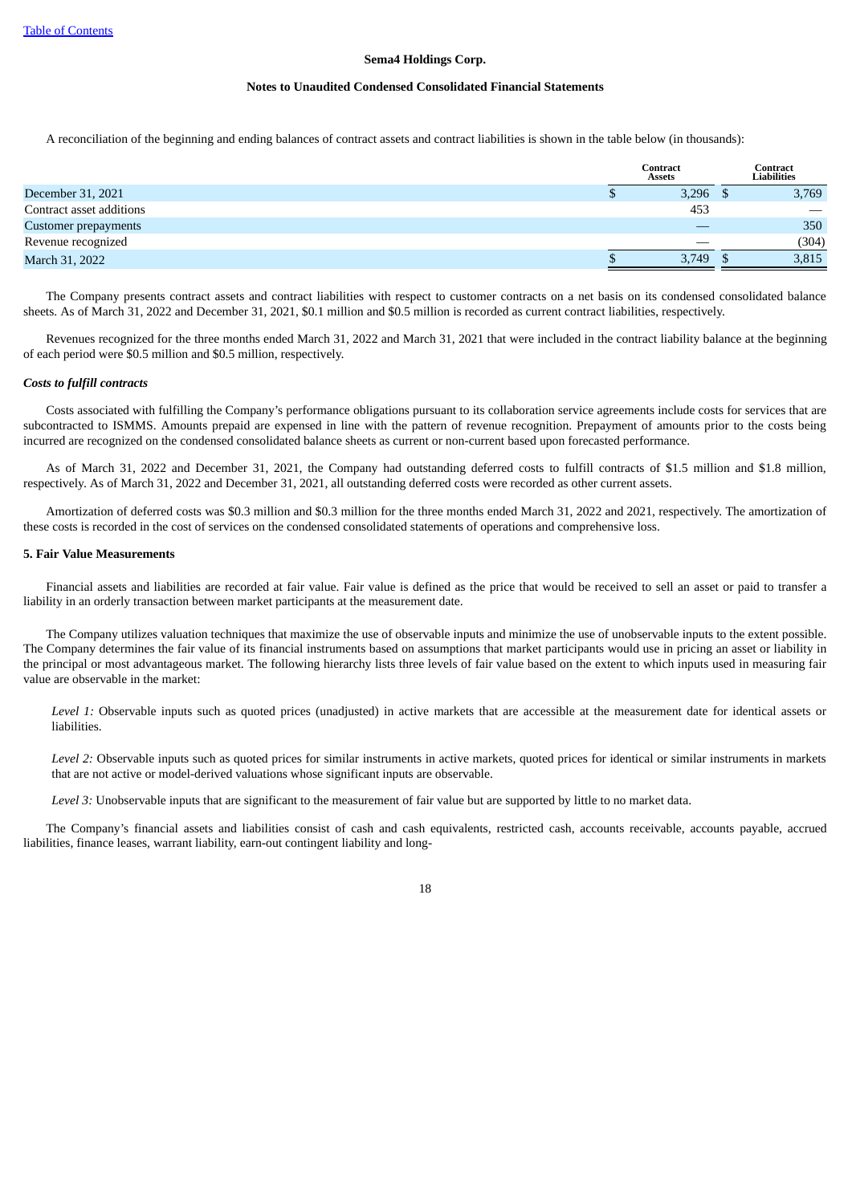Sema4 Holdings Corp.

Notes to Unaudited Condensed Consolidated Financial Statements

A reconciliation of the beginning and ending balances of contract assets and contract liabilities is shown in the table below (in thousands):

| | Contract Assets | Contract Liabilities |
|---|---|---|
| December 31, 2021 | $ 3,296 | $ 3,769 |
| Contract asset additions | 453 | — |
| Customer prepayments | — | 350 |
| Revenue recognized | — | (304) |
| March 31, 2022 | $ 3,749 | $ 3,815 |

The Company presents contract assets and contract liabilities with respect to customer contracts on a net basis on its condensed consolidated balance sheets. As of March 31, 2022 and December 31, 2021, $0.1 million and $0.5 million is recorded as current contract liabilities, respectively.

Revenues recognized for the three months ended March 31, 2022 and March 31, 2021 that were included in the contract liability balance at the beginning of each period were $0.5 million and $0.5 million, respectively.

***Costs to fulfill contracts***

Costs associated with fulfilling the Company's performance obligations pursuant to its collaboration service agreements include costs for services that are subcontracted to ISMMS. Amounts prepaid are expensed in line with the pattern of revenue recognition. Prepayment of amounts prior to the costs being incurred are recognized on the condensed consolidated balance sheets as current or non-current based upon forecasted performance.

As of March 31, 2022 and December 31, 2021, the Company had outstanding deferred costs to fulfill contracts of $1.5 million and $1.8 million, respectively. As of March 31, 2022 and December 31, 2021, all outstanding deferred costs were recorded as other current assets.

Amortization of deferred costs was $0.3 million and $0.3 million for the three months ended March 31, 2022 and 2021, respectively. The amortization of these costs is recorded in the cost of services on the condensed consolidated statements of operations and comprehensive loss.

## 5. Fair Value Measurements

Financial assets and liabilities are recorded at fair value. Fair value is defined as the price that would be received to sell an asset or paid to transfer a liability in an orderly transaction between market participants at the measurement date.

The Company utilizes valuation techniques that maximize the use of observable inputs and minimize the use of unobservable inputs to the extent possible. The Company determines the fair value of its financial instruments based on assumptions that market participants would use in pricing an asset or liability in the principal or most advantageous market. The following hierarchy lists three levels of fair value based on the extent to which inputs used in measuring fair value are observable in the market:

*Level 1:* Observable inputs such as quoted prices (unadjusted) in active markets that are accessible at the measurement date for identical assets or liabilities.

*Level 2:* Observable inputs such as quoted prices for similar instruments in active markets, quoted prices for identical or similar instruments in markets that are not active or model-derived valuations whose significant inputs are observable.

*Level 3:* Unobservable inputs that are significant to the measurement of fair value but are supported by little to no market data.

The Company's financial assets and liabilities consist of cash and cash equivalents, restricted cash, accounts receivable, accounts payable, accrued liabilities, finance leases, warrant liability, earn-out contingent liability and long-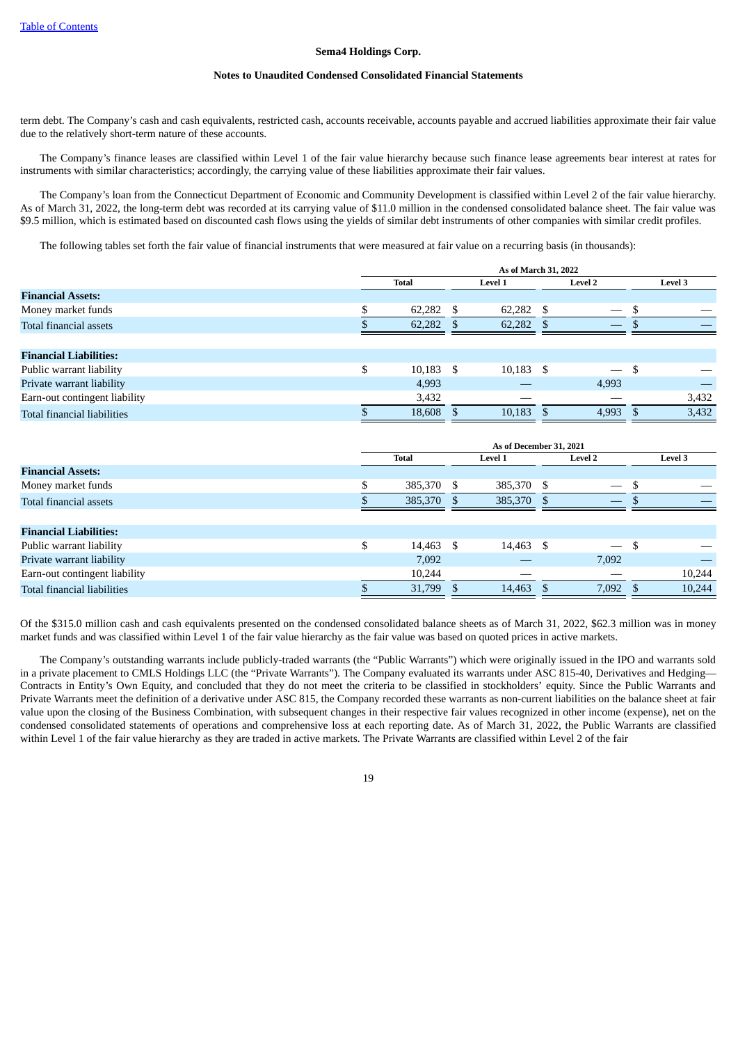term debt. The Company's cash and cash equivalents, restricted cash, accounts receivable, accounts payable and accrued liabilities approximate their fair value due to the relatively short-term nature of these accounts.

The Company's finance leases are classified within Level 1 of the fair value hierarchy because such finance lease agreements bear interest at rates for instruments with similar characteristics; accordingly, the carrying value of these liabilities approximate their fair values.

The Company's loan from the Connecticut Department of Economic and Community Development is classified within Level 2 of the fair value hierarchy. As of March 31, 2022, the long-term debt was recorded at its carrying value of $11.0 million in the condensed consolidated balance sheet. The fair value was $9.5 million, which is estimated based on discounted cash flows using the yields of similar debt instruments of other companies with similar credit profiles.

The following tables set forth the fair value of financial instruments that were measured at fair value on a recurring basis (in thousands):

| | As of March 31, 2022 | | | |
|---|---|---|---|---|
| | Total | Level 1 | Level 2 | Level 3 |
| **Financial Assets:** | | | | |
| Money market funds | $ 62,282 | $ 62,282 | $ — | $ — |
| Total financial assets | $ 62,282 | $ 62,282 | $ — | $ — |
| | | | | |
| **Financial Liabilities:** | | | | |
| Public warrant liability | $ 10,183 | $ 10,183 | $ — | $ — |
| Private warrant liability | 4,993 | — | 4,993 | — |
| Earn-out contingent liability | 3,432 | — | — | 3,432 |
| Total financial liabilities | $ 18,608 | $ 10,183 | $ 4,993 | $ 3,432 |

| | As of December 31, 2021 | | | |
|---|---|---|---|---|
| | Total | Level 1 | Level 2 | Level 3 |
| **Financial Assets:** | | | | |
| Money market funds | $ 385,370 | $ 385,370 | $ — | $ — |
| Total financial assets | $ 385,370 | $ 385,370 | $ — | $ — |
| | | | | |
| **Financial Liabilities:** | | | | |
| Public warrant liability | $ 14,463 | $ 14,463 | $ — | $ — |
| Private warrant liability | 7,092 | — | 7,092 | — |
| Earn-out contingent liability | 10,244 | — | — | 10,244 |
| Total financial liabilities | $ 31,799 | $ 14,463 | $ 7,092 | $ 10,244 |

Of the $315.0 million cash and cash equivalents presented on the condensed consolidated balance sheets as of March 31, 2022, $62.3 million was in money market funds and was classified within Level 1 of the fair value hierarchy as the fair value was based on quoted prices in active markets.

The Company's outstanding warrants include publicly-traded warrants (the "Public Warrants") which were originally issued in the IPO and warrants sold in a private placement to CMLS Holdings LLC (the "Private Warrants"). The Company evaluated its warrants under ASC 815-40, Derivatives and Hedging—Contracts in Entity's Own Equity, and concluded that they do not meet the criteria to be classified in stockholders' equity. Since the Public Warrants and Private Warrants meet the definition of a derivative under ASC 815, the Company recorded these warrants as non-current liabilities on the balance sheet at fair value upon the closing of the Business Combination, with subsequent changes in their respective fair values recognized in other income (expense), net on the condensed consolidated statements of operations and comprehensive loss at each reporting date. As of March 31, 2022, the Public Warrants are classified within Level 1 of the fair value hierarchy as they are traded in active markets. The Private Warrants are classified within Level 2 of the fair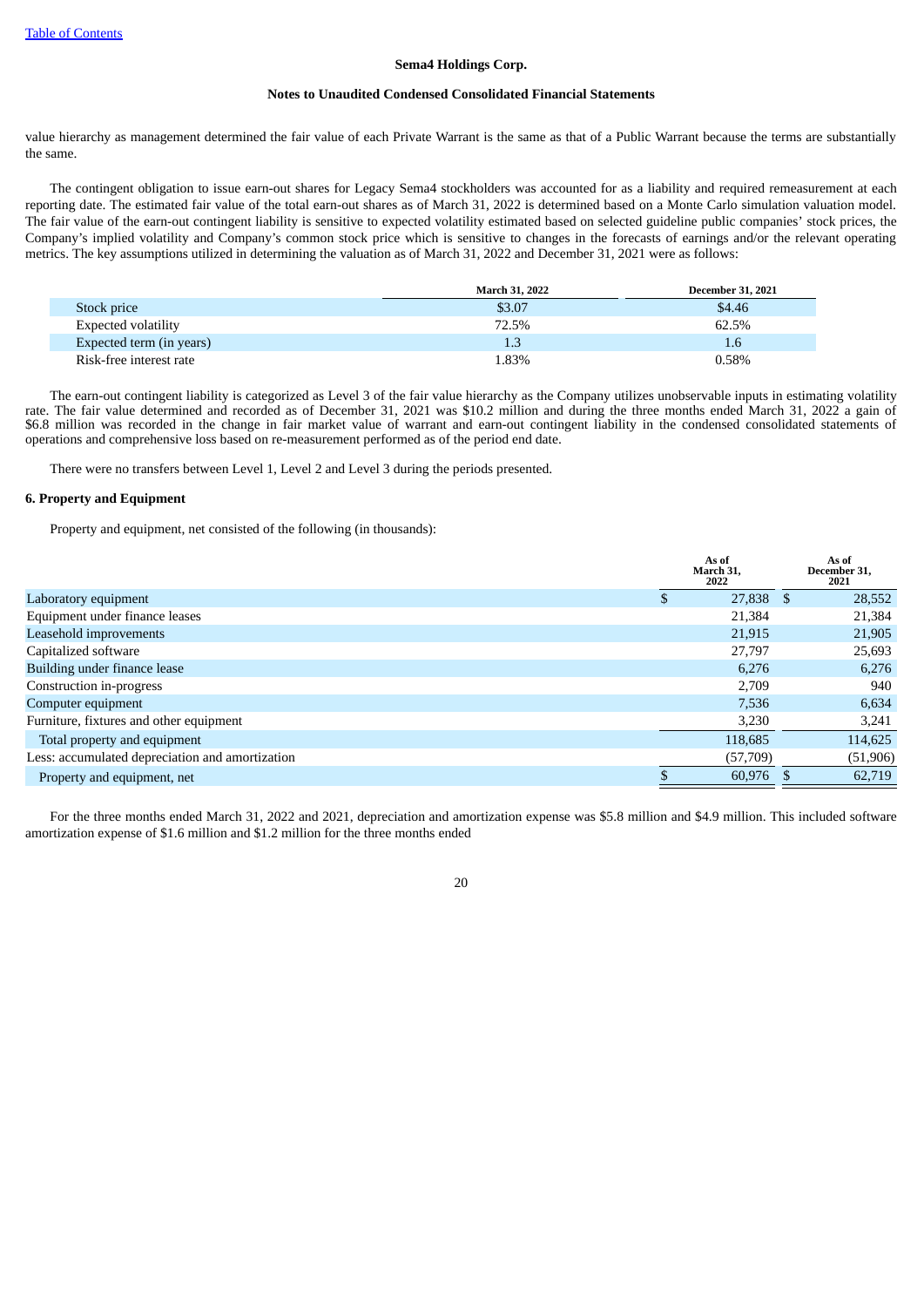value hierarchy as management determined the fair value of each Private Warrant is the same as that of a Public Warrant because the terms are substantially the same.

The contingent obligation to issue earn-out shares for Legacy Sema4 stockholders was accounted for as a liability and required remeasurement at each reporting date. The estimated fair value of the total earn-out shares as of March 31, 2022 is determined based on a Monte Carlo simulation valuation model. The fair value of the earn-out contingent liability is sensitive to expected volatility estimated based on selected guideline public companies' stock prices, the Company's implied volatility and Company's common stock price which is sensitive to changes in the forecasts of earnings and/or the relevant operating metrics. The key assumptions utilized in determining the valuation as of March 31, 2022 and December 31, 2021 were as follows:

| | March 31, 2022 | December 31, 2021 |
|---|---|---|
| Stock price | $3.07 | $4.46 |
| Expected volatility | 72.5% | 62.5% |
| Expected term (in years) | 1.3 | 1.6 |
| Risk-free interest rate | 1.83% | 0.58% |

The earn-out contingent liability is categorized as Level 3 of the fair value hierarchy as the Company utilizes unobservable inputs in estimating volatility rate. The fair value determined and recorded as of December 31, 2021 was $10.2 million and during the three months ended March 31, 2022 a gain of $6.8 million was recorded in the change in fair market value of warrant and earn-out contingent liability in the condensed consolidated statements of operations and comprehensive loss based on re-measurement performed as of the period end date.

There were no transfers between Level 1, Level 2 and Level 3 during the periods presented.

### 6. Property and Equipment

Property and equipment, net consisted of the following (in thousands):

| | As of March 31, 2022 | As of December 31, 2021 |
|---|---|---|
| Laboratory equipment | $ 27,838 | $ 28,552 |
| Equipment under finance leases | 21,384 | 21,384 |
| Leasehold improvements | 21,915 | 21,905 |
| Capitalized software | 27,797 | 25,693 |
| Building under finance lease | 6,276 | 6,276 |
| Construction in-progress | 2,709 | 940 |
| Computer equipment | 7,536 | 6,634 |
| Furniture, fixtures and other equipment | 3,230 | 3,241 |
| Total property and equipment | 118,685 | 114,625 |
| Less: accumulated depreciation and amortization | (57,709) | (51,906) |
| Property and equipment, net | $ 60,976 | $ 62,719 |

For the three months ended March 31, 2022 and 2021, depreciation and amortization expense was $5.8 million and $4.9 million. This included software amortization expense of $1.6 million and $1.2 million for the three months ended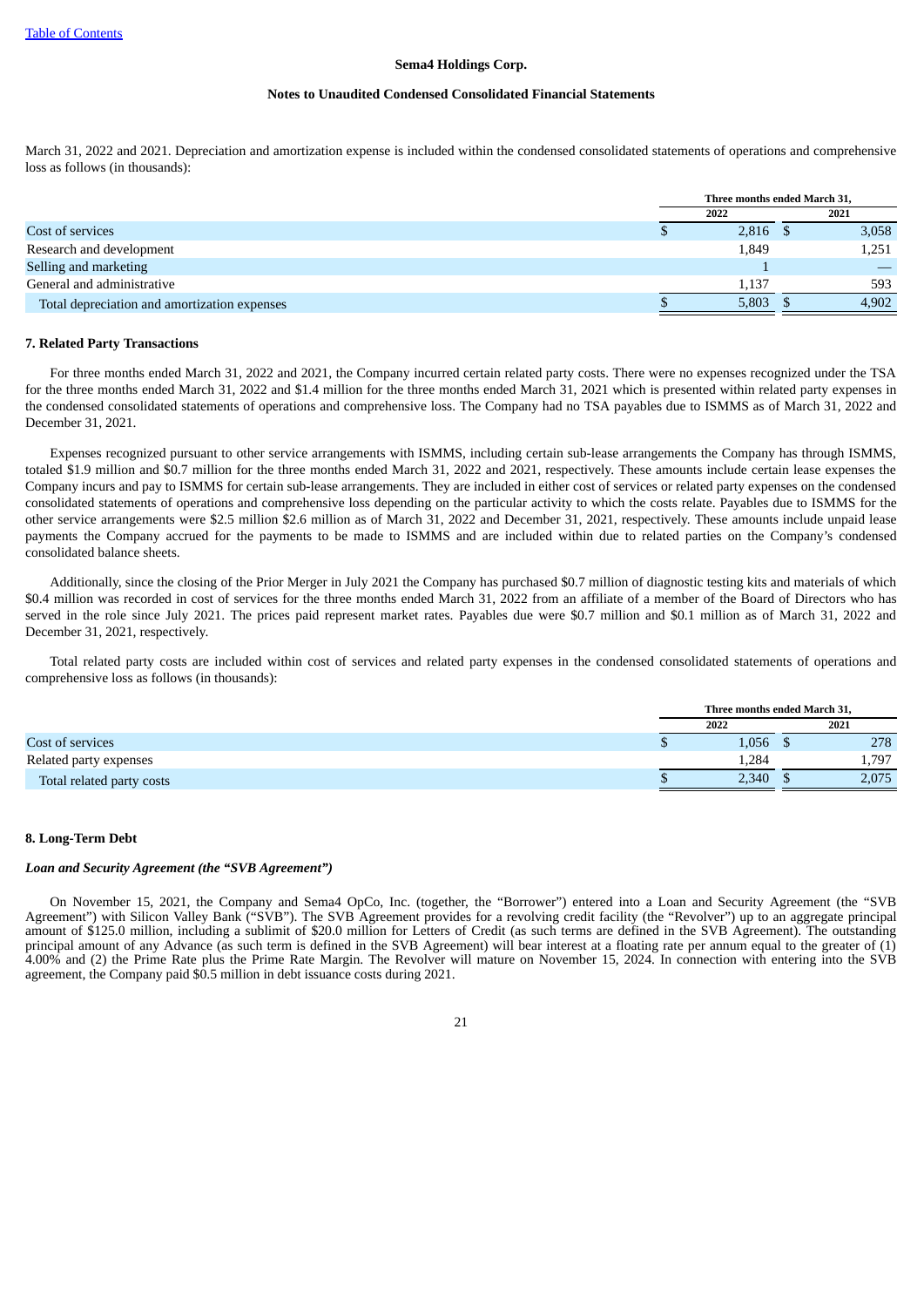March 31, 2022 and 2021. Depreciation and amortization expense is included within the condensed consolidated statements of operations and comprehensive loss as follows (in thousands):

| | Three months ended March 31, | |
|---|---|---|
| | 2022 | 2021 |
| Cost of services | $ 2,816 | $ 3,058 |
| Research and development | 1,849 | 1,251 |
| Selling and marketing | 1 | — |
| General and administrative | 1,137 | 593 |
| Total depreciation and amortization expenses | $ 5,803 | $ 4,902 |

### 7. Related Party Transactions

For three months ended March 31, 2022 and 2021, the Company incurred certain related party costs. There were no expenses recognized under the TSA for the three months ended March 31, 2022 and $1.4 million for the three months ended March 31, 2021 which is presented within related party expenses in the condensed consolidated statements of operations and comprehensive loss. The Company had no TSA payables due to ISMMS as of March 31, 2022 and December 31, 2021.

Expenses recognized pursuant to other service arrangements with ISMMS, including certain sub-lease arrangements the Company has through ISMMS, totaled $1.9 million and $0.7 million for the three months ended March 31, 2022 and 2021, respectively. These amounts include certain lease expenses the Company incurs and pay to ISMMS for certain sub-lease arrangements. They are included in either cost of services or related party expenses on the condensed consolidated statements of operations and comprehensive loss depending on the particular activity to which the costs relate. Payables due to ISMMS for the other service arrangements were $2.5 million $2.6 million as of March 31, 2022 and December 31, 2021, respectively. These amounts include unpaid lease payments the Company accrued for the payments to be made to ISMMS and are included within due to related parties on the Company's condensed consolidated balance sheets.

Additionally, since the closing of the Prior Merger in July 2021 the Company has purchased $0.7 million of diagnostic testing kits and materials of which $0.4 million was recorded in cost of services for the three months ended March 31, 2022 from an affiliate of a member of the Board of Directors who has served in the role since July 2021. The prices paid represent market rates. Payables due were $0.7 million and $0.1 million as of March 31, 2022 and December 31, 2021, respectively.

Total related party costs are included within cost of services and related party expenses in the condensed consolidated statements of operations and comprehensive loss as follows (in thousands):

| | Three months ended March 31, | |
|---|---|---|
| | 2022 | 2021 |
| Cost of services | $ 1,056 | $ 278 |
| Related party expenses | 1,284 | 1,797 |
| Total related party costs | $ 2,340 | $ 2,075 |

### 8. Long-Term Debt

*Loan and Security Agreement (the "SVB Agreement")*

On November 15, 2021, the Company and Sema4 OpCo, Inc. (together, the "Borrower") entered into a Loan and Security Agreement (the "SVB Agreement") with Silicon Valley Bank ("SVB"). The SVB Agreement provides for a revolving credit facility (the "Revolver") up to an aggregate principal amount of $125.0 million, including a sublimit of $20.0 million for Letters of Credit (as such terms are defined in the SVB Agreement). The outstanding principal amount of any Advance (as such term is defined in the SVB Agreement) will bear interest at a floating rate per annum equal to the greater of (1) 4.00% and (2) the Prime Rate plus the Prime Rate Margin. The Revolver will mature on November 15, 2024. In connection with entering into the SVB agreement, the Company paid $0.5 million in debt issuance costs during 2021.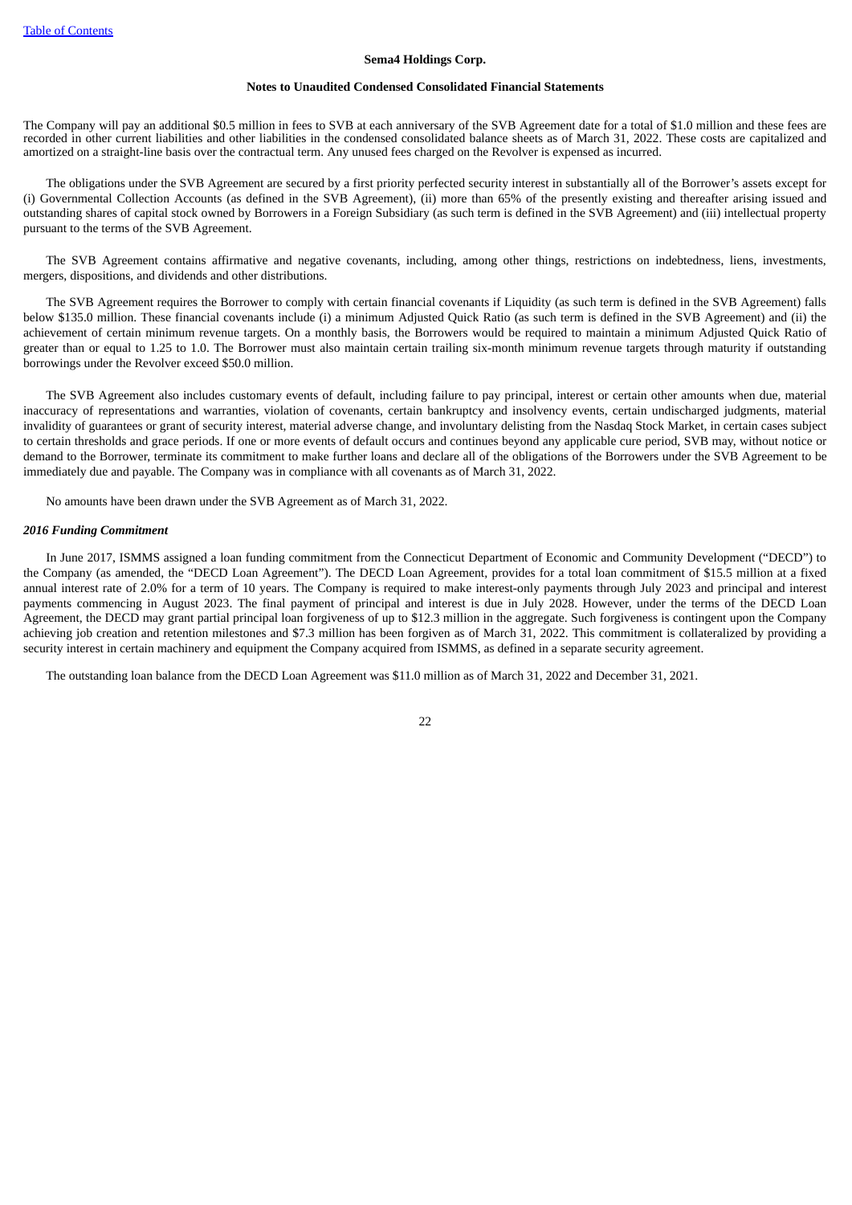The Company will pay an additional $0.5 million in fees to SVB at each anniversary of the SVB Agreement date for a total of $1.0 million and these fees are recorded in other current liabilities and other liabilities in the condensed consolidated balance sheets as of March 31, 2022. These costs are capitalized and amortized on a straight-line basis over the contractual term. Any unused fees charged on the Revolver is expensed as incurred.

The obligations under the SVB Agreement are secured by a first priority perfected security interest in substantially all of the Borrower's assets except for (i) Governmental Collection Accounts (as defined in the SVB Agreement), (ii) more than 65% of the presently existing and thereafter arising issued and outstanding shares of capital stock owned by Borrowers in a Foreign Subsidiary (as such term is defined in the SVB Agreement) and (iii) intellectual property pursuant to the terms of the SVB Agreement.

The SVB Agreement contains affirmative and negative covenants, including, among other things, restrictions on indebtedness, liens, investments, mergers, dispositions, and dividends and other distributions.

The SVB Agreement requires the Borrower to comply with certain financial covenants if Liquidity (as such term is defined in the SVB Agreement) falls below $135.0 million. These financial covenants include (i) a minimum Adjusted Quick Ratio (as such term is defined in the SVB Agreement) and (ii) the achievement of certain minimum revenue targets. On a monthly basis, the Borrowers would be required to maintain a minimum Adjusted Quick Ratio of greater than or equal to 1.25 to 1.0. The Borrower must also maintain certain trailing six-month minimum revenue targets through maturity if outstanding borrowings under the Revolver exceed $50.0 million.

The SVB Agreement also includes customary events of default, including failure to pay principal, interest or certain other amounts when due, material inaccuracy of representations and warranties, violation of covenants, certain bankruptcy and insolvency events, certain undischarged judgments, material invalidity of guarantees or grant of security interest, material adverse change, and involuntary delisting from the Nasdaq Stock Market, in certain cases subject to certain thresholds and grace periods. If one or more events of default occurs and continues beyond any applicable cure period, SVB may, without notice or demand to the Borrower, terminate its commitment to make further loans and declare all of the obligations of the Borrowers under the SVB Agreement to be immediately due and payable. The Company was in compliance with all covenants as of March 31, 2022.

No amounts have been drawn under the SVB Agreement as of March 31, 2022.

***2016 Funding Commitment***

In June 2017, ISMMS assigned a loan funding commitment from the Connecticut Department of Economic and Community Development ("DECD") to the Company (as amended, the "DECD Loan Agreement"). The DECD Loan Agreement, provides for a total loan commitment of $15.5 million at a fixed annual interest rate of 2.0% for a term of 10 years. The Company is required to make interest-only payments through July 2023 and principal and interest payments commencing in August 2023. The final payment of principal and interest is due in July 2028. However, under the terms of the DECD Loan Agreement, the DECD may grant partial principal loan forgiveness of up to $12.3 million in the aggregate. Such forgiveness is contingent upon the Company achieving job creation and retention milestones and $7.3 million has been forgiven as of March 31, 2022. This commitment is collateralized by providing a security interest in certain machinery and equipment the Company acquired from ISMMS, as defined in a separate security agreement.

The outstanding loan balance from the DECD Loan Agreement was $11.0 million as of March 31, 2022 and December 31, 2021.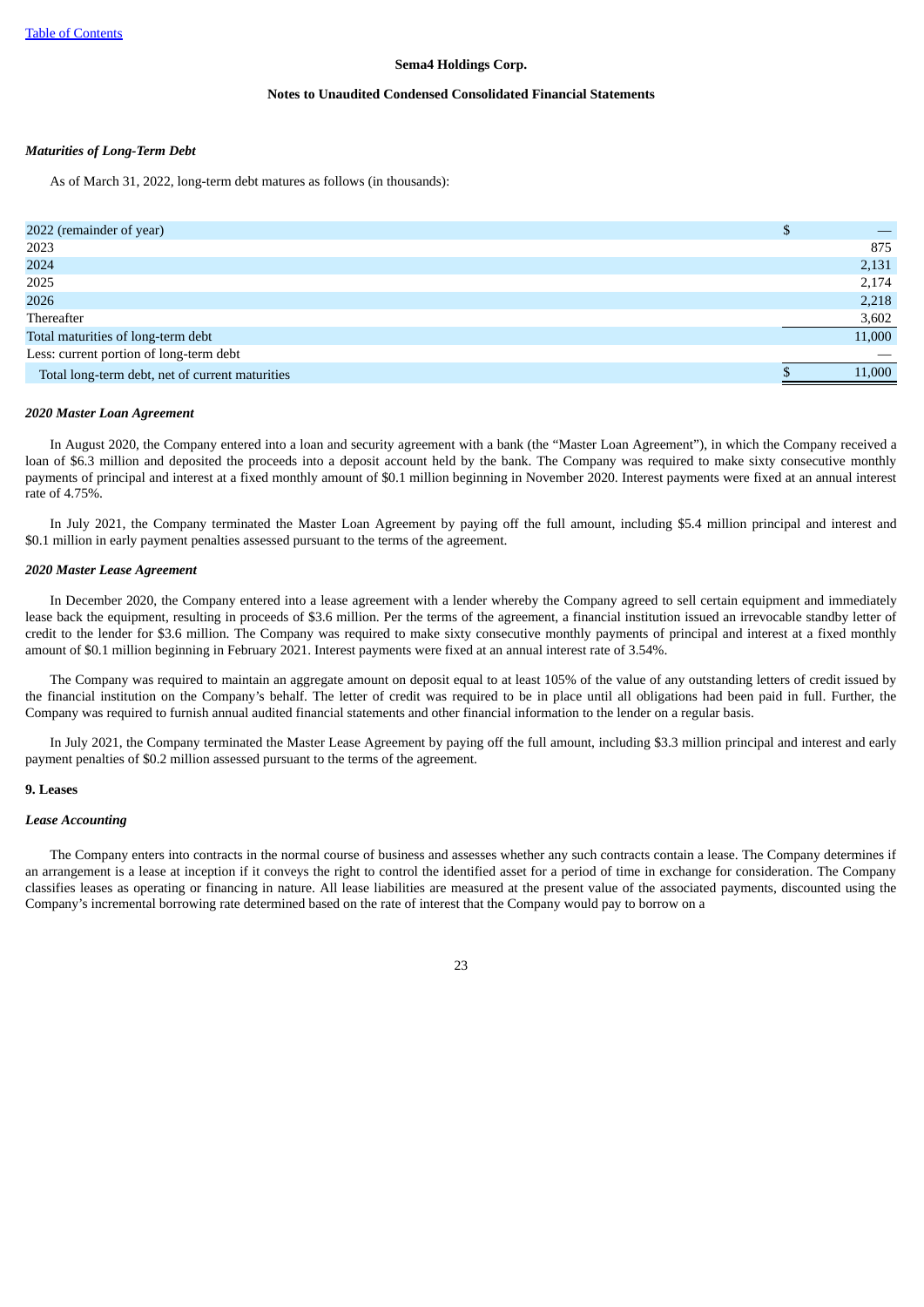Sema4 Holdings Corp.

Notes to Unaudited Condensed Consolidated Financial Statements

### *Maturities of Long-Term Debt*

As of March 31, 2022, long-term debt matures as follows (in thousands):

| | |
|---|---|
| 2022 (remainder of year) | $ — |
| 2023 | 875 |
| 2024 | 2,131 |
| 2025 | 2,174 |
| 2026 | 2,218 |
| Thereafter | 3,602 |
| Total maturities of long-term debt | 11,000 |
| Less: current portion of long-term debt | — |
| Total long-term debt, net of current maturities | $ 11,000 |

### *2020 Master Loan Agreement*

In August 2020, the Company entered into a loan and security agreement with a bank (the "Master Loan Agreement"), in which the Company received a loan of $6.3 million and deposited the proceeds into a deposit account held by the bank. The Company was required to make sixty consecutive monthly payments of principal and interest at a fixed monthly amount of $0.1 million beginning in November 2020. Interest payments were fixed at an annual interest rate of 4.75%.

In July 2021, the Company terminated the Master Loan Agreement by paying off the full amount, including $5.4 million principal and interest and $0.1 million in early payment penalties assessed pursuant to the terms of the agreement.

### *2020 Master Lease Agreement*

In December 2020, the Company entered into a lease agreement with a lender whereby the Company agreed to sell certain equipment and immediately lease back the equipment, resulting in proceeds of $3.6 million. Per the terms of the agreement, a financial institution issued an irrevocable standby letter of credit to the lender for $3.6 million. The Company was required to make sixty consecutive monthly payments of principal and interest at a fixed monthly amount of $0.1 million beginning in February 2021. Interest payments were fixed at an annual interest rate of 3.54%.

The Company was required to maintain an aggregate amount on deposit equal to at least 105% of the value of any outstanding letters of credit issued by the financial institution on the Company's behalf. The letter of credit was required to be in place until all obligations had been paid in full. Further, the Company was required to furnish annual audited financial statements and other financial information to the lender on a regular basis.

In July 2021, the Company terminated the Master Lease Agreement by paying off the full amount, including $3.3 million principal and interest and early payment penalties of $0.2 million assessed pursuant to the terms of the agreement.

## 9. Leases

### *Lease Accounting*

The Company enters into contracts in the normal course of business and assesses whether any such contracts contain a lease. The Company determines if an arrangement is a lease at inception if it conveys the right to control the identified asset for a period of time in exchange for consideration. The Company classifies leases as operating or financing in nature. All lease liabilities are measured at the present value of the associated payments, discounted using the Company's incremental borrowing rate determined based on the rate of interest that the Company would pay to borrow on a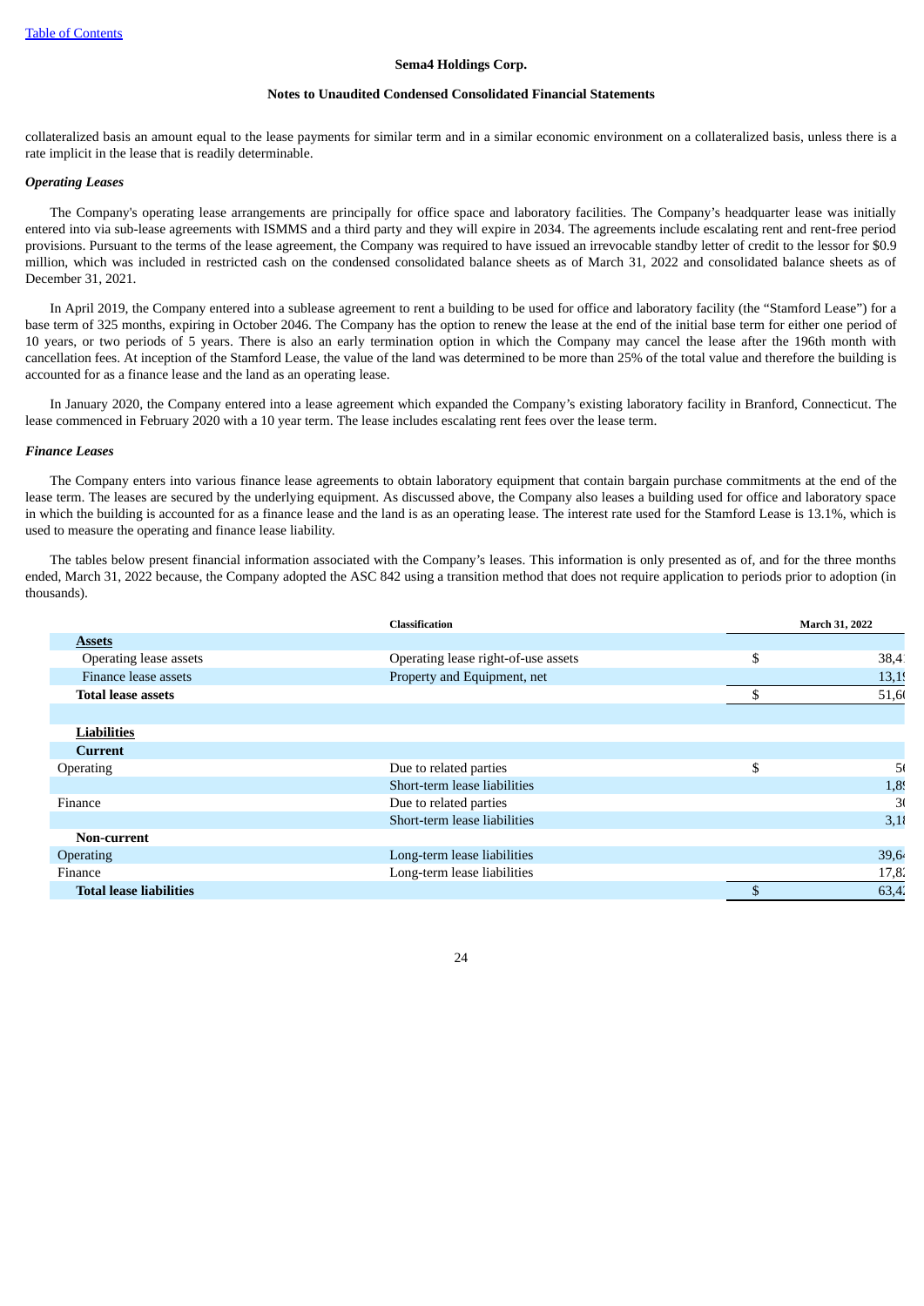collateralized basis an amount equal to the lease payments for similar term and in a similar economic environment on a collateralized basis, unless there is a rate implicit in the lease that is readily determinable.

*Operating Leases*

The Company's operating lease arrangements are principally for office space and laboratory facilities. The Company's headquarter lease was initially entered into via sub-lease agreements with ISMMS and a third party and they will expire in 2034. The agreements include escalating rent and rent-free period provisions. Pursuant to the terms of the lease agreement, the Company was required to have issued an irrevocable standby letter of credit to the lessor for $0.9 million, which was included in restricted cash on the condensed consolidated balance sheets as of March 31, 2022 and consolidated balance sheets as of December 31, 2021.

In April 2019, the Company entered into a sublease agreement to rent a building to be used for office and laboratory facility (the "Stamford Lease") for a base term of 325 months, expiring in October 2046. The Company has the option to renew the lease at the end of the initial base term for either one period of 10 years, or two periods of 5 years. There is also an early termination option in which the Company may cancel the lease after the 196th month with cancellation fees. At inception of the Stamford Lease, the value of the land was determined to be more than 25% of the total value and therefore the building is accounted for as a finance lease and the land as an operating lease.

In January 2020, the Company entered into a lease agreement which expanded the Company's existing laboratory facility in Branford, Connecticut. The lease commenced in February 2020 with a 10 year term. The lease includes escalating rent fees over the lease term.

*Finance Leases*

The Company enters into various finance lease agreements to obtain laboratory equipment that contain bargain purchase commitments at the end of the lease term. The leases are secured by the underlying equipment. As discussed above, the Company also leases a building used for office and laboratory space in which the building is accounted for as a finance lease and the land is as an operating lease. The interest rate used for the Stamford Lease is 13.1%, which is used to measure the operating and finance lease liability.

The tables below present financial information associated with the Company's leases. This information is only presented as of, and for the three months ended, March 31, 2022 because, the Company adopted the ASC 842 using a transition method that does not require application to periods prior to adoption (in thousands).

| | Classification | | March 31, 2022 |
|---|---|---|---|
| **Assets** | | | |
| Operating lease assets | Operating lease right-of-use assets | $ | 38,4 |
| Finance lease assets | Property and Equipment, net | | 13,1 |
| **Total lease assets** | | $ | 51,6 |
| | | | |
| **Liabilities** | | | |
| **Current** | | | |
| Operating | Due to related parties | $ | 5 |
| | Short-term lease liabilities | | 1,8 |
| Finance | Due to related parties | | 3 |
| | Short-term lease liabilities | | 3,1 |
| **Non-current** | | | |
| Operating | Long-term lease liabilities | | 39,6 |
| Finance | Long-term lease liabilities | | 17,8 |
| **Total lease liabilities** | | $ | 63,4 |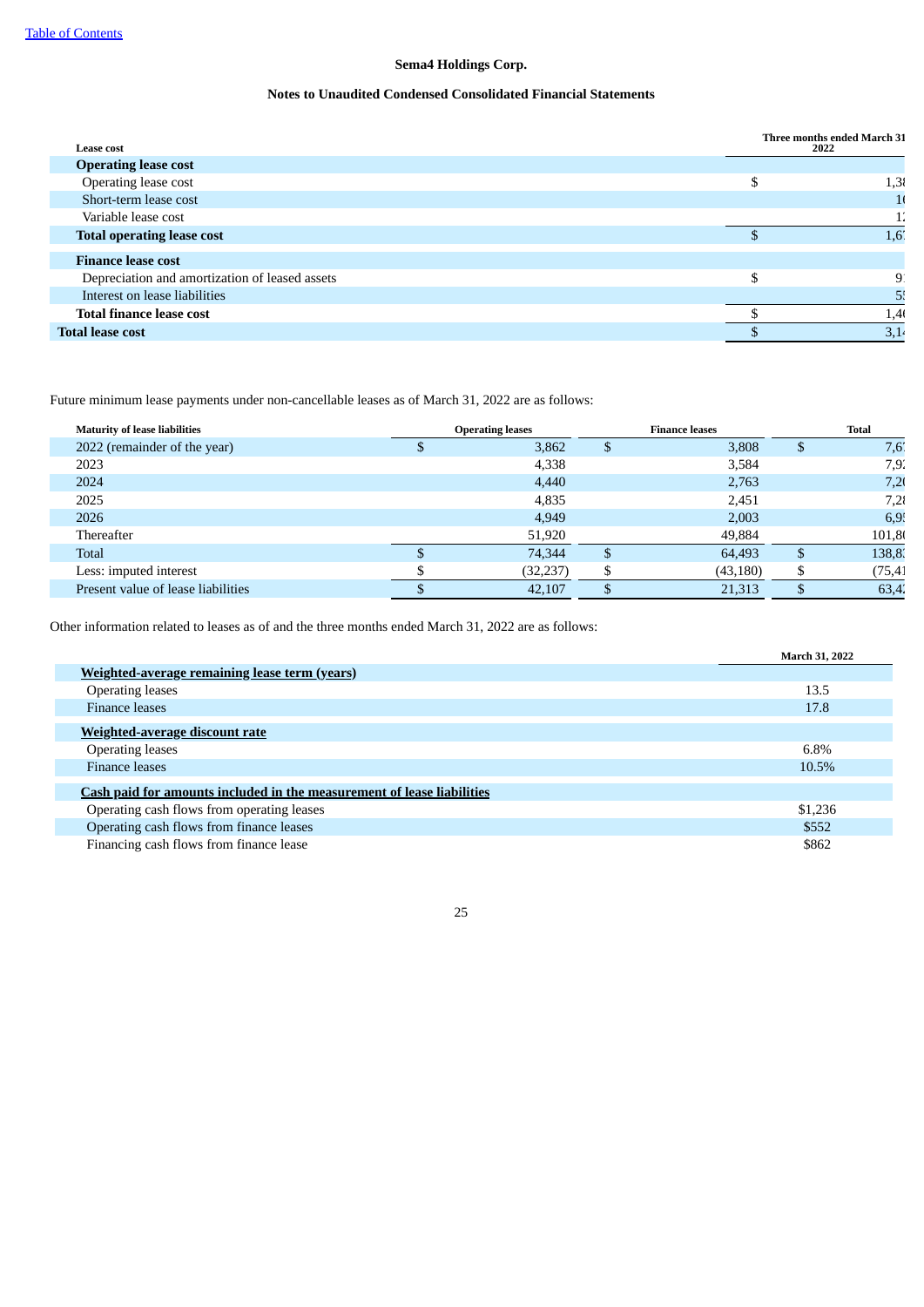Sema4 Holdings Corp.

Notes to Unaudited Condensed Consolidated Financial Statements

| Lease cost | | Three months ended March 31 2022 |
|---|---|---|
| **Operating lease cost** | | |
| Operating lease cost | $ | 1,38 |
| Short-term lease cost | | 1( |
| Variable lease cost | | 1: |
| **Total operating lease cost** | $ | 1,67 |
| **Finance lease cost** | | |
| Depreciation and amortization of leased assets | $ | 9: |
| Interest on lease liabilities | | 5: |
| **Total finance lease cost** | $ | 1,46 |
| **Total lease cost** | $ | 3,14 |

Future minimum lease payments under non-cancellable leases as of March 31, 2022 are as follows:

| Maturity of lease liabilities | | Operating leases | | Finance leases | | Total |
|---|---|---|---|---|---|---|
| 2022 (remainder of the year) | $ | 3,862 | $ | 3,808 | $ | 7,67 |
| 2023 | | 4,338 | | 3,584 | | 7,92 |
| 2024 | | 4,440 | | 2,763 | | 7,20 |
| 2025 | | 4,835 | | 2,451 | | 7,28 |
| 2026 | | 4,949 | | 2,003 | | 6,95 |
| Thereafter | | 51,920 | | 49,884 | | 101,80 |
| Total | $ | 74,344 | $ | 64,493 | $ | 138,83 |
| Less: imputed interest | $ | (32,237) | $ | (43,180) | $ | (75,41 |
| Present value of lease liabilities | $ | 42,107 | $ | 21,313 | $ | 63,42 |

Other information related to leases as of and the three months ended March 31, 2022 are as follows:

| | March 31, 2022 |
|---|---|
| **Weighted-average remaining lease term (years)** | |
| Operating leases | 13.5 |
| Finance leases | 17.8 |
| **Weighted-average discount rate** | |
| Operating leases | 6.8% |
| Finance leases | 10.5% |
| **Cash paid for amounts included in the measurement of lease liabilities** | |
| Operating cash flows from operating leases | $1,236 |
| Operating cash flows from finance leases | $552 |
| Financing cash flows from finance lease | $862 |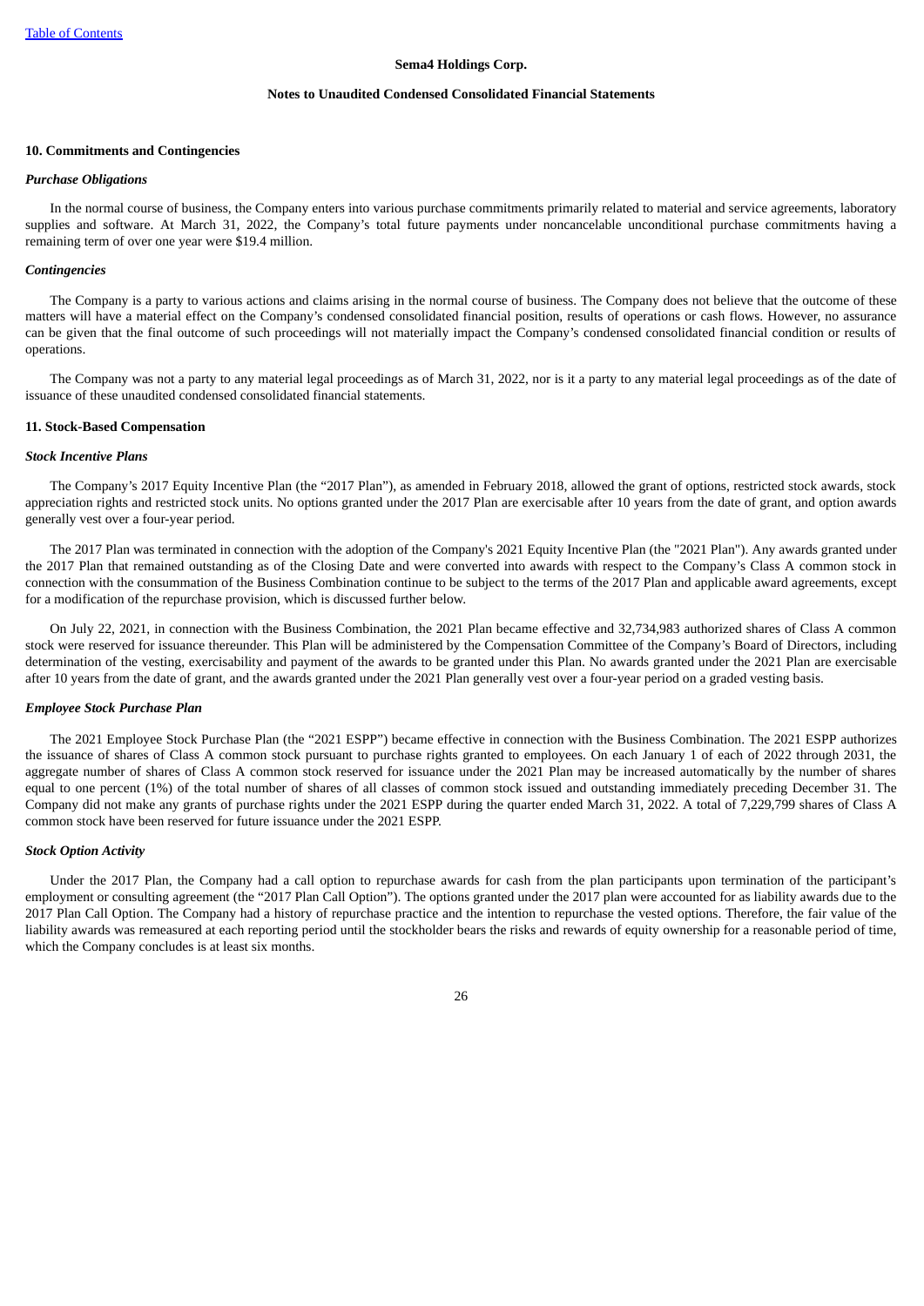**Sema4 Holdings Corp.**

**Notes to Unaudited Condensed Consolidated Financial Statements**

### 10. Commitments and Contingencies

*Purchase Obligations*

In the normal course of business, the Company enters into various purchase commitments primarily related to material and service agreements, laboratory supplies and software. At March 31, 2022, the Company's total future payments under noncancelable unconditional purchase commitments having a remaining term of over one year were $19.4 million.

*Contingencies*

The Company is a party to various actions and claims arising in the normal course of business. The Company does not believe that the outcome of these matters will have a material effect on the Company's condensed consolidated financial position, results of operations or cash flows. However, no assurance can be given that the final outcome of such proceedings will not materially impact the Company's condensed consolidated financial condition or results of operations.

The Company was not a party to any material legal proceedings as of March 31, 2022, nor is it a party to any material legal proceedings as of the date of issuance of these unaudited condensed consolidated financial statements.

### 11. Stock-Based Compensation

*Stock Incentive Plans*

The Company's 2017 Equity Incentive Plan (the "2017 Plan"), as amended in February 2018, allowed the grant of options, restricted stock awards, stock appreciation rights and restricted stock units. No options granted under the 2017 Plan are exercisable after 10 years from the date of grant, and option awards generally vest over a four-year period.

The 2017 Plan was terminated in connection with the adoption of the Company's 2021 Equity Incentive Plan (the "2021 Plan"). Any awards granted under the 2017 Plan that remained outstanding as of the Closing Date and were converted into awards with respect to the Company's Class A common stock in connection with the consummation of the Business Combination continue to be subject to the terms of the 2017 Plan and applicable award agreements, except for a modification of the repurchase provision, which is discussed further below.

On July 22, 2021, in connection with the Business Combination, the 2021 Plan became effective and 32,734,983 authorized shares of Class A common stock were reserved for issuance thereunder. This Plan will be administered by the Compensation Committee of the Company's Board of Directors, including determination of the vesting, exercisability and payment of the awards to be granted under this Plan. No awards granted under the 2021 Plan are exercisable after 10 years from the date of grant, and the awards granted under the 2021 Plan generally vest over a four-year period on a graded vesting basis.

*Employee Stock Purchase Plan*

The 2021 Employee Stock Purchase Plan (the "2021 ESPP") became effective in connection with the Business Combination. The 2021 ESPP authorizes the issuance of shares of Class A common stock pursuant to purchase rights granted to employees. On each January 1 of each of 2022 through 2031, the aggregate number of shares of Class A common stock reserved for issuance under the 2021 Plan may be increased automatically by the number of shares equal to one percent (1%) of the total number of shares of all classes of common stock issued and outstanding immediately preceding December 31. The Company did not make any grants of purchase rights under the 2021 ESPP during the quarter ended March 31, 2022. A total of 7,229,799 shares of Class A common stock have been reserved for future issuance under the 2021 ESPP.

*Stock Option Activity*

Under the 2017 Plan, the Company had a call option to repurchase awards for cash from the plan participants upon termination of the participant's employment or consulting agreement (the "2017 Plan Call Option"). The options granted under the 2017 plan were accounted for as liability awards due to the 2017 Plan Call Option. The Company had a history of repurchase practice and the intention to repurchase the vested options. Therefore, the fair value of the liability awards was remeasured at each reporting period until the stockholder bears the risks and rewards of equity ownership for a reasonable period of time, which the Company concludes is at least six months.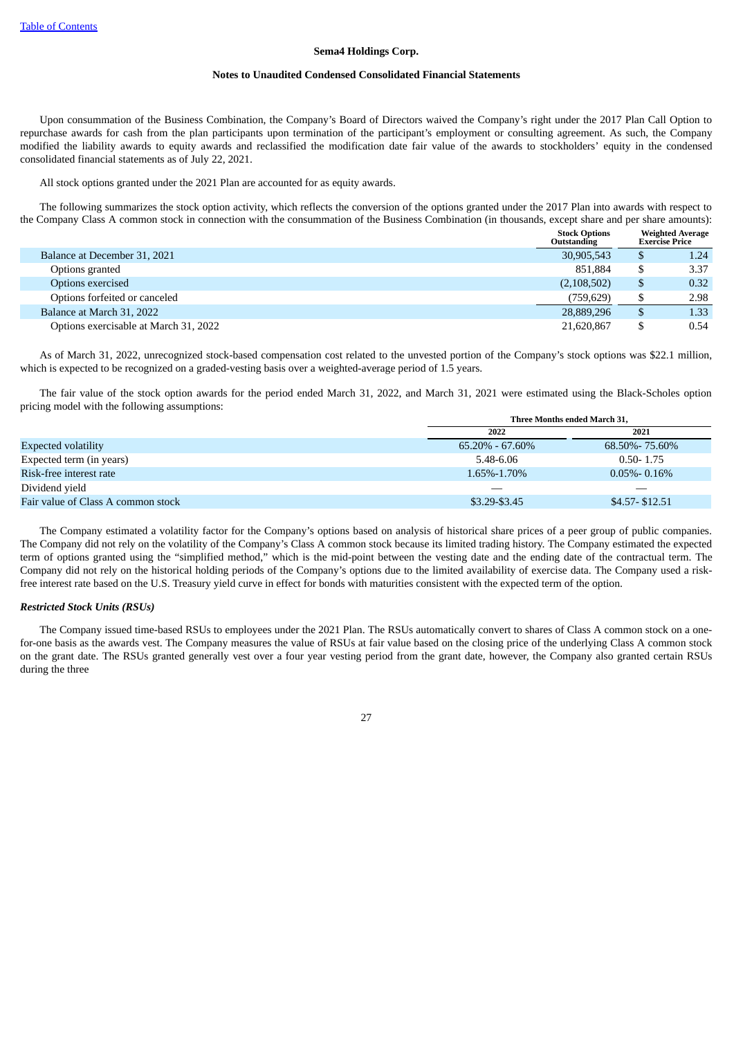Upon consummation of the Business Combination, the Company's Board of Directors waived the Company's right under the 2017 Plan Call Option to repurchase awards for cash from the plan participants upon termination of the participant's employment or consulting agreement. As such, the Company modified the liability awards to equity awards and reclassified the modification date fair value of the awards to stockholders' equity in the condensed consolidated financial statements as of July 22, 2021.

All stock options granted under the 2021 Plan are accounted for as equity awards.

The following summarizes the stock option activity, which reflects the conversion of the options granted under the 2017 Plan into awards with respect to the Company Class A common stock in connection with the consummation of the Business Combination (in thousands, except share and per share amounts):

| | Stock Options Outstanding | Weighted Average Exercise Price |
|---|---|---|
| Balance at December 31, 2021 | 30,905,543 | $ 1.24 |
| Options granted | 851,884 | $ 3.37 |
| Options exercised | (2,108,502) | $ 0.32 |
| Options forfeited or canceled | (759,629) | $ 2.98 |
| Balance at March 31, 2022 | 28,889,296 | $ 1.33 |
| Options exercisable at March 31, 2022 | 21,620,867 | $ 0.54 |

As of March 31, 2022, unrecognized stock-based compensation cost related to the unvested portion of the Company's stock options was $22.1 million, which is expected to be recognized on a graded-vesting basis over a weighted-average period of 1.5 years.

The fair value of the stock option awards for the period ended March 31, 2022, and March 31, 2021 were estimated using the Black-Scholes option pricing model with the following assumptions:

| | Three Months ended March 31, | |
|---|---|---|
| | 2022 | 2021 |
| Expected volatility | 65.20% - 67.60% | 68.50%- 75.60% |
| Expected term (in years) | 5.48-6.06 | 0.50- 1.75 |
| Risk-free interest rate | 1.65%-1.70% | 0.05%- 0.16% |
| Dividend yield | — | — |
| Fair value of Class A common stock | $3.29-$3.45 | $4.57- $12.51 |

The Company estimated a volatility factor for the Company's options based on analysis of historical share prices of a peer group of public companies. The Company did not rely on the volatility of the Company's Class A common stock because its limited trading history. The Company estimated the expected term of options granted using the "simplified method," which is the mid-point between the vesting date and the ending date of the contractual term. The Company did not rely on the historical holding periods of the Company's options due to the limited availability of exercise data. The Company used a risk-free interest rate based on the U.S. Treasury yield curve in effect for bonds with maturities consistent with the expected term of the option.

***Restricted Stock Units (RSUs)***

The Company issued time-based RSUs to employees under the 2021 Plan. The RSUs automatically convert to shares of Class A common stock on a one-for-one basis as the awards vest. The Company measures the value of RSUs at fair value based on the closing price of the underlying Class A common stock on the grant date. The RSUs granted generally vest over a four year vesting period from the grant date, however, the Company also granted certain RSUs during the three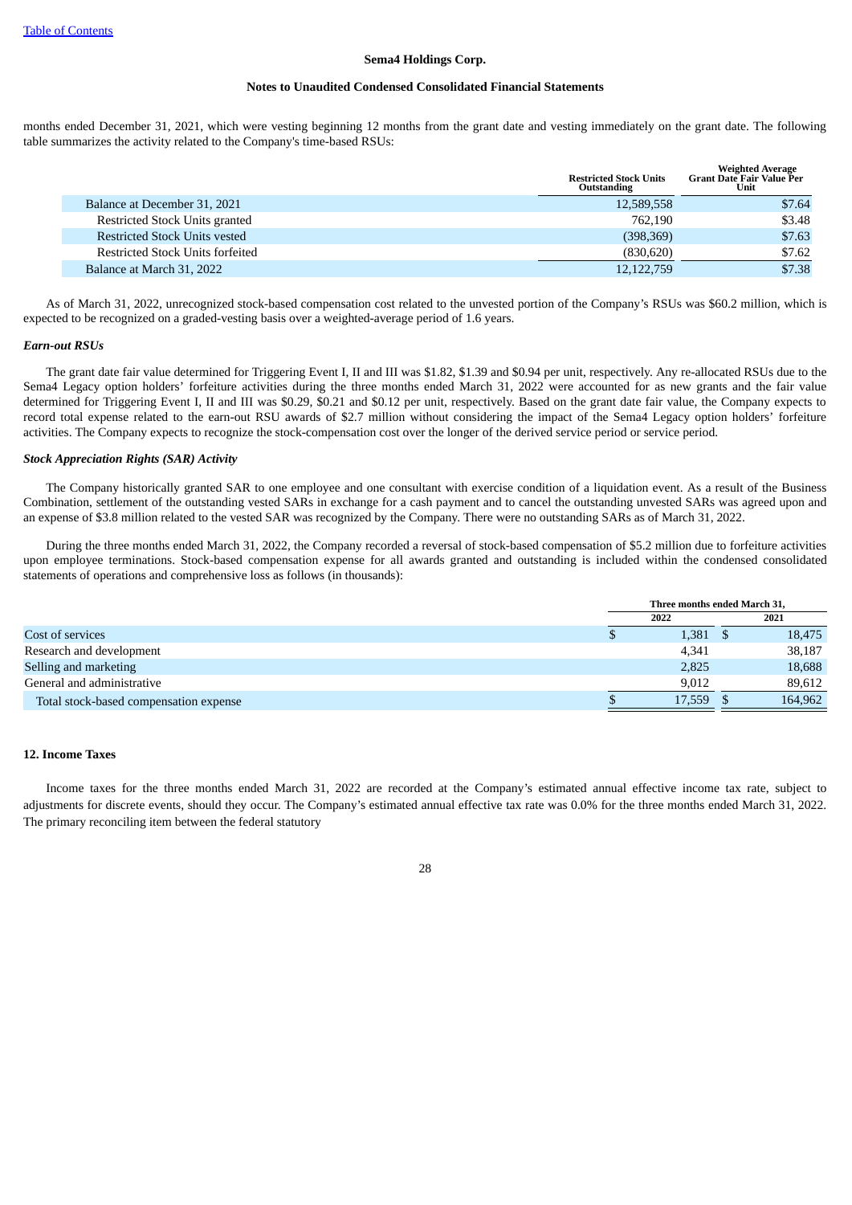months ended December 31, 2021, which were vesting beginning 12 months from the grant date and vesting immediately on the grant date. The following table summarizes the activity related to the Company's time-based RSUs:

| | Restricted Stock Units Outstanding | Weighted Average Grant Date Fair Value Per Unit |
|---|---|---|
| Balance at December 31, 2021 | 12,589,558 | $7.64 |
| Restricted Stock Units granted | 762,190 | $3.48 |
| Restricted Stock Units vested | (398,369) | $7.63 |
| Restricted Stock Units forfeited | (830,620) | $7.62 |
| Balance at March 31, 2022 | 12,122,759 | $7.38 |

As of March 31, 2022, unrecognized stock-based compensation cost related to the unvested portion of the Company's RSUs was $60.2 million, which is expected to be recognized on a graded-vesting basis over a weighted-average period of 1.6 years.

***Earn-out RSUs***

The grant date fair value determined for Triggering Event I, II and III was $1.82, $1.39 and $0.94 per unit, respectively. Any re-allocated RSUs due to the Sema4 Legacy option holders' forfeiture activities during the three months ended March 31, 2022 were accounted for as new grants and the fair value determined for Triggering Event I, II and III was $0.29, $0.21 and $0.12 per unit, respectively. Based on the grant date fair value, the Company expects to record total expense related to the earn-out RSU awards of $2.7 million without considering the impact of the Sema4 Legacy option holders' forfeiture activities. The Company expects to recognize the stock-compensation cost over the longer of the derived service period or service period.

***Stock Appreciation Rights (SAR) Activity***

The Company historically granted SAR to one employee and one consultant with exercise condition of a liquidation event. As a result of the Business Combination, settlement of the outstanding vested SARs in exchange for a cash payment and to cancel the outstanding unvested SARs was agreed upon and an expense of $3.8 million related to the vested SAR was recognized by the Company. There were no outstanding SARs as of March 31, 2022.

During the three months ended March 31, 2022, the Company recorded a reversal of stock-based compensation of $5.2 million due to forfeiture activities upon employee terminations. Stock-based compensation expense for all awards granted and outstanding is included within the condensed consolidated statements of operations and comprehensive loss as follows (in thousands):

| | Three months ended March 31, | |
|---|---|---|
| | 2022 | 2021 |
| Cost of services | $ 1,381 | $ 18,475 |
| Research and development | 4,341 | 38,187 |
| Selling and marketing | 2,825 | 18,688 |
| General and administrative | 9,012 | 89,612 |
| Total stock-based compensation expense | $ 17,559 | $ 164,962 |

## 12. Income Taxes

Income taxes for the three months ended March 31, 2022 are recorded at the Company's estimated annual effective income tax rate, subject to adjustments for discrete events, should they occur. The Company's estimated annual effective tax rate was 0.0% for the three months ended March 31, 2022. The primary reconciling item between the federal statutory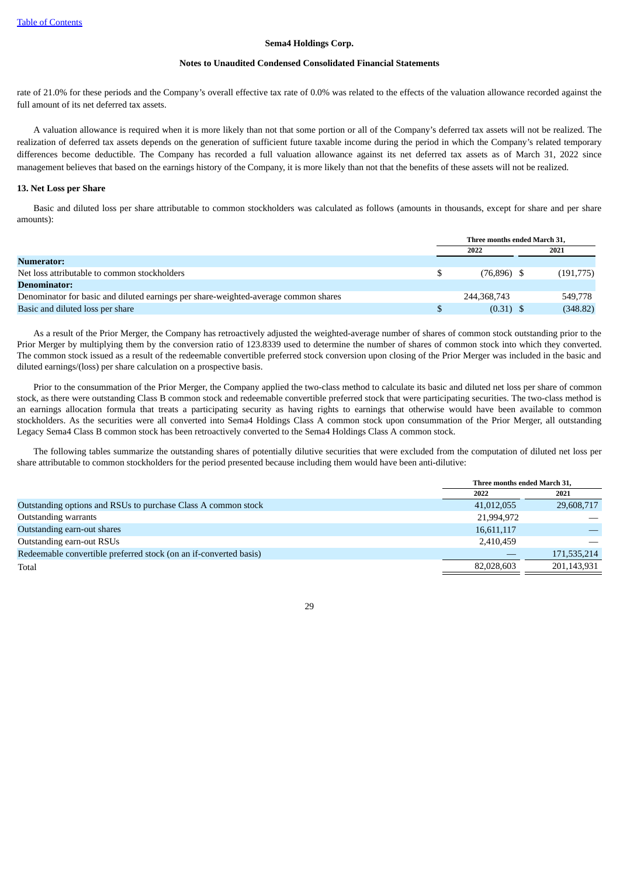rate of 21.0% for these periods and the Company's overall effective tax rate of 0.0% was related to the effects of the valuation allowance recorded against the full amount of its net deferred tax assets.

A valuation allowance is required when it is more likely than not that some portion or all of the Company's deferred tax assets will not be realized. The realization of deferred tax assets depends on the generation of sufficient future taxable income during the period in which the Company's related temporary differences become deductible. The Company has recorded a full valuation allowance against its net deferred tax assets as of March 31, 2022 since management believes that based on the earnings history of the Company, it is more likely than not that the benefits of these assets will not be realized.

### 13. Net Loss per Share

Basic and diluted loss per share attributable to common stockholders was calculated as follows (amounts in thousands, except for share and per share amounts):

| | Three months ended March 31, | |
|---|---|---|
| | 2022 | 2021 |
| **Numerator:** | | |
| Net loss attributable to common stockholders | $ (76,896) | $ (191,775) |
| **Denominator:** | | |
| Denominator for basic and diluted earnings per share-weighted-average common shares | 244,368,743 | 549,778 |
| Basic and diluted loss per share | $ (0.31) | $ (348.82) |

As a result of the Prior Merger, the Company has retroactively adjusted the weighted-average number of shares of common stock outstanding prior to the Prior Merger by multiplying them by the conversion ratio of 123.8339 used to determine the number of shares of common stock into which they converted. The common stock issued as a result of the redeemable convertible preferred stock conversion upon closing of the Prior Merger was included in the basic and diluted earnings/(loss) per share calculation on a prospective basis.

Prior to the consummation of the Prior Merger, the Company applied the two-class method to calculate its basic and diluted net loss per share of common stock, as there were outstanding Class B common stock and redeemable convertible preferred stock that were participating securities. The two-class method is an earnings allocation formula that treats a participating security as having rights to earnings that otherwise would have been available to common stockholders. As the securities were all converted into Sema4 Holdings Class A common stock upon consummation of the Prior Merger, all outstanding Legacy Sema4 Class B common stock has been retroactively converted to the Sema4 Holdings Class A common stock.

The following tables summarize the outstanding shares of potentially dilutive securities that were excluded from the computation of diluted net loss per share attributable to common stockholders for the period presented because including them would have been anti-dilutive:

| | Three months ended March 31, | |
|---|---|---|
| | 2022 | 2021 |
| Outstanding options and RSUs to purchase Class A common stock | 41,012,055 | 29,608,717 |
| Outstanding warrants | 21,994,972 | — |
| Outstanding earn-out shares | 16,611,117 | — |
| Outstanding earn-out RSUs | 2,410,459 | — |
| Redeemable convertible preferred stock (on an if-converted basis) | — | 171,535,214 |
| Total | 82,028,603 | 201,143,931 |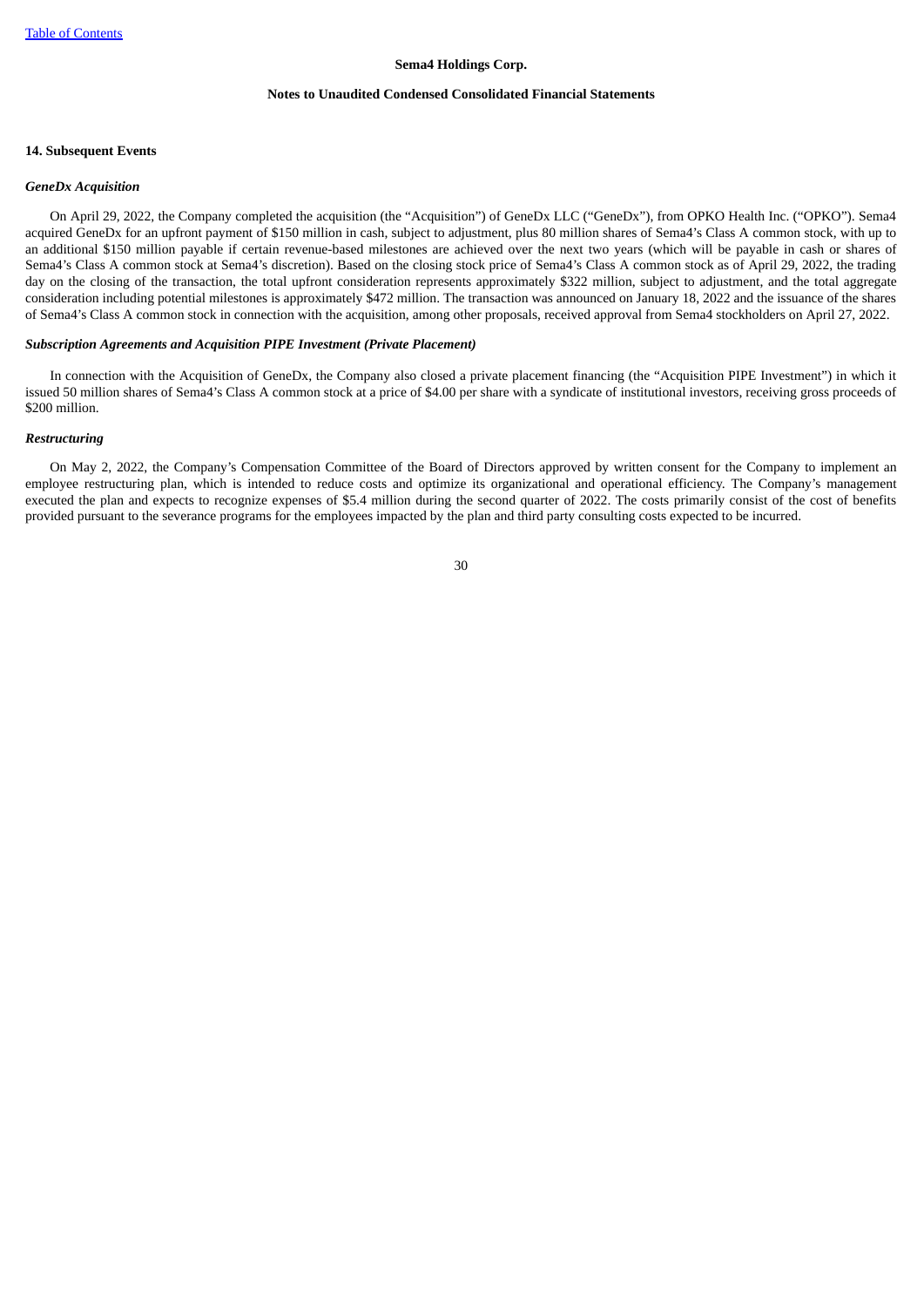**Sema4 Holdings Corp.**

**Notes to Unaudited Condensed Consolidated Financial Statements**

## 14. Subsequent Events

### *GeneDx Acquisition*

On April 29, 2022, the Company completed the acquisition (the "Acquisition") of GeneDx LLC ("GeneDx"), from OPKO Health Inc. ("OPKO"). Sema4 acquired GeneDx for an upfront payment of $150 million in cash, subject to adjustment, plus 80 million shares of Sema4's Class A common stock, with up to an additional $150 million payable if certain revenue-based milestones are achieved over the next two years (which will be payable in cash or shares of Sema4's Class A common stock at Sema4's discretion). Based on the closing stock price of Sema4's Class A common stock as of April 29, 2022, the trading day on the closing of the transaction, the total upfront consideration represents approximately $322 million, subject to adjustment, and the total aggregate consideration including potential milestones is approximately $472 million. The transaction was announced on January 18, 2022 and the issuance of the shares of Sema4's Class A common stock in connection with the acquisition, among other proposals, received approval from Sema4 stockholders on April 27, 2022.

### *Subscription Agreements and Acquisition PIPE Investment (Private Placement)*

In connection with the Acquisition of GeneDx, the Company also closed a private placement financing (the "Acquisition PIPE Investment") in which it issued 50 million shares of Sema4's Class A common stock at a price of $4.00 per share with a syndicate of institutional investors, receiving gross proceeds of $200 million.

### *Restructuring*

On May 2, 2022, the Company's Compensation Committee of the Board of Directors approved by written consent for the Company to implement an employee restructuring plan, which is intended to reduce costs and optimize its organizational and operational efficiency. The Company's management executed the plan and expects to recognize expenses of $5.4 million during the second quarter of 2022. The costs primarily consist of the cost of benefits provided pursuant to the severance programs for the employees impacted by the plan and third party consulting costs expected to be incurred.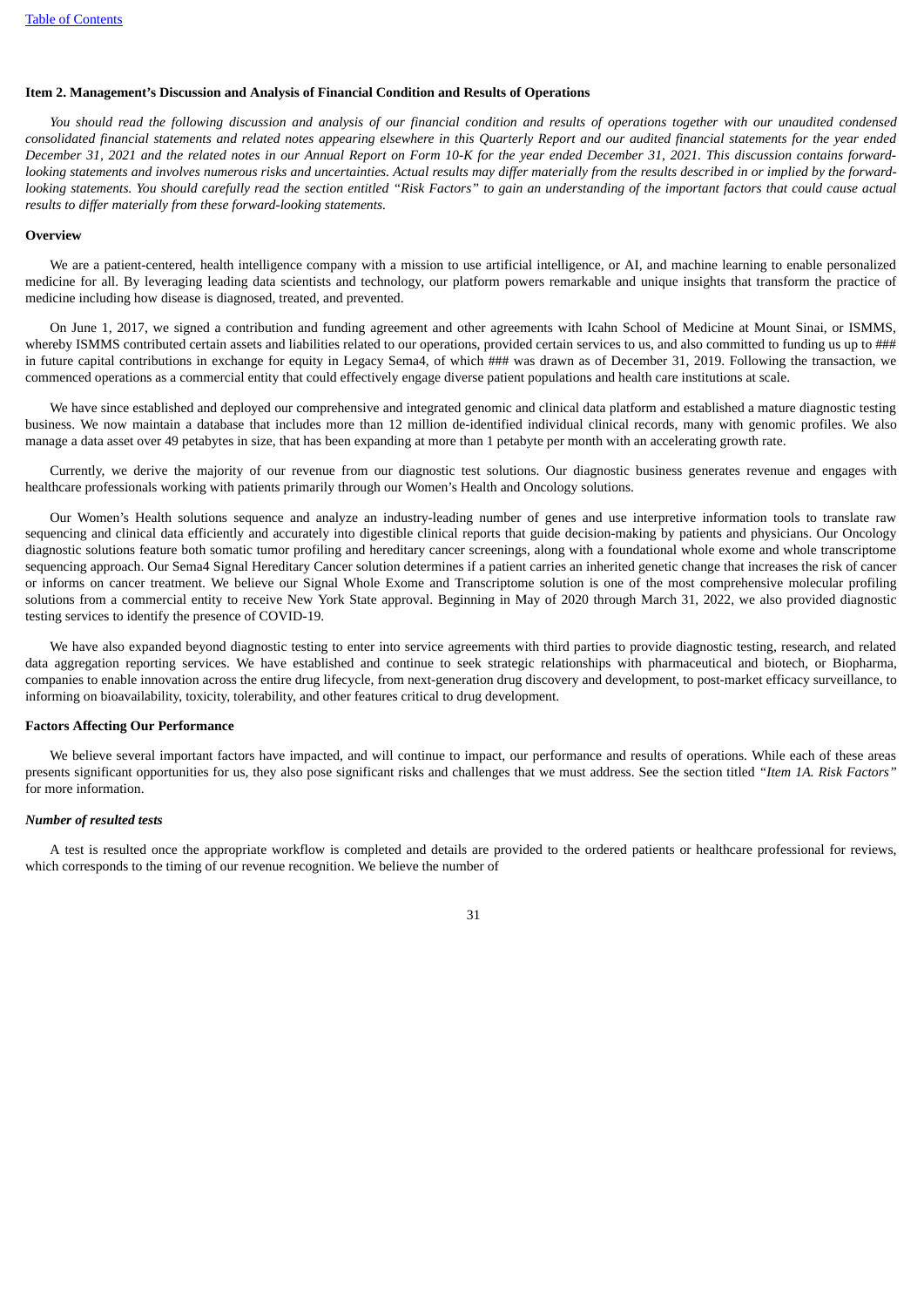## Item 2. Management's Discussion and Analysis of Financial Condition and Results of Operations

*You should read the following discussion and analysis of our financial condition and results of operations together with our unaudited condensed consolidated financial statements and related notes appearing elsewhere in this Quarterly Report and our audited financial statements for the year ended December 31, 2021 and the related notes in our Annual Report on Form 10-K for the year ended December 31, 2021. This discussion contains forward-looking statements and involves numerous risks and uncertainties. Actual results may differ materially from the results described in or implied by the forward-looking statements. You should carefully read the section entitled "Risk Factors" to gain an understanding of the important factors that could cause actual results to differ materially from these forward-looking statements.*

### Overview

We are a patient-centered, health intelligence company with a mission to use artificial intelligence, or AI, and machine learning to enable personalized medicine for all. By leveraging leading data scientists and technology, our platform powers remarkable and unique insights that transform the practice of medicine including how disease is diagnosed, treated, and prevented.

On June 1, 2017, we signed a contribution and funding agreement and other agreements with Icahn School of Medicine at Mount Sinai, or ISMMS, whereby ISMMS contributed certain assets and liabilities related to our operations, provided certain services to us, and also committed to funding us up to ### in future capital contributions in exchange for equity in Legacy Sema4, of which ### was drawn as of December 31, 2019. Following the transaction, we commenced operations as a commercial entity that could effectively engage diverse patient populations and health care institutions at scale.

We have since established and deployed our comprehensive and integrated genomic and clinical data platform and established a mature diagnostic testing business. We now maintain a database that includes more than 12 million de-identified individual clinical records, many with genomic profiles. We also manage a data asset over 49 petabytes in size, that has been expanding at more than 1 petabyte per month with an accelerating growth rate.

Currently, we derive the majority of our revenue from our diagnostic test solutions. Our diagnostic business generates revenue and engages with healthcare professionals working with patients primarily through our Women's Health and Oncology solutions.

Our Women's Health solutions sequence and analyze an industry-leading number of genes and use interpretive information tools to translate raw sequencing and clinical data efficiently and accurately into digestible clinical reports that guide decision-making by patients and physicians. Our Oncology diagnostic solutions feature both somatic tumor profiling and hereditary cancer screenings, along with a foundational whole exome and whole transcriptome sequencing approach. Our Sema4 Signal Hereditary Cancer solution determines if a patient carries an inherited genetic change that increases the risk of cancer or informs on cancer treatment. We believe our Signal Whole Exome and Transcriptome solution is one of the most comprehensive molecular profiling solutions from a commercial entity to receive New York State approval. Beginning in May of 2020 through March 31, 2022, we also provided diagnostic testing services to identify the presence of COVID-19.

We have also expanded beyond diagnostic testing to enter into service agreements with third parties to provide diagnostic testing, research, and related data aggregation reporting services. We have established and continue to seek strategic relationships with pharmaceutical and biotech, or Biopharma, companies to enable innovation across the entire drug lifecycle, from next-generation drug discovery and development, to post-market efficacy surveillance, to informing on bioavailability, toxicity, tolerability, and other features critical to drug development.

### Factors Affecting Our Performance

We believe several important factors have impacted, and will continue to impact, our performance and results of operations. While each of these areas presents significant opportunities for us, they also pose significant risks and challenges that we must address. See the section titled *"Item 1A. Risk Factors"* for more information.

#### *Number of resulted tests*

A test is resulted once the appropriate workflow is completed and details are provided to the ordered patients or healthcare professional for reviews, which corresponds to the timing of our revenue recognition. We believe the number of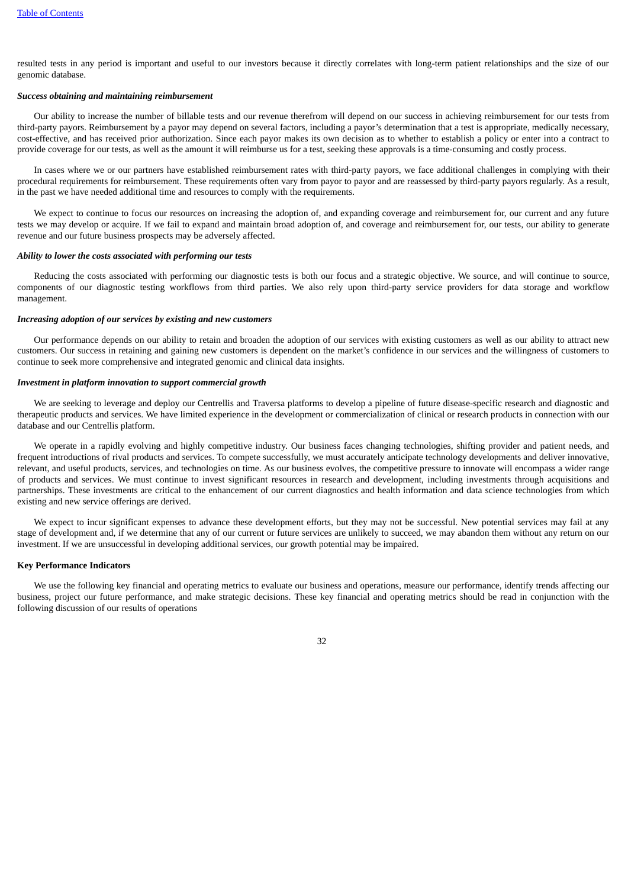resulted tests in any period is important and useful to our investors because it directly correlates with long-term patient relationships and the size of our genomic database.

***Success obtaining and maintaining reimbursement***

Our ability to increase the number of billable tests and our revenue therefrom will depend on our success in achieving reimbursement for our tests from third-party payors. Reimbursement by a payor may depend on several factors, including a payor's determination that a test is appropriate, medically necessary, cost-effective, and has received prior authorization. Since each payor makes its own decision as to whether to establish a policy or enter into a contract to provide coverage for our tests, as well as the amount it will reimburse us for a test, seeking these approvals is a time-consuming and costly process.

In cases where we or our partners have established reimbursement rates with third-party payors, we face additional challenges in complying with their procedural requirements for reimbursement. These requirements often vary from payor to payor and are reassessed by third-party payors regularly. As a result, in the past we have needed additional time and resources to comply with the requirements.

We expect to continue to focus our resources on increasing the adoption of, and expanding coverage and reimbursement for, our current and any future tests we may develop or acquire. If we fail to expand and maintain broad adoption of, and coverage and reimbursement for, our tests, our ability to generate revenue and our future business prospects may be adversely affected.

***Ability to lower the costs associated with performing our tests***

Reducing the costs associated with performing our diagnostic tests is both our focus and a strategic objective. We source, and will continue to source, components of our diagnostic testing workflows from third parties. We also rely upon third-party service providers for data storage and workflow management.

***Increasing adoption of our services by existing and new customers***

Our performance depends on our ability to retain and broaden the adoption of our services with existing customers as well as our ability to attract new customers. Our success in retaining and gaining new customers is dependent on the market's confidence in our services and the willingness of customers to continue to seek more comprehensive and integrated genomic and clinical data insights.

***Investment in platform innovation to support commercial growth***

We are seeking to leverage and deploy our Centrellis and Traversa platforms to develop a pipeline of future disease-specific research and diagnostic and therapeutic products and services. We have limited experience in the development or commercialization of clinical or research products in connection with our database and our Centrellis platform.

We operate in a rapidly evolving and highly competitive industry. Our business faces changing technologies, shifting provider and patient needs, and frequent introductions of rival products and services. To compete successfully, we must accurately anticipate technology developments and deliver innovative, relevant, and useful products, services, and technologies on time. As our business evolves, the competitive pressure to innovate will encompass a wider range of products and services. We must continue to invest significant resources in research and development, including investments through acquisitions and partnerships. These investments are critical to the enhancement of our current diagnostics and health information and data science technologies from which existing and new service offerings are derived.

We expect to incur significant expenses to advance these development efforts, but they may not be successful. New potential services may fail at any stage of development and, if we determine that any of our current or future services are unlikely to succeed, we may abandon them without any return on our investment. If we are unsuccessful in developing additional services, our growth potential may be impaired.

**Key Performance Indicators**

We use the following key financial and operating metrics to evaluate our business and operations, measure our performance, identify trends affecting our business, project our future performance, and make strategic decisions. These key financial and operating metrics should be read in conjunction with the following discussion of our results of operations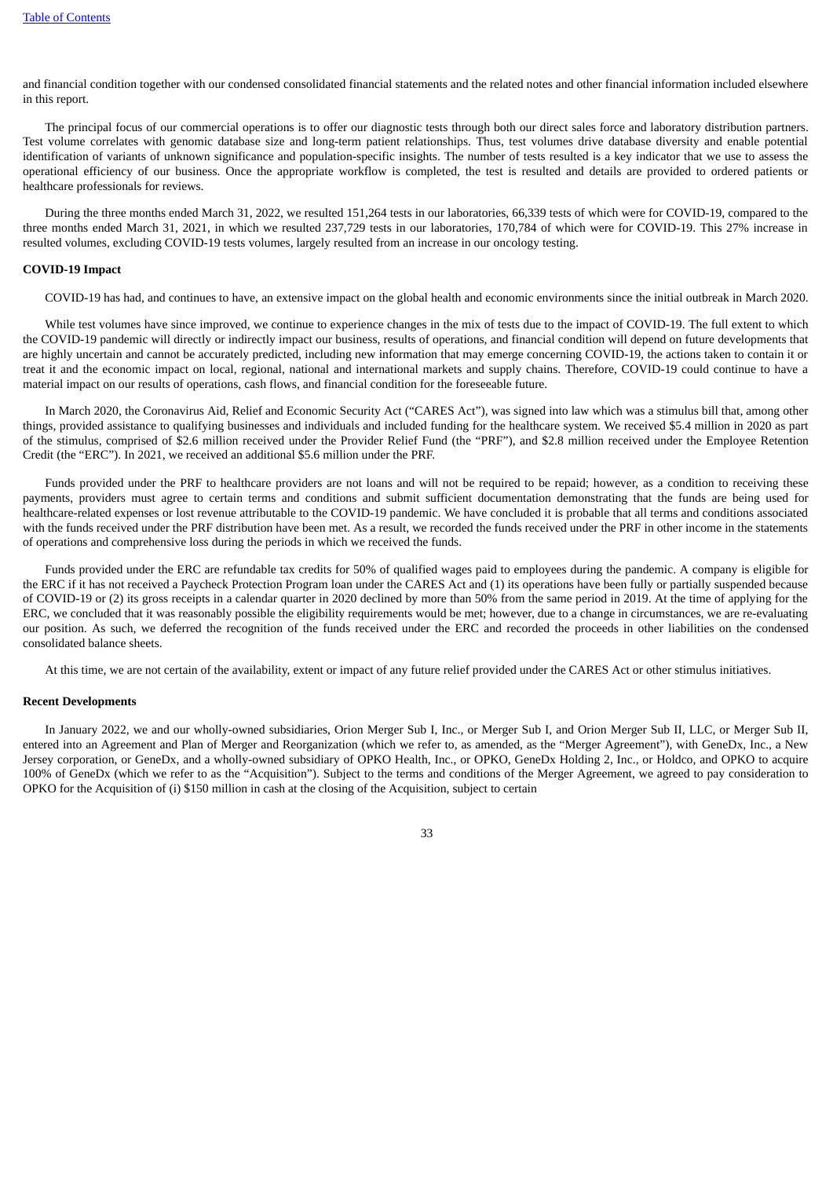and financial condition together with our condensed consolidated financial statements and the related notes and other financial information included elsewhere in this report.

The principal focus of our commercial operations is to offer our diagnostic tests through both our direct sales force and laboratory distribution partners. Test volume correlates with genomic database size and long-term patient relationships. Thus, test volumes drive database diversity and enable potential identification of variants of unknown significance and population-specific insights. The number of tests resulted is a key indicator that we use to assess the operational efficiency of our business. Once the appropriate workflow is completed, the test is resulted and details are provided to ordered patients or healthcare professionals for reviews.

During the three months ended March 31, 2022, we resulted 151,264 tests in our laboratories, 66,339 tests of which were for COVID-19, compared to the three months ended March 31, 2021, in which we resulted 237,729 tests in our laboratories, 170,784 of which were for COVID-19. This 27% increase in resulted volumes, excluding COVID-19 tests volumes, largely resulted from an increase in our oncology testing.

**COVID-19 Impact**

COVID-19 has had, and continues to have, an extensive impact on the global health and economic environments since the initial outbreak in March 2020.

While test volumes have since improved, we continue to experience changes in the mix of tests due to the impact of COVID-19. The full extent to which the COVID-19 pandemic will directly or indirectly impact our business, results of operations, and financial condition will depend on future developments that are highly uncertain and cannot be accurately predicted, including new information that may emerge concerning COVID-19, the actions taken to contain it or treat it and the economic impact on local, regional, national and international markets and supply chains. Therefore, COVID-19 could continue to have a material impact on our results of operations, cash flows, and financial condition for the foreseeable future.

In March 2020, the Coronavirus Aid, Relief and Economic Security Act ("CARES Act"), was signed into law which was a stimulus bill that, among other things, provided assistance to qualifying businesses and individuals and included funding for the healthcare system. We received $5.4 million in 2020 as part of the stimulus, comprised of $2.6 million received under the Provider Relief Fund (the "PRF"), and $2.8 million received under the Employee Retention Credit (the "ERC"). In 2021, we received an additional $5.6 million under the PRF.

Funds provided under the PRF to healthcare providers are not loans and will not be required to be repaid; however, as a condition to receiving these payments, providers must agree to certain terms and conditions and submit sufficient documentation demonstrating that the funds are being used for healthcare-related expenses or lost revenue attributable to the COVID-19 pandemic. We have concluded it is probable that all terms and conditions associated with the funds received under the PRF distribution have been met. As a result, we recorded the funds received under the PRF in other income in the statements of operations and comprehensive loss during the periods in which we received the funds.

Funds provided under the ERC are refundable tax credits for 50% of qualified wages paid to employees during the pandemic. A company is eligible for the ERC if it has not received a Paycheck Protection Program loan under the CARES Act and (1) its operations have been fully or partially suspended because of COVID-19 or (2) its gross receipts in a calendar quarter in 2020 declined by more than 50% from the same period in 2019. At the time of applying for the ERC, we concluded that it was reasonably possible the eligibility requirements would be met; however, due to a change in circumstances, we are re-evaluating our position. As such, we deferred the recognition of the funds received under the ERC and recorded the proceeds in other liabilities on the condensed consolidated balance sheets.

At this time, we are not certain of the availability, extent or impact of any future relief provided under the CARES Act or other stimulus initiatives.

**Recent Developments**

In January 2022, we and our wholly-owned subsidiaries, Orion Merger Sub I, Inc., or Merger Sub I, and Orion Merger Sub II, LLC, or Merger Sub II, entered into an Agreement and Plan of Merger and Reorganization (which we refer to, as amended, as the "Merger Agreement"), with GeneDx, Inc., a New Jersey corporation, or GeneDx, and a wholly-owned subsidiary of OPKO Health, Inc., or OPKO, GeneDx Holding 2, Inc., or Holdco, and OPKO to acquire 100% of GeneDx (which we refer to as the "Acquisition"). Subject to the terms and conditions of the Merger Agreement, we agreed to pay consideration to OPKO for the Acquisition of (i) $150 million in cash at the closing of the Acquisition, subject to certain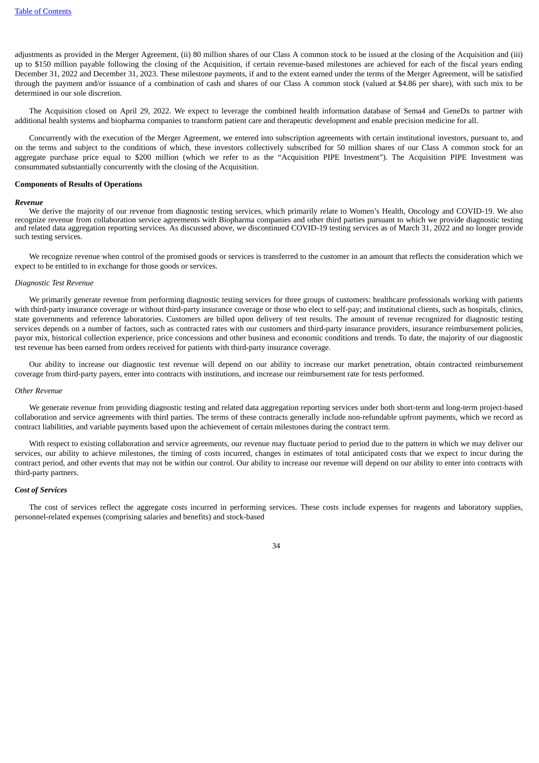adjustments as provided in the Merger Agreement, (ii) 80 million shares of our Class A common stock to be issued at the closing of the Acquisition and (iii) up to $150 million payable following the closing of the Acquisition, if certain revenue-based milestones are achieved for each of the fiscal years ending December 31, 2022 and December 31, 2023. These milestone payments, if and to the extent earned under the terms of the Merger Agreement, will be satisfied through the payment and/or issuance of a combination of cash and shares of our Class A common stock (valued at $4.86 per share), with such mix to be determined in our sole discretion.

The Acquisition closed on April 29, 2022. We expect to leverage the combined health information database of Sema4 and GeneDx to partner with additional health systems and biopharma companies to transform patient care and therapeutic development and enable precision medicine for all.

Concurrently with the execution of the Merger Agreement, we entered into subscription agreements with certain institutional investors, pursuant to, and on the terms and subject to the conditions of which, these investors collectively subscribed for 50 million shares of our Class A common stock for an aggregate purchase price equal to $200 million (which we refer to as the "Acquisition PIPE Investment"). The Acquisition PIPE Investment was consummated substantially concurrently with the closing of the Acquisition.

**Components of Results of Operations**

***Revenue***

We derive the majority of our revenue from diagnostic testing services, which primarily relate to Women's Health, Oncology and COVID-19. We also recognize revenue from collaboration service agreements with Biopharma companies and other third parties pursuant to which we provide diagnostic testing and related data aggregation reporting services. As discussed above, we discontinued COVID-19 testing services as of March 31, 2022 and no longer provide such testing services.

We recognize revenue when control of the promised goods or services is transferred to the customer in an amount that reflects the consideration which we expect to be entitled to in exchange for those goods or services.

*Diagnostic Test Revenue*

We primarily generate revenue from performing diagnostic testing services for three groups of customers: healthcare professionals working with patients with third-party insurance coverage or without third-party insurance coverage or those who elect to self-pay; and institutional clients, such as hospitals, clinics, state governments and reference laboratories. Customers are billed upon delivery of test results. The amount of revenue recognized for diagnostic testing services depends on a number of factors, such as contracted rates with our customers and third-party insurance providers, insurance reimbursement policies, payor mix, historical collection experience, price concessions and other business and economic conditions and trends. To date, the majority of our diagnostic test revenue has been earned from orders received for patients with third-party insurance coverage.

Our ability to increase our diagnostic test revenue will depend on our ability to increase our market penetration, obtain contracted reimbursement coverage from third-party payers, enter into contracts with institutions, and increase our reimbursement rate for tests performed.

*Other Revenue*

We generate revenue from providing diagnostic testing and related data aggregation reporting services under both short-term and long-term project-based collaboration and service agreements with third parties. The terms of these contracts generally include non-refundable upfront payments, which we record as contract liabilities, and variable payments based upon the achievement of certain milestones during the contract term.

With respect to existing collaboration and service agreements, our revenue may fluctuate period to period due to the pattern in which we may deliver our services, our ability to achieve milestones, the timing of costs incurred, changes in estimates of total anticipated costs that we expect to incur during the contract period, and other events that may not be within our control. Our ability to increase our revenue will depend on our ability to enter into contracts with third-party partners.

***Cost of Services***

The cost of services reflect the aggregate costs incurred in performing services. These costs include expenses for reagents and laboratory supplies, personnel-related expenses (comprising salaries and benefits) and stock-based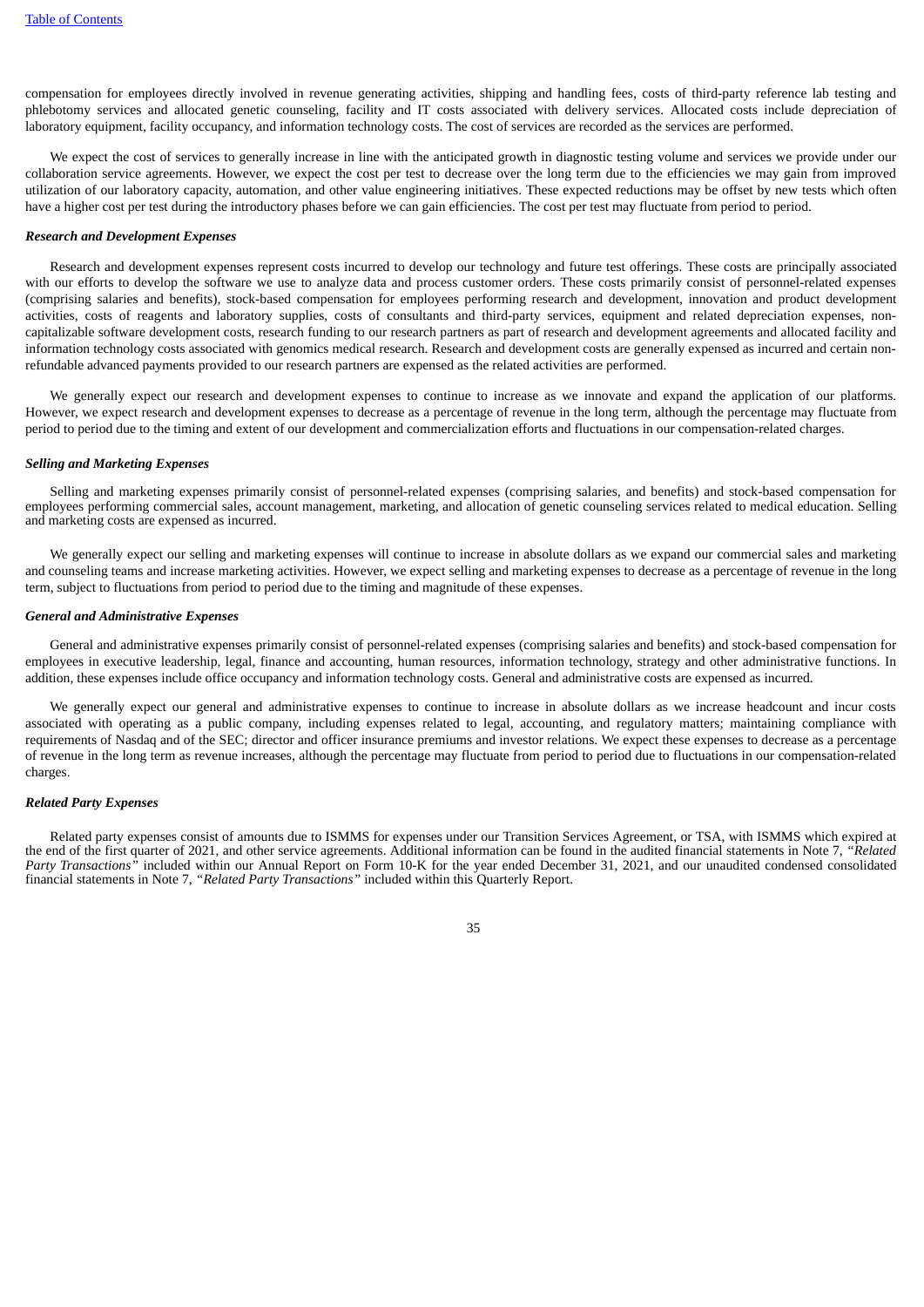compensation for employees directly involved in revenue generating activities, shipping and handling fees, costs of third-party reference lab testing and phlebotomy services and allocated genetic counseling, facility and IT costs associated with delivery services. Allocated costs include depreciation of laboratory equipment, facility occupancy, and information technology costs. The cost of services are recorded as the services are performed.

We expect the cost of services to generally increase in line with the anticipated growth in diagnostic testing volume and services we provide under our collaboration service agreements. However, we expect the cost per test to decrease over the long term due to the efficiencies we may gain from improved utilization of our laboratory capacity, automation, and other value engineering initiatives. These expected reductions may be offset by new tests which often have a higher cost per test during the introductory phases before we can gain efficiencies. The cost per test may fluctuate from period to period.

***Research and Development Expenses***

Research and development expenses represent costs incurred to develop our technology and future test offerings. These costs are principally associated with our efforts to develop the software we use to analyze data and process customer orders. These costs primarily consist of personnel-related expenses (comprising salaries and benefits), stock-based compensation for employees performing research and development, innovation and product development activities, costs of reagents and laboratory supplies, costs of consultants and third-party services, equipment and related depreciation expenses, non-capitalizable software development costs, research funding to our research partners as part of research and development agreements and allocated facility and information technology costs associated with genomics medical research. Research and development costs are generally expensed as incurred and certain non-refundable advanced payments provided to our research partners are expensed as the related activities are performed.

We generally expect our research and development expenses to continue to increase as we innovate and expand the application of our platforms. However, we expect research and development expenses to decrease as a percentage of revenue in the long term, although the percentage may fluctuate from period to period due to the timing and extent of our development and commercialization efforts and fluctuations in our compensation-related charges.

***Selling and Marketing Expenses***

Selling and marketing expenses primarily consist of personnel-related expenses (comprising salaries, and benefits) and stock-based compensation for employees performing commercial sales, account management, marketing, and allocation of genetic counseling services related to medical education. Selling and marketing costs are expensed as incurred.

We generally expect our selling and marketing expenses will continue to increase in absolute dollars as we expand our commercial sales and marketing and counseling teams and increase marketing activities. However, we expect selling and marketing expenses to decrease as a percentage of revenue in the long term, subject to fluctuations from period to period due to the timing and magnitude of these expenses.

***General and Administrative Expenses***

General and administrative expenses primarily consist of personnel-related expenses (comprising salaries and benefits) and stock-based compensation for employees in executive leadership, legal, finance and accounting, human resources, information technology, strategy and other administrative functions. In addition, these expenses include office occupancy and information technology costs. General and administrative costs are expensed as incurred.

We generally expect our general and administrative expenses to continue to increase in absolute dollars as we increase headcount and incur costs associated with operating as a public company, including expenses related to legal, accounting, and regulatory matters; maintaining compliance with requirements of Nasdaq and of the SEC; director and officer insurance premiums and investor relations. We expect these expenses to decrease as a percentage of revenue in the long term as revenue increases, although the percentage may fluctuate from period to period due to fluctuations in our compensation-related charges.

***Related Party Expenses***

Related party expenses consist of amounts due to ISMMS for expenses under our Transition Services Agreement, or TSA, with ISMMS which expired at the end of the first quarter of 2021, and other service agreements. Additional information can be found in the audited financial statements in Note 7, *"Related Party Transactions"* included within our Annual Report on Form 10-K for the year ended December 31, 2021, and our unaudited condensed consolidated financial statements in Note 7, *"Related Party Transactions"* included within this Quarterly Report.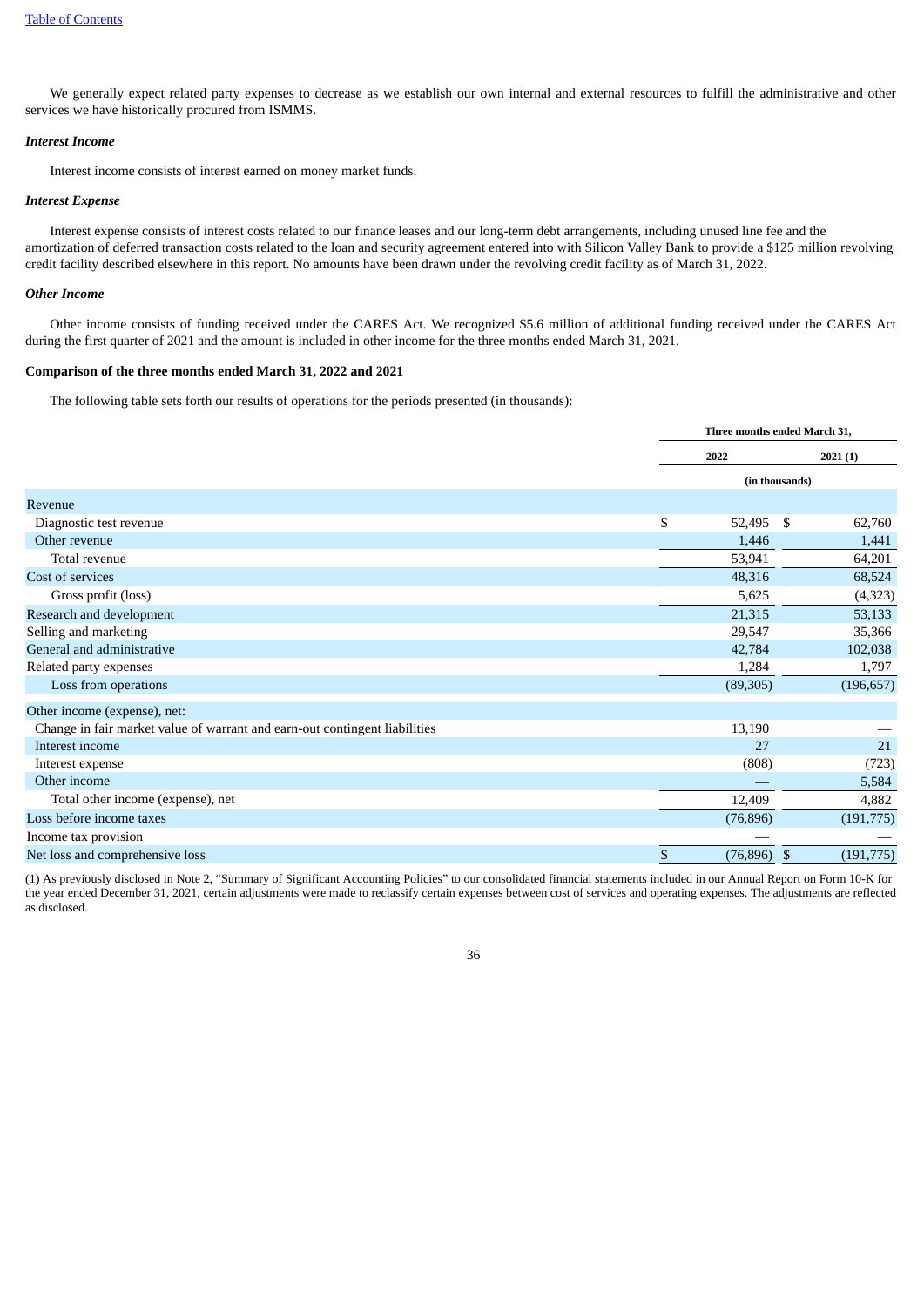We generally expect related party expenses to decrease as we establish our own internal and external resources to fulfill the administrative and other services we have historically procured from ISMMS.

***Interest Income***

Interest income consists of interest earned on money market funds.

***Interest Expense***

Interest expense consists of interest costs related to our finance leases and our long-term debt arrangements, including unused line fee and the amortization of deferred transaction costs related to the loan and security agreement entered into with Silicon Valley Bank to provide a $125 million revolving credit facility described elsewhere in this report. No amounts have been drawn under the revolving credit facility as of March 31, 2022.

***Other Income***

Other income consists of funding received under the CARES Act. We recognized $5.6 million of additional funding received under the CARES Act during the first quarter of 2021 and the amount is included in other income for the three months ended March 31, 2021.

**Comparison of the three months ended March 31, 2022 and 2021**

The following table sets forth our results of operations for the periods presented (in thousands):

| | Three months ended March 31, | |
|---|---|---|
| | 2022 | 2021 (1) |
| | (in thousands) | |
| Revenue | | |
| Diagnostic test revenue | $ 52,495 | $ 62,760 |
| Other revenue | 1,446 | 1,441 |
| Total revenue | 53,941 | 64,201 |
| Cost of services | 48,316 | 68,524 |
| Gross profit (loss) | 5,625 | (4,323) |
| Research and development | 21,315 | 53,133 |
| Selling and marketing | 29,547 | 35,366 |
| General and administrative | 42,784 | 102,038 |
| Related party expenses | 1,284 | 1,797 |
| Loss from operations | (89,305) | (196,657) |
| Other income (expense), net: | | |
| Change in fair market value of warrant and earn-out contingent liabilities | 13,190 | — |
| Interest income | 27 | 21 |
| Interest expense | (808) | (723) |
| Other income | — | 5,584 |
| Total other income (expense), net | 12,409 | 4,882 |
| Loss before income taxes | (76,896) | (191,775) |
| Income tax provision | — | — |
| Net loss and comprehensive loss | $ (76,896) | $ (191,775) |

(1) As previously disclosed in Note 2, "Summary of Significant Accounting Policies" to our consolidated financial statements included in our Annual Report on Form 10-K for the year ended December 31, 2021, certain adjustments were made to reclassify certain expenses between cost of services and operating expenses. The adjustments are reflected as disclosed.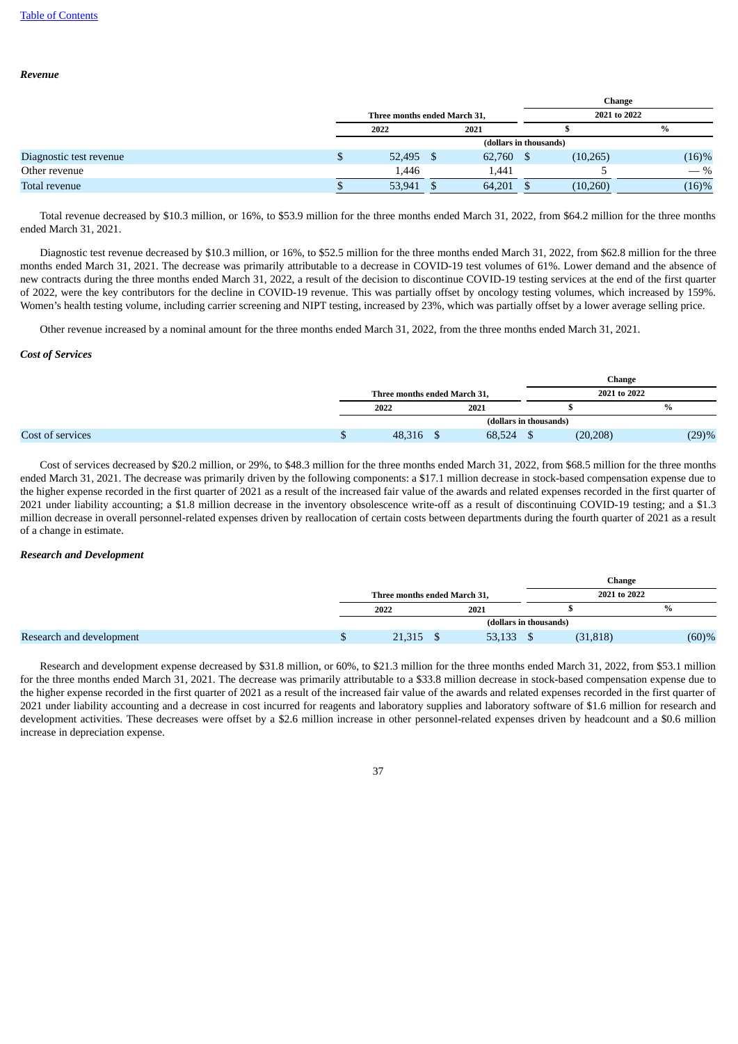### *Revenue*

| | Three months ended March 31, | | Change 2021 to 2022 | |
|---|---|---|---|---|
| | 2022 | 2021 | $ | % |
| | (dollars in thousands) | | | |
| Diagnostic test revenue | $ 52,495 | $ 62,760 | $ (10,265) | (16)% |
| Other revenue | 1,446 | 1,441 | 5 | — % |
| Total revenue | $ 53,941 | $ 64,201 | $ (10,260) | (16)% |

Total revenue decreased by $10.3 million, or 16%, to $53.9 million for the three months ended March 31, 2022, from $64.2 million for the three months ended March 31, 2021.

Diagnostic test revenue decreased by $10.3 million, or 16%, to $52.5 million for the three months ended March 31, 2022, from $62.8 million for the three months ended March 31, 2021. The decrease was primarily attributable to a decrease in COVID-19 test volumes of 61%. Lower demand and the absence of new contracts during the three months ended March 31, 2022, a result of the decision to discontinue COVID-19 testing services at the end of the first quarter of 2022, were the key contributors for the decline in COVID-19 revenue. This was partially offset by oncology testing volumes, which increased by 159%. Women's health testing volume, including carrier screening and NIPT testing, increased by 23%, which was partially offset by a lower average selling price.

Other revenue increased by a nominal amount for the three months ended March 31, 2022, from the three months ended March 31, 2021.

### *Cost of Services*

| | Three months ended March 31, | | Change 2021 to 2022 | |
|---|---|---|---|---|
| | 2022 | 2021 | $ | % |
| | (dollars in thousands) | | | |
| Cost of services | $ 48,316 | $ 68,524 | $ (20,208) | (29)% |

Cost of services decreased by $20.2 million, or 29%, to $48.3 million for the three months ended March 31, 2022, from $68.5 million for the three months ended March 31, 2021. The decrease was primarily driven by the following components: a $17.1 million decrease in stock-based compensation expense due to the higher expense recorded in the first quarter of 2021 as a result of the increased fair value of the awards and related expenses recorded in the first quarter of 2021 under liability accounting; a $1.8 million decrease in the inventory obsolescence write-off as a result of discontinuing COVID-19 testing; and a $1.3 million decrease in overall personnel-related expenses driven by reallocation of certain costs between departments during the fourth quarter of 2021 as a result of a change in estimate.

### *Research and Development*

| | Three months ended March 31, | | Change 2021 to 2022 | |
|---|---|---|---|---|
| | 2022 | 2021 | $ | % |
| | (dollars in thousands) | | | |
| Research and development | $ 21,315 | $ 53,133 | $ (31,818) | (60)% |

Research and development expense decreased by $31.8 million, or 60%, to $21.3 million for the three months ended March 31, 2022, from $53.1 million for the three months ended March 31, 2021. The decrease was primarily attributable to a $33.8 million decrease in stock-based compensation expense due to the higher expense recorded in the first quarter of 2021 as a result of the increased fair value of the awards and related expenses recorded in the first quarter of 2021 under liability accounting and a decrease in cost incurred for reagents and laboratory supplies and laboratory software of $1.6 million for research and development activities. These decreases were offset by a $2.6 million increase in other personnel-related expenses driven by headcount and a $0.6 million increase in depreciation expense.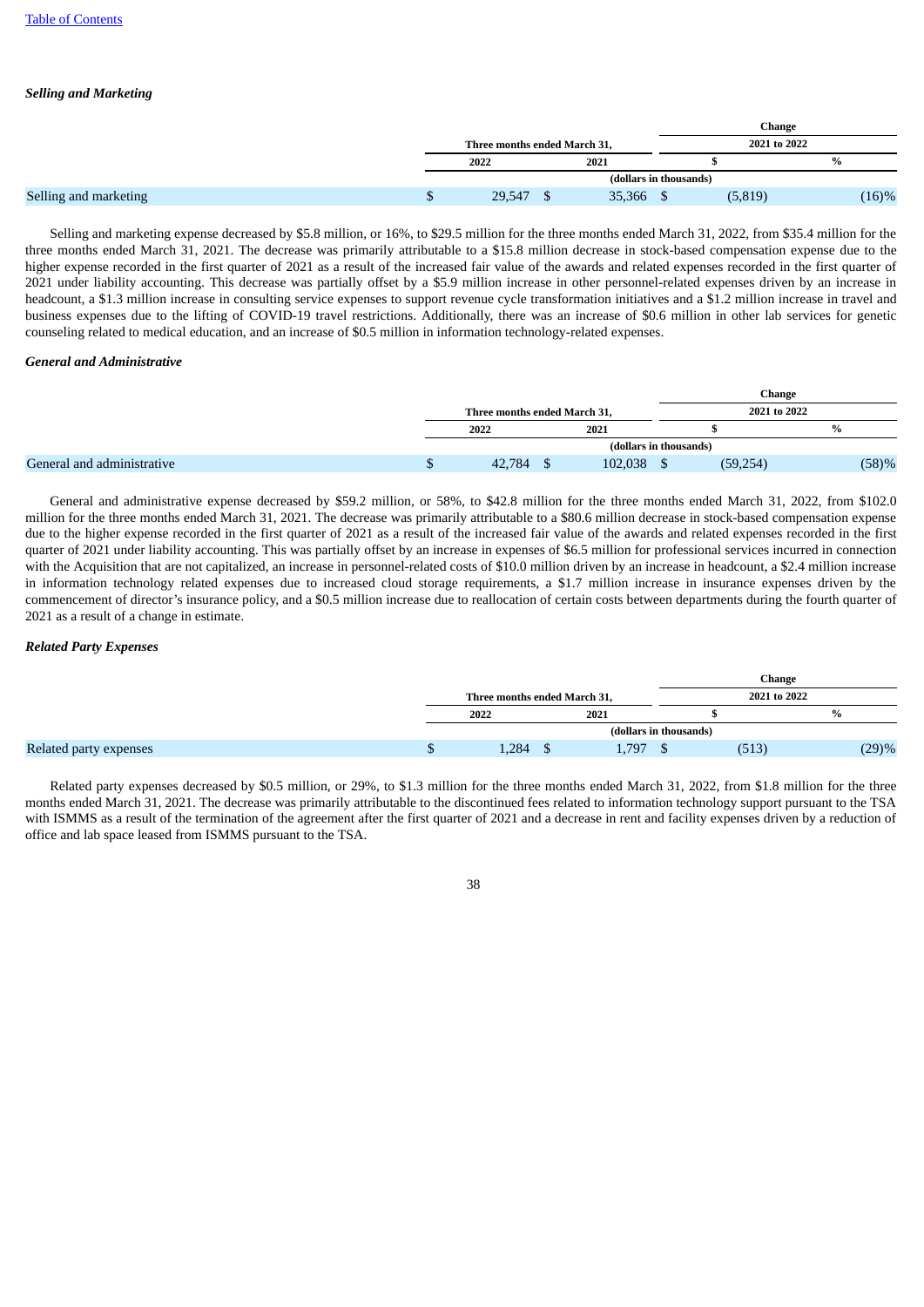[Table of Contents](#)

***Selling and Marketing***

| | Three months ended March 31, | | Change 2021 to 2022 | |
|---|---|---|---|---|
| | 2022 | 2021 | $ | % |
| | (dollars in thousands) | | | |
| Selling and marketing | $ 29,547 | $ 35,366 | $ (5,819) | (16)% |

Selling and marketing expense decreased by $5.8 million, or 16%, to $29.5 million for the three months ended March 31, 2022, from $35.4 million for the three months ended March 31, 2021. The decrease was primarily attributable to a $15.8 million decrease in stock-based compensation expense due to the higher expense recorded in the first quarter of 2021 as a result of the increased fair value of the awards and related expenses recorded in the first quarter of 2021 under liability accounting. This decrease was partially offset by a $5.9 million increase in other personnel-related expenses driven by an increase in headcount, a $1.3 million increase in consulting service expenses to support revenue cycle transformation initiatives and a $1.2 million increase in travel and business expenses due to the lifting of COVID-19 travel restrictions. Additionally, there was an increase of $0.6 million in other lab services for genetic counseling related to medical education, and an increase of $0.5 million in information technology-related expenses.

***General and Administrative***

| | Three months ended March 31, | | Change 2021 to 2022 | |
|---|---|---|---|---|
| | 2022 | 2021 | $ | % |
| | (dollars in thousands) | | | |
| General and administrative | $ 42,784 | $ 102,038 | $ (59,254) | (58)% |

General and administrative expense decreased by $59.2 million, or 58%, to $42.8 million for the three months ended March 31, 2022, from $102.0 million for the three months ended March 31, 2021. The decrease was primarily attributable to a $80.6 million decrease in stock-based compensation expense due to the higher expense recorded in the first quarter of 2021 as a result of the increased fair value of the awards and related expenses recorded in the first quarter of 2021 under liability accounting. This was partially offset by an increase in expenses of $6.5 million for professional services incurred in connection with the Acquisition that are not capitalized, an increase in personnel-related costs of $10.0 million driven by an increase in headcount, a $2.4 million increase in information technology related expenses due to increased cloud storage requirements, a $1.7 million increase in insurance expenses driven by the commencement of director's insurance policy, and a $0.5 million increase due to reallocation of certain costs between departments during the fourth quarter of 2021 as a result of a change in estimate.

***Related Party Expenses***

| | Three months ended March 31, | | Change 2021 to 2022 | |
|---|---|---|---|---|
| | 2022 | 2021 | $ | % |
| | (dollars in thousands) | | | |
| Related party expenses | $ 1,284 | $ 1,797 | $ (513) | (29)% |

Related party expenses decreased by $0.5 million, or 29%, to $1.3 million for the three months ended March 31, 2022, from $1.8 million for the three months ended March 31, 2021. The decrease was primarily attributable to the discontinued fees related to information technology support pursuant to the TSA with ISMMS as a result of the termination of the agreement after the first quarter of 2021 and a decrease in rent and facility expenses driven by a reduction of office and lab space leased from ISMMS pursuant to the TSA.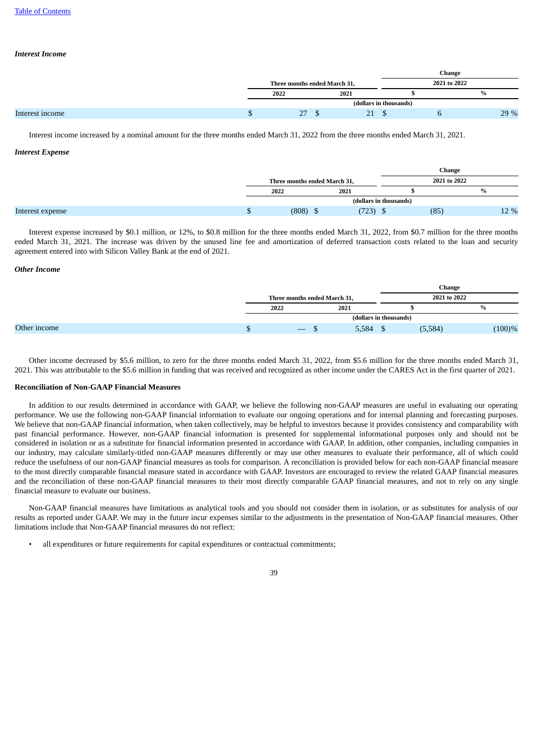*Interest Income*

| | Three months ended March 31, | | Change 2021 to 2022 | |
|---|---|---|---|---|
| | 2022 | 2021 | $ | % |
| | (dollars in thousands) | | | |
| Interest income | $ 27 | $ 21 | $ 6 | 29 % |

Interest income increased by a nominal amount for the three months ended March 31, 2022 from the three months ended March 31, 2021.

*Interest Expense*

| | Three months ended March 31, | | Change 2021 to 2022 | |
|---|---|---|---|---|
| | 2022 | 2021 | $ | % |
| | (dollars in thousands) | | | |
| Interest expense | $ (808) | $ (723) | $ (85) | 12 % |

Interest expense increased by $0.1 million, or 12%, to $0.8 million for the three months ended March 31, 2022, from $0.7 million for the three months ended March 31, 2021. The increase was driven by the unused line fee and amortization of deferred transaction costs related to the loan and security agreement entered into with Silicon Valley Bank at the end of 2021.

*Other Income*

| | Three months ended March 31, | | Change 2021 to 2022 | |
|---|---|---|---|---|
| | 2022 | 2021 | $ | % |
| | (dollars in thousands) | | | |
| Other income | $ — | $ 5,584 | $ (5,584) | (100)% |

Other income decreased by $5.6 million, to zero for the three months ended March 31, 2022, from $5.6 million for the three months ended March 31, 2021. This was attributable to the $5.6 million in funding that was received and recognized as other income under the CARES Act in the first quarter of 2021.

**Reconciliation of Non-GAAP Financial Measures**

In addition to our results determined in accordance with GAAP, we believe the following non-GAAP measures are useful in evaluating our operating performance. We use the following non-GAAP financial information to evaluate our ongoing operations and for internal planning and forecasting purposes. We believe that non-GAAP financial information, when taken collectively, may be helpful to investors because it provides consistency and comparability with past financial performance. However, non-GAAP financial information is presented for supplemental informational purposes only and should not be considered in isolation or as a substitute for financial information presented in accordance with GAAP. In addition, other companies, including companies in our industry, may calculate similarly-titled non-GAAP measures differently or may use other measures to evaluate their performance, all of which could reduce the usefulness of our non-GAAP financial measures as tools for comparison. A reconciliation is provided below for each non-GAAP financial measure to the most directly comparable financial measure stated in accordance with GAAP. Investors are encouraged to review the related GAAP financial measures and the reconciliation of these non-GAAP financial measures to their most directly comparable GAAP financial measures, and not to rely on any single financial measure to evaluate our business.

Non-GAAP financial measures have limitations as analytical tools and you should not consider them in isolation, or as substitutes for analysis of our results as reported under GAAP. We may in the future incur expenses similar to the adjustments in the presentation of Non-GAAP financial measures. Other limitations include that Non-GAAP financial measures do not reflect:

- all expenditures or future requirements for capital expenditures or contractual commitments;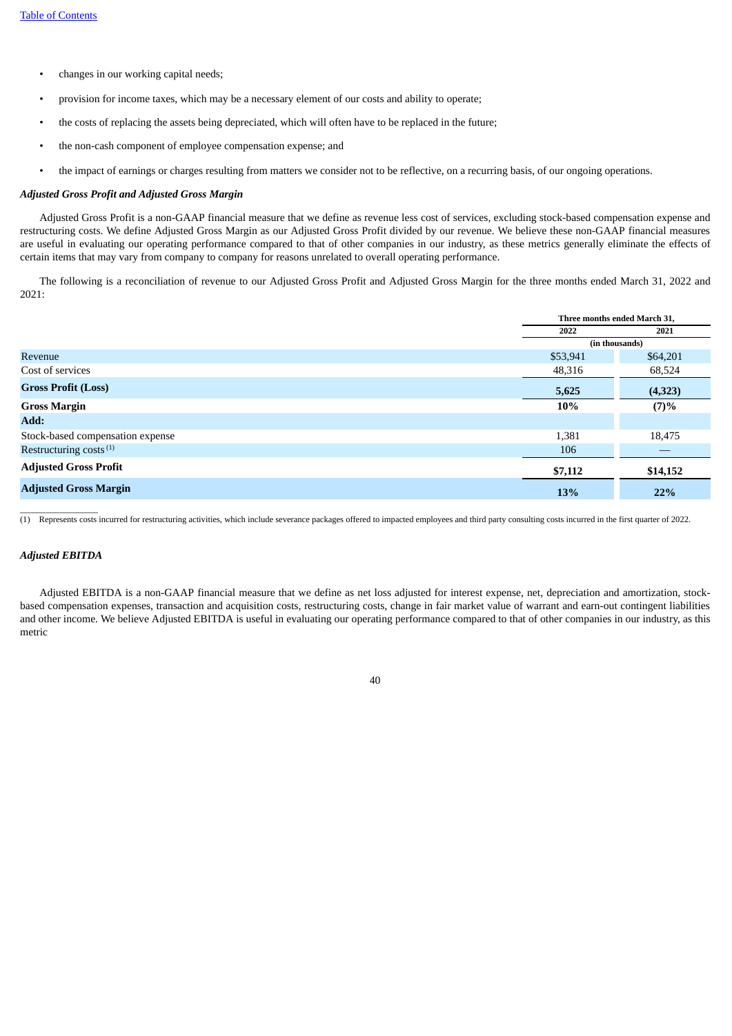- changes in our working capital needs;
- provision for income taxes, which may be a necessary element of our costs and ability to operate;
- the costs of replacing the assets being depreciated, which will often have to be replaced in the future;
- the non-cash component of employee compensation expense; and
- the impact of earnings or charges resulting from matters we consider not to be reflective, on a recurring basis, of our ongoing operations.

***Adjusted Gross Profit and Adjusted Gross Margin***

Adjusted Gross Profit is a non-GAAP financial measure that we define as revenue less cost of services, excluding stock-based compensation expense and restructuring costs. We define Adjusted Gross Margin as our Adjusted Gross Profit divided by our revenue. We believe these non-GAAP financial measures are useful in evaluating our operating performance compared to that of other companies in our industry, as these metrics generally eliminate the effects of certain items that may vary from company to company for reasons unrelated to overall operating performance.

The following is a reconciliation of revenue to our Adjusted Gross Profit and Adjusted Gross Margin for the three months ended March 31, 2022 and 2021:

| | Three months ended March 31, | |
|---|---|---|
| | 2022 | 2021 |
| | (in thousands) | |
| Revenue | $53,941 | $64,201 |
| Cost of services | 48,316 | 68,524 |
| **Gross Profit (Loss)** | **5,625** | **(4,323)** |
| **Gross Margin** | **10%** | **(7)%** |
| **Add:** | | |
| Stock-based compensation expense | 1,381 | 18,475 |
| Restructuring costs [(1)] | 106 | — |
| **Adjusted Gross Profit** | **$7,112** | **$14,152** |
| **Adjusted Gross Margin** | **13%** | **22%** |

(1) Represents costs incurred for restructuring activities, which include severance packages offered to impacted employees and third party consulting costs incurred in the first quarter of 2022.

***Adjusted EBITDA***

Adjusted EBITDA is a non-GAAP financial measure that we define as net loss adjusted for interest expense, net, depreciation and amortization, stock-based compensation expenses, transaction and acquisition costs, restructuring costs, change in fair market value of warrant and earn-out contingent liabilities and other income. We believe Adjusted EBITDA is useful in evaluating our operating performance compared to that of other companies in our industry, as this metric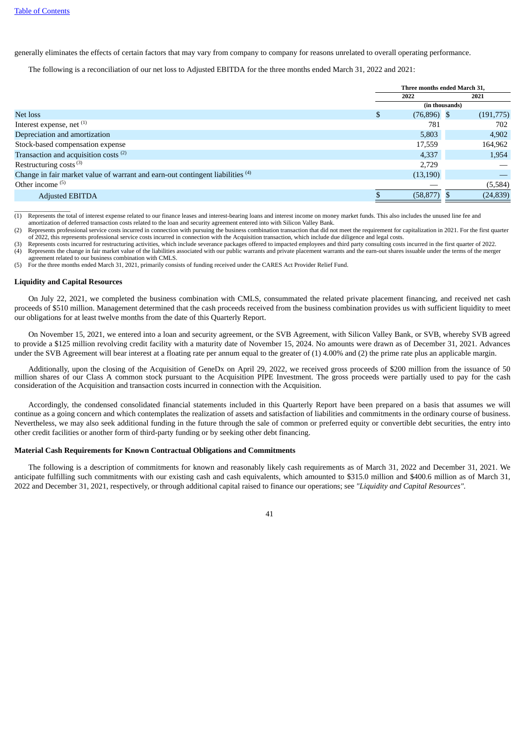generally eliminates the effects of certain factors that may vary from company to company for reasons unrelated to overall operating performance.

The following is a reconciliation of our net loss to Adjusted EBITDA for the three months ended March 31, 2022 and 2021:

| | Three months ended March 31, | |
|---|---|---|
| | 2022 | 2021 |
| | (in thousands) | |
| Net loss | $ (76,896) | $ (191,775) |
| Interest expense, net [1] | 781 | 702 |
| Depreciation and amortization | 5,803 | 4,902 |
| Stock-based compensation expense | 17,559 | 164,962 |
| Transaction and acquisition costs [2] | 4,337 | 1,954 |
| Restructuring costs [3] | 2,729 | — |
| Change in fair market value of warrant and earn-out contingent liabilities [4] | (13,190) | — |
| Other income [5] | — | (5,584) |
| Adjusted EBITDA | $ (58,877) | $ (24,839) |

(1) Represents the total of interest expense related to our finance leases and interest-bearing loans and interest income on money market funds. This also includes the unused line fee and amortization of deferred transaction costs related to the loan and security agreement entered into with Silicon Valley Bank.

(2) Represents professional service costs incurred in connection with pursuing the business combination transaction that did not meet the requirement for capitalization in 2021. For the first quarter of 2022, this represents professional service costs incurred in connection with the Acquisition transaction, which include due diligence and legal costs.

(3) Represents costs incurred for restructuring activities, which include severance packages offered to impacted employees and third party consulting costs incurred in the first quarter of 2022.

(4) Represents the change in fair market value of the liabilities associated with our public warrants and private placement warrants and the earn-out shares issuable under the terms of the merger agreement related to our business combination with CMLS.

(5) For the three months ended March 31, 2021, primarily consists of funding received under the CARES Act Provider Relief Fund.

### Liquidity and Capital Resources

On July 22, 2021, we completed the business combination with CMLS, consummated the related private placement financing, and received net cash proceeds of $510 million. Management determined that the cash proceeds received from the business combination provides us with sufficient liquidity to meet our obligations for at least twelve months from the date of this Quarterly Report.

On November 15, 2021, we entered into a loan and security agreement, or the SVB Agreement, with Silicon Valley Bank, or SVB, whereby SVB agreed to provide a $125 million revolving credit facility with a maturity date of November 15, 2024. No amounts were drawn as of December 31, 2021. Advances under the SVB Agreement will bear interest at a floating rate per annum equal to the greater of (1) 4.00% and (2) the prime rate plus an applicable margin.

Additionally, upon the closing of the Acquisition of GeneDx on April 29, 2022, we received gross proceeds of $200 million from the issuance of 50 million shares of our Class A common stock pursuant to the Acquisition PIPE Investment. The gross proceeds were partially used to pay for the cash consideration of the Acquisition and transaction costs incurred in connection with the Acquisition.

Accordingly, the condensed consolidated financial statements included in this Quarterly Report have been prepared on a basis that assumes we will continue as a going concern and which contemplates the realization of assets and satisfaction of liabilities and commitments in the ordinary course of business. Nevertheless, we may also seek additional funding in the future through the sale of common or preferred equity or convertible debt securities, the entry into other credit facilities or another form of third-party funding or by seeking other debt financing.

### Material Cash Requirements for Known Contractual Obligations and Commitments

The following is a description of commitments for known and reasonably likely cash requirements as of March 31, 2022 and December 31, 2021. We anticipate fulfilling such commitments with our existing cash and cash equivalents, which amounted to $315.0 million and $400.6 million as of March 31, 2022 and December 31, 2021, respectively, or through additional capital raised to finance our operations; see *"Liquidity and Capital Resources"*.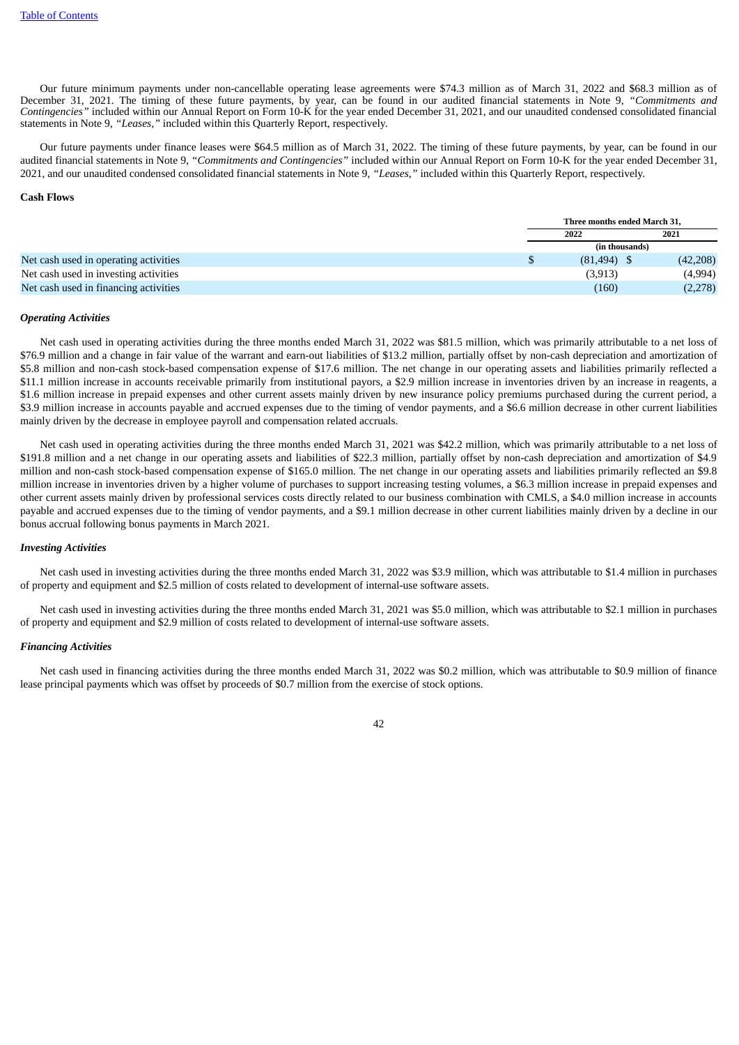Our future minimum payments under non-cancellable operating lease agreements were $74.3 million as of March 31, 2022 and $68.3 million as of December 31, 2021. The timing of these future payments, by year, can be found in our audited financial statements in Note 9, *"Commitments and Contingencies"* included within our Annual Report on Form 10-K for the year ended December 31, 2021, and our unaudited condensed consolidated financial statements in Note 9, *"Leases,"* included within this Quarterly Report, respectively.

Our future payments under finance leases were $64.5 million as of March 31, 2022. The timing of these future payments, by year, can be found in our audited financial statements in Note 9, *"Commitments and Contingencies"* included within our Annual Report on Form 10-K for the year ended December 31, 2021, and our unaudited condensed consolidated financial statements in Note 9, *"Leases,"* included within this Quarterly Report, respectively.

**Cash Flows**

| | Three months ended March 31, | |
|---|---|---|
| | 2022 | 2021 |
| | (in thousands) | |
| Net cash used in operating activities | $ (81,494) | $ (42,208) |
| Net cash used in investing activities | (3,913) | (4,994) |
| Net cash used in financing activities | (160) | (2,278) |

***Operating Activities***

Net cash used in operating activities during the three months ended March 31, 2022 was $81.5 million, which was primarily attributable to a net loss of $76.9 million and a change in fair value of the warrant and earn-out liabilities of $13.2 million, partially offset by non-cash depreciation and amortization of $5.8 million and non-cash stock-based compensation expense of $17.6 million. The net change in our operating assets and liabilities primarily reflected a $11.1 million increase in accounts receivable primarily from institutional payors, a $2.9 million increase in inventories driven by an increase in reagents, a $1.6 million increase in prepaid expenses and other current assets mainly driven by new insurance policy premiums purchased during the current period, a $3.9 million increase in accounts payable and accrued expenses due to the timing of vendor payments, and a $6.6 million decrease in other current liabilities mainly driven by the decrease in employee payroll and compensation related accruals.

Net cash used in operating activities during the three months ended March 31, 2021 was $42.2 million, which was primarily attributable to a net loss of $191.8 million and a net change in our operating assets and liabilities of $22.3 million, partially offset by non-cash depreciation and amortization of $4.9 million and non-cash stock-based compensation expense of $165.0 million. The net change in our operating assets and liabilities primarily reflected an $9.8 million increase in inventories driven by a higher volume of purchases to support increasing testing volumes, a $6.3 million increase in prepaid expenses and other current assets mainly driven by professional services costs directly related to our business combination with CMLS, a $4.0 million increase in accounts payable and accrued expenses due to the timing of vendor payments, and a $9.1 million decrease in other current liabilities mainly driven by a decline in our bonus accrual following bonus payments in March 2021.

***Investing Activities***

Net cash used in investing activities during the three months ended March 31, 2022 was $3.9 million, which was attributable to $1.4 million in purchases of property and equipment and $2.5 million of costs related to development of internal-use software assets.

Net cash used in investing activities during the three months ended March 31, 2021 was $5.0 million, which was attributable to $2.1 million in purchases of property and equipment and $2.9 million of costs related to development of internal-use software assets.

***Financing Activities***

Net cash used in financing activities during the three months ended March 31, 2022 was $0.2 million, which was attributable to $0.9 million of finance lease principal payments which was offset by proceeds of $0.7 million from the exercise of stock options.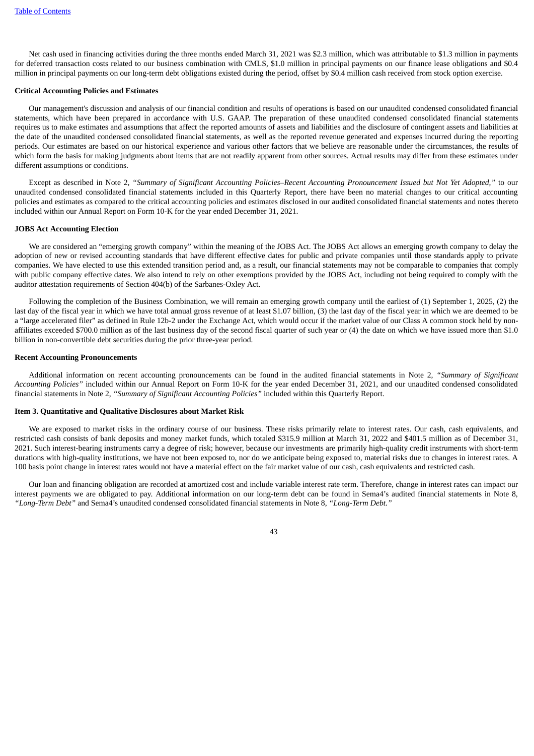Net cash used in financing activities during the three months ended March 31, 2021 was $2.3 million, which was attributable to $1.3 million in payments for deferred transaction costs related to our business combination with CMLS, $1.0 million in principal payments on our finance lease obligations and $0.4 million in principal payments on our long-term debt obligations existed during the period, offset by $0.4 million cash received from stock option exercise.

**Critical Accounting Policies and Estimates**

Our management's discussion and analysis of our financial condition and results of operations is based on our unaudited condensed consolidated financial statements, which have been prepared in accordance with U.S. GAAP. The preparation of these unaudited condensed consolidated financial statements requires us to make estimates and assumptions that affect the reported amounts of assets and liabilities and the disclosure of contingent assets and liabilities at the date of the unaudited condensed consolidated financial statements, as well as the reported revenue generated and expenses incurred during the reporting periods. Our estimates are based on our historical experience and various other factors that we believe are reasonable under the circumstances, the results of which form the basis for making judgments about items that are not readily apparent from other sources. Actual results may differ from these estimates under different assumptions or conditions.

Except as described in Note 2, *"Summary of Significant Accounting Policies–Recent Accounting Pronouncement Issued but Not Yet Adopted,"* to our unaudited condensed consolidated financial statements included in this Quarterly Report, there have been no material changes to our critical accounting policies and estimates as compared to the critical accounting policies and estimates disclosed in our audited consolidated financial statements and notes thereto included within our Annual Report on Form 10-K for the year ended December 31, 2021.

**JOBS Act Accounting Election**

We are considered an "emerging growth company" within the meaning of the JOBS Act. The JOBS Act allows an emerging growth company to delay the adoption of new or revised accounting standards that have different effective dates for public and private companies until those standards apply to private companies. We have elected to use this extended transition period and, as a result, our financial statements may not be comparable to companies that comply with public company effective dates. We also intend to rely on other exemptions provided by the JOBS Act, including not being required to comply with the auditor attestation requirements of Section 404(b) of the Sarbanes-Oxley Act.

Following the completion of the Business Combination, we will remain an emerging growth company until the earliest of (1) September 1, 2025, (2) the last day of the fiscal year in which we have total annual gross revenue of at least $1.07 billion, (3) the last day of the fiscal year in which we are deemed to be a "large accelerated filer" as defined in Rule 12b-2 under the Exchange Act, which would occur if the market value of our Class A common stock held by non-affiliates exceeded $700.0 million as of the last business day of the second fiscal quarter of such year or (4) the date on which we have issued more than $1.0 billion in non-convertible debt securities during the prior three-year period.

**Recent Accounting Pronouncements**

Additional information on recent accounting pronouncements can be found in the audited financial statements in Note 2, *"Summary of Significant Accounting Policies"* included within our Annual Report on Form 10-K for the year ended December 31, 2021, and our unaudited condensed consolidated financial statements in Note 2, *"Summary of Significant Accounting Policies"* included within this Quarterly Report.

**Item 3. Quantitative and Qualitative Disclosures about Market Risk**

We are exposed to market risks in the ordinary course of our business. These risks primarily relate to interest rates. Our cash, cash equivalents, and restricted cash consists of bank deposits and money market funds, which totaled $315.9 million at March 31, 2022 and $401.5 million as of December 31, 2021. Such interest-bearing instruments carry a degree of risk; however, because our investments are primarily high-quality credit instruments with short-term durations with high-quality institutions, we have not been exposed to, nor do we anticipate being exposed to, material risks due to changes in interest rates. A 100 basis point change in interest rates would not have a material effect on the fair market value of our cash, cash equivalents and restricted cash.

Our loan and financing obligation are recorded at amortized cost and include variable interest rate term. Therefore, change in interest rates can impact our interest payments we are obligated to pay. Additional information on our long-term debt can be found in Sema4's audited financial statements in Note 8, *"Long-Term Debt"* and Sema4's unaudited condensed consolidated financial statements in Note 8, *"Long-Term Debt."*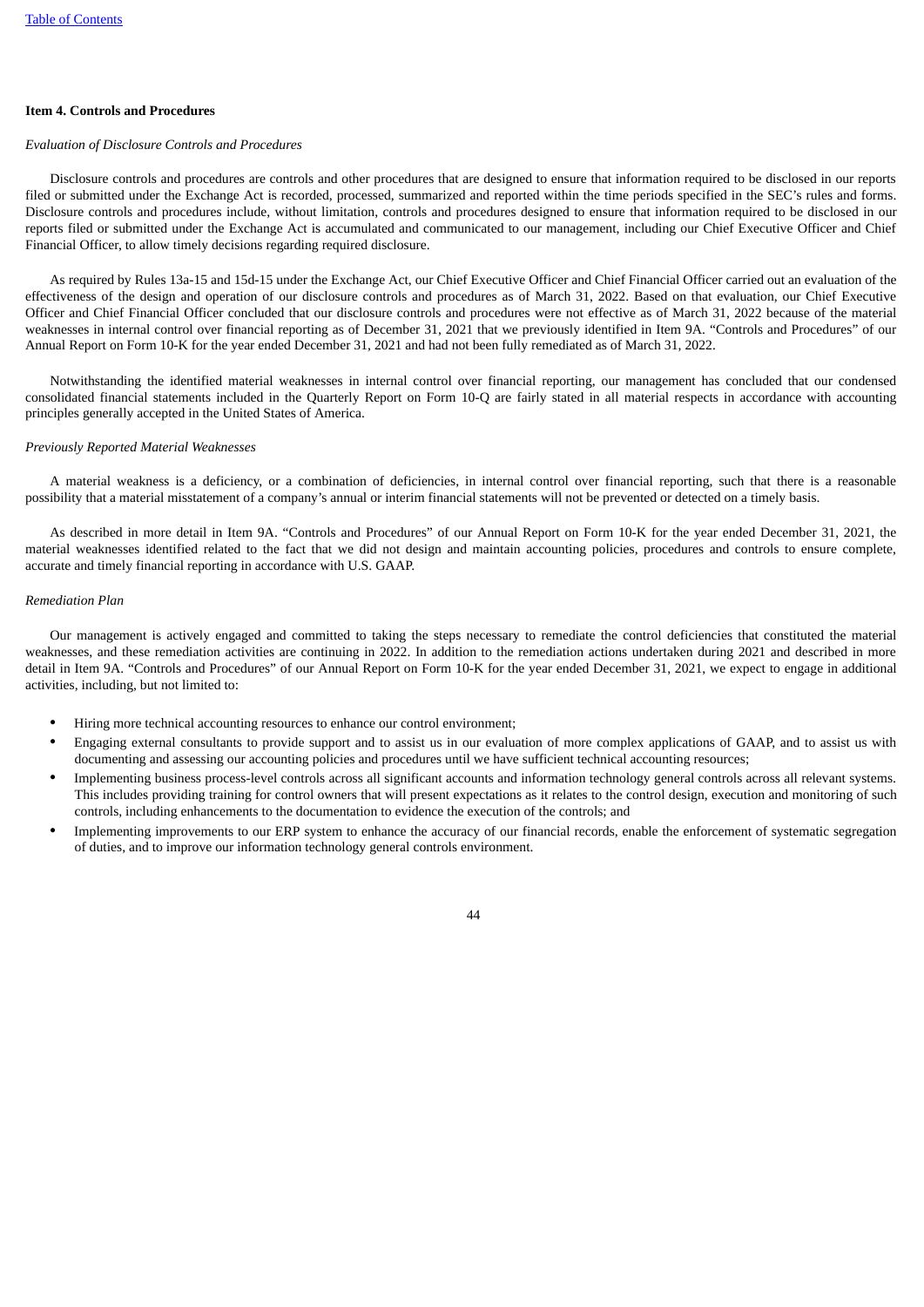**Item 4. Controls and Procedures**

*Evaluation of Disclosure Controls and Procedures*

Disclosure controls and procedures are controls and other procedures that are designed to ensure that information required to be disclosed in our reports filed or submitted under the Exchange Act is recorded, processed, summarized and reported within the time periods specified in the SEC's rules and forms. Disclosure controls and procedures include, without limitation, controls and procedures designed to ensure that information required to be disclosed in our reports filed or submitted under the Exchange Act is accumulated and communicated to our management, including our Chief Executive Officer and Chief Financial Officer, to allow timely decisions regarding required disclosure.

As required by Rules 13a-15 and 15d-15 under the Exchange Act, our Chief Executive Officer and Chief Financial Officer carried out an evaluation of the effectiveness of the design and operation of our disclosure controls and procedures as of March 31, 2022. Based on that evaluation, our Chief Executive Officer and Chief Financial Officer concluded that our disclosure controls and procedures were not effective as of March 31, 2022 because of the material weaknesses in internal control over financial reporting as of December 31, 2021 that we previously identified in Item 9A. "Controls and Procedures" of our Annual Report on Form 10-K for the year ended December 31, 2021 and had not been fully remediated as of March 31, 2022.

Notwithstanding the identified material weaknesses in internal control over financial reporting, our management has concluded that our condensed consolidated financial statements included in the Quarterly Report on Form 10-Q are fairly stated in all material respects in accordance with accounting principles generally accepted in the United States of America.

*Previously Reported Material Weaknesses*

A material weakness is a deficiency, or a combination of deficiencies, in internal control over financial reporting, such that there is a reasonable possibility that a material misstatement of a company's annual or interim financial statements will not be prevented or detected on a timely basis.

As described in more detail in Item 9A. "Controls and Procedures" of our Annual Report on Form 10-K for the year ended December 31, 2021, the material weaknesses identified related to the fact that we did not design and maintain accounting policies, procedures and controls to ensure complete, accurate and timely financial reporting in accordance with U.S. GAAP.

*Remediation Plan*

Our management is actively engaged and committed to taking the steps necessary to remediate the control deficiencies that constituted the material weaknesses, and these remediation activities are continuing in 2022. In addition to the remediation actions undertaken during 2021 and described in more detail in Item 9A. "Controls and Procedures" of our Annual Report on Form 10-K for the year ended December 31, 2021, we expect to engage in additional activities, including, but not limited to:

- Hiring more technical accounting resources to enhance our control environment;
- Engaging external consultants to provide support and to assist us in our evaluation of more complex applications of GAAP, and to assist us with documenting and assessing our accounting policies and procedures until we have sufficient technical accounting resources;
- Implementing business process-level controls across all significant accounts and information technology general controls across all relevant systems. This includes providing training for control owners that will present expectations as it relates to the control design, execution and monitoring of such controls, including enhancements to the documentation to evidence the execution of the controls; and
- Implementing improvements to our ERP system to enhance the accuracy of our financial records, enable the enforcement of systematic segregation of duties, and to improve our information technology general controls environment.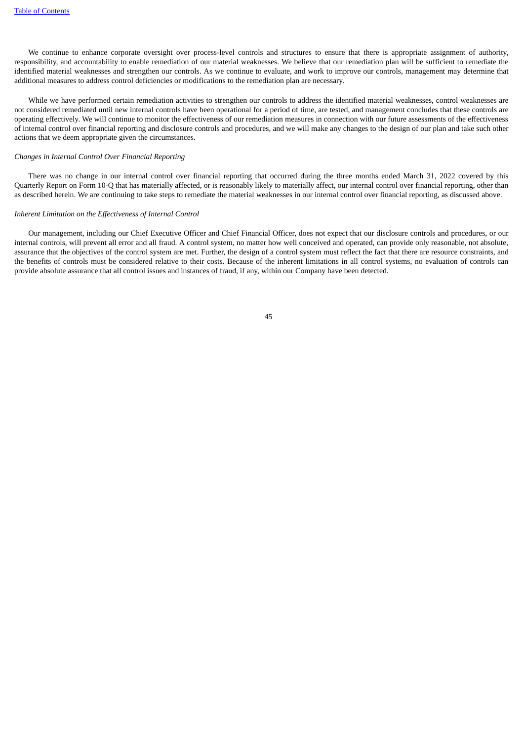We continue to enhance corporate oversight over process-level controls and structures to ensure that there is appropriate assignment of authority, responsibility, and accountability to enable remediation of our material weaknesses. We believe that our remediation plan will be sufficient to remediate the identified material weaknesses and strengthen our controls. As we continue to evaluate, and work to improve our controls, management may determine that additional measures to address control deficiencies or modifications to the remediation plan are necessary.

While we have performed certain remediation activities to strengthen our controls to address the identified material weaknesses, control weaknesses are not considered remediated until new internal controls have been operational for a period of time, are tested, and management concludes that these controls are operating effectively. We will continue to monitor the effectiveness of our remediation measures in connection with our future assessments of the effectiveness of internal control over financial reporting and disclosure controls and procedures, and we will make any changes to the design of our plan and take such other actions that we deem appropriate given the circumstances.

*Changes in Internal Control Over Financial Reporting*

There was no change in our internal control over financial reporting that occurred during the three months ended March 31, 2022 covered by this Quarterly Report on Form 10-Q that has materially affected, or is reasonably likely to materially affect, our internal control over financial reporting, other than as described herein. We are continuing to take steps to remediate the material weaknesses in our internal control over financial reporting, as discussed above.

*Inherent Limitation on the Effectiveness of Internal Control*

Our management, including our Chief Executive Officer and Chief Financial Officer, does not expect that our disclosure controls and procedures, or our internal controls, will prevent all error and all fraud. A control system, no matter how well conceived and operated, can provide only reasonable, not absolute, assurance that the objectives of the control system are met. Further, the design of a control system must reflect the fact that there are resource constraints, and the benefits of controls must be considered relative to their costs. Because of the inherent limitations in all control systems, no evaluation of controls can provide absolute assurance that all control issues and instances of fraud, if any, within our Company have been detected.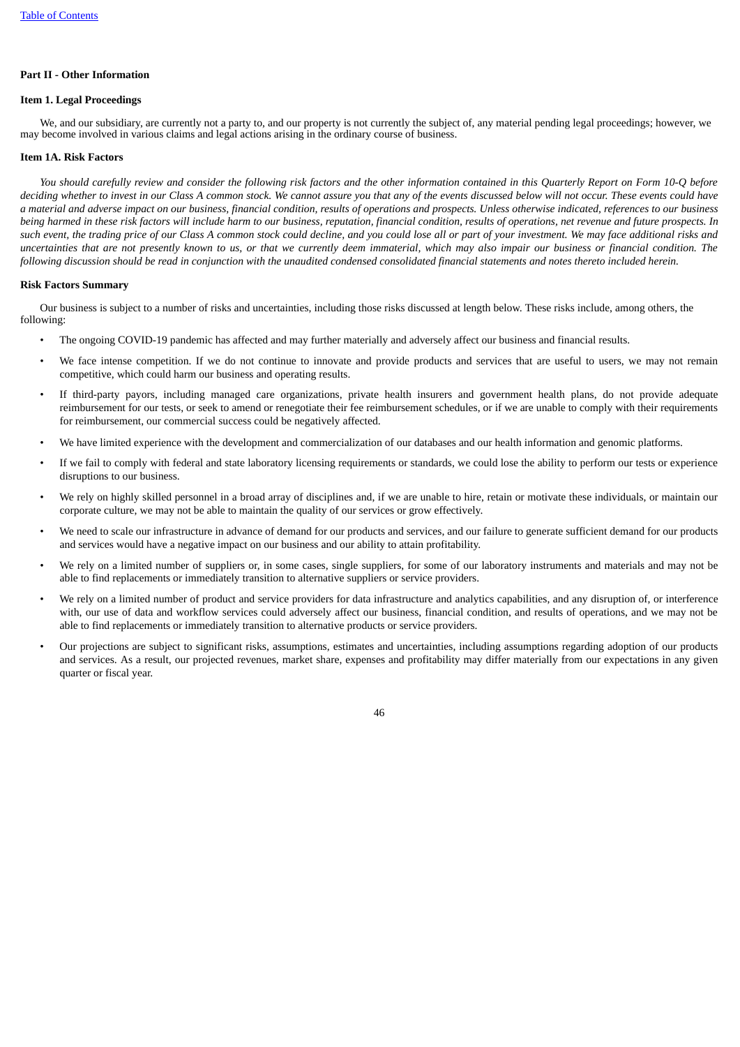## Part II - Other Information

### Item 1. Legal Proceedings

We, and our subsidiary, are currently not a party to, and our property is not currently the subject of, any material pending legal proceedings; however, we may become involved in various claims and legal actions arising in the ordinary course of business.

### Item 1A. Risk Factors

*You should carefully review and consider the following risk factors and the other information contained in this Quarterly Report on Form 10-Q before deciding whether to invest in our Class A common stock. We cannot assure you that any of the events discussed below will not occur. These events could have a material and adverse impact on our business, financial condition, results of operations and prospects. Unless otherwise indicated, references to our business being harmed in these risk factors will include harm to our business, reputation, financial condition, results of operations, net revenue and future prospects. In such event, the trading price of our Class A common stock could decline, and you could lose all or part of your investment. We may face additional risks and uncertainties that are not presently known to us, or that we currently deem immaterial, which may also impair our business or financial condition. The following discussion should be read in conjunction with the unaudited condensed consolidated financial statements and notes thereto included herein.*

**Risk Factors Summary**

Our business is subject to a number of risks and uncertainties, including those risks discussed at length below. These risks include, among others, the following:

- The ongoing COVID-19 pandemic has affected and may further materially and adversely affect our business and financial results.
- We face intense competition. If we do not continue to innovate and provide products and services that are useful to users, we may not remain competitive, which could harm our business and operating results.
- If third-party payors, including managed care organizations, private health insurers and government health plans, do not provide adequate reimbursement for our tests, or seek to amend or renegotiate their fee reimbursement schedules, or if we are unable to comply with their requirements for reimbursement, our commercial success could be negatively affected.
- We have limited experience with the development and commercialization of our databases and our health information and genomic platforms.
- If we fail to comply with federal and state laboratory licensing requirements or standards, we could lose the ability to perform our tests or experience disruptions to our business.
- We rely on highly skilled personnel in a broad array of disciplines and, if we are unable to hire, retain or motivate these individuals, or maintain our corporate culture, we may not be able to maintain the quality of our services or grow effectively.
- We need to scale our infrastructure in advance of demand for our products and services, and our failure to generate sufficient demand for our products and services would have a negative impact on our business and our ability to attain profitability.
- We rely on a limited number of suppliers or, in some cases, single suppliers, for some of our laboratory instruments and materials and may not be able to find replacements or immediately transition to alternative suppliers or service providers.
- We rely on a limited number of product and service providers for data infrastructure and analytics capabilities, and any disruption of, or interference with, our use of data and workflow services could adversely affect our business, financial condition, and results of operations, and we may not be able to find replacements or immediately transition to alternative products or service providers.
- Our projections are subject to significant risks, assumptions, estimates and uncertainties, including assumptions regarding adoption of our products and services. As a result, our projected revenues, market share, expenses and profitability may differ materially from our expectations in any given quarter or fiscal year.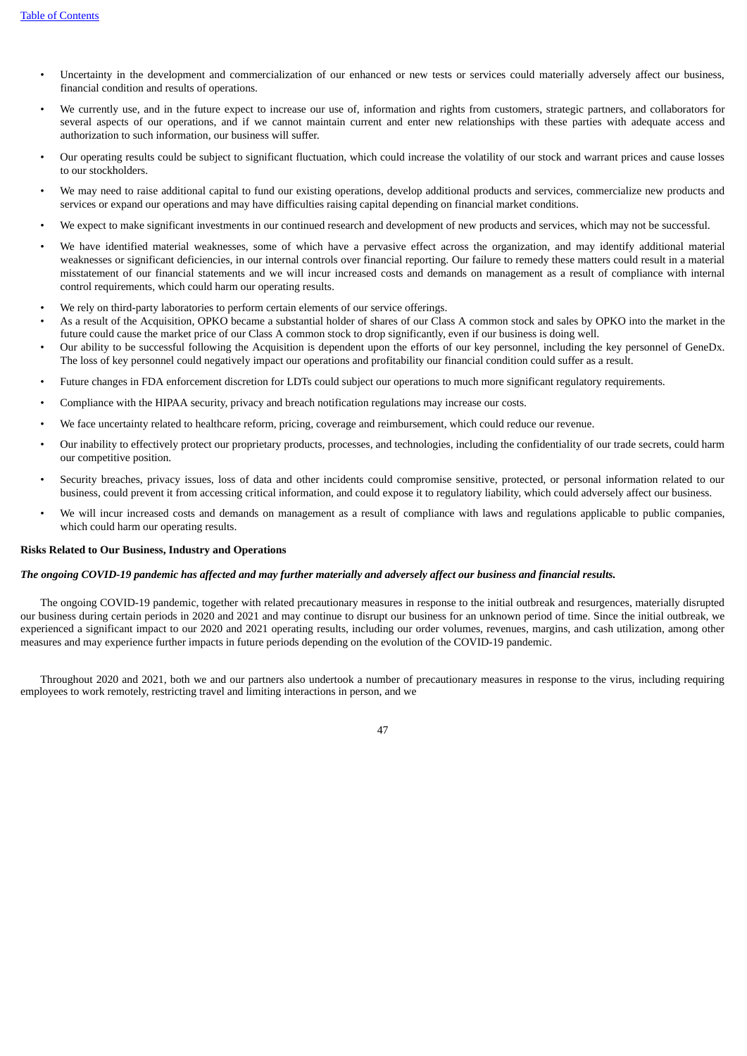- Uncertainty in the development and commercialization of our enhanced or new tests or services could materially adversely affect our business, financial condition and results of operations.
- We currently use, and in the future expect to increase our use of, information and rights from customers, strategic partners, and collaborators for several aspects of our operations, and if we cannot maintain current and enter new relationships with these parties with adequate access and authorization to such information, our business will suffer.
- Our operating results could be subject to significant fluctuation, which could increase the volatility of our stock and warrant prices and cause losses to our stockholders.
- We may need to raise additional capital to fund our existing operations, develop additional products and services, commercialize new products and services or expand our operations and may have difficulties raising capital depending on financial market conditions.
- We expect to make significant investments in our continued research and development of new products and services, which may not be successful.
- We have identified material weaknesses, some of which have a pervasive effect across the organization, and may identify additional material weaknesses or significant deficiencies, in our internal controls over financial reporting. Our failure to remedy these matters could result in a material misstatement of our financial statements and we will incur increased costs and demands on management as a result of compliance with internal control requirements, which could harm our operating results.
- We rely on third-party laboratories to perform certain elements of our service offerings.
- As a result of the Acquisition, OPKO became a substantial holder of shares of our Class A common stock and sales by OPKO into the market in the future could cause the market price of our Class A common stock to drop significantly, even if our business is doing well.
- Our ability to be successful following the Acquisition is dependent upon the efforts of our key personnel, including the key personnel of GeneDx. The loss of key personnel could negatively impact our operations and profitability our financial condition could suffer as a result.
- Future changes in FDA enforcement discretion for LDTs could subject our operations to much more significant regulatory requirements.
- Compliance with the HIPAA security, privacy and breach notification regulations may increase our costs.
- We face uncertainty related to healthcare reform, pricing, coverage and reimbursement, which could reduce our revenue.
- Our inability to effectively protect our proprietary products, processes, and technologies, including the confidentiality of our trade secrets, could harm our competitive position.
- Security breaches, privacy issues, loss of data and other incidents could compromise sensitive, protected, or personal information related to our business, could prevent it from accessing critical information, and could expose it to regulatory liability, which could adversely affect our business.
- We will incur increased costs and demands on management as a result of compliance with laws and regulations applicable to public companies, which could harm our operating results.

**Risks Related to Our Business, Industry and Operations**

***The ongoing COVID-19 pandemic has affected and may further materially and adversely affect our business and financial results.***

The ongoing COVID-19 pandemic, together with related precautionary measures in response to the initial outbreak and resurgences, materially disrupted our business during certain periods in 2020 and 2021 and may continue to disrupt our business for an unknown period of time. Since the initial outbreak, we experienced a significant impact to our 2020 and 2021 operating results, including our order volumes, revenues, margins, and cash utilization, among other measures and may experience further impacts in future periods depending on the evolution of the COVID-19 pandemic.

Throughout 2020 and 2021, both we and our partners also undertook a number of precautionary measures in response to the virus, including requiring employees to work remotely, restricting travel and limiting interactions in person, and we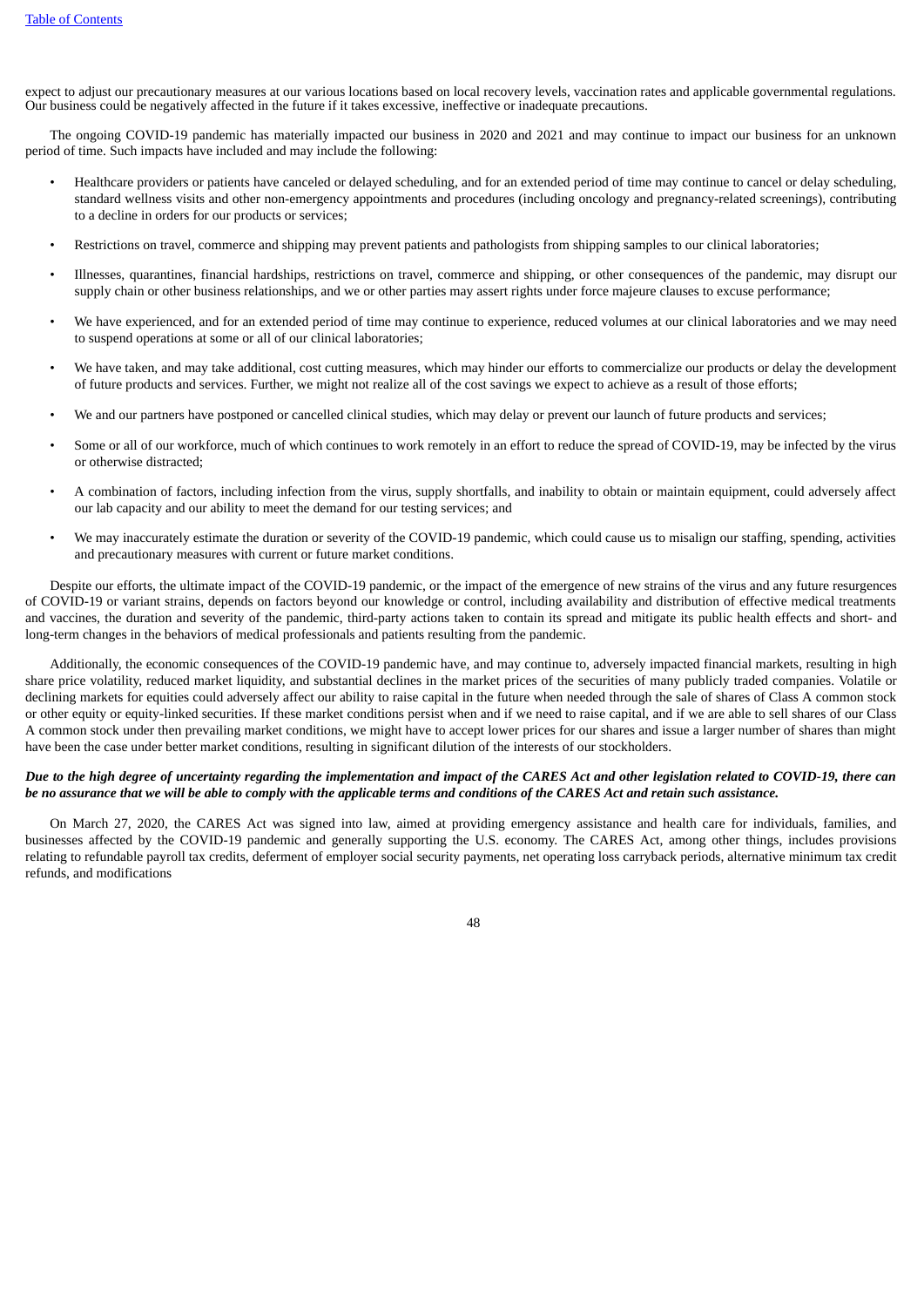expect to adjust our precautionary measures at our various locations based on local recovery levels, vaccination rates and applicable governmental regulations. Our business could be negatively affected in the future if it takes excessive, ineffective or inadequate precautions.

The ongoing COVID-19 pandemic has materially impacted our business in 2020 and 2021 and may continue to impact our business for an unknown period of time. Such impacts have included and may include the following:

- Healthcare providers or patients have canceled or delayed scheduling, and for an extended period of time may continue to cancel or delay scheduling, standard wellness visits and other non-emergency appointments and procedures (including oncology and pregnancy-related screenings), contributing to a decline in orders for our products or services;
- Restrictions on travel, commerce and shipping may prevent patients and pathologists from shipping samples to our clinical laboratories;
- Illnesses, quarantines, financial hardships, restrictions on travel, commerce and shipping, or other consequences of the pandemic, may disrupt our supply chain or other business relationships, and we or other parties may assert rights under force majeure clauses to excuse performance;
- We have experienced, and for an extended period of time may continue to experience, reduced volumes at our clinical laboratories and we may need to suspend operations at some or all of our clinical laboratories;
- We have taken, and may take additional, cost cutting measures, which may hinder our efforts to commercialize our products or delay the development of future products and services. Further, we might not realize all of the cost savings we expect to achieve as a result of those efforts;
- We and our partners have postponed or cancelled clinical studies, which may delay or prevent our launch of future products and services;
- Some or all of our workforce, much of which continues to work remotely in an effort to reduce the spread of COVID-19, may be infected by the virus or otherwise distracted;
- A combination of factors, including infection from the virus, supply shortfalls, and inability to obtain or maintain equipment, could adversely affect our lab capacity and our ability to meet the demand for our testing services; and
- We may inaccurately estimate the duration or severity of the COVID-19 pandemic, which could cause us to misalign our staffing, spending, activities and precautionary measures with current or future market conditions.

Despite our efforts, the ultimate impact of the COVID-19 pandemic, or the impact of the emergence of new strains of the virus and any future resurgences of COVID-19 or variant strains, depends on factors beyond our knowledge or control, including availability and distribution of effective medical treatments and vaccines, the duration and severity of the pandemic, third-party actions taken to contain its spread and mitigate its public health effects and short- and long-term changes in the behaviors of medical professionals and patients resulting from the pandemic.

Additionally, the economic consequences of the COVID-19 pandemic have, and may continue to, adversely impacted financial markets, resulting in high share price volatility, reduced market liquidity, and substantial declines in the market prices of the securities of many publicly traded companies. Volatile or declining markets for equities could adversely affect our ability to raise capital in the future when needed through the sale of shares of Class A common stock or other equity or equity-linked securities. If these market conditions persist when and if we need to raise capital, and if we are able to sell shares of our Class A common stock under then prevailing market conditions, we might have to accept lower prices for our shares and issue a larger number of shares than might have been the case under better market conditions, resulting in significant dilution of the interests of our stockholders.

***Due to the high degree of uncertainty regarding the implementation and impact of the CARES Act and other legislation related to COVID-19, there can be no assurance that we will be able to comply with the applicable terms and conditions of the CARES Act and retain such assistance.***

On March 27, 2020, the CARES Act was signed into law, aimed at providing emergency assistance and health care for individuals, families, and businesses affected by the COVID-19 pandemic and generally supporting the U.S. economy. The CARES Act, among other things, includes provisions relating to refundable payroll tax credits, deferment of employer social security payments, net operating loss carryback periods, alternative minimum tax credit refunds, and modifications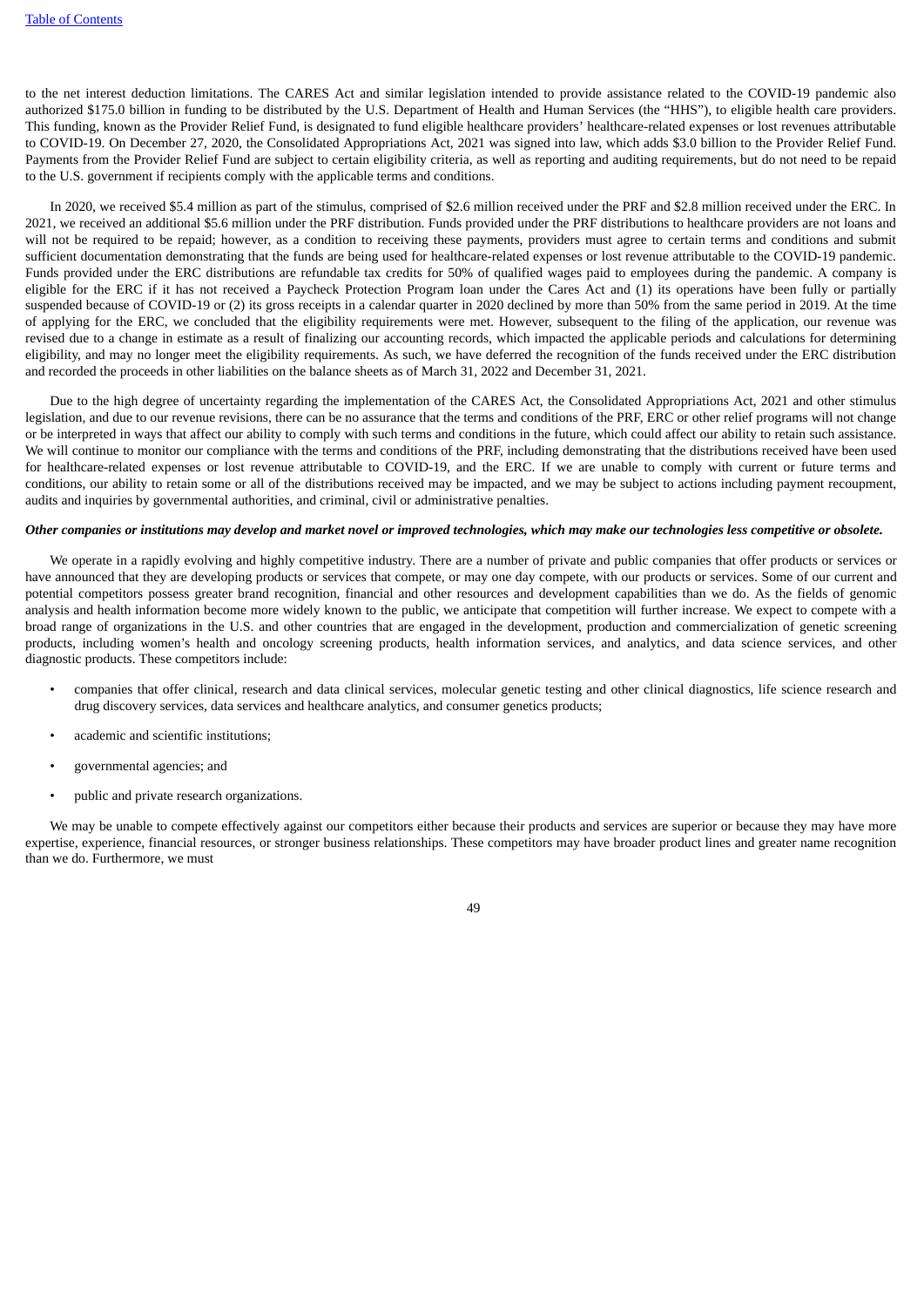to the net interest deduction limitations. The CARES Act and similar legislation intended to provide assistance related to the COVID-19 pandemic also authorized $175.0 billion in funding to be distributed by the U.S. Department of Health and Human Services (the "HHS"), to eligible health care providers. This funding, known as the Provider Relief Fund, is designated to fund eligible healthcare providers' healthcare-related expenses or lost revenues attributable to COVID-19. On December 27, 2020, the Consolidated Appropriations Act, 2021 was signed into law, which adds $3.0 billion to the Provider Relief Fund. Payments from the Provider Relief Fund are subject to certain eligibility criteria, as well as reporting and auditing requirements, but do not need to be repaid to the U.S. government if recipients comply with the applicable terms and conditions.

In 2020, we received $5.4 million as part of the stimulus, comprised of $2.6 million received under the PRF and $2.8 million received under the ERC. In 2021, we received an additional $5.6 million under the PRF distribution. Funds provided under the PRF distributions to healthcare providers are not loans and will not be required to be repaid; however, as a condition to receiving these payments, providers must agree to certain terms and conditions and submit sufficient documentation demonstrating that the funds are being used for healthcare-related expenses or lost revenue attributable to the COVID-19 pandemic. Funds provided under the ERC distributions are refundable tax credits for 50% of qualified wages paid to employees during the pandemic. A company is eligible for the ERC if it has not received a Paycheck Protection Program loan under the Cares Act and (1) its operations have been fully or partially suspended because of COVID-19 or (2) its gross receipts in a calendar quarter in 2020 declined by more than 50% from the same period in 2019. At the time of applying for the ERC, we concluded that the eligibility requirements were met. However, subsequent to the filing of the application, our revenue was revised due to a change in estimate as a result of finalizing our accounting records, which impacted the applicable periods and calculations for determining eligibility, and may no longer meet the eligibility requirements. As such, we have deferred the recognition of the funds received under the ERC distribution and recorded the proceeds in other liabilities on the balance sheets as of March 31, 2022 and December 31, 2021.

Due to the high degree of uncertainty regarding the implementation of the CARES Act, the Consolidated Appropriations Act, 2021 and other stimulus legislation, and due to our revenue revisions, there can be no assurance that the terms and conditions of the PRF, ERC or other relief programs will not change or be interpreted in ways that affect our ability to comply with such terms and conditions in the future, which could affect our ability to retain such assistance. We will continue to monitor our compliance with the terms and conditions of the PRF, including demonstrating that the distributions received have been used for healthcare-related expenses or lost revenue attributable to COVID-19, and the ERC. If we are unable to comply with current or future terms and conditions, our ability to retain some or all of the distributions received may be impacted, and we may be subject to actions including payment recoupment, audits and inquiries by governmental authorities, and criminal, civil or administrative penalties.

***Other companies or institutions may develop and market novel or improved technologies, which may make our technologies less competitive or obsolete.***

We operate in a rapidly evolving and highly competitive industry. There are a number of private and public companies that offer products or services or have announced that they are developing products or services that compete, or may one day compete, with our products or services. Some of our current and potential competitors possess greater brand recognition, financial and other resources and development capabilities than we do. As the fields of genomic analysis and health information become more widely known to the public, we anticipate that competition will further increase. We expect to compete with a broad range of organizations in the U.S. and other countries that are engaged in the development, production and commercialization of genetic screening products, including women's health and oncology screening products, health information services, and analytics, and data science services, and other diagnostic products. These competitors include:

- companies that offer clinical, research and data clinical services, molecular genetic testing and other clinical diagnostics, life science research and drug discovery services, data services and healthcare analytics, and consumer genetics products;
- academic and scientific institutions;
- governmental agencies; and
- public and private research organizations.

We may be unable to compete effectively against our competitors either because their products and services are superior or because they may have more expertise, experience, financial resources, or stronger business relationships. These competitors may have broader product lines and greater name recognition than we do. Furthermore, we must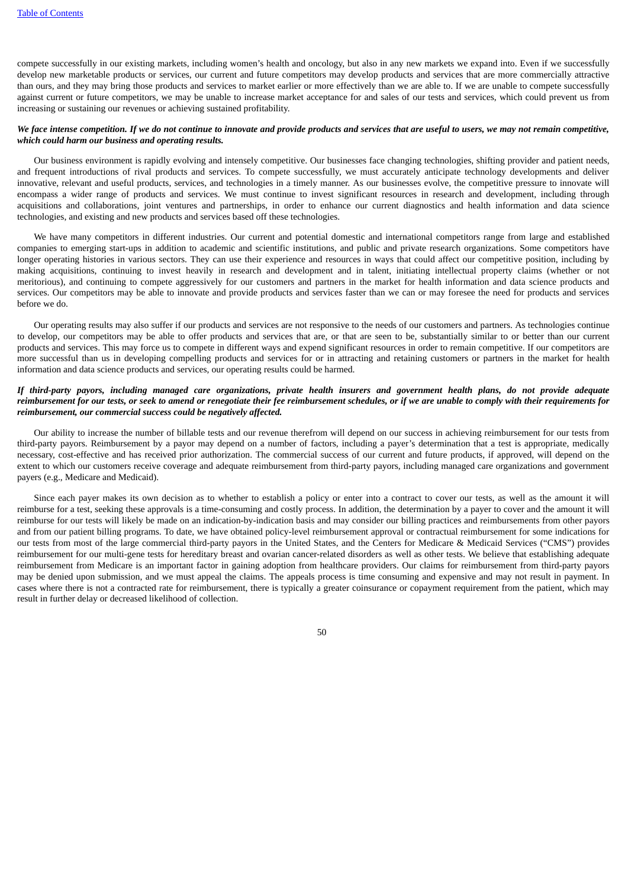compete successfully in our existing markets, including women's health and oncology, but also in any new markets we expand into. Even if we successfully develop new marketable products or services, our current and future competitors may develop products and services that are more commercially attractive than ours, and they may bring those products and services to market earlier or more effectively than we are able to. If we are unable to compete successfully against current or future competitors, we may be unable to increase market acceptance for and sales of our tests and services, which could prevent us from increasing or sustaining our revenues or achieving sustained profitability.

***We face intense competition. If we do not continue to innovate and provide products and services that are useful to users, we may not remain competitive, which could harm our business and operating results.***

Our business environment is rapidly evolving and intensely competitive. Our businesses face changing technologies, shifting provider and patient needs, and frequent introductions of rival products and services. To compete successfully, we must accurately anticipate technology developments and deliver innovative, relevant and useful products, services, and technologies in a timely manner. As our businesses evolve, the competitive pressure to innovate will encompass a wider range of products and services. We must continue to invest significant resources in research and development, including through acquisitions and collaborations, joint ventures and partnerships, in order to enhance our current diagnostics and health information and data science technologies, and existing and new products and services based off these technologies.

We have many competitors in different industries. Our current and potential domestic and international competitors range from large and established companies to emerging start-ups in addition to academic and scientific institutions, and public and private research organizations. Some competitors have longer operating histories in various sectors. They can use their experience and resources in ways that could affect our competitive position, including by making acquisitions, continuing to invest heavily in research and development and in talent, initiating intellectual property claims (whether or not meritorious), and continuing to compete aggressively for our customers and partners in the market for health information and data science products and services. Our competitors may be able to innovate and provide products and services faster than we can or may foresee the need for products and services before we do.

Our operating results may also suffer if our products and services are not responsive to the needs of our customers and partners. As technologies continue to develop, our competitors may be able to offer products and services that are, or that are seen to be, substantially similar to or better than our current products and services. This may force us to compete in different ways and expend significant resources in order to remain competitive. If our competitors are more successful than us in developing compelling products and services for or in attracting and retaining customers or partners in the market for health information and data science products and services, our operating results could be harmed.

***If third-party payors, including managed care organizations, private health insurers and government health plans, do not provide adequate reimbursement for our tests, or seek to amend or renegotiate their fee reimbursement schedules, or if we are unable to comply with their requirements for reimbursement, our commercial success could be negatively affected.***

Our ability to increase the number of billable tests and our revenue therefrom will depend on our success in achieving reimbursement for our tests from third-party payors. Reimbursement by a payor may depend on a number of factors, including a payer's determination that a test is appropriate, medically necessary, cost-effective and has received prior authorization. The commercial success of our current and future products, if approved, will depend on the extent to which our customers receive coverage and adequate reimbursement from third-party payors, including managed care organizations and government payers (e.g., Medicare and Medicaid).

Since each payer makes its own decision as to whether to establish a policy or enter into a contract to cover our tests, as well as the amount it will reimburse for a test, seeking these approvals is a time-consuming and costly process. In addition, the determination by a payer to cover and the amount it will reimburse for our tests will likely be made on an indication-by-indication basis and may consider our billing practices and reimbursements from other payors and from our patient billing programs. To date, we have obtained policy-level reimbursement approval or contractual reimbursement for some indications for our tests from most of the large commercial third-party payors in the United States, and the Centers for Medicare & Medicaid Services ("CMS") provides reimbursement for our multi-gene tests for hereditary breast and ovarian cancer-related disorders as well as other tests. We believe that establishing adequate reimbursement from Medicare is an important factor in gaining adoption from healthcare providers. Our claims for reimbursement from third-party payors may be denied upon submission, and we must appeal the claims. The appeals process is time consuming and expensive and may not result in payment. In cases where there is not a contracted rate for reimbursement, there is typically a greater coinsurance or copayment requirement from the patient, which may result in further delay or decreased likelihood of collection.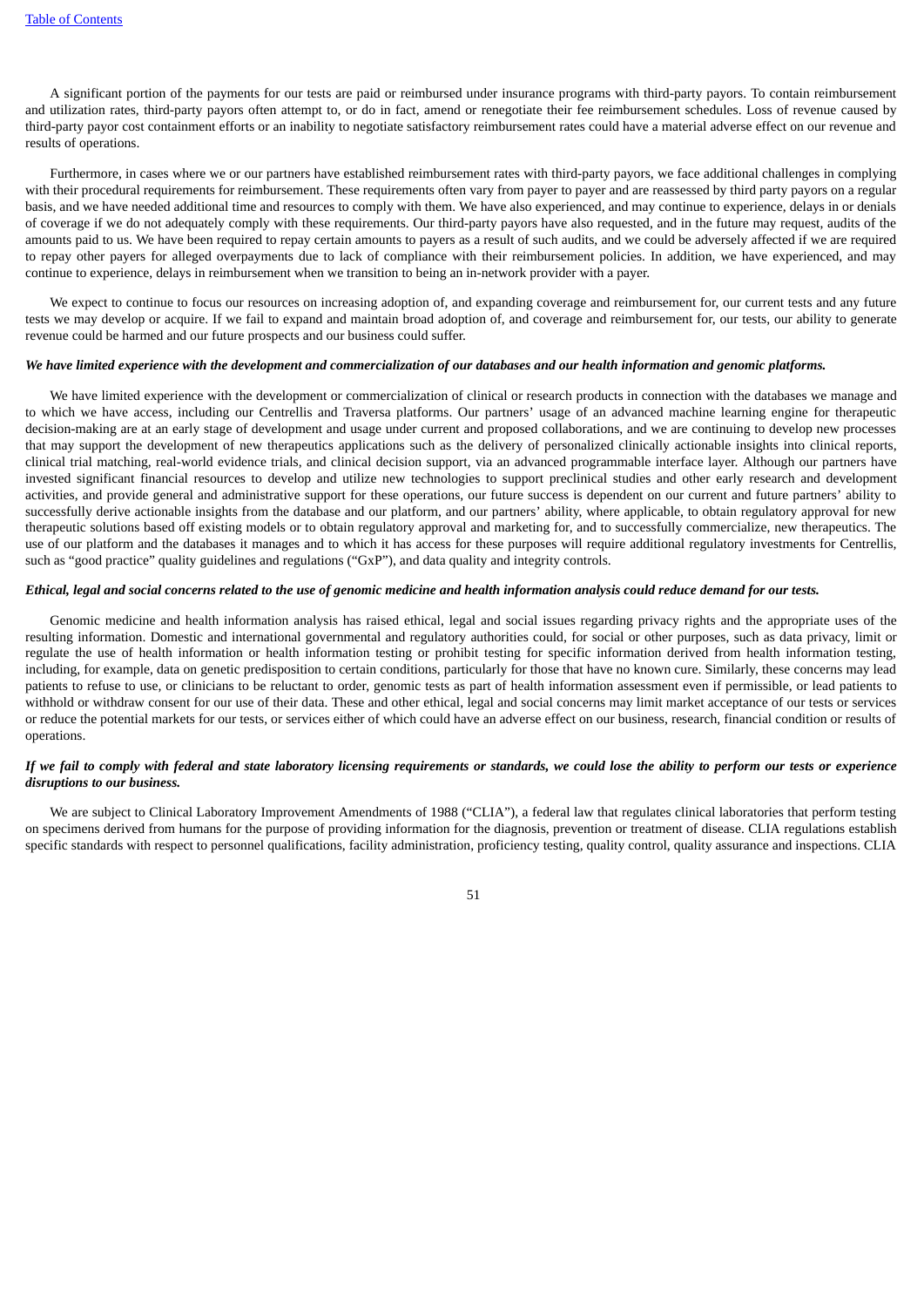A significant portion of the payments for our tests are paid or reimbursed under insurance programs with third-party payors. To contain reimbursement and utilization rates, third-party payors often attempt to, or do in fact, amend or renegotiate their fee reimbursement schedules. Loss of revenue caused by third-party payor cost containment efforts or an inability to negotiate satisfactory reimbursement rates could have a material adverse effect on our revenue and results of operations.

Furthermore, in cases where we or our partners have established reimbursement rates with third-party payors, we face additional challenges in complying with their procedural requirements for reimbursement. These requirements often vary from payer to payer and are reassessed by third party payors on a regular basis, and we have needed additional time and resources to comply with them. We have also experienced, and may continue to experience, delays in or denials of coverage if we do not adequately comply with these requirements. Our third-party payors have also requested, and in the future may request, audits of the amounts paid to us. We have been required to repay certain amounts to payers as a result of such audits, and we could be adversely affected if we are required to repay other payers for alleged overpayments due to lack of compliance with their reimbursement policies. In addition, we have experienced, and may continue to experience, delays in reimbursement when we transition to being an in-network provider with a payer.

We expect to continue to focus our resources on increasing adoption of, and expanding coverage and reimbursement for, our current tests and any future tests we may develop or acquire. If we fail to expand and maintain broad adoption of, and coverage and reimbursement for, our tests, our ability to generate revenue could be harmed and our future prospects and our business could suffer.

***We have limited experience with the development and commercialization of our databases and our health information and genomic platforms.***

We have limited experience with the development or commercialization of clinical or research products in connection with the databases we manage and to which we have access, including our Centrellis and Traversa platforms. Our partners' usage of an advanced machine learning engine for therapeutic decision-making are at an early stage of development and usage under current and proposed collaborations, and we are continuing to develop new processes that may support the development of new therapeutics applications such as the delivery of personalized clinically actionable insights into clinical reports, clinical trial matching, real-world evidence trials, and clinical decision support, via an advanced programmable interface layer. Although our partners have invested significant financial resources to develop and utilize new technologies to support preclinical studies and other early research and development activities, and provide general and administrative support for these operations, our future success is dependent on our current and future partners' ability to successfully derive actionable insights from the database and our platform, and our partners' ability, where applicable, to obtain regulatory approval for new therapeutic solutions based off existing models or to obtain regulatory approval and marketing for, and to successfully commercialize, new therapeutics. The use of our platform and the databases it manages and to which it has access for these purposes will require additional regulatory investments for Centrellis, such as "good practice" quality guidelines and regulations ("GxP"), and data quality and integrity controls.

***Ethical, legal and social concerns related to the use of genomic medicine and health information analysis could reduce demand for our tests.***

Genomic medicine and health information analysis has raised ethical, legal and social issues regarding privacy rights and the appropriate uses of the resulting information. Domestic and international governmental and regulatory authorities could, for social or other purposes, such as data privacy, limit or regulate the use of health information or health information testing or prohibit testing for specific information derived from health information testing, including, for example, data on genetic predisposition to certain conditions, particularly for those that have no known cure. Similarly, these concerns may lead patients to refuse to use, or clinicians to be reluctant to order, genomic tests as part of health information assessment even if permissible, or lead patients to withhold or withdraw consent for our use of their data. These and other ethical, legal and social concerns may limit market acceptance of our tests or services or reduce the potential markets for our tests, or services either of which could have an adverse effect on our business, research, financial condition or results of operations.

***If we fail to comply with federal and state laboratory licensing requirements or standards, we could lose the ability to perform our tests or experience disruptions to our business.***

We are subject to Clinical Laboratory Improvement Amendments of 1988 ("CLIA"), a federal law that regulates clinical laboratories that perform testing on specimens derived from humans for the purpose of providing information for the diagnosis, prevention or treatment of disease. CLIA regulations establish specific standards with respect to personnel qualifications, facility administration, proficiency testing, quality control, quality assurance and inspections. CLIA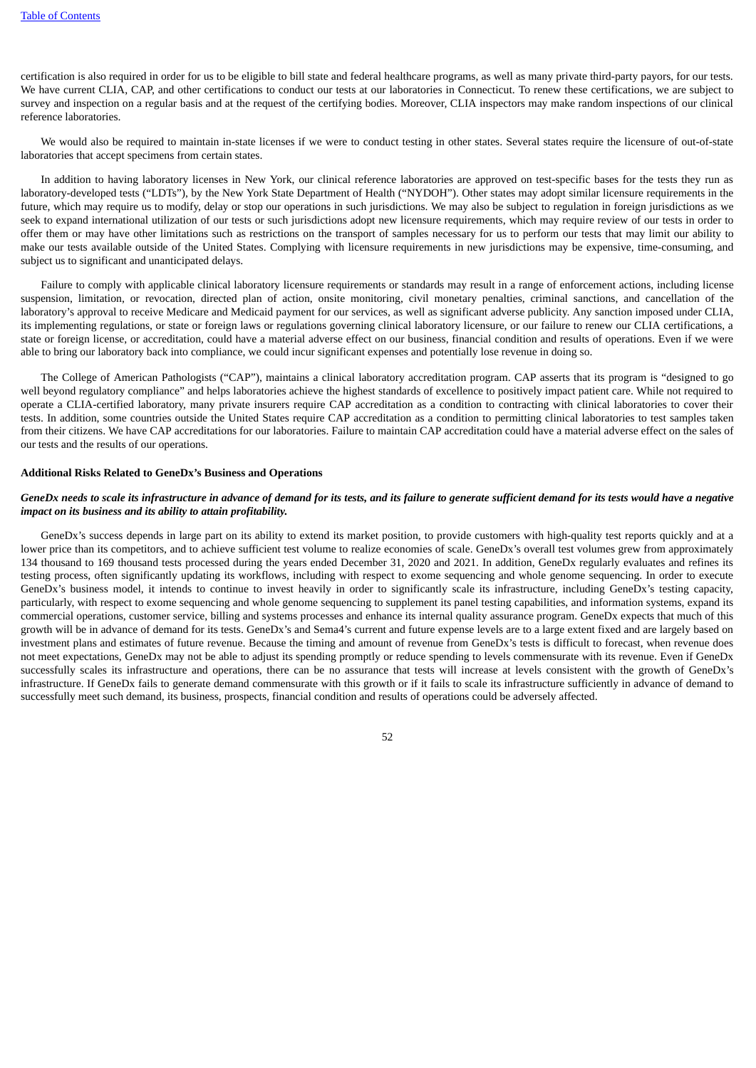certification is also required in order for us to be eligible to bill state and federal healthcare programs, as well as many private third-party payors, for our tests. We have current CLIA, CAP, and other certifications to conduct our tests at our laboratories in Connecticut. To renew these certifications, we are subject to survey and inspection on a regular basis and at the request of the certifying bodies. Moreover, CLIA inspectors may make random inspections of our clinical reference laboratories.

We would also be required to maintain in-state licenses if we were to conduct testing in other states. Several states require the licensure of out-of-state laboratories that accept specimens from certain states.

In addition to having laboratory licenses in New York, our clinical reference laboratories are approved on test-specific bases for the tests they run as laboratory-developed tests ("LDTs"), by the New York State Department of Health ("NYDOH"). Other states may adopt similar licensure requirements in the future, which may require us to modify, delay or stop our operations in such jurisdictions. We may also be subject to regulation in foreign jurisdictions as we seek to expand international utilization of our tests or such jurisdictions adopt new licensure requirements, which may require review of our tests in order to offer them or may have other limitations such as restrictions on the transport of samples necessary for us to perform our tests that may limit our ability to make our tests available outside of the United States. Complying with licensure requirements in new jurisdictions may be expensive, time-consuming, and subject us to significant and unanticipated delays.

Failure to comply with applicable clinical laboratory licensure requirements or standards may result in a range of enforcement actions, including license suspension, limitation, or revocation, directed plan of action, onsite monitoring, civil monetary penalties, criminal sanctions, and cancellation of the laboratory's approval to receive Medicare and Medicaid payment for our services, as well as significant adverse publicity. Any sanction imposed under CLIA, its implementing regulations, or state or foreign laws or regulations governing clinical laboratory licensure, or our failure to renew our CLIA certifications, a state or foreign license, or accreditation, could have a material adverse effect on our business, financial condition and results of operations. Even if we were able to bring our laboratory back into compliance, we could incur significant expenses and potentially lose revenue in doing so.

The College of American Pathologists ("CAP"), maintains a clinical laboratory accreditation program. CAP asserts that its program is "designed to go well beyond regulatory compliance" and helps laboratories achieve the highest standards of excellence to positively impact patient care. While not required to operate a CLIA-certified laboratory, many private insurers require CAP accreditation as a condition to contracting with clinical laboratories to cover their tests. In addition, some countries outside the United States require CAP accreditation as a condition to permitting clinical laboratories to test samples taken from their citizens. We have CAP accreditations for our laboratories. Failure to maintain CAP accreditation could have a material adverse effect on the sales of our tests and the results of our operations.

**Additional Risks Related to GeneDx's Business and Operations**

***GeneDx needs to scale its infrastructure in advance of demand for its tests, and its failure to generate sufficient demand for its tests would have a negative impact on its business and its ability to attain profitability.***

GeneDx's success depends in large part on its ability to extend its market position, to provide customers with high-quality test reports quickly and at a lower price than its competitors, and to achieve sufficient test volume to realize economies of scale. GeneDx's overall test volumes grew from approximately 134 thousand to 169 thousand tests processed during the years ended December 31, 2020 and 2021. In addition, GeneDx regularly evaluates and refines its testing process, often significantly updating its workflows, including with respect to exome sequencing and whole genome sequencing. In order to execute GeneDx's business model, it intends to continue to invest heavily in order to significantly scale its infrastructure, including GeneDx's testing capacity, particularly, with respect to exome sequencing and whole genome sequencing to supplement its panel testing capabilities, and information systems, expand its commercial operations, customer service, billing and systems processes and enhance its internal quality assurance program. GeneDx expects that much of this growth will be in advance of demand for its tests. GeneDx's and Sema4's current and future expense levels are to a large extent fixed and are largely based on investment plans and estimates of future revenue. Because the timing and amount of revenue from GeneDx's tests is difficult to forecast, when revenue does not meet expectations, GeneDx may not be able to adjust its spending promptly or reduce spending to levels commensurate with its revenue. Even if GeneDx successfully scales its infrastructure and operations, there can be no assurance that tests will increase at levels consistent with the growth of GeneDx's infrastructure. If GeneDx fails to generate demand commensurate with this growth or if it fails to scale its infrastructure sufficiently in advance of demand to successfully meet such demand, its business, prospects, financial condition and results of operations could be adversely affected.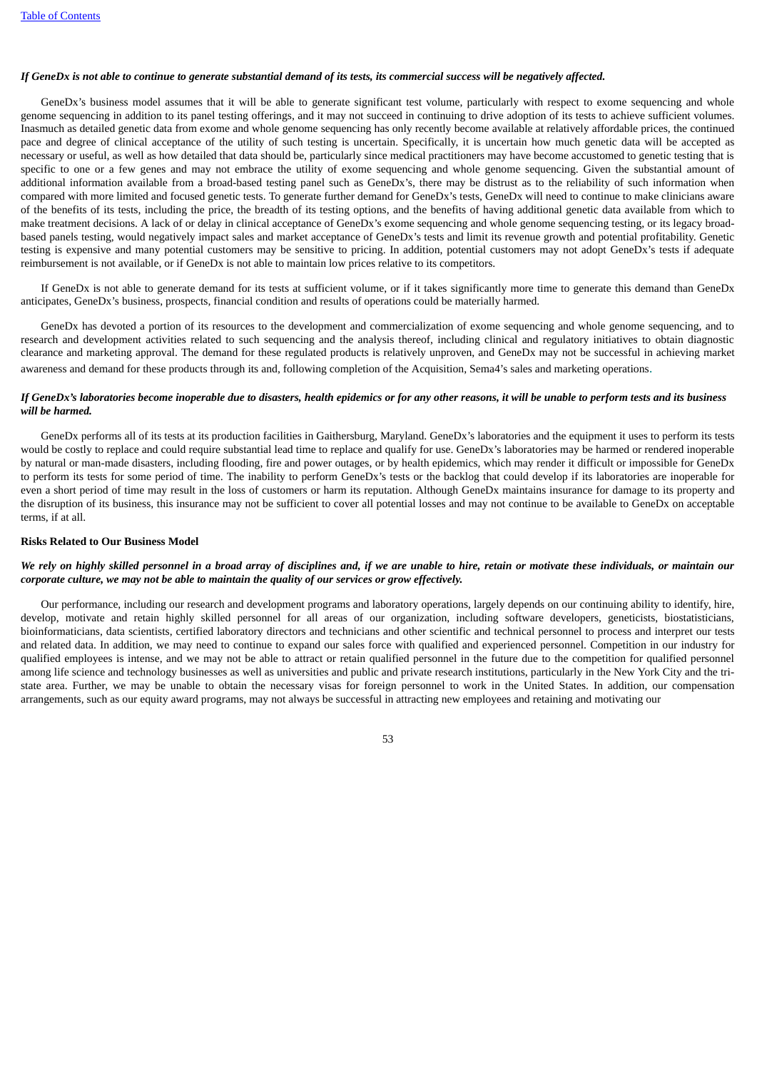***If GeneDx is not able to continue to generate substantial demand of its tests, its commercial success will be negatively affected.***

GeneDx's business model assumes that it will be able to generate significant test volume, particularly with respect to exome sequencing and whole genome sequencing in addition to its panel testing offerings, and it may not succeed in continuing to drive adoption of its tests to achieve sufficient volumes. Inasmuch as detailed genetic data from exome and whole genome sequencing has only recently become available at relatively affordable prices, the continued pace and degree of clinical acceptance of the utility of such testing is uncertain. Specifically, it is uncertain how much genetic data will be accepted as necessary or useful, as well as how detailed that data should be, particularly since medical practitioners may have become accustomed to genetic testing that is specific to one or a few genes and may not embrace the utility of exome sequencing and whole genome sequencing. Given the substantial amount of additional information available from a broad-based testing panel such as GeneDx's, there may be distrust as to the reliability of such information when compared with more limited and focused genetic tests. To generate further demand for GeneDx's tests, GeneDx will need to continue to make clinicians aware of the benefits of its tests, including the price, the breadth of its testing options, and the benefits of having additional genetic data available from which to make treatment decisions. A lack of or delay in clinical acceptance of GeneDx's exome sequencing and whole genome sequencing testing, or its legacy broad-based panels testing, would negatively impact sales and market acceptance of GeneDx's tests and limit its revenue growth and potential profitability. Genetic testing is expensive and many potential customers may be sensitive to pricing. In addition, potential customers may not adopt GeneDx's tests if adequate reimbursement is not available, or if GeneDx is not able to maintain low prices relative to its competitors.

If GeneDx is not able to generate demand for its tests at sufficient volume, or if it takes significantly more time to generate this demand than GeneDx anticipates, GeneDx's business, prospects, financial condition and results of operations could be materially harmed.

GeneDx has devoted a portion of its resources to the development and commercialization of exome sequencing and whole genome sequencing, and to research and development activities related to such sequencing and the analysis thereof, including clinical and regulatory initiatives to obtain diagnostic clearance and marketing approval. The demand for these regulated products is relatively unproven, and GeneDx may not be successful in achieving market awareness and demand for these products through its and, following completion of the Acquisition, Sema4's sales and marketing operations.

***If GeneDx's laboratories become inoperable due to disasters, health epidemics or for any other reasons, it will be unable to perform tests and its business will be harmed.***

GeneDx performs all of its tests at its production facilities in Gaithersburg, Maryland. GeneDx's laboratories and the equipment it uses to perform its tests would be costly to replace and could require substantial lead time to replace and qualify for use. GeneDx's laboratories may be harmed or rendered inoperable by natural or man-made disasters, including flooding, fire and power outages, or by health epidemics, which may render it difficult or impossible for GeneDx to perform its tests for some period of time. The inability to perform GeneDx's tests or the backlog that could develop if its laboratories are inoperable for even a short period of time may result in the loss of customers or harm its reputation. Although GeneDx maintains insurance for damage to its property and the disruption of its business, this insurance may not be sufficient to cover all potential losses and may not continue to be available to GeneDx on acceptable terms, if at all.

**Risks Related to Our Business Model**

***We rely on highly skilled personnel in a broad array of disciplines and, if we are unable to hire, retain or motivate these individuals, or maintain our corporate culture, we may not be able to maintain the quality of our services or grow effectively.***

Our performance, including our research and development programs and laboratory operations, largely depends on our continuing ability to identify, hire, develop, motivate and retain highly skilled personnel for all areas of our organization, including software developers, geneticists, biostatisticians, bioinformaticians, data scientists, certified laboratory directors and technicians and other scientific and technical personnel to process and interpret our tests and related data. In addition, we may need to continue to expand our sales force with qualified and experienced personnel. Competition in our industry for qualified employees is intense, and we may not be able to attract or retain qualified personnel in the future due to the competition for qualified personnel among life science and technology businesses as well as universities and public and private research institutions, particularly in the New York City and the tri-state area. Further, we may be unable to obtain the necessary visas for foreign personnel to work in the United States. In addition, our compensation arrangements, such as our equity award programs, may not always be successful in attracting new employees and retaining and motivating our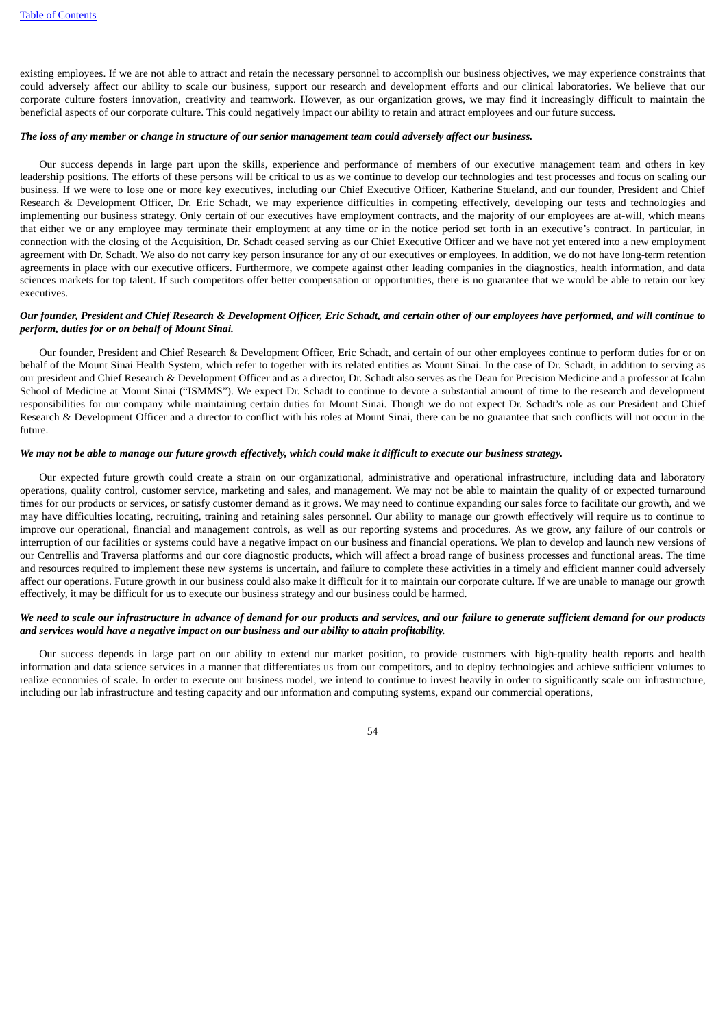existing employees. If we are not able to attract and retain the necessary personnel to accomplish our business objectives, we may experience constraints that could adversely affect our ability to scale our business, support our research and development efforts and our clinical laboratories. We believe that our corporate culture fosters innovation, creativity and teamwork. However, as our organization grows, we may find it increasingly difficult to maintain the beneficial aspects of our corporate culture. This could negatively impact our ability to retain and attract employees and our future success.

***The loss of any member or change in structure of our senior management team could adversely affect our business.***

Our success depends in large part upon the skills, experience and performance of members of our executive management team and others in key leadership positions. The efforts of these persons will be critical to us as we continue to develop our technologies and test processes and focus on scaling our business. If we were to lose one or more key executives, including our Chief Executive Officer, Katherine Stueland, and our founder, President and Chief Research & Development Officer, Dr. Eric Schadt, we may experience difficulties in competing effectively, developing our tests and technologies and implementing our business strategy. Only certain of our executives have employment contracts, and the majority of our employees are at-will, which means that either we or any employee may terminate their employment at any time or in the notice period set forth in an executive's contract. In particular, in connection with the closing of the Acquisition, Dr. Schadt ceased serving as our Chief Executive Officer and we have not yet entered into a new employment agreement with Dr. Schadt. We also do not carry key person insurance for any of our executives or employees. In addition, we do not have long-term retention agreements in place with our executive officers. Furthermore, we compete against other leading companies in the diagnostics, health information, and data sciences markets for top talent. If such competitors offer better compensation or opportunities, there is no guarantee that we would be able to retain our key executives.

***Our founder, President and Chief Research & Development Officer, Eric Schadt, and certain other of our employees have performed, and will continue to perform, duties for or on behalf of Mount Sinai.***

Our founder, President and Chief Research & Development Officer, Eric Schadt, and certain of our other employees continue to perform duties for or on behalf of the Mount Sinai Health System, which refer to together with its related entities as Mount Sinai. In the case of Dr. Schadt, in addition to serving as our president and Chief Research & Development Officer and as a director, Dr. Schadt also serves as the Dean for Precision Medicine and a professor at Icahn School of Medicine at Mount Sinai ("ISMMS"). We expect Dr. Schadt to continue to devote a substantial amount of time to the research and development responsibilities for our company while maintaining certain duties for Mount Sinai. Though we do not expect Dr. Schadt's role as our President and Chief Research & Development Officer and a director to conflict with his roles at Mount Sinai, there can be no guarantee that such conflicts will not occur in the future.

***We may not be able to manage our future growth effectively, which could make it difficult to execute our business strategy.***

Our expected future growth could create a strain on our organizational, administrative and operational infrastructure, including data and laboratory operations, quality control, customer service, marketing and sales, and management. We may not be able to maintain the quality of or expected turnaround times for our products or services, or satisfy customer demand as it grows. We may need to continue expanding our sales force to facilitate our growth, and we may have difficulties locating, recruiting, training and retaining sales personnel. Our ability to manage our growth effectively will require us to continue to improve our operational, financial and management controls, as well as our reporting systems and procedures. As we grow, any failure of our controls or interruption of our facilities or systems could have a negative impact on our business and financial operations. We plan to develop and launch new versions of our Centrellis and Traversa platforms and our core diagnostic products, which will affect a broad range of business processes and functional areas. The time and resources required to implement these new systems is uncertain, and failure to complete these activities in a timely and efficient manner could adversely affect our operations. Future growth in our business could also make it difficult for it to maintain our corporate culture. If we are unable to manage our growth effectively, it may be difficult for us to execute our business strategy and our business could be harmed.

***We need to scale our infrastructure in advance of demand for our products and services, and our failure to generate sufficient demand for our products and services would have a negative impact on our business and our ability to attain profitability.***

Our success depends in large part on our ability to extend our market position, to provide customers with high-quality health reports and health information and data science services in a manner that differentiates us from our competitors, and to deploy technologies and achieve sufficient volumes to realize economies of scale. In order to execute our business model, we intend to continue to invest heavily in order to significantly scale our infrastructure, including our lab infrastructure and testing capacity and our information and computing systems, expand our commercial operations,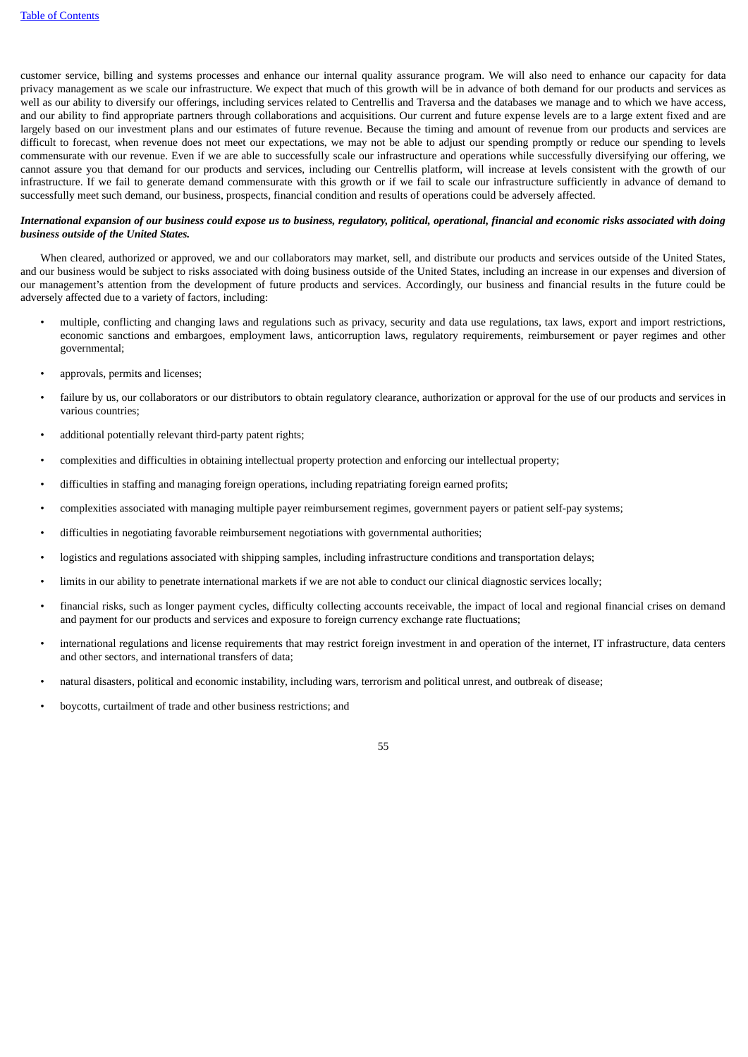customer service, billing and systems processes and enhance our internal quality assurance program. We will also need to enhance our capacity for data privacy management as we scale our infrastructure. We expect that much of this growth will be in advance of both demand for our products and services as well as our ability to diversify our offerings, including services related to Centrellis and Traversa and the databases we manage and to which we have access, and our ability to find appropriate partners through collaborations and acquisitions. Our current and future expense levels are to a large extent fixed and are largely based on our investment plans and our estimates of future revenue. Because the timing and amount of revenue from our products and services are difficult to forecast, when revenue does not meet our expectations, we may not be able to adjust our spending promptly or reduce our spending to levels commensurate with our revenue. Even if we are able to successfully scale our infrastructure and operations while successfully diversifying our offering, we cannot assure you that demand for our products and services, including our Centrellis platform, will increase at levels consistent with the growth of our infrastructure. If we fail to generate demand commensurate with this growth or if we fail to scale our infrastructure sufficiently in advance of demand to successfully meet such demand, our business, prospects, financial condition and results of operations could be adversely affected.

***International expansion of our business could expose us to business, regulatory, political, operational, financial and economic risks associated with doing business outside of the United States.***

When cleared, authorized or approved, we and our collaborators may market, sell, and distribute our products and services outside of the United States, and our business would be subject to risks associated with doing business outside of the United States, including an increase in our expenses and diversion of our management's attention from the development of future products and services. Accordingly, our business and financial results in the future could be adversely affected due to a variety of factors, including:

- multiple, conflicting and changing laws and regulations such as privacy, security and data use regulations, tax laws, export and import restrictions, economic sanctions and embargoes, employment laws, anticorruption laws, regulatory requirements, reimbursement or payer regimes and other governmental;
- approvals, permits and licenses;
- failure by us, our collaborators or our distributors to obtain regulatory clearance, authorization or approval for the use of our products and services in various countries;
- additional potentially relevant third-party patent rights;
- complexities and difficulties in obtaining intellectual property protection and enforcing our intellectual property;
- difficulties in staffing and managing foreign operations, including repatriating foreign earned profits;
- complexities associated with managing multiple payer reimbursement regimes, government payers or patient self-pay systems;
- difficulties in negotiating favorable reimbursement negotiations with governmental authorities;
- logistics and regulations associated with shipping samples, including infrastructure conditions and transportation delays;
- limits in our ability to penetrate international markets if we are not able to conduct our clinical diagnostic services locally;
- financial risks, such as longer payment cycles, difficulty collecting accounts receivable, the impact of local and regional financial crises on demand and payment for our products and services and exposure to foreign currency exchange rate fluctuations;
- international regulations and license requirements that may restrict foreign investment in and operation of the internet, IT infrastructure, data centers and other sectors, and international transfers of data;
- natural disasters, political and economic instability, including wars, terrorism and political unrest, and outbreak of disease;
- boycotts, curtailment of trade and other business restrictions; and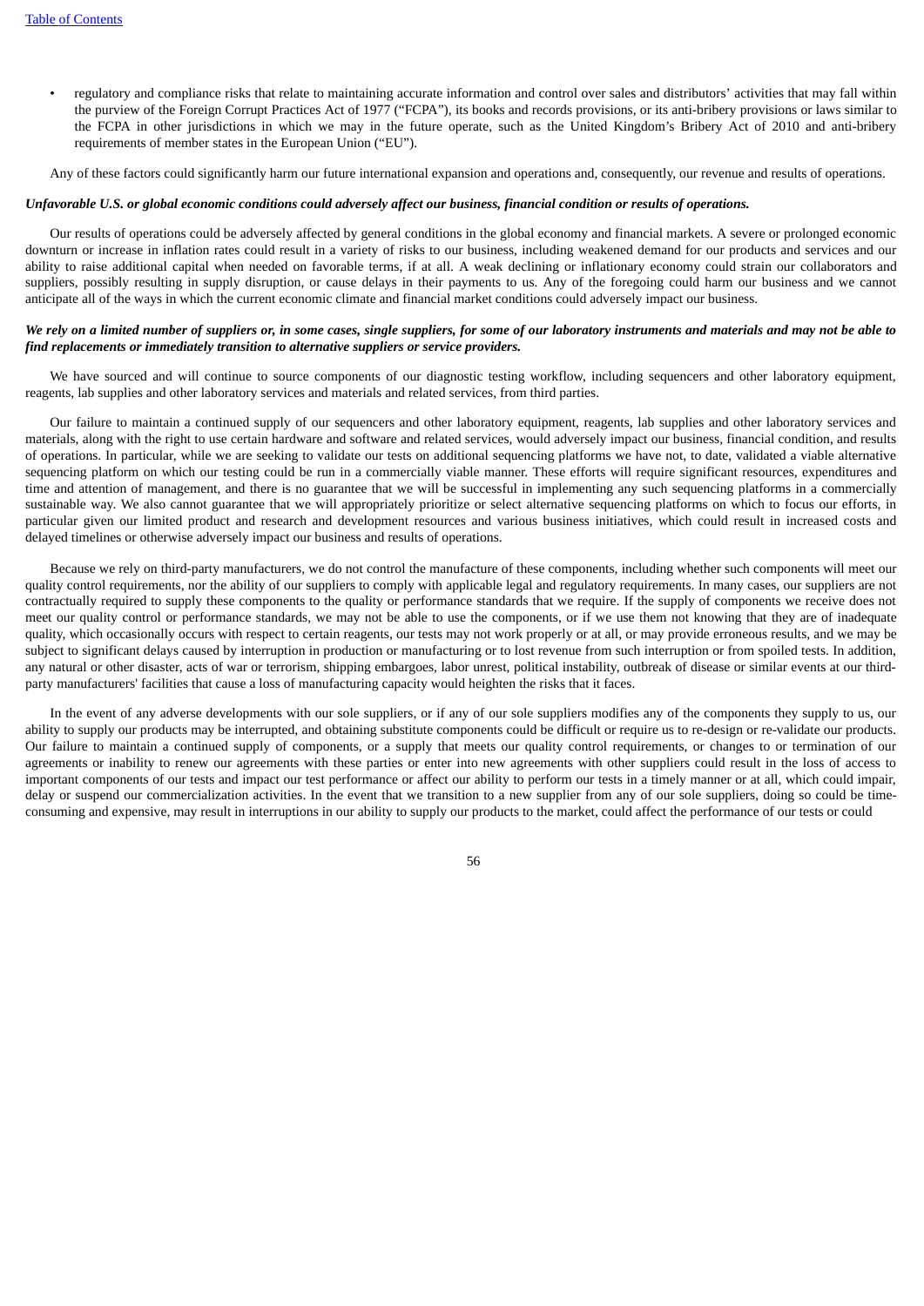- regulatory and compliance risks that relate to maintaining accurate information and control over sales and distributors' activities that may fall within the purview of the Foreign Corrupt Practices Act of 1977 ("FCPA"), its books and records provisions, or its anti-bribery provisions or laws similar to the FCPA in other jurisdictions in which we may in the future operate, such as the United Kingdom's Bribery Act of 2010 and anti-bribery requirements of member states in the European Union ("EU").

Any of these factors could significantly harm our future international expansion and operations and, consequently, our revenue and results of operations.

***Unfavorable U.S. or global economic conditions could adversely affect our business, financial condition or results of operations.***

Our results of operations could be adversely affected by general conditions in the global economy and financial markets. A severe or prolonged economic downturn or increase in inflation rates could result in a variety of risks to our business, including weakened demand for our products and services and our ability to raise additional capital when needed on favorable terms, if at all. A weak declining or inflationary economy could strain our collaborators and suppliers, possibly resulting in supply disruption, or cause delays in their payments to us. Any of the foregoing could harm our business and we cannot anticipate all of the ways in which the current economic climate and financial market conditions could adversely impact our business.

***We rely on a limited number of suppliers or, in some cases, single suppliers, for some of our laboratory instruments and materials and may not be able to find replacements or immediately transition to alternative suppliers or service providers.***

We have sourced and will continue to source components of our diagnostic testing workflow, including sequencers and other laboratory equipment, reagents, lab supplies and other laboratory services and materials and related services, from third parties.

Our failure to maintain a continued supply of our sequencers and other laboratory equipment, reagents, lab supplies and other laboratory services and materials, along with the right to use certain hardware and software and related services, would adversely impact our business, financial condition, and results of operations. In particular, while we are seeking to validate our tests on additional sequencing platforms we have not, to date, validated a viable alternative sequencing platform on which our testing could be run in a commercially viable manner. These efforts will require significant resources, expenditures and time and attention of management, and there is no guarantee that we will be successful in implementing any such sequencing platforms in a commercially sustainable way. We also cannot guarantee that we will appropriately prioritize or select alternative sequencing platforms on which to focus our efforts, in particular given our limited product and research and development resources and various business initiatives, which could result in increased costs and delayed timelines or otherwise adversely impact our business and results of operations.

Because we rely on third-party manufacturers, we do not control the manufacture of these components, including whether such components will meet our quality control requirements, nor the ability of our suppliers to comply with applicable legal and regulatory requirements. In many cases, our suppliers are not contractually required to supply these components to the quality or performance standards that we require. If the supply of components we receive does not meet our quality control or performance standards, we may not be able to use the components, or if we use them not knowing that they are of inadequate quality, which occasionally occurs with respect to certain reagents, our tests may not work properly or at all, or may provide erroneous results, and we may be subject to significant delays caused by interruption in production or manufacturing or to lost revenue from such interruption or from spoiled tests. In addition, any natural or other disaster, acts of war or terrorism, shipping embargoes, labor unrest, political instability, outbreak of disease or similar events at our third-party manufacturers' facilities that cause a loss of manufacturing capacity would heighten the risks that it faces.

In the event of any adverse developments with our sole suppliers, or if any of our sole suppliers modifies any of the components they supply to us, our ability to supply our products may be interrupted, and obtaining substitute components could be difficult or require us to re-design or re-validate our products. Our failure to maintain a continued supply of components, or a supply that meets our quality control requirements, or changes to or termination of our agreements or inability to renew our agreements with these parties or enter into new agreements with other suppliers could result in the loss of access to important components of our tests and impact our test performance or affect our ability to perform our tests in a timely manner or at all, which could impair, delay or suspend our commercialization activities. In the event that we transition to a new supplier from any of our sole suppliers, doing so could be time-consuming and expensive, may result in interruptions in our ability to supply our products to the market, could affect the performance of our tests or could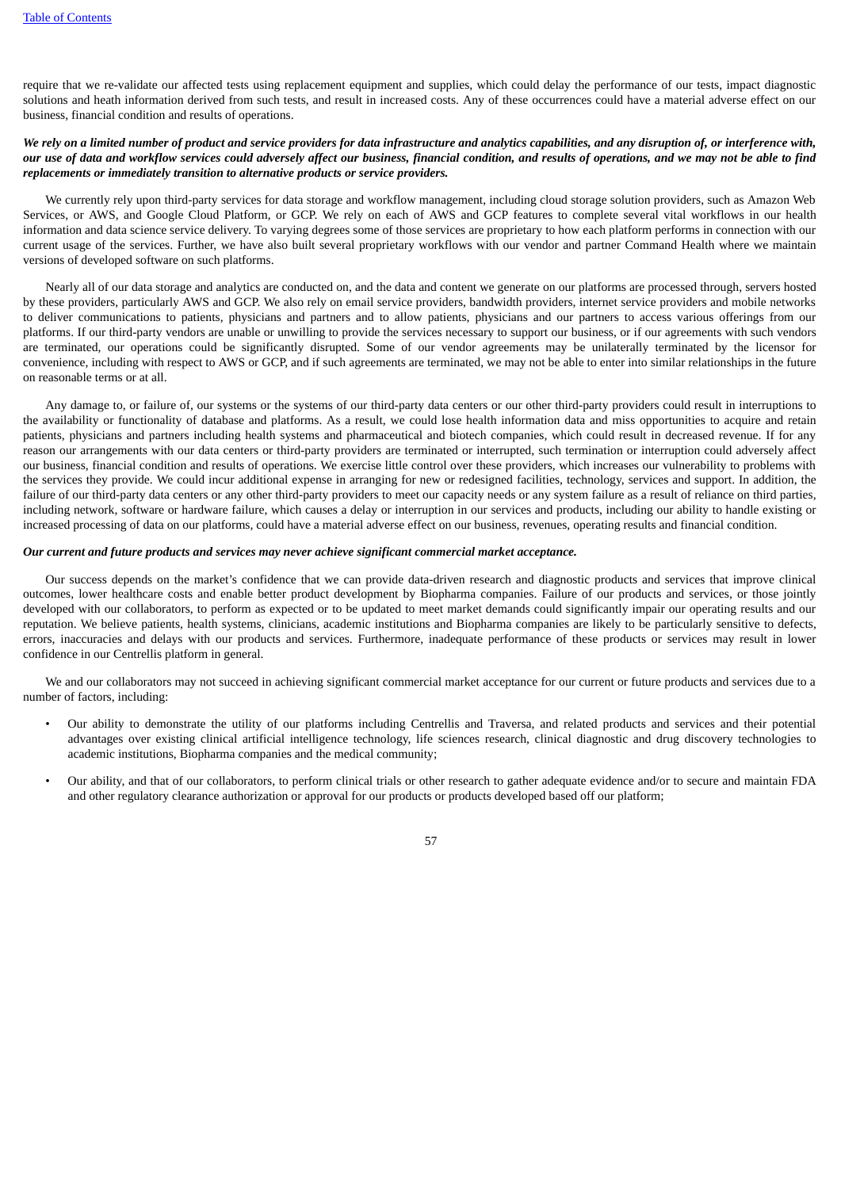require that we re-validate our affected tests using replacement equipment and supplies, which could delay the performance of our tests, impact diagnostic solutions and heath information derived from such tests, and result in increased costs. Any of these occurrences could have a material adverse effect on our business, financial condition and results of operations.

***We rely on a limited number of product and service providers for data infrastructure and analytics capabilities, and any disruption of, or interference with, our use of data and workflow services could adversely affect our business, financial condition, and results of operations, and we may not be able to find replacements or immediately transition to alternative products or service providers.***

We currently rely upon third-party services for data storage and workflow management, including cloud storage solution providers, such as Amazon Web Services, or AWS, and Google Cloud Platform, or GCP. We rely on each of AWS and GCP features to complete several vital workflows in our health information and data science service delivery. To varying degrees some of those services are proprietary to how each platform performs in connection with our current usage of the services. Further, we have also built several proprietary workflows with our vendor and partner Command Health where we maintain versions of developed software on such platforms.

Nearly all of our data storage and analytics are conducted on, and the data and content we generate on our platforms are processed through, servers hosted by these providers, particularly AWS and GCP. We also rely on email service providers, bandwidth providers, internet service providers and mobile networks to deliver communications to patients, physicians and partners and to allow patients, physicians and our partners to access various offerings from our platforms. If our third-party vendors are unable or unwilling to provide the services necessary to support our business, or if our agreements with such vendors are terminated, our operations could be significantly disrupted. Some of our vendor agreements may be unilaterally terminated by the licensor for convenience, including with respect to AWS or GCP, and if such agreements are terminated, we may not be able to enter into similar relationships in the future on reasonable terms or at all.

Any damage to, or failure of, our systems or the systems of our third-party data centers or our other third-party providers could result in interruptions to the availability or functionality of database and platforms. As a result, we could lose health information data and miss opportunities to acquire and retain patients, physicians and partners including health systems and pharmaceutical and biotech companies, which could result in decreased revenue. If for any reason our arrangements with our data centers or third-party providers are terminated or interrupted, such termination or interruption could adversely affect our business, financial condition and results of operations. We exercise little control over these providers, which increases our vulnerability to problems with the services they provide. We could incur additional expense in arranging for new or redesigned facilities, technology, services and support. In addition, the failure of our third-party data centers or any other third-party providers to meet our capacity needs or any system failure as a result of reliance on third parties, including network, software or hardware failure, which causes a delay or interruption in our services and products, including our ability to handle existing or increased processing of data on our platforms, could have a material adverse effect on our business, revenues, operating results and financial condition.

***Our current and future products and services may never achieve significant commercial market acceptance.***

Our success depends on the market's confidence that we can provide data-driven research and diagnostic products and services that improve clinical outcomes, lower healthcare costs and enable better product development by Biopharma companies. Failure of our products and services, or those jointly developed with our collaborators, to perform as expected or to be updated to meet market demands could significantly impair our operating results and our reputation. We believe patients, health systems, clinicians, academic institutions and Biopharma companies are likely to be particularly sensitive to defects, errors, inaccuracies and delays with our products and services. Furthermore, inadequate performance of these products or services may result in lower confidence in our Centrellis platform in general.

We and our collaborators may not succeed in achieving significant commercial market acceptance for our current or future products and services due to a number of factors, including:

- Our ability to demonstrate the utility of our platforms including Centrellis and Traversa, and related products and services and their potential advantages over existing clinical artificial intelligence technology, life sciences research, clinical diagnostic and drug discovery technologies to academic institutions, Biopharma companies and the medical community;
- Our ability, and that of our collaborators, to perform clinical trials or other research to gather adequate evidence and/or to secure and maintain FDA and other regulatory clearance authorization or approval for our products or products developed based off our platform;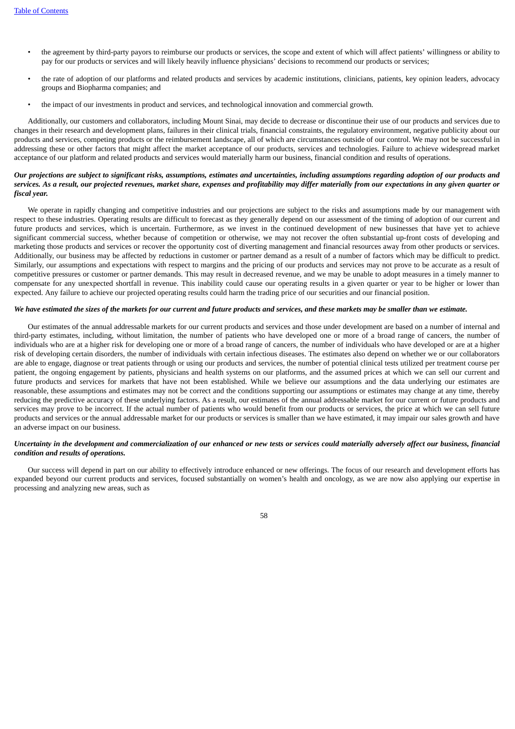- the agreement by third-party payors to reimburse our products or services, the scope and extent of which will affect patients' willingness or ability to pay for our products or services and will likely heavily influence physicians' decisions to recommend our products or services;
- the rate of adoption of our platforms and related products and services by academic institutions, clinicians, patients, key opinion leaders, advocacy groups and Biopharma companies; and
- the impact of our investments in product and services, and technological innovation and commercial growth.

Additionally, our customers and collaborators, including Mount Sinai, may decide to decrease or discontinue their use of our products and services due to changes in their research and development plans, failures in their clinical trials, financial constraints, the regulatory environment, negative publicity about our products and services, competing products or the reimbursement landscape, all of which are circumstances outside of our control. We may not be successful in addressing these or other factors that might affect the market acceptance of our products, services and technologies. Failure to achieve widespread market acceptance of our platform and related products and services would materially harm our business, financial condition and results of operations.

***Our projections are subject to significant risks, assumptions, estimates and uncertainties, including assumptions regarding adoption of our products and services. As a result, our projected revenues, market share, expenses and profitability may differ materially from our expectations in any given quarter or fiscal year.***

We operate in rapidly changing and competitive industries and our projections are subject to the risks and assumptions made by our management with respect to these industries. Operating results are difficult to forecast as they generally depend on our assessment of the timing of adoption of our current and future products and services, which is uncertain. Furthermore, as we invest in the continued development of new businesses that have yet to achieve significant commercial success, whether because of competition or otherwise, we may not recover the often substantial up-front costs of developing and marketing those products and services or recover the opportunity cost of diverting management and financial resources away from other products or services. Additionally, our business may be affected by reductions in customer or partner demand as a result of a number of factors which may be difficult to predict. Similarly, our assumptions and expectations with respect to margins and the pricing of our products and services may not prove to be accurate as a result of competitive pressures or customer or partner demands. This may result in decreased revenue, and we may be unable to adopt measures in a timely manner to compensate for any unexpected shortfall in revenue. This inability could cause our operating results in a given quarter or year to be higher or lower than expected. Any failure to achieve our projected operating results could harm the trading price of our securities and our financial position.

***We have estimated the sizes of the markets for our current and future products and services, and these markets may be smaller than we estimate.***

Our estimates of the annual addressable markets for our current products and services and those under development are based on a number of internal and third-party estimates, including, without limitation, the number of patients who have developed one or more of a broad range of cancers, the number of individuals who are at a higher risk for developing one or more of a broad range of cancers, the number of individuals who have developed or are at a higher risk of developing certain disorders, the number of individuals with certain infectious diseases. The estimates also depend on whether we or our collaborators are able to engage, diagnose or treat patients through or using our products and services, the number of potential clinical tests utilized per treatment course per patient, the ongoing engagement by patients, physicians and health systems on our platforms, and the assumed prices at which we can sell our current and future products and services for markets that have not been established. While we believe our assumptions and the data underlying our estimates are reasonable, these assumptions and estimates may not be correct and the conditions supporting our assumptions or estimates may change at any time, thereby reducing the predictive accuracy of these underlying factors. As a result, our estimates of the annual addressable market for our current or future products and services may prove to be incorrect. If the actual number of patients who would benefit from our products or services, the price at which we can sell future products and services or the annual addressable market for our products or services is smaller than we have estimated, it may impair our sales growth and have an adverse impact on our business.

***Uncertainty in the development and commercialization of our enhanced or new tests or services could materially adversely affect our business, financial condition and results of operations.***

Our success will depend in part on our ability to effectively introduce enhanced or new offerings. The focus of our research and development efforts has expanded beyond our current products and services, focused substantially on women's health and oncology, as we are now also applying our expertise in processing and analyzing new areas, such as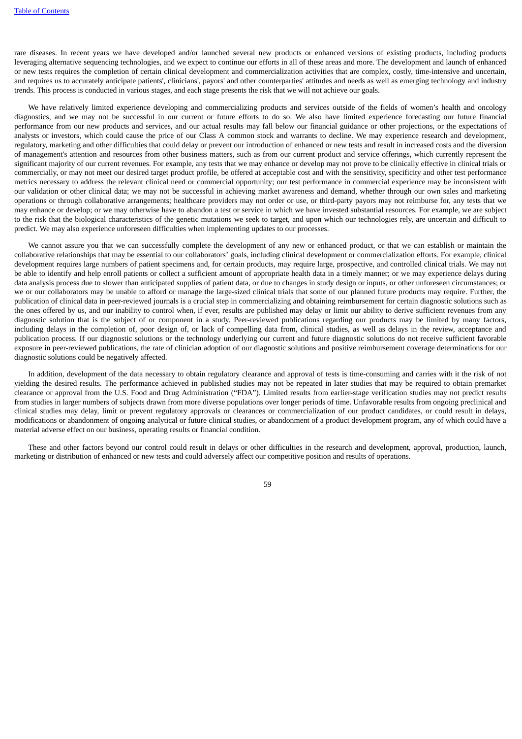rare diseases. In recent years we have developed and/or launched several new products or enhanced versions of existing products, including products leveraging alternative sequencing technologies, and we expect to continue our efforts in all of these areas and more. The development and launch of enhanced or new tests requires the completion of certain clinical development and commercialization activities that are complex, costly, time-intensive and uncertain, and requires us to accurately anticipate patients', clinicians', payors' and other counterparties' attitudes and needs as well as emerging technology and industry trends. This process is conducted in various stages, and each stage presents the risk that we will not achieve our goals.

We have relatively limited experience developing and commercializing products and services outside of the fields of women's health and oncology diagnostics, and we may not be successful in our current or future efforts to do so. We also have limited experience forecasting our future financial performance from our new products and services, and our actual results may fall below our financial guidance or other projections, or the expectations of analysts or investors, which could cause the price of our Class A common stock and warrants to decline. We may experience research and development, regulatory, marketing and other difficulties that could delay or prevent our introduction of enhanced or new tests and result in increased costs and the diversion of management's attention and resources from other business matters, such as from our current product and service offerings, which currently represent the significant majority of our current revenues. For example, any tests that we may enhance or develop may not prove to be clinically effective in clinical trials or commercially, or may not meet our desired target product profile, be offered at acceptable cost and with the sensitivity, specificity and other test performance metrics necessary to address the relevant clinical need or commercial opportunity; our test performance in commercial experience may be inconsistent with our validation or other clinical data; we may not be successful in achieving market awareness and demand, whether through our own sales and marketing operations or through collaborative arrangements; healthcare providers may not order or use, or third-party payors may not reimburse for, any tests that we may enhance or develop; or we may otherwise have to abandon a test or service in which we have invested substantial resources. For example, we are subject to the risk that the biological characteristics of the genetic mutations we seek to target, and upon which our technologies rely, are uncertain and difficult to predict. We may also experience unforeseen difficulties when implementing updates to our processes.

We cannot assure you that we can successfully complete the development of any new or enhanced product, or that we can establish or maintain the collaborative relationships that may be essential to our collaborators' goals, including clinical development or commercialization efforts. For example, clinical development requires large numbers of patient specimens and, for certain products, may require large, prospective, and controlled clinical trials. We may not be able to identify and help enroll patients or collect a sufficient amount of appropriate health data in a timely manner; or we may experience delays during data analysis process due to slower than anticipated supplies of patient data, or due to changes in study design or inputs, or other unforeseen circumstances; or we or our collaborators may be unable to afford or manage the large-sized clinical trials that some of our planned future products may require. Further, the publication of clinical data in peer-reviewed journals is a crucial step in commercializing and obtaining reimbursement for certain diagnostic solutions such as the ones offered by us, and our inability to control when, if ever, results are published may delay or limit our ability to derive sufficient revenues from any diagnostic solution that is the subject of or component in a study. Peer-reviewed publications regarding our products may be limited by many factors, including delays in the completion of, poor design of, or lack of compelling data from, clinical studies, as well as delays in the review, acceptance and publication process. If our diagnostic solutions or the technology underlying our current and future diagnostic solutions do not receive sufficient favorable exposure in peer-reviewed publications, the rate of clinician adoption of our diagnostic solutions and positive reimbursement coverage determinations for our diagnostic solutions could be negatively affected.

In addition, development of the data necessary to obtain regulatory clearance and approval of tests is time-consuming and carries with it the risk of not yielding the desired results. The performance achieved in published studies may not be repeated in later studies that may be required to obtain premarket clearance or approval from the U.S. Food and Drug Administration ("FDA"). Limited results from earlier-stage verification studies may not predict results from studies in larger numbers of subjects drawn from more diverse populations over longer periods of time. Unfavorable results from ongoing preclinical and clinical studies may delay, limit or prevent regulatory approvals or clearances or commercialization of our product candidates, or could result in delays, modifications or abandonment of ongoing analytical or future clinical studies, or abandonment of a product development program, any of which could have a material adverse effect on our business, operating results or financial condition.

These and other factors beyond our control could result in delays or other difficulties in the research and development, approval, production, launch, marketing or distribution of enhanced or new tests and could adversely affect our competitive position and results of operations.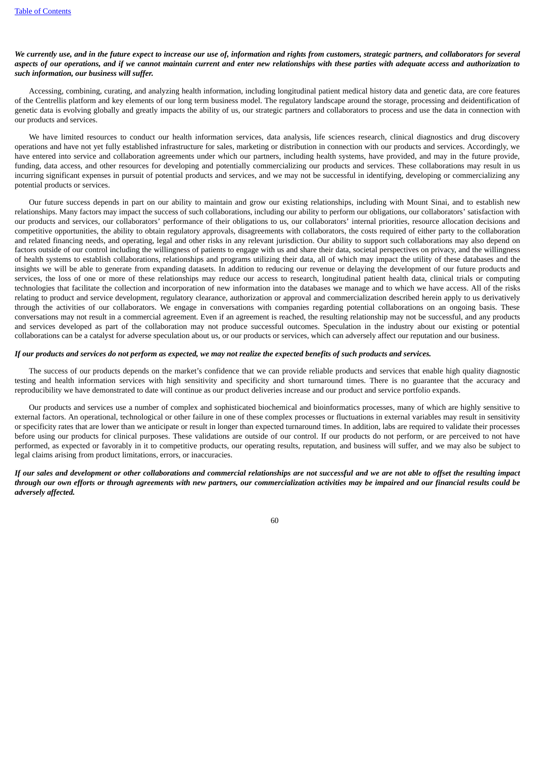***We currently use, and in the future expect to increase our use of, information and rights from customers, strategic partners, and collaborators for several aspects of our operations, and if we cannot maintain current and enter new relationships with these parties with adequate access and authorization to such information, our business will suffer.***

Accessing, combining, curating, and analyzing health information, including longitudinal patient medical history data and genetic data, are core features of the Centrellis platform and key elements of our long term business model. The regulatory landscape around the storage, processing and deidentification of genetic data is evolving globally and greatly impacts the ability of us, our strategic partners and collaborators to process and use the data in connection with our products and services.

We have limited resources to conduct our health information services, data analysis, life sciences research, clinical diagnostics and drug discovery operations and have not yet fully established infrastructure for sales, marketing or distribution in connection with our products and services. Accordingly, we have entered into service and collaboration agreements under which our partners, including health systems, have provided, and may in the future provide, funding, data access, and other resources for developing and potentially commercializing our products and services. These collaborations may result in us incurring significant expenses in pursuit of potential products and services, and we may not be successful in identifying, developing or commercializing any potential products or services.

Our future success depends in part on our ability to maintain and grow our existing relationships, including with Mount Sinai, and to establish new relationships. Many factors may impact the success of such collaborations, including our ability to perform our obligations, our collaborators' satisfaction with our products and services, our collaborators' performance of their obligations to us, our collaborators' internal priorities, resource allocation decisions and competitive opportunities, the ability to obtain regulatory approvals, disagreements with collaborators, the costs required of either party to the collaboration and related financing needs, and operating, legal and other risks in any relevant jurisdiction. Our ability to support such collaborations may also depend on factors outside of our control including the willingness of patients to engage with us and share their data, societal perspectives on privacy, and the willingness of health systems to establish collaborations, relationships and programs utilizing their data, all of which may impact the utility of these databases and the insights we will be able to generate from expanding datasets. In addition to reducing our revenue or delaying the development of our future products and services, the loss of one or more of these relationships may reduce our access to research, longitudinal patient health data, clinical trials or computing technologies that facilitate the collection and incorporation of new information into the databases we manage and to which we have access. All of the risks relating to product and service development, regulatory clearance, authorization or approval and commercialization described herein apply to us derivatively through the activities of our collaborators. We engage in conversations with companies regarding potential collaborations on an ongoing basis. These conversations may not result in a commercial agreement. Even if an agreement is reached, the resulting relationship may not be successful, and any products and services developed as part of the collaboration may not produce successful outcomes. Speculation in the industry about our existing or potential collaborations can be a catalyst for adverse speculation about us, or our products or services, which can adversely affect our reputation and our business.

***If our products and services do not perform as expected, we may not realize the expected benefits of such products and services.***

The success of our products depends on the market's confidence that we can provide reliable products and services that enable high quality diagnostic testing and health information services with high sensitivity and specificity and short turnaround times. There is no guarantee that the accuracy and reproducibility we have demonstrated to date will continue as our product deliveries increase and our product and service portfolio expands.

Our products and services use a number of complex and sophisticated biochemical and bioinformatics processes, many of which are highly sensitive to external factors. An operational, technological or other failure in one of these complex processes or fluctuations in external variables may result in sensitivity or specificity rates that are lower than we anticipate or result in longer than expected turnaround times. In addition, labs are required to validate their processes before using our products for clinical purposes. These validations are outside of our control. If our products do not perform, or are perceived to not have performed, as expected or favorably in it to competitive products, our operating results, reputation, and business will suffer, and we may also be subject to legal claims arising from product limitations, errors, or inaccuracies.

***If our sales and development or other collaborations and commercial relationships are not successful and we are not able to offset the resulting impact through our own efforts or through agreements with new partners, our commercialization activities may be impaired and our financial results could be adversely affected.***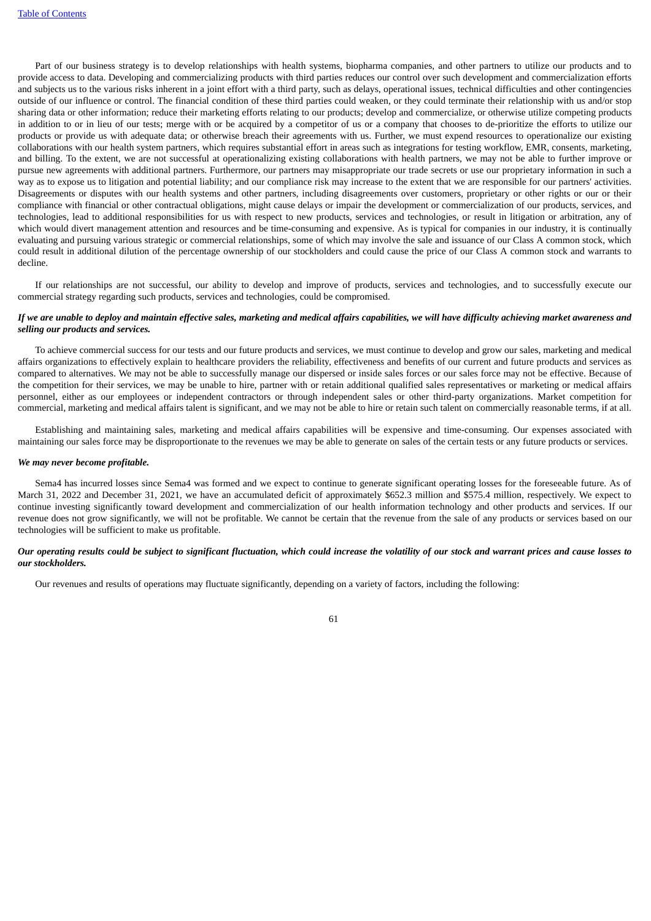Part of our business strategy is to develop relationships with health systems, biopharma companies, and other partners to utilize our products and to provide access to data. Developing and commercializing products with third parties reduces our control over such development and commercialization efforts and subjects us to the various risks inherent in a joint effort with a third party, such as delays, operational issues, technical difficulties and other contingencies outside of our influence or control. The financial condition of these third parties could weaken, or they could terminate their relationship with us and/or stop sharing data or other information; reduce their marketing efforts relating to our products; develop and commercialize, or otherwise utilize competing products in addition to or in lieu of our tests; merge with or be acquired by a competitor of us or a company that chooses to de-prioritize the efforts to utilize our products or provide us with adequate data; or otherwise breach their agreements with us. Further, we must expend resources to operationalize our existing collaborations with our health system partners, which requires substantial effort in areas such as integrations for testing workflow, EMR, consents, marketing, and billing. To the extent, we are not successful at operationalizing existing collaborations with health partners, we may not be able to further improve or pursue new agreements with additional partners. Furthermore, our partners may misappropriate our trade secrets or use our proprietary information in such a way as to expose us to litigation and potential liability; and our compliance risk may increase to the extent that we are responsible for our partners' activities. Disagreements or disputes with our health systems and other partners, including disagreements over customers, proprietary or other rights or our or their compliance with financial or other contractual obligations, might cause delays or impair the development or commercialization of our products, services, and technologies, lead to additional responsibilities for us with respect to new products, services and technologies, or result in litigation or arbitration, any of which would divert management attention and resources and be time-consuming and expensive. As is typical for companies in our industry, it is continually evaluating and pursuing various strategic or commercial relationships, some of which may involve the sale and issuance of our Class A common stock, which could result in additional dilution of the percentage ownership of our stockholders and could cause the price of our Class A common stock and warrants to decline.

If our relationships are not successful, our ability to develop and improve of products, services and technologies, and to successfully execute our commercial strategy regarding such products, services and technologies, could be compromised.

***If we are unable to deploy and maintain effective sales, marketing and medical affairs capabilities, we will have difficulty achieving market awareness and selling our products and services.***

To achieve commercial success for our tests and our future products and services, we must continue to develop and grow our sales, marketing and medical affairs organizations to effectively explain to healthcare providers the reliability, effectiveness and benefits of our current and future products and services as compared to alternatives. We may not be able to successfully manage our dispersed or inside sales forces or our sales force may not be effective. Because of the competition for their services, we may be unable to hire, partner with or retain additional qualified sales representatives or marketing or medical affairs personnel, either as our employees or independent contractors or through independent sales or other third-party organizations. Market competition for commercial, marketing and medical affairs talent is significant, and we may not be able to hire or retain such talent on commercially reasonable terms, if at all.

Establishing and maintaining sales, marketing and medical affairs capabilities will be expensive and time-consuming. Our expenses associated with maintaining our sales force may be disproportionate to the revenues we may be able to generate on sales of the certain tests or any future products or services.

***We may never become profitable.***

Sema4 has incurred losses since Sema4 was formed and we expect to continue to generate significant operating losses for the foreseeable future. As of March 31, 2022 and December 31, 2021, we have an accumulated deficit of approximately $652.3 million and $575.4 million, respectively. We expect to continue investing significantly toward development and commercialization of our health information technology and other products and services. If our revenue does not grow significantly, we will not be profitable. We cannot be certain that the revenue from the sale of any products or services based on our technologies will be sufficient to make us profitable.

***Our operating results could be subject to significant fluctuation, which could increase the volatility of our stock and warrant prices and cause losses to our stockholders.***

Our revenues and results of operations may fluctuate significantly, depending on a variety of factors, including the following: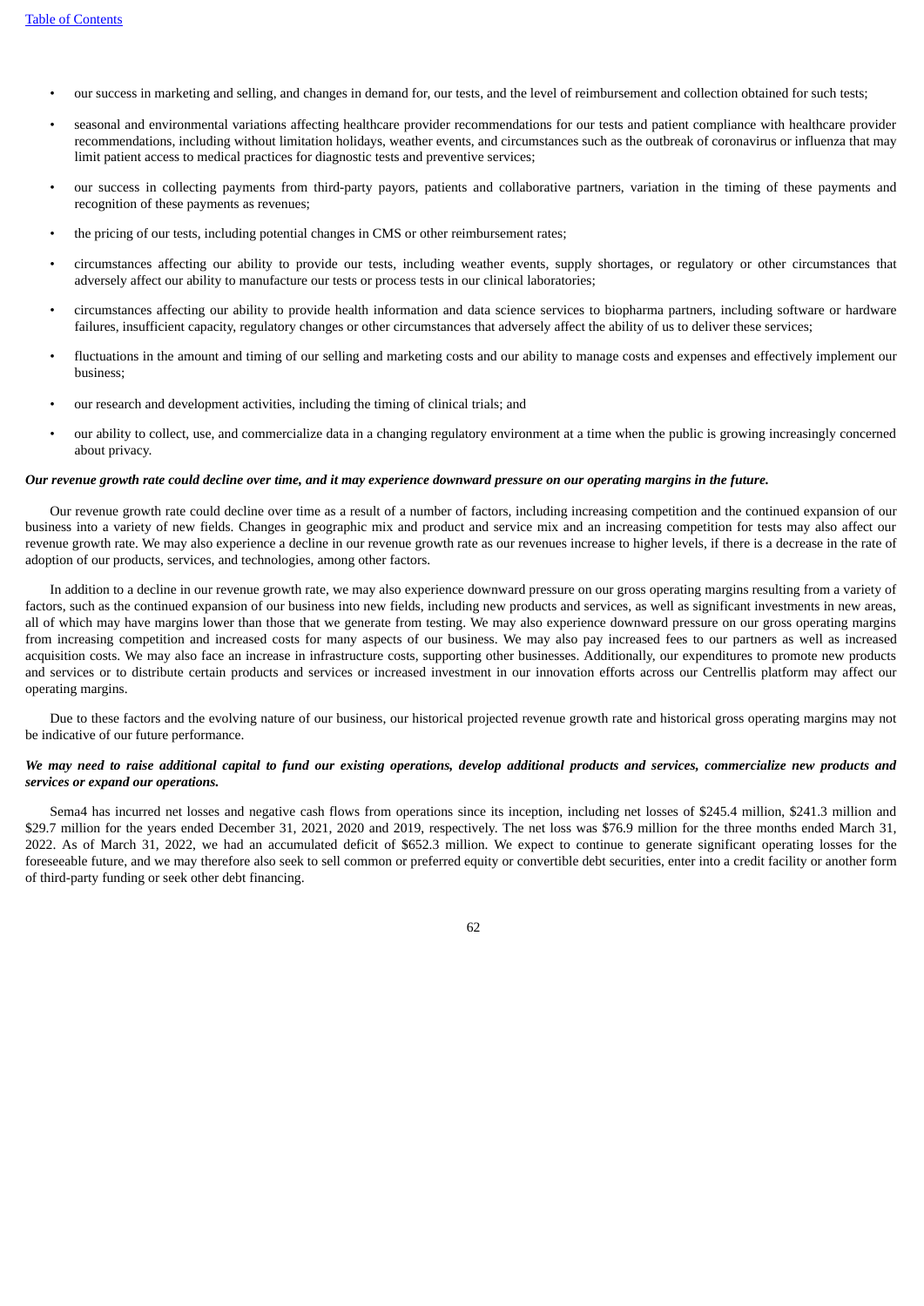- our success in marketing and selling, and changes in demand for, our tests, and the level of reimbursement and collection obtained for such tests;
- seasonal and environmental variations affecting healthcare provider recommendations for our tests and patient compliance with healthcare provider recommendations, including without limitation holidays, weather events, and circumstances such as the outbreak of coronavirus or influenza that may limit patient access to medical practices for diagnostic tests and preventive services;
- our success in collecting payments from third-party payors, patients and collaborative partners, variation in the timing of these payments and recognition of these payments as revenues;
- the pricing of our tests, including potential changes in CMS or other reimbursement rates;
- circumstances affecting our ability to provide our tests, including weather events, supply shortages, or regulatory or other circumstances that adversely affect our ability to manufacture our tests or process tests in our clinical laboratories;
- circumstances affecting our ability to provide health information and data science services to biopharma partners, including software or hardware failures, insufficient capacity, regulatory changes or other circumstances that adversely affect the ability of us to deliver these services;
- fluctuations in the amount and timing of our selling and marketing costs and our ability to manage costs and expenses and effectively implement our business;
- our research and development activities, including the timing of clinical trials; and
- our ability to collect, use, and commercialize data in a changing regulatory environment at a time when the public is growing increasingly concerned about privacy.

***Our revenue growth rate could decline over time, and it may experience downward pressure on our operating margins in the future.***

Our revenue growth rate could decline over time as a result of a number of factors, including increasing competition and the continued expansion of our business into a variety of new fields. Changes in geographic mix and product and service mix and an increasing competition for tests may also affect our revenue growth rate. We may also experience a decline in our revenue growth rate as our revenues increase to higher levels, if there is a decrease in the rate of adoption of our products, services, and technologies, among other factors.

In addition to a decline in our revenue growth rate, we may also experience downward pressure on our gross operating margins resulting from a variety of factors, such as the continued expansion of our business into new fields, including new products and services, as well as significant investments in new areas, all of which may have margins lower than those that we generate from testing. We may also experience downward pressure on our gross operating margins from increasing competition and increased costs for many aspects of our business. We may also pay increased fees to our partners as well as increased acquisition costs. We may also face an increase in infrastructure costs, supporting other businesses. Additionally, our expenditures to promote new products and services or to distribute certain products and services or increased investment in our innovation efforts across our Centrellis platform may affect our operating margins.

Due to these factors and the evolving nature of our business, our historical projected revenue growth rate and historical gross operating margins may not be indicative of our future performance.

***We may need to raise additional capital to fund our existing operations, develop additional products and services, commercialize new products and services or expand our operations.***

Sema4 has incurred net losses and negative cash flows from operations since its inception, including net losses of $245.4 million, $241.3 million and $29.7 million for the years ended December 31, 2021, 2020 and 2019, respectively. The net loss was $76.9 million for the three months ended March 31, 2022. As of March 31, 2022, we had an accumulated deficit of $652.3 million. We expect to continue to generate significant operating losses for the foreseeable future, and we may therefore also seek to sell common or preferred equity or convertible debt securities, enter into a credit facility or another form of third-party funding or seek other debt financing.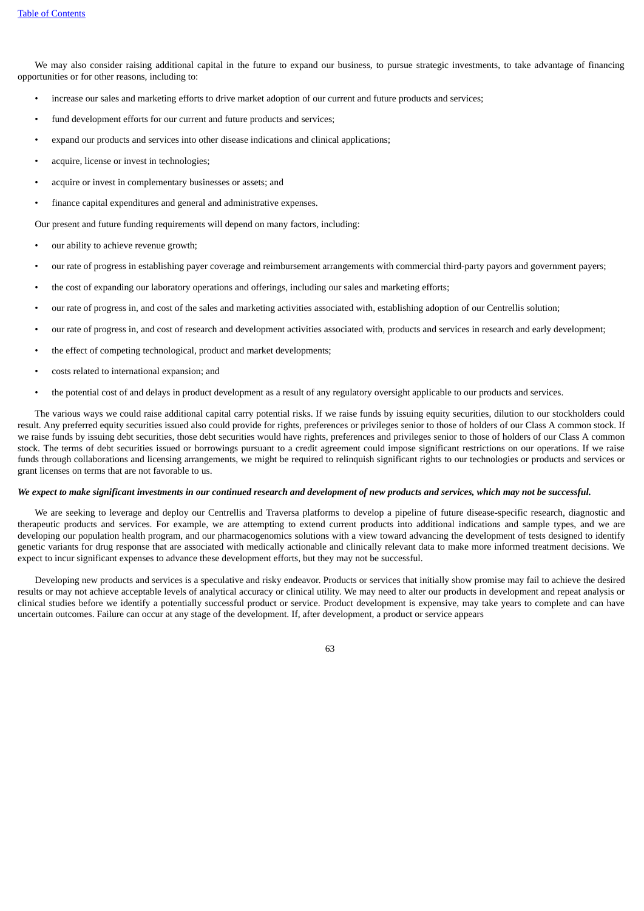We may also consider raising additional capital in the future to expand our business, to pursue strategic investments, to take advantage of financing opportunities or for other reasons, including to:

- increase our sales and marketing efforts to drive market adoption of our current and future products and services;
- fund development efforts for our current and future products and services;
- expand our products and services into other disease indications and clinical applications;
- acquire, license or invest in technologies;
- acquire or invest in complementary businesses or assets; and
- finance capital expenditures and general and administrative expenses.

Our present and future funding requirements will depend on many factors, including:

- our ability to achieve revenue growth;
- our rate of progress in establishing payer coverage and reimbursement arrangements with commercial third-party payors and government payers;
- the cost of expanding our laboratory operations and offerings, including our sales and marketing efforts;
- our rate of progress in, and cost of the sales and marketing activities associated with, establishing adoption of our Centrellis solution;
- our rate of progress in, and cost of research and development activities associated with, products and services in research and early development;
- the effect of competing technological, product and market developments;
- costs related to international expansion; and
- the potential cost of and delays in product development as a result of any regulatory oversight applicable to our products and services.

The various ways we could raise additional capital carry potential risks. If we raise funds by issuing equity securities, dilution to our stockholders could result. Any preferred equity securities issued also could provide for rights, preferences or privileges senior to those of holders of our Class A common stock. If we raise funds by issuing debt securities, those debt securities would have rights, preferences and privileges senior to those of holders of our Class A common stock. The terms of debt securities issued or borrowings pursuant to a credit agreement could impose significant restrictions on our operations. If we raise funds through collaborations and licensing arrangements, we might be required to relinquish significant rights to our technologies or products and services or grant licenses on terms that are not favorable to us.

***We expect to make significant investments in our continued research and development of new products and services, which may not be successful.***

We are seeking to leverage and deploy our Centrellis and Traversa platforms to develop a pipeline of future disease-specific research, diagnostic and therapeutic products and services. For example, we are attempting to extend current products into additional indications and sample types, and we are developing our population health program, and our pharmacogenomics solutions with a view toward advancing the development of tests designed to identify genetic variants for drug response that are associated with medically actionable and clinically relevant data to make more informed treatment decisions. We expect to incur significant expenses to advance these development efforts, but they may not be successful.

Developing new products and services is a speculative and risky endeavor. Products or services that initially show promise may fail to achieve the desired results or may not achieve acceptable levels of analytical accuracy or clinical utility. We may need to alter our products in development and repeat analysis or clinical studies before we identify a potentially successful product or service. Product development is expensive, may take years to complete and can have uncertain outcomes. Failure can occur at any stage of the development. If, after development, a product or service appears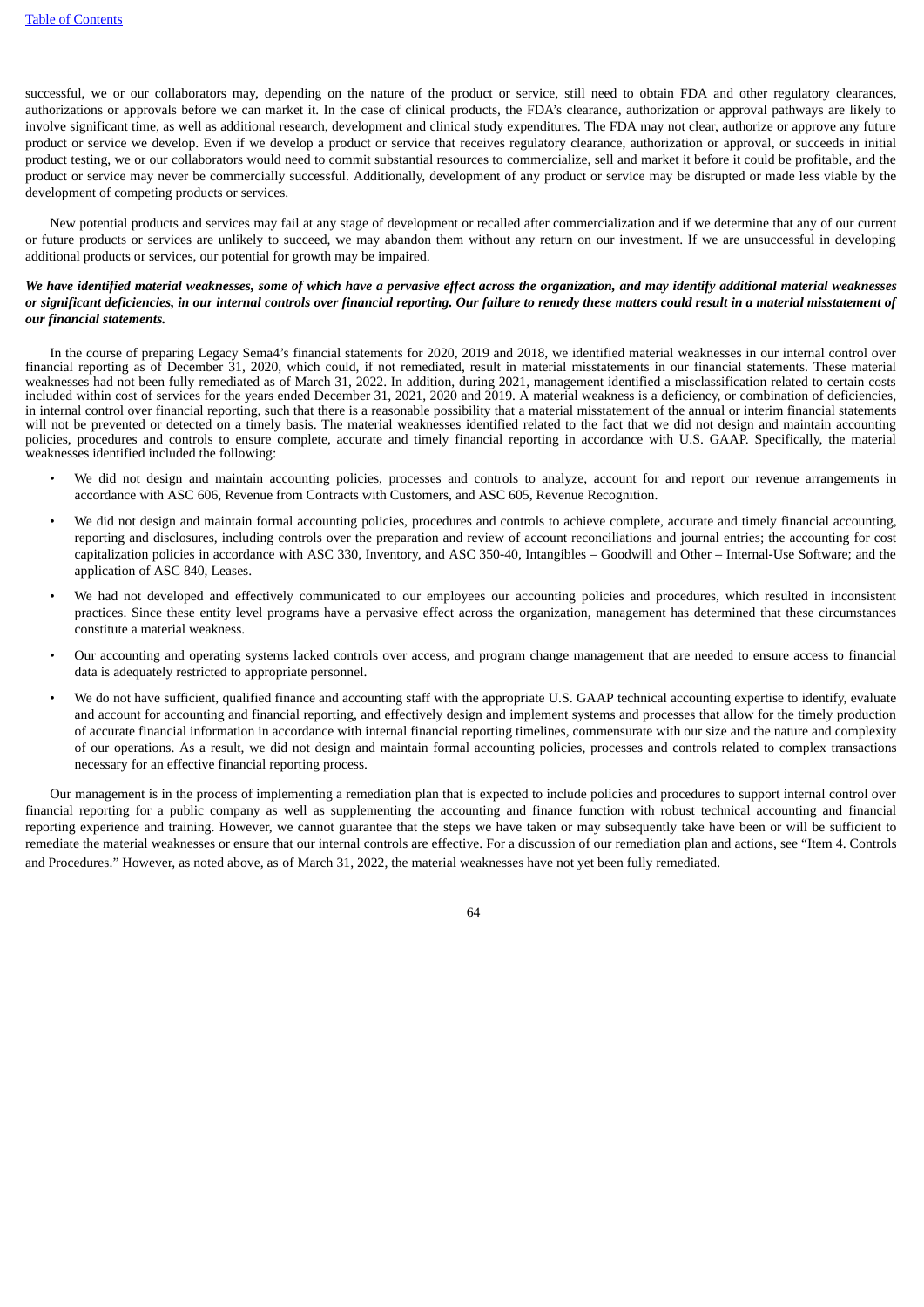successful, we or our collaborators may, depending on the nature of the product or service, still need to obtain FDA and other regulatory clearances, authorizations or approvals before we can market it. In the case of clinical products, the FDA's clearance, authorization or approval pathways are likely to involve significant time, as well as additional research, development and clinical study expenditures. The FDA may not clear, authorize or approve any future product or service we develop. Even if we develop a product or service that receives regulatory clearance, authorization or approval, or succeeds in initial product testing, we or our collaborators would need to commit substantial resources to commercialize, sell and market it before it could be profitable, and the product or service may never be commercially successful. Additionally, development of any product or service may be disrupted or made less viable by the development of competing products or services.

New potential products and services may fail at any stage of development or recalled after commercialization and if we determine that any of our current or future products or services are unlikely to succeed, we may abandon them without any return on our investment. If we are unsuccessful in developing additional products or services, our potential for growth may be impaired.

***We have identified material weaknesses, some of which have a pervasive effect across the organization, and may identify additional material weaknesses or significant deficiencies, in our internal controls over financial reporting. Our failure to remedy these matters could result in a material misstatement of our financial statements.***

In the course of preparing Legacy Sema4's financial statements for 2020, 2019 and 2018, we identified material weaknesses in our internal control over financial reporting as of December 31, 2020, which could, if not remediated, result in material misstatements in our financial statements. These material weaknesses had not been fully remediated as of March 31, 2022. In addition, during 2021, management identified a misclassification related to certain costs included within cost of services for the years ended December 31, 2021, 2020 and 2019. A material weakness is a deficiency, or combination of deficiencies, in internal control over financial reporting, such that there is a reasonable possibility that a material misstatement of the annual or interim financial statements will not be prevented or detected on a timely basis. The material weaknesses identified related to the fact that we did not design and maintain accounting policies, procedures and controls to ensure complete, accurate and timely financial reporting in accordance with U.S. GAAP. Specifically, the material weaknesses identified included the following:

- We did not design and maintain accounting policies, processes and controls to analyze, account for and report our revenue arrangements in accordance with ASC 606, Revenue from Contracts with Customers, and ASC 605, Revenue Recognition.
- We did not design and maintain formal accounting policies, procedures and controls to achieve complete, accurate and timely financial accounting, reporting and disclosures, including controls over the preparation and review of account reconciliations and journal entries; the accounting for cost capitalization policies in accordance with ASC 330, Inventory, and ASC 350-40, Intangibles – Goodwill and Other – Internal-Use Software; and the application of ASC 840, Leases.
- We had not developed and effectively communicated to our employees our accounting policies and procedures, which resulted in inconsistent practices. Since these entity level programs have a pervasive effect across the organization, management has determined that these circumstances constitute a material weakness.
- Our accounting and operating systems lacked controls over access, and program change management that are needed to ensure access to financial data is adequately restricted to appropriate personnel.
- We do not have sufficient, qualified finance and accounting staff with the appropriate U.S. GAAP technical accounting expertise to identify, evaluate and account for accounting and financial reporting, and effectively design and implement systems and processes that allow for the timely production of accurate financial information in accordance with internal financial reporting timelines, commensurate with our size and the nature and complexity of our operations. As a result, we did not design and maintain formal accounting policies, processes and controls related to complex transactions necessary for an effective financial reporting process.

Our management is in the process of implementing a remediation plan that is expected to include policies and procedures to support internal control over financial reporting for a public company as well as supplementing the accounting and finance function with robust technical accounting and financial reporting experience and training. However, we cannot guarantee that the steps we have taken or may subsequently take have been or will be sufficient to remediate the material weaknesses or ensure that our internal controls are effective. For a discussion of our remediation plan and actions, see "Item 4. Controls and Procedures." However, as noted above, as of March 31, 2022, the material weaknesses have not yet been fully remediated.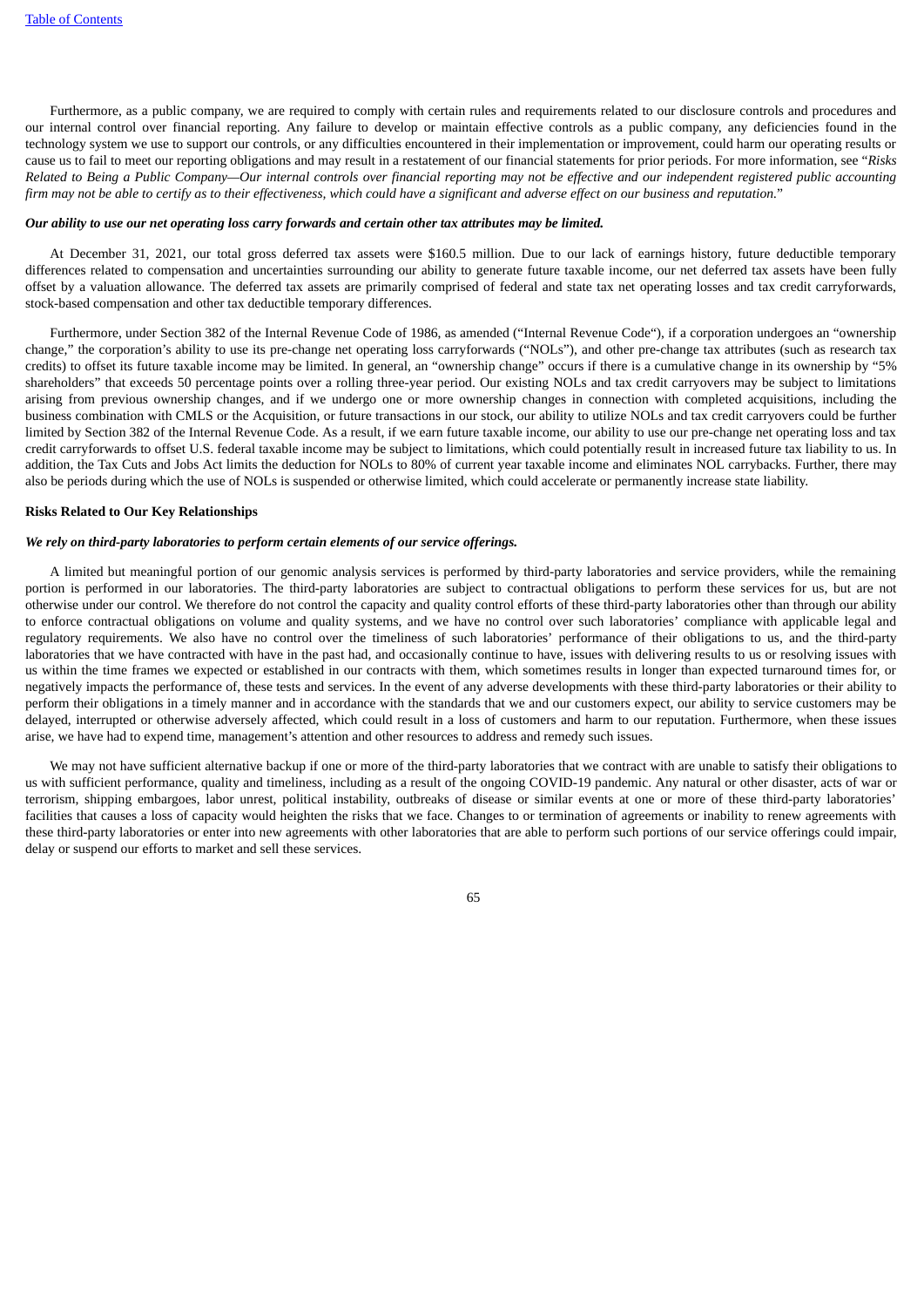Furthermore, as a public company, we are required to comply with certain rules and requirements related to our disclosure controls and procedures and our internal control over financial reporting. Any failure to develop or maintain effective controls as a public company, any deficiencies found in the technology system we use to support our controls, or any difficulties encountered in their implementation or improvement, could harm our operating results or cause us to fail to meet our reporting obligations and may result in a restatement of our financial statements for prior periods. For more information, see "*Risks Related to Being a Public Company—Our internal controls over financial reporting may not be effective and our independent registered public accounting firm may not be able to certify as to their effectiveness, which could have a significant and adverse effect on our business and reputation.*"

***Our ability to use our net operating loss carry forwards and certain other tax attributes may be limited.***

At December 31, 2021, our total gross deferred tax assets were $160.5 million. Due to our lack of earnings history, future deductible temporary differences related to compensation and uncertainties surrounding our ability to generate future taxable income, our net deferred tax assets have been fully offset by a valuation allowance. The deferred tax assets are primarily comprised of federal and state tax net operating losses and tax credit carryforwards, stock-based compensation and other tax deductible temporary differences.

Furthermore, under Section 382 of the Internal Revenue Code of 1986, as amended ("Internal Revenue Code"), if a corporation undergoes an "ownership change," the corporation's ability to use its pre-change net operating loss carryforwards ("NOLs"), and other pre-change tax attributes (such as research tax credits) to offset its future taxable income may be limited. In general, an "ownership change" occurs if there is a cumulative change in its ownership by "5% shareholders" that exceeds 50 percentage points over a rolling three-year period. Our existing NOLs and tax credit carryovers may be subject to limitations arising from previous ownership changes, and if we undergo one or more ownership changes in connection with completed acquisitions, including the business combination with CMLS or the Acquisition, or future transactions in our stock, our ability to utilize NOLs and tax credit carryovers could be further limited by Section 382 of the Internal Revenue Code. As a result, if we earn future taxable income, our ability to use our pre-change net operating loss and tax credit carryforwards to offset U.S. federal taxable income may be subject to limitations, which could potentially result in increased future tax liability to us. In addition, the Tax Cuts and Jobs Act limits the deduction for NOLs to 80% of current year taxable income and eliminates NOL carrybacks. Further, there may also be periods during which the use of NOLs is suspended or otherwise limited, which could accelerate or permanently increase state liability.

**Risks Related to Our Key Relationships**

***We rely on third-party laboratories to perform certain elements of our service offerings.***

A limited but meaningful portion of our genomic analysis services is performed by third-party laboratories and service providers, while the remaining portion is performed in our laboratories. The third-party laboratories are subject to contractual obligations to perform these services for us, but are not otherwise under our control. We therefore do not control the capacity and quality control efforts of these third-party laboratories other than through our ability to enforce contractual obligations on volume and quality systems, and we have no control over such laboratories' compliance with applicable legal and regulatory requirements. We also have no control over the timeliness of such laboratories' performance of their obligations to us, and the third-party laboratories that we have contracted with have in the past had, and occasionally continue to have, issues with delivering results to us or resolving issues with us within the time frames we expected or established in our contracts with them, which sometimes results in longer than expected turnaround times for, or negatively impacts the performance of, these tests and services. In the event of any adverse developments with these third-party laboratories or their ability to perform their obligations in a timely manner and in accordance with the standards that we and our customers expect, our ability to service customers may be delayed, interrupted or otherwise adversely affected, which could result in a loss of customers and harm to our reputation. Furthermore, when these issues arise, we have had to expend time, management's attention and other resources to address and remedy such issues.

We may not have sufficient alternative backup if one or more of the third-party laboratories that we contract with are unable to satisfy their obligations to us with sufficient performance, quality and timeliness, including as a result of the ongoing COVID-19 pandemic. Any natural or other disaster, acts of war or terrorism, shipping embargoes, labor unrest, political instability, outbreaks of disease or similar events at one or more of these third-party laboratories' facilities that causes a loss of capacity would heighten the risks that we face. Changes to or termination of agreements or inability to renew agreements with these third-party laboratories or enter into new agreements with other laboratories that are able to perform such portions of our service offerings could impair, delay or suspend our efforts to market and sell these services.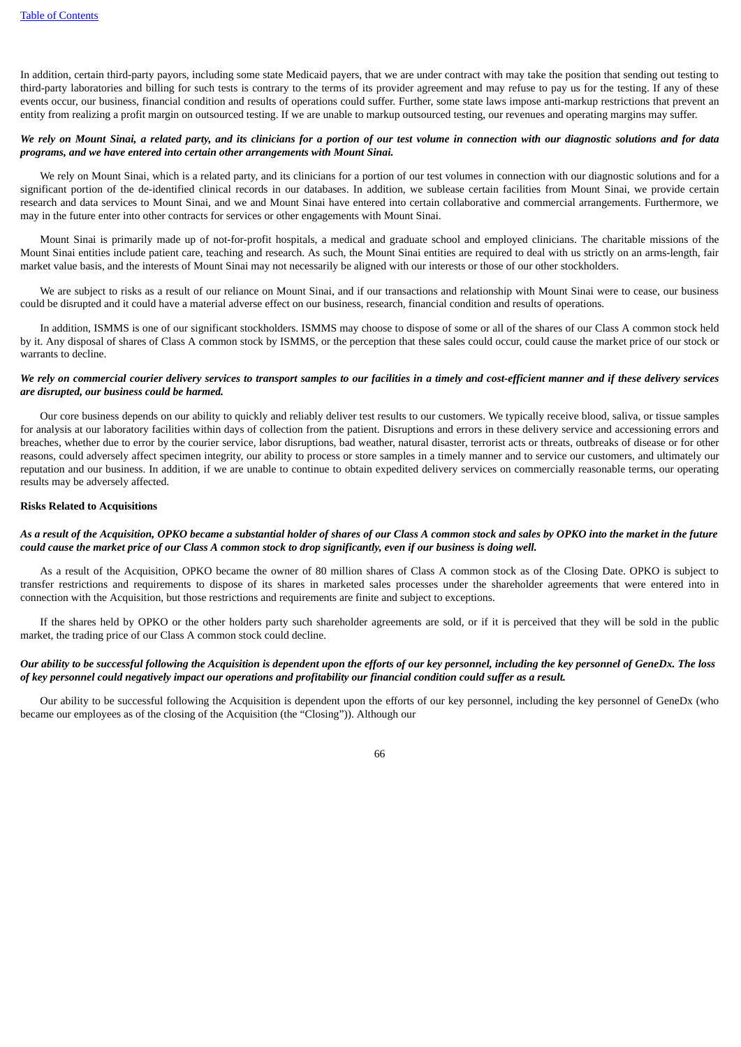In addition, certain third-party payors, including some state Medicaid payers, that we are under contract with may take the position that sending out testing to third-party laboratories and billing for such tests is contrary to the terms of its provider agreement and may refuse to pay us for the testing. If any of these events occur, our business, financial condition and results of operations could suffer. Further, some state laws impose anti-markup restrictions that prevent an entity from realizing a profit margin on outsourced testing. If we are unable to markup outsourced testing, our revenues and operating margins may suffer.

***We rely on Mount Sinai, a related party, and its clinicians for a portion of our test volume in connection with our diagnostic solutions and for data programs, and we have entered into certain other arrangements with Mount Sinai.***

We rely on Mount Sinai, which is a related party, and its clinicians for a portion of our test volumes in connection with our diagnostic solutions and for a significant portion of the de-identified clinical records in our databases. In addition, we sublease certain facilities from Mount Sinai, we provide certain research and data services to Mount Sinai, and we and Mount Sinai have entered into certain collaborative and commercial arrangements. Furthermore, we may in the future enter into other contracts for services or other engagements with Mount Sinai.

Mount Sinai is primarily made up of not-for-profit hospitals, a medical and graduate school and employed clinicians. The charitable missions of the Mount Sinai entities include patient care, teaching and research. As such, the Mount Sinai entities are required to deal with us strictly on an arms-length, fair market value basis, and the interests of Mount Sinai may not necessarily be aligned with our interests or those of our other stockholders.

We are subject to risks as a result of our reliance on Mount Sinai, and if our transactions and relationship with Mount Sinai were to cease, our business could be disrupted and it could have a material adverse effect on our business, research, financial condition and results of operations.

In addition, ISMMS is one of our significant stockholders. ISMMS may choose to dispose of some or all of the shares of our Class A common stock held by it. Any disposal of shares of Class A common stock by ISMMS, or the perception that these sales could occur, could cause the market price of our stock or warrants to decline.

***We rely on commercial courier delivery services to transport samples to our facilities in a timely and cost-efficient manner and if these delivery services are disrupted, our business could be harmed.***

Our core business depends on our ability to quickly and reliably deliver test results to our customers. We typically receive blood, saliva, or tissue samples for analysis at our laboratory facilities within days of collection from the patient. Disruptions and errors in these delivery service and accessioning errors and breaches, whether due to error by the courier service, labor disruptions, bad weather, natural disaster, terrorist acts or threats, outbreaks of disease or for other reasons, could adversely affect specimen integrity, our ability to process or store samples in a timely manner and to service our customers, and ultimately our reputation and our business. In addition, if we are unable to continue to obtain expedited delivery services on commercially reasonable terms, our operating results may be adversely affected.

**Risks Related to Acquisitions**

***As a result of the Acquisition, OPKO became a substantial holder of shares of our Class A common stock and sales by OPKO into the market in the future could cause the market price of our Class A common stock to drop significantly, even if our business is doing well.***

As a result of the Acquisition, OPKO became the owner of 80 million shares of Class A common stock as of the Closing Date. OPKO is subject to transfer restrictions and requirements to dispose of its shares in marketed sales processes under the shareholder agreements that were entered into in connection with the Acquisition, but those restrictions and requirements are finite and subject to exceptions.

If the shares held by OPKO or the other holders party such shareholder agreements are sold, or if it is perceived that they will be sold in the public market, the trading price of our Class A common stock could decline.

***Our ability to be successful following the Acquisition is dependent upon the efforts of our key personnel, including the key personnel of GeneDx. The loss of key personnel could negatively impact our operations and profitability our financial condition could suffer as a result.***

Our ability to be successful following the Acquisition is dependent upon the efforts of our key personnel, including the key personnel of GeneDx (who became our employees as of the closing of the Acquisition (the "Closing")). Although our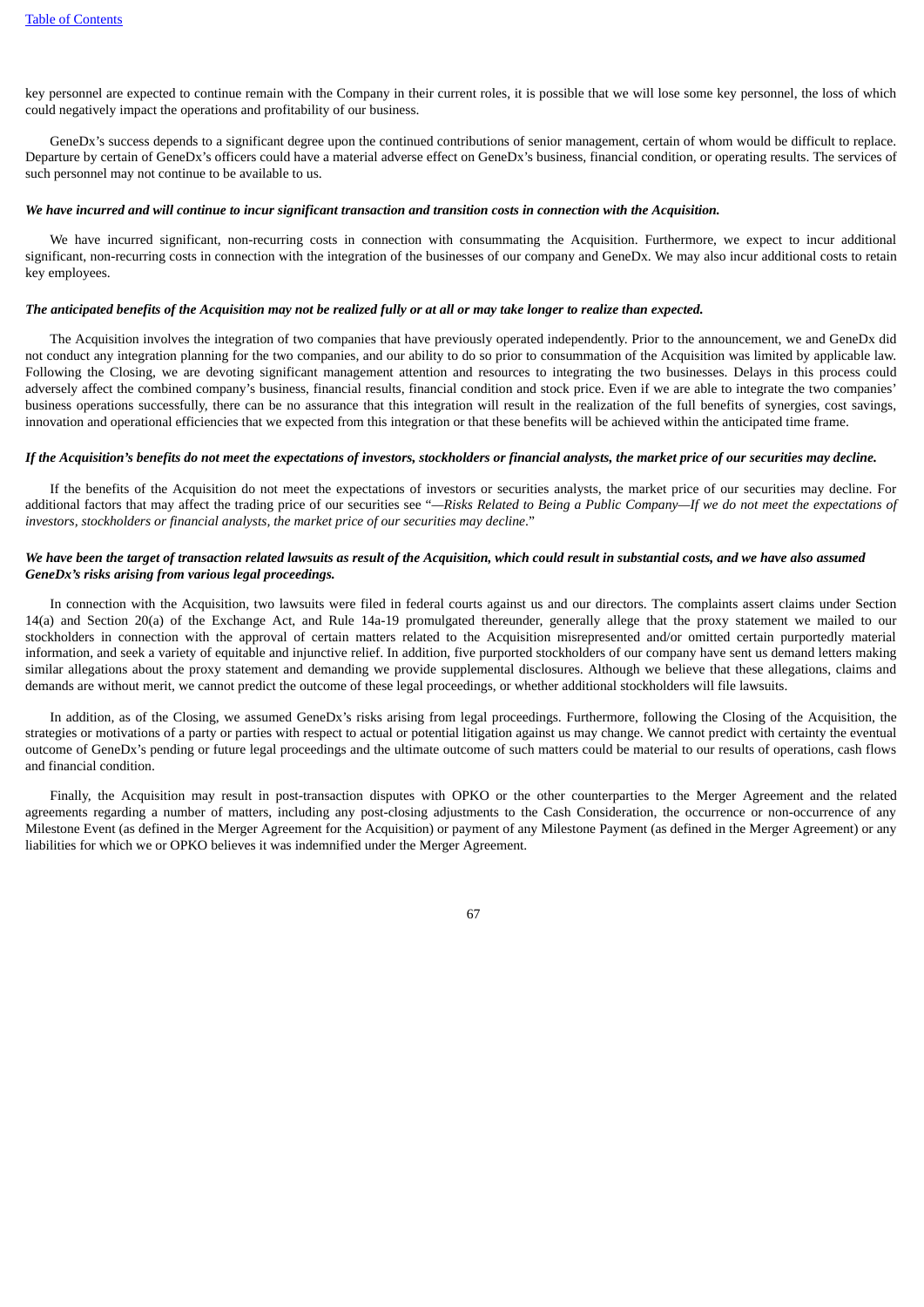key personnel are expected to continue remain with the Company in their current roles, it is possible that we will lose some key personnel, the loss of which could negatively impact the operations and profitability of our business.

GeneDx's success depends to a significant degree upon the continued contributions of senior management, certain of whom would be difficult to replace. Departure by certain of GeneDx's officers could have a material adverse effect on GeneDx's business, financial condition, or operating results. The services of such personnel may not continue to be available to us.

***We have incurred and will continue to incur significant transaction and transition costs in connection with the Acquisition.***

We have incurred significant, non-recurring costs in connection with consummating the Acquisition. Furthermore, we expect to incur additional significant, non-recurring costs in connection with the integration of the businesses of our company and GeneDx. We may also incur additional costs to retain key employees.

***The anticipated benefits of the Acquisition may not be realized fully or at all or may take longer to realize than expected.***

The Acquisition involves the integration of two companies that have previously operated independently. Prior to the announcement, we and GeneDx did not conduct any integration planning for the two companies, and our ability to do so prior to consummation of the Acquisition was limited by applicable law. Following the Closing, we are devoting significant management attention and resources to integrating the two businesses. Delays in this process could adversely affect the combined company's business, financial results, financial condition and stock price. Even if we are able to integrate the two companies' business operations successfully, there can be no assurance that this integration will result in the realization of the full benefits of synergies, cost savings, innovation and operational efficiencies that we expected from this integration or that these benefits will be achieved within the anticipated time frame.

***If the Acquisition's benefits do not meet the expectations of investors, stockholders or financial analysts, the market price of our securities may decline.***

If the benefits of the Acquisition do not meet the expectations of investors or securities analysts, the market price of our securities may decline. For additional factors that may affect the trading price of our securities see "*—Risks Related to Being a Public Company—If we do not meet the expectations of investors, stockholders or financial analysts, the market price of our securities may decline*."

***We have been the target of transaction related lawsuits as result of the Acquisition, which could result in substantial costs, and we have also assumed GeneDx's risks arising from various legal proceedings.***

In connection with the Acquisition, two lawsuits were filed in federal courts against us and our directors. The complaints assert claims under Section 14(a) and Section 20(a) of the Exchange Act, and Rule 14a-19 promulgated thereunder, generally allege that the proxy statement we mailed to our stockholders in connection with the approval of certain matters related to the Acquisition misrepresented and/or omitted certain purportedly material information, and seek a variety of equitable and injunctive relief. In addition, five purported stockholders of our company have sent us demand letters making similar allegations about the proxy statement and demanding we provide supplemental disclosures. Although we believe that these allegations, claims and demands are without merit, we cannot predict the outcome of these legal proceedings, or whether additional stockholders will file lawsuits.

In addition, as of the Closing, we assumed GeneDx's risks arising from legal proceedings. Furthermore, following the Closing of the Acquisition, the strategies or motivations of a party or parties with respect to actual or potential litigation against us may change. We cannot predict with certainty the eventual outcome of GeneDx's pending or future legal proceedings and the ultimate outcome of such matters could be material to our results of operations, cash flows and financial condition.

Finally, the Acquisition may result in post-transaction disputes with OPKO or the other counterparties to the Merger Agreement and the related agreements regarding a number of matters, including any post-closing adjustments to the Cash Consideration, the occurrence or non-occurrence of any Milestone Event (as defined in the Merger Agreement for the Acquisition) or payment of any Milestone Payment (as defined in the Merger Agreement) or any liabilities for which we or OPKO believes it was indemnified under the Merger Agreement.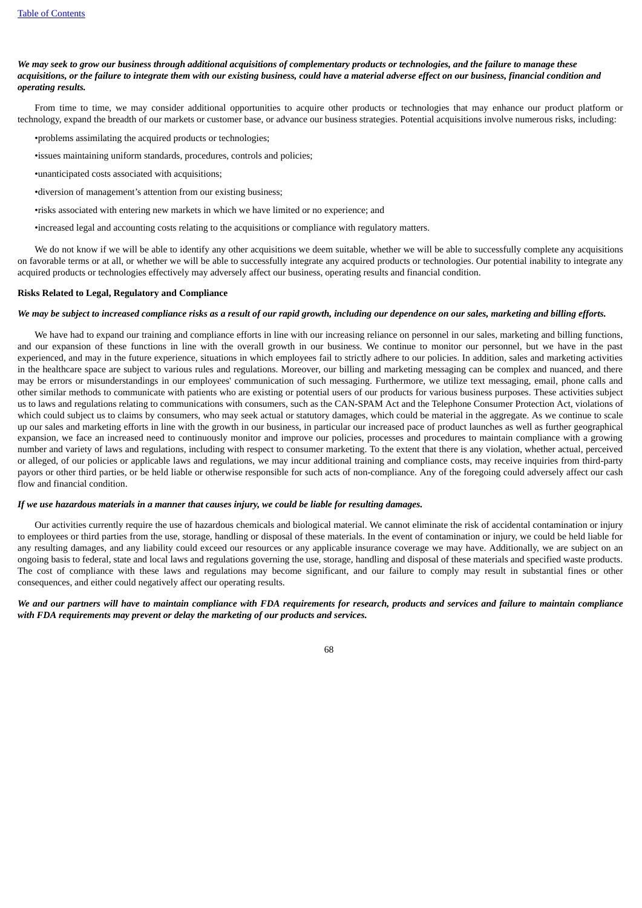***We may seek to grow our business through additional acquisitions of complementary products or technologies, and the failure to manage these acquisitions, or the failure to integrate them with our existing business, could have a material adverse effect on our business, financial condition and operating results.***

From time to time, we may consider additional opportunities to acquire other products or technologies that may enhance our product platform or technology, expand the breadth of our markets or customer base, or advance our business strategies. Potential acquisitions involve numerous risks, including:

- problems assimilating the acquired products or technologies;
- issues maintaining uniform standards, procedures, controls and policies;
- unanticipated costs associated with acquisitions;
- diversion of management's attention from our existing business;
- risks associated with entering new markets in which we have limited or no experience; and
- increased legal and accounting costs relating to the acquisitions or compliance with regulatory matters.

We do not know if we will be able to identify any other acquisitions we deem suitable, whether we will be able to successfully complete any acquisitions on favorable terms or at all, or whether we will be able to successfully integrate any acquired products or technologies. Our potential inability to integrate any acquired products or technologies effectively may adversely affect our business, operating results and financial condition.

**Risks Related to Legal, Regulatory and Compliance**

***We may be subject to increased compliance risks as a result of our rapid growth, including our dependence on our sales, marketing and billing efforts.***

We have had to expand our training and compliance efforts in line with our increasing reliance on personnel in our sales, marketing and billing functions, and our expansion of these functions in line with the overall growth in our business. We continue to monitor our personnel, but we have in the past experienced, and may in the future experience, situations in which employees fail to strictly adhere to our policies. In addition, sales and marketing activities in the healthcare space are subject to various rules and regulations. Moreover, our billing and marketing messaging can be complex and nuanced, and there may be errors or misunderstandings in our employees' communication of such messaging. Furthermore, we utilize text messaging, email, phone calls and other similar methods to communicate with patients who are existing or potential users of our products for various business purposes. These activities subject us to laws and regulations relating to communications with consumers, such as the CAN-SPAM Act and the Telephone Consumer Protection Act, violations of which could subject us to claims by consumers, who may seek actual or statutory damages, which could be material in the aggregate. As we continue to scale up our sales and marketing efforts in line with the growth in our business, in particular our increased pace of product launches as well as further geographical expansion, we face an increased need to continuously monitor and improve our policies, processes and procedures to maintain compliance with a growing number and variety of laws and regulations, including with respect to consumer marketing. To the extent that there is any violation, whether actual, perceived or alleged, of our policies or applicable laws and regulations, we may incur additional training and compliance costs, may receive inquiries from third-party payors or other third parties, or be held liable or otherwise responsible for such acts of non-compliance. Any of the foregoing could adversely affect our cash flow and financial condition.

***If we use hazardous materials in a manner that causes injury, we could be liable for resulting damages.***

Our activities currently require the use of hazardous chemicals and biological material. We cannot eliminate the risk of accidental contamination or injury to employees or third parties from the use, storage, handling or disposal of these materials. In the event of contamination or injury, we could be held liable for any resulting damages, and any liability could exceed our resources or any applicable insurance coverage we may have. Additionally, we are subject on an ongoing basis to federal, state and local laws and regulations governing the use, storage, handling and disposal of these materials and specified waste products. The cost of compliance with these laws and regulations may become significant, and our failure to comply may result in substantial fines or other consequences, and either could negatively affect our operating results.

***We and our partners will have to maintain compliance with FDA requirements for research, products and services and failure to maintain compliance with FDA requirements may prevent or delay the marketing of our products and services.***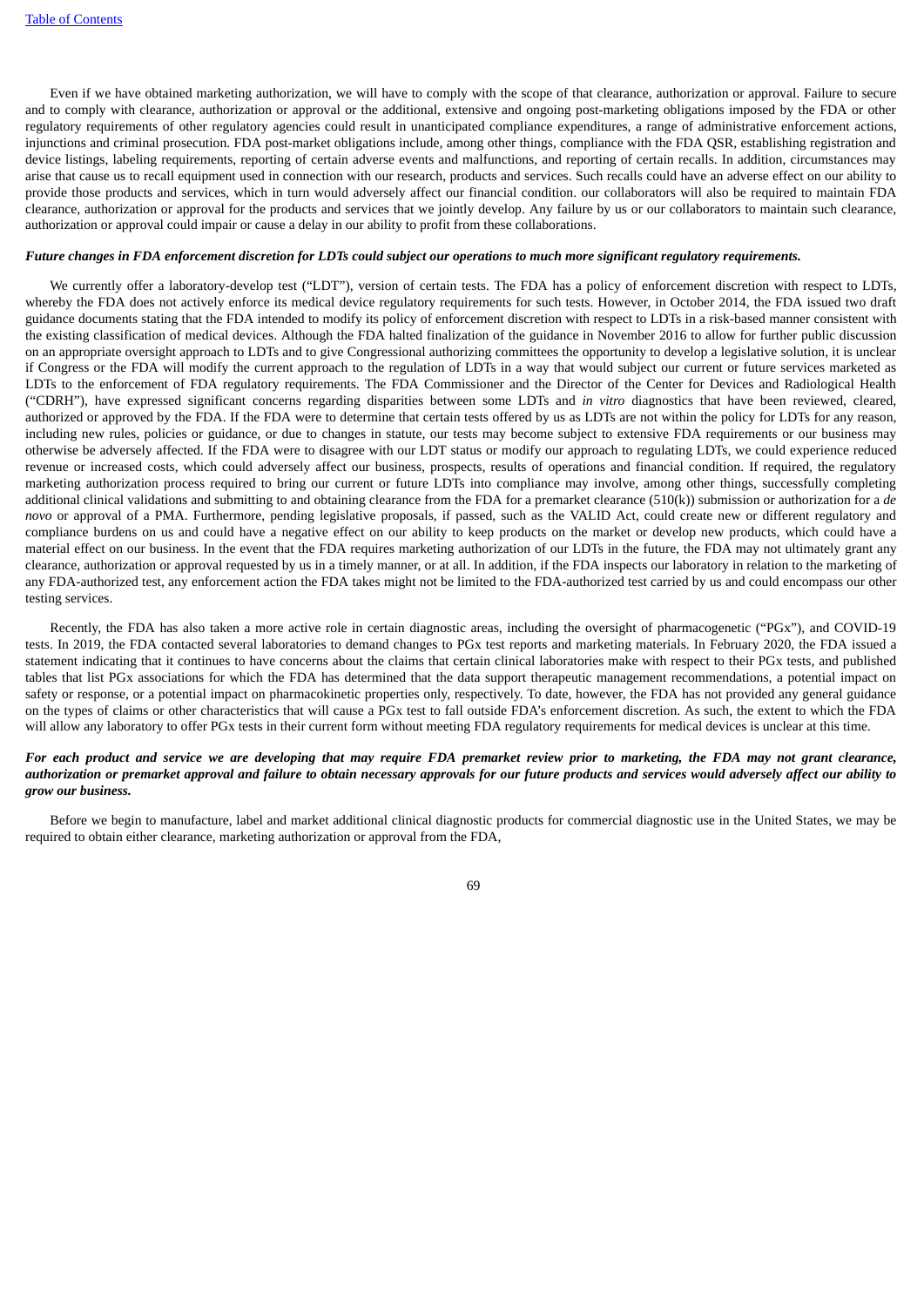Even if we have obtained marketing authorization, we will have to comply with the scope of that clearance, authorization or approval. Failure to secure and to comply with clearance, authorization or approval or the additional, extensive and ongoing post-marketing obligations imposed by the FDA or other regulatory requirements of other regulatory agencies could result in unanticipated compliance expenditures, a range of administrative enforcement actions, injunctions and criminal prosecution. FDA post-market obligations include, among other things, compliance with the FDA QSR, establishing registration and device listings, labeling requirements, reporting of certain adverse events and malfunctions, and reporting of certain recalls. In addition, circumstances may arise that cause us to recall equipment used in connection with our research, products and services. Such recalls could have an adverse effect on our ability to provide those products and services, which in turn would adversely affect our financial condition. our collaborators will also be required to maintain FDA clearance, authorization or approval for the products and services that we jointly develop. Any failure by us or our collaborators to maintain such clearance, authorization or approval could impair or cause a delay in our ability to profit from these collaborations.

***Future changes in FDA enforcement discretion for LDTs could subject our operations to much more significant regulatory requirements.***

We currently offer a laboratory-develop test ("LDT"), version of certain tests. The FDA has a policy of enforcement discretion with respect to LDTs, whereby the FDA does not actively enforce its medical device regulatory requirements for such tests. However, in October 2014, the FDA issued two draft guidance documents stating that the FDA intended to modify its policy of enforcement discretion with respect to LDTs in a risk-based manner consistent with the existing classification of medical devices. Although the FDA halted finalization of the guidance in November 2016 to allow for further public discussion on an appropriate oversight approach to LDTs and to give Congressional authorizing committees the opportunity to develop a legislative solution, it is unclear if Congress or the FDA will modify the current approach to the regulation of LDTs in a way that would subject our current or future services marketed as LDTs to the enforcement of FDA regulatory requirements. The FDA Commissioner and the Director of the Center for Devices and Radiological Health ("CDRH"), have expressed significant concerns regarding disparities between some LDTs and *in vitro* diagnostics that have been reviewed, cleared, authorized or approved by the FDA. If the FDA were to determine that certain tests offered by us as LDTs are not within the policy for LDTs for any reason, including new rules, policies or guidance, or due to changes in statute, our tests may become subject to extensive FDA requirements or our business may otherwise be adversely affected. If the FDA were to disagree with our LDT status or modify our approach to regulating LDTs, we could experience reduced revenue or increased costs, which could adversely affect our business, prospects, results of operations and financial condition. If required, the regulatory marketing authorization process required to bring our current or future LDTs into compliance may involve, among other things, successfully completing additional clinical validations and submitting to and obtaining clearance from the FDA for a premarket clearance (510(k)) submission or authorization for a *de novo* or approval of a PMA. Furthermore, pending legislative proposals, if passed, such as the VALID Act, could create new or different regulatory and compliance burdens on us and could have a negative effect on our ability to keep products on the market or develop new products, which could have a material effect on our business. In the event that the FDA requires marketing authorization of our LDTs in the future, the FDA may not ultimately grant any clearance, authorization or approval requested by us in a timely manner, or at all. In addition, if the FDA inspects our laboratory in relation to the marketing of any FDA-authorized test, any enforcement action the FDA takes might not be limited to the FDA-authorized test carried by us and could encompass our other testing services.

Recently, the FDA has also taken a more active role in certain diagnostic areas, including the oversight of pharmacogenetic ("PGx"), and COVID-19 tests. In 2019, the FDA contacted several laboratories to demand changes to PGx test reports and marketing materials. In February 2020, the FDA issued a statement indicating that it continues to have concerns about the claims that certain clinical laboratories make with respect to their PGx tests, and published tables that list PGx associations for which the FDA has determined that the data support therapeutic management recommendations, a potential impact on safety or response, or a potential impact on pharmacokinetic properties only, respectively. To date, however, the FDA has not provided any general guidance on the types of claims or other characteristics that will cause a PGx test to fall outside FDA's enforcement discretion. As such, the extent to which the FDA will allow any laboratory to offer PGx tests in their current form without meeting FDA regulatory requirements for medical devices is unclear at this time.

***For each product and service we are developing that may require FDA premarket review prior to marketing, the FDA may not grant clearance, authorization or premarket approval and failure to obtain necessary approvals for our future products and services would adversely affect our ability to grow our business.***

Before we begin to manufacture, label and market additional clinical diagnostic products for commercial diagnostic use in the United States, we may be required to obtain either clearance, marketing authorization or approval from the FDA,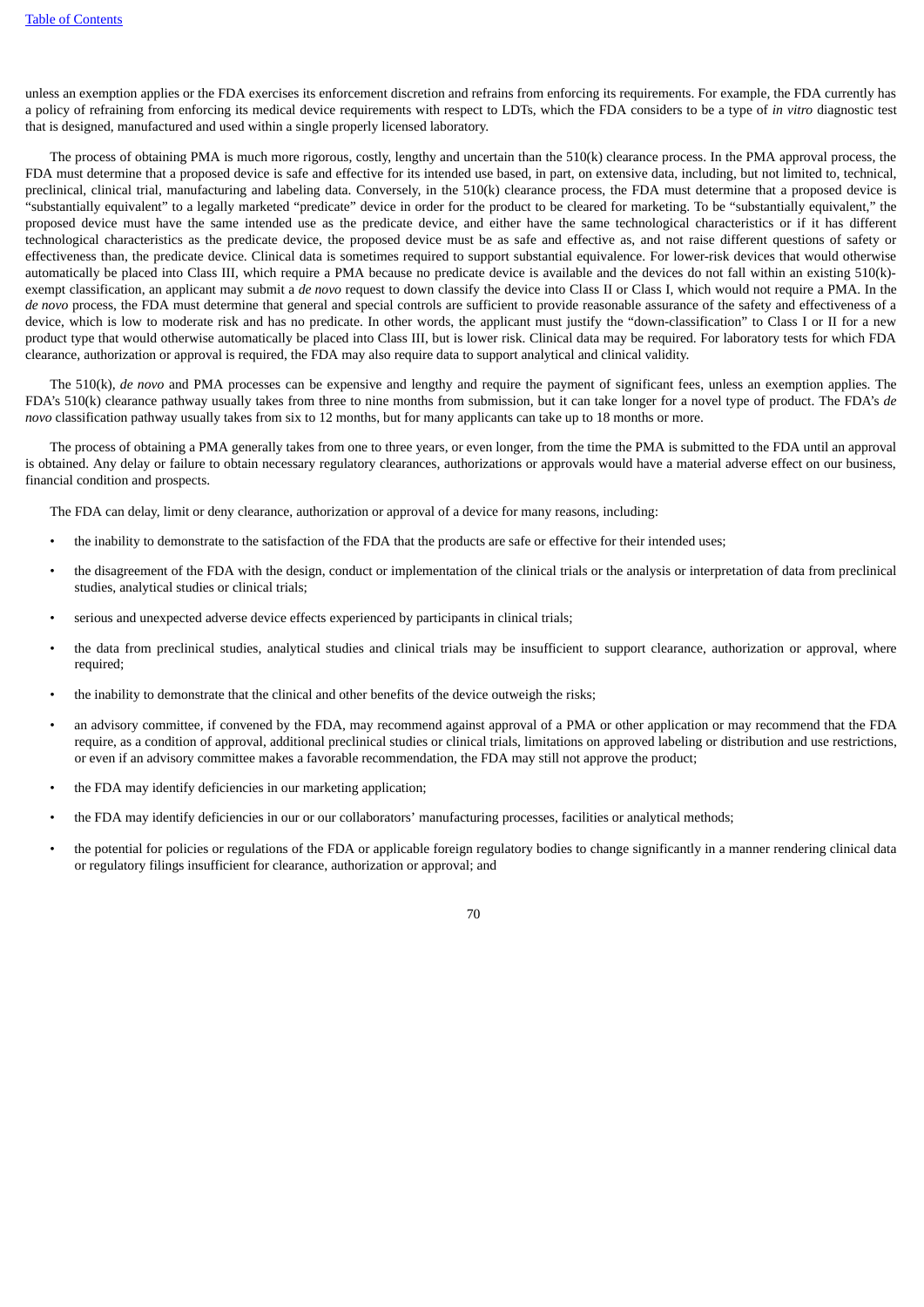unless an exemption applies or the FDA exercises its enforcement discretion and refrains from enforcing its requirements. For example, the FDA currently has a policy of refraining from enforcing its medical device requirements with respect to LDTs, which the FDA considers to be a type of *in vitro* diagnostic test that is designed, manufactured and used within a single properly licensed laboratory.

The process of obtaining PMA is much more rigorous, costly, lengthy and uncertain than the 510(k) clearance process. In the PMA approval process, the FDA must determine that a proposed device is safe and effective for its intended use based, in part, on extensive data, including, but not limited to, technical, preclinical, clinical trial, manufacturing and labeling data. Conversely, in the 510(k) clearance process, the FDA must determine that a proposed device is "substantially equivalent" to a legally marketed "predicate" device in order for the product to be cleared for marketing. To be "substantially equivalent," the proposed device must have the same intended use as the predicate device, and either have the same technological characteristics or if it has different technological characteristics as the predicate device, the proposed device must be as safe and effective as, and not raise different questions of safety or effectiveness than, the predicate device. Clinical data is sometimes required to support substantial equivalence. For lower-risk devices that would otherwise automatically be placed into Class III, which require a PMA because no predicate device is available and the devices do not fall within an existing 510(k)-exempt classification, an applicant may submit a *de novo* request to down classify the device into Class II or Class I, which would not require a PMA. In the *de novo* process, the FDA must determine that general and special controls are sufficient to provide reasonable assurance of the safety and effectiveness of a device, which is low to moderate risk and has no predicate. In other words, the applicant must justify the "down-classification" to Class I or II for a new product type that would otherwise automatically be placed into Class III, but is lower risk. Clinical data may be required. For laboratory tests for which FDA clearance, authorization or approval is required, the FDA may also require data to support analytical and clinical validity.

The 510(k), *de novo* and PMA processes can be expensive and lengthy and require the payment of significant fees, unless an exemption applies. The FDA's 510(k) clearance pathway usually takes from three to nine months from submission, but it can take longer for a novel type of product. The FDA's *de novo* classification pathway usually takes from six to 12 months, but for many applicants can take up to 18 months or more.

The process of obtaining a PMA generally takes from one to three years, or even longer, from the time the PMA is submitted to the FDA until an approval is obtained. Any delay or failure to obtain necessary regulatory clearances, authorizations or approvals would have a material adverse effect on our business, financial condition and prospects.

The FDA can delay, limit or deny clearance, authorization or approval of a device for many reasons, including:

- the inability to demonstrate to the satisfaction of the FDA that the products are safe or effective for their intended uses;
- the disagreement of the FDA with the design, conduct or implementation of the clinical trials or the analysis or interpretation of data from preclinical studies, analytical studies or clinical trials;
- serious and unexpected adverse device effects experienced by participants in clinical trials;
- the data from preclinical studies, analytical studies and clinical trials may be insufficient to support clearance, authorization or approval, where required;
- the inability to demonstrate that the clinical and other benefits of the device outweigh the risks;
- an advisory committee, if convened by the FDA, may recommend against approval of a PMA or other application or may recommend that the FDA require, as a condition of approval, additional preclinical studies or clinical trials, limitations on approved labeling or distribution and use restrictions, or even if an advisory committee makes a favorable recommendation, the FDA may still not approve the product;
- the FDA may identify deficiencies in our marketing application;
- the FDA may identify deficiencies in our or our collaborators' manufacturing processes, facilities or analytical methods;
- the potential for policies or regulations of the FDA or applicable foreign regulatory bodies to change significantly in a manner rendering clinical data or regulatory filings insufficient for clearance, authorization or approval; and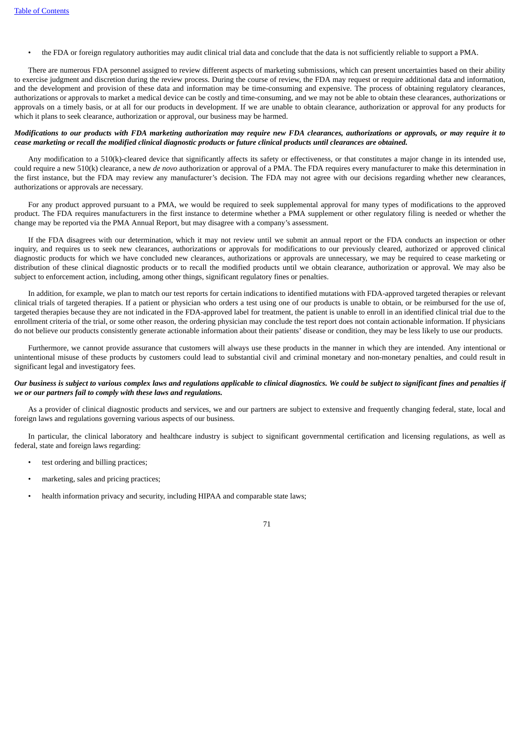- the FDA or foreign regulatory authorities may audit clinical trial data and conclude that the data is not sufficiently reliable to support a PMA.

There are numerous FDA personnel assigned to review different aspects of marketing submissions, which can present uncertainties based on their ability to exercise judgment and discretion during the review process. During the course of review, the FDA may request or require additional data and information, and the development and provision of these data and information may be time-consuming and expensive. The process of obtaining regulatory clearances, authorizations or approvals to market a medical device can be costly and time-consuming, and we may not be able to obtain these clearances, authorizations or approvals on a timely basis, or at all for our products in development. If we are unable to obtain clearance, authorization or approval for any products for which it plans to seek clearance, authorization or approval, our business may be harmed.

***Modifications to our products with FDA marketing authorization may require new FDA clearances, authorizations or approvals, or may require it to cease marketing or recall the modified clinical diagnostic products or future clinical products until clearances are obtained.***

Any modification to a 510(k)-cleared device that significantly affects its safety or effectiveness, or that constitutes a major change in its intended use, could require a new 510(k) clearance, a new *de novo* authorization or approval of a PMA. The FDA requires every manufacturer to make this determination in the first instance, but the FDA may review any manufacturer's decision. The FDA may not agree with our decisions regarding whether new clearances, authorizations or approvals are necessary.

For any product approved pursuant to a PMA, we would be required to seek supplemental approval for many types of modifications to the approved product. The FDA requires manufacturers in the first instance to determine whether a PMA supplement or other regulatory filing is needed or whether the change may be reported via the PMA Annual Report, but may disagree with a company's assessment.

If the FDA disagrees with our determination, which it may not review until we submit an annual report or the FDA conducts an inspection or other inquiry, and requires us to seek new clearances, authorizations or approvals for modifications to our previously cleared, authorized or approved clinical diagnostic products for which we have concluded new clearances, authorizations or approvals are unnecessary, we may be required to cease marketing or distribution of these clinical diagnostic products or to recall the modified products until we obtain clearance, authorization or approval. We may also be subject to enforcement action, including, among other things, significant regulatory fines or penalties.

In addition, for example, we plan to match our test reports for certain indications to identified mutations with FDA-approved targeted therapies or relevant clinical trials of targeted therapies. If a patient or physician who orders a test using one of our products is unable to obtain, or be reimbursed for the use of, targeted therapies because they are not indicated in the FDA-approved label for treatment, the patient is unable to enroll in an identified clinical trial due to the enrollment criteria of the trial, or some other reason, the ordering physician may conclude the test report does not contain actionable information. If physicians do not believe our products consistently generate actionable information about their patients' disease or condition, they may be less likely to use our products.

Furthermore, we cannot provide assurance that customers will always use these products in the manner in which they are intended. Any intentional or unintentional misuse of these products by customers could lead to substantial civil and criminal monetary and non-monetary penalties, and could result in significant legal and investigatory fees.

***Our business is subject to various complex laws and regulations applicable to clinical diagnostics. We could be subject to significant fines and penalties if we or our partners fail to comply with these laws and regulations.***

As a provider of clinical diagnostic products and services, we and our partners are subject to extensive and frequently changing federal, state, local and foreign laws and regulations governing various aspects of our business.

In particular, the clinical laboratory and healthcare industry is subject to significant governmental certification and licensing regulations, as well as federal, state and foreign laws regarding:

- test ordering and billing practices;
- marketing, sales and pricing practices;
- health information privacy and security, including HIPAA and comparable state laws;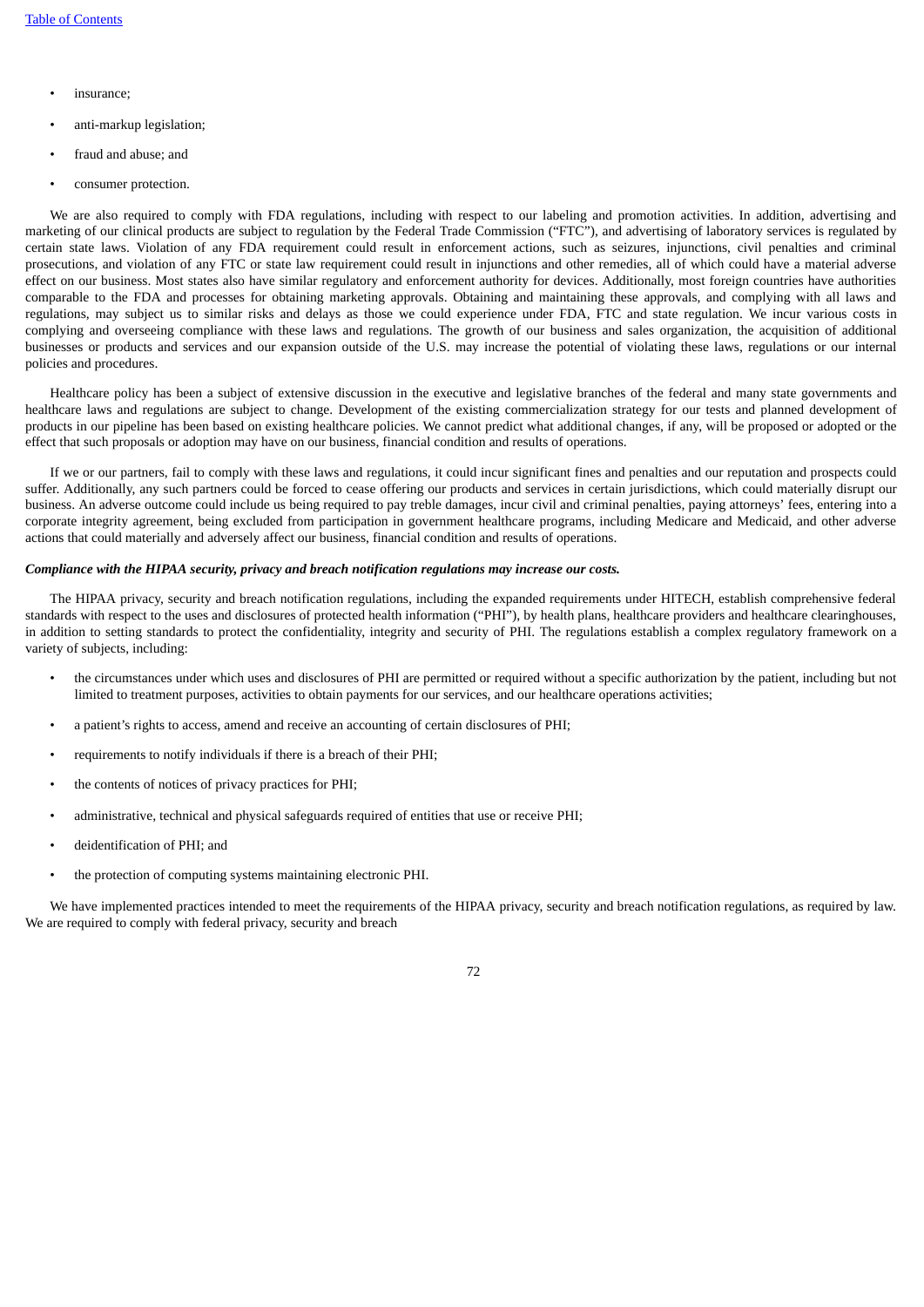- insurance;
- anti-markup legislation;
- fraud and abuse; and
- consumer protection.

We are also required to comply with FDA regulations, including with respect to our labeling and promotion activities. In addition, advertising and marketing of our clinical products are subject to regulation by the Federal Trade Commission ("FTC"), and advertising of laboratory services is regulated by certain state laws. Violation of any FDA requirement could result in enforcement actions, such as seizures, injunctions, civil penalties and criminal prosecutions, and violation of any FTC or state law requirement could result in injunctions and other remedies, all of which could have a material adverse effect on our business. Most states also have similar regulatory and enforcement authority for devices. Additionally, most foreign countries have authorities comparable to the FDA and processes for obtaining marketing approvals. Obtaining and maintaining these approvals, and complying with all laws and regulations, may subject us to similar risks and delays as those we could experience under FDA, FTC and state regulation. We incur various costs in complying and overseeing compliance with these laws and regulations. The growth of our business and sales organization, the acquisition of additional businesses or products and services and our expansion outside of the U.S. may increase the potential of violating these laws, regulations or our internal policies and procedures.

Healthcare policy has been a subject of extensive discussion in the executive and legislative branches of the federal and many state governments and healthcare laws and regulations are subject to change. Development of the existing commercialization strategy for our tests and planned development of products in our pipeline has been based on existing healthcare policies. We cannot predict what additional changes, if any, will be proposed or adopted or the effect that such proposals or adoption may have on our business, financial condition and results of operations.

If we or our partners, fail to comply with these laws and regulations, it could incur significant fines and penalties and our reputation and prospects could suffer. Additionally, any such partners could be forced to cease offering our products and services in certain jurisdictions, which could materially disrupt our business. An adverse outcome could include us being required to pay treble damages, incur civil and criminal penalties, paying attorneys' fees, entering into a corporate integrity agreement, being excluded from participation in government healthcare programs, including Medicare and Medicaid, and other adverse actions that could materially and adversely affect our business, financial condition and results of operations.

***Compliance with the HIPAA security, privacy and breach notification regulations may increase our costs.***

The HIPAA privacy, security and breach notification regulations, including the expanded requirements under HITECH, establish comprehensive federal standards with respect to the uses and disclosures of protected health information ("PHI"), by health plans, healthcare providers and healthcare clearinghouses, in addition to setting standards to protect the confidentiality, integrity and security of PHI. The regulations establish a complex regulatory framework on a variety of subjects, including:

- the circumstances under which uses and disclosures of PHI are permitted or required without a specific authorization by the patient, including but not limited to treatment purposes, activities to obtain payments for our services, and our healthcare operations activities;
- a patient's rights to access, amend and receive an accounting of certain disclosures of PHI;
- requirements to notify individuals if there is a breach of their PHI;
- the contents of notices of privacy practices for PHI;
- administrative, technical and physical safeguards required of entities that use or receive PHI;
- deidentification of PHI; and
- the protection of computing systems maintaining electronic PHI.

We have implemented practices intended to meet the requirements of the HIPAA privacy, security and breach notification regulations, as required by law. We are required to comply with federal privacy, security and breach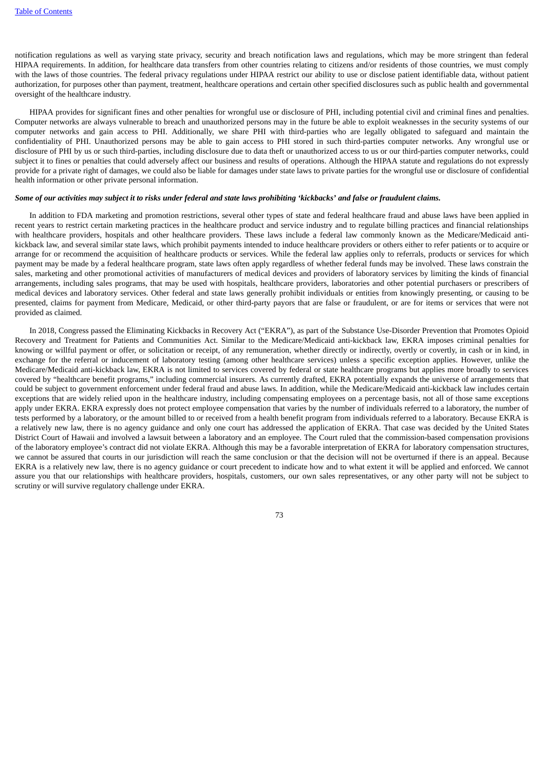notification regulations as well as varying state privacy, security and breach notification laws and regulations, which may be more stringent than federal HIPAA requirements. In addition, for healthcare data transfers from other countries relating to citizens and/or residents of those countries, we must comply with the laws of those countries. The federal privacy regulations under HIPAA restrict our ability to use or disclose patient identifiable data, without patient authorization, for purposes other than payment, treatment, healthcare operations and certain other specified disclosures such as public health and governmental oversight of the healthcare industry.

HIPAA provides for significant fines and other penalties for wrongful use or disclosure of PHI, including potential civil and criminal fines and penalties. Computer networks are always vulnerable to breach and unauthorized persons may in the future be able to exploit weaknesses in the security systems of our computer networks and gain access to PHI. Additionally, we share PHI with third-parties who are legally obligated to safeguard and maintain the confidentiality of PHI. Unauthorized persons may be able to gain access to PHI stored in such third-parties computer networks. Any wrongful use or disclosure of PHI by us or such third-parties, including disclosure due to data theft or unauthorized access to us or our third-parties computer networks, could subject it to fines or penalties that could adversely affect our business and results of operations. Although the HIPAA statute and regulations do not expressly provide for a private right of damages, we could also be liable for damages under state laws to private parties for the wrongful use or disclosure of confidential health information or other private personal information.

***Some of our activities may subject it to risks under federal and state laws prohibiting 'kickbacks' and false or fraudulent claims.***

In addition to FDA marketing and promotion restrictions, several other types of state and federal healthcare fraud and abuse laws have been applied in recent years to restrict certain marketing practices in the healthcare product and service industry and to regulate billing practices and financial relationships with healthcare providers, hospitals and other healthcare providers. These laws include a federal law commonly known as the Medicare/Medicaid anti-kickback law, and several similar state laws, which prohibit payments intended to induce healthcare providers or others either to refer patients or to acquire or arrange for or recommend the acquisition of healthcare products or services. While the federal law applies only to referrals, products or services for which payment may be made by a federal healthcare program, state laws often apply regardless of whether federal funds may be involved. These laws constrain the sales, marketing and other promotional activities of manufacturers of medical devices and providers of laboratory services by limiting the kinds of financial arrangements, including sales programs, that may be used with hospitals, healthcare providers, laboratories and other potential purchasers or prescribers of medical devices and laboratory services. Other federal and state laws generally prohibit individuals or entities from knowingly presenting, or causing to be presented, claims for payment from Medicare, Medicaid, or other third-party payors that are false or fraudulent, or are for items or services that were not provided as claimed.

In 2018, Congress passed the Eliminating Kickbacks in Recovery Act ("EKRA"), as part of the Substance Use-Disorder Prevention that Promotes Opioid Recovery and Treatment for Patients and Communities Act. Similar to the Medicare/Medicaid anti-kickback law, EKRA imposes criminal penalties for knowing or willful payment or offer, or solicitation or receipt, of any remuneration, whether directly or indirectly, overtly or covertly, in cash or in kind, in exchange for the referral or inducement of laboratory testing (among other healthcare services) unless a specific exception applies. However, unlike the Medicare/Medicaid anti-kickback law, EKRA is not limited to services covered by federal or state healthcare programs but applies more broadly to services covered by "healthcare benefit programs," including commercial insurers. As currently drafted, EKRA potentially expands the universe of arrangements that could be subject to government enforcement under federal fraud and abuse laws. In addition, while the Medicare/Medicaid anti-kickback law includes certain exceptions that are widely relied upon in the healthcare industry, including compensating employees on a percentage basis, not all of those same exceptions apply under EKRA. EKRA expressly does not protect employee compensation that varies by the number of individuals referred to a laboratory, the number of tests performed by a laboratory, or the amount billed to or received from a health benefit program from individuals referred to a laboratory. Because EKRA is a relatively new law, there is no agency guidance and only one court has addressed the application of EKRA. That case was decided by the United States District Court of Hawaii and involved a lawsuit between a laboratory and an employee. The Court ruled that the commission-based compensation provisions of the laboratory employee's contract did not violate EKRA. Although this may be a favorable interpretation of EKRA for laboratory compensation structures, we cannot be assured that courts in our jurisdiction will reach the same conclusion or that the decision will not be overturned if there is an appeal. Because EKRA is a relatively new law, there is no agency guidance or court precedent to indicate how and to what extent it will be applied and enforced. We cannot assure you that our relationships with healthcare providers, hospitals, customers, our own sales representatives, or any other party will not be subject to scrutiny or will survive regulatory challenge under EKRA.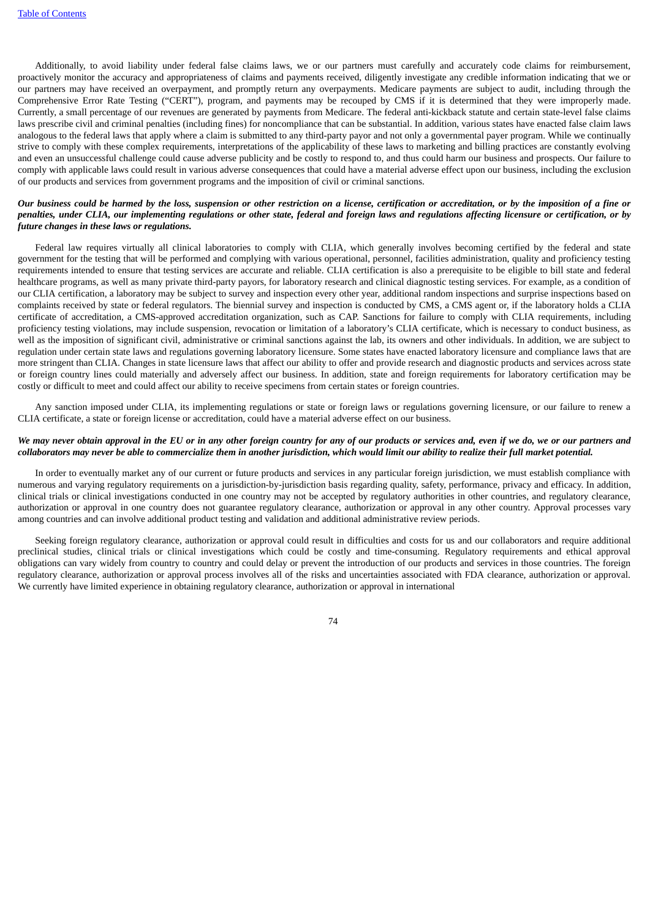Additionally, to avoid liability under federal false claims laws, we or our partners must carefully and accurately code claims for reimbursement, proactively monitor the accuracy and appropriateness of claims and payments received, diligently investigate any credible information indicating that we or our partners may have received an overpayment, and promptly return any overpayments. Medicare payments are subject to audit, including through the Comprehensive Error Rate Testing ("CERT"), program, and payments may be recouped by CMS if it is determined that they were improperly made. Currently, a small percentage of our revenues are generated by payments from Medicare. The federal anti-kickback statute and certain state-level false claims laws prescribe civil and criminal penalties (including fines) for noncompliance that can be substantial. In addition, various states have enacted false claim laws analogous to the federal laws that apply where a claim is submitted to any third-party payor and not only a governmental payer program. While we continually strive to comply with these complex requirements, interpretations of the applicability of these laws to marketing and billing practices are constantly evolving and even an unsuccessful challenge could cause adverse publicity and be costly to respond to, and thus could harm our business and prospects. Our failure to comply with applicable laws could result in various adverse consequences that could have a material adverse effect upon our business, including the exclusion of our products and services from government programs and the imposition of civil or criminal sanctions.

***Our business could be harmed by the loss, suspension or other restriction on a license, certification or accreditation, or by the imposition of a fine or penalties, under CLIA, our implementing regulations or other state, federal and foreign laws and regulations affecting licensure or certification, or by future changes in these laws or regulations.***

Federal law requires virtually all clinical laboratories to comply with CLIA, which generally involves becoming certified by the federal and state government for the testing that will be performed and complying with various operational, personnel, facilities administration, quality and proficiency testing requirements intended to ensure that testing services are accurate and reliable. CLIA certification is also a prerequisite to be eligible to bill state and federal healthcare programs, as well as many private third-party payors, for laboratory research and clinical diagnostic testing services. For example, as a condition of our CLIA certification, a laboratory may be subject to survey and inspection every other year, additional random inspections and surprise inspections based on complaints received by state or federal regulators. The biennial survey and inspection is conducted by CMS, a CMS agent or, if the laboratory holds a CLIA certificate of accreditation, a CMS-approved accreditation organization, such as CAP. Sanctions for failure to comply with CLIA requirements, including proficiency testing violations, may include suspension, revocation or limitation of a laboratory's CLIA certificate, which is necessary to conduct business, as well as the imposition of significant civil, administrative or criminal sanctions against the lab, its owners and other individuals. In addition, we are subject to regulation under certain state laws and regulations governing laboratory licensure. Some states have enacted laboratory licensure and compliance laws that are more stringent than CLIA. Changes in state licensure laws that affect our ability to offer and provide research and diagnostic products and services across state or foreign country lines could materially and adversely affect our business. In addition, state and foreign requirements for laboratory certification may be costly or difficult to meet and could affect our ability to receive specimens from certain states or foreign countries.

Any sanction imposed under CLIA, its implementing regulations or state or foreign laws or regulations governing licensure, or our failure to renew a CLIA certificate, a state or foreign license or accreditation, could have a material adverse effect on our business.

***We may never obtain approval in the EU or in any other foreign country for any of our products or services and, even if we do, we or our partners and collaborators may never be able to commercialize them in another jurisdiction, which would limit our ability to realize their full market potential.***

In order to eventually market any of our current or future products and services in any particular foreign jurisdiction, we must establish compliance with numerous and varying regulatory requirements on a jurisdiction-by-jurisdiction basis regarding quality, safety, performance, privacy and efficacy. In addition, clinical trials or clinical investigations conducted in one country may not be accepted by regulatory authorities in other countries, and regulatory clearance, authorization or approval in one country does not guarantee regulatory clearance, authorization or approval in any other country. Approval processes vary among countries and can involve additional product testing and validation and additional administrative review periods.

Seeking foreign regulatory clearance, authorization or approval could result in difficulties and costs for us and our collaborators and require additional preclinical studies, clinical trials or clinical investigations which could be costly and time-consuming. Regulatory requirements and ethical approval obligations can vary widely from country to country and could delay or prevent the introduction of our products and services in those countries. The foreign regulatory clearance, authorization or approval process involves all of the risks and uncertainties associated with FDA clearance, authorization or approval. We currently have limited experience in obtaining regulatory clearance, authorization or approval in international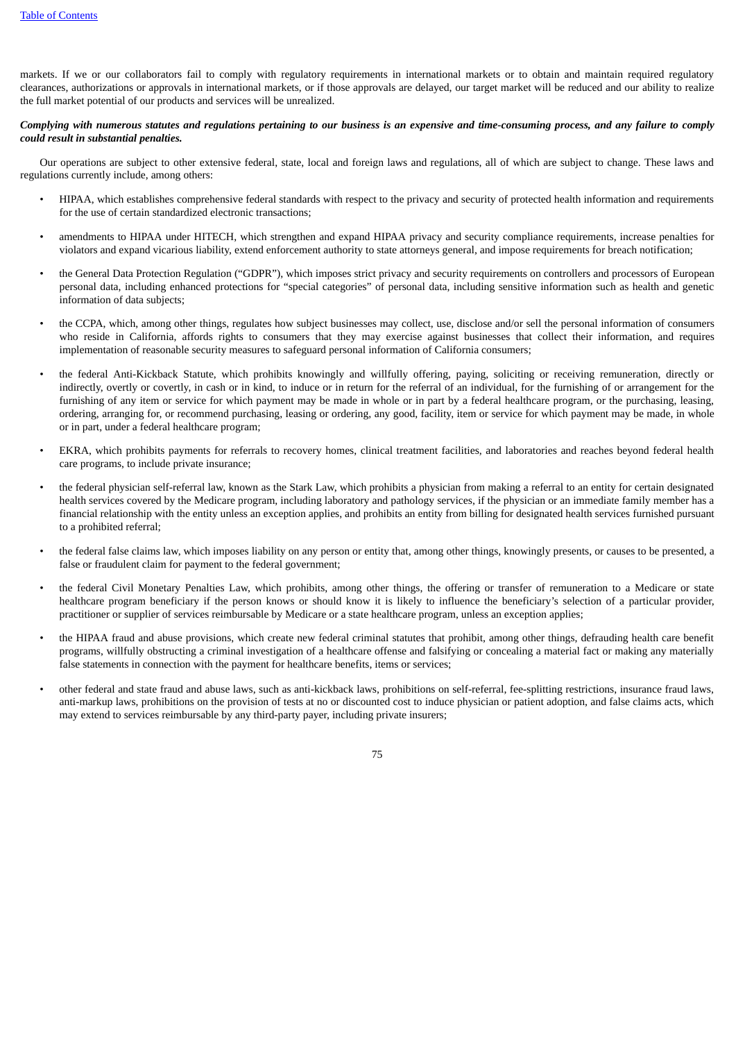markets. If we or our collaborators fail to comply with regulatory requirements in international markets or to obtain and maintain required regulatory clearances, authorizations or approvals in international markets, or if those approvals are delayed, our target market will be reduced and our ability to realize the full market potential of our products and services will be unrealized.

***Complying with numerous statutes and regulations pertaining to our business is an expensive and time-consuming process, and any failure to comply could result in substantial penalties.***

Our operations are subject to other extensive federal, state, local and foreign laws and regulations, all of which are subject to change. These laws and regulations currently include, among others:

- HIPAA, which establishes comprehensive federal standards with respect to the privacy and security of protected health information and requirements for the use of certain standardized electronic transactions;
- amendments to HIPAA under HITECH, which strengthen and expand HIPAA privacy and security compliance requirements, increase penalties for violators and expand vicarious liability, extend enforcement authority to state attorneys general, and impose requirements for breach notification;
- the General Data Protection Regulation ("GDPR"), which imposes strict privacy and security requirements on controllers and processors of European personal data, including enhanced protections for "special categories" of personal data, including sensitive information such as health and genetic information of data subjects;
- the CCPA, which, among other things, regulates how subject businesses may collect, use, disclose and/or sell the personal information of consumers who reside in California, affords rights to consumers that they may exercise against businesses that collect their information, and requires implementation of reasonable security measures to safeguard personal information of California consumers;
- the federal Anti-Kickback Statute, which prohibits knowingly and willfully offering, paying, soliciting or receiving remuneration, directly or indirectly, overtly or covertly, in cash or in kind, to induce or in return for the referral of an individual, for the furnishing of or arrangement for the furnishing of any item or service for which payment may be made in whole or in part by a federal healthcare program, or the purchasing, leasing, ordering, arranging for, or recommend purchasing, leasing or ordering, any good, facility, item or service for which payment may be made, in whole or in part, under a federal healthcare program;
- EKRA, which prohibits payments for referrals to recovery homes, clinical treatment facilities, and laboratories and reaches beyond federal health care programs, to include private insurance;
- the federal physician self-referral law, known as the Stark Law, which prohibits a physician from making a referral to an entity for certain designated health services covered by the Medicare program, including laboratory and pathology services, if the physician or an immediate family member has a financial relationship with the entity unless an exception applies, and prohibits an entity from billing for designated health services furnished pursuant to a prohibited referral;
- the federal false claims law, which imposes liability on any person or entity that, among other things, knowingly presents, or causes to be presented, a false or fraudulent claim for payment to the federal government;
- the federal Civil Monetary Penalties Law, which prohibits, among other things, the offering or transfer of remuneration to a Medicare or state healthcare program beneficiary if the person knows or should know it is likely to influence the beneficiary's selection of a particular provider, practitioner or supplier of services reimbursable by Medicare or a state healthcare program, unless an exception applies;
- the HIPAA fraud and abuse provisions, which create new federal criminal statutes that prohibit, among other things, defrauding health care benefit programs, willfully obstructing a criminal investigation of a healthcare offense and falsifying or concealing a material fact or making any materially false statements in connection with the payment for healthcare benefits, items or services;
- other federal and state fraud and abuse laws, such as anti-kickback laws, prohibitions on self-referral, fee-splitting restrictions, insurance fraud laws, anti-markup laws, prohibitions on the provision of tests at no or discounted cost to induce physician or patient adoption, and false claims acts, which may extend to services reimbursable by any third-party payer, including private insurers;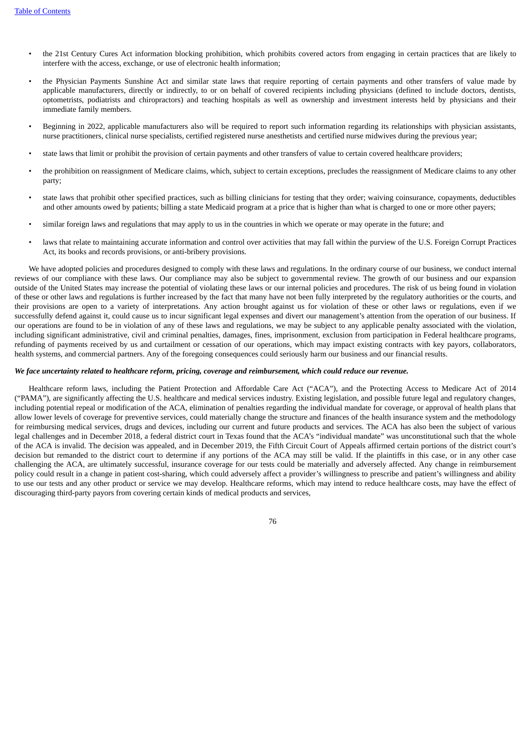- the 21st Century Cures Act information blocking prohibition, which prohibits covered actors from engaging in certain practices that are likely to interfere with the access, exchange, or use of electronic health information;

- the Physician Payments Sunshine Act and similar state laws that require reporting of certain payments and other transfers of value made by applicable manufacturers, directly or indirectly, to or on behalf of covered recipients including physicians (defined to include doctors, dentists, optometrists, podiatrists and chiropractors) and teaching hospitals as well as ownership and investment interests held by physicians and their immediate family members.

- Beginning in 2022, applicable manufacturers also will be required to report such information regarding its relationships with physician assistants, nurse practitioners, clinical nurse specialists, certified registered nurse anesthetists and certified nurse midwives during the previous year;

- state laws that limit or prohibit the provision of certain payments and other transfers of value to certain covered healthcare providers;

- the prohibition on reassignment of Medicare claims, which, subject to certain exceptions, precludes the reassignment of Medicare claims to any other party;

- state laws that prohibit other specified practices, such as billing clinicians for testing that they order; waiving coinsurance, copayments, deductibles and other amounts owed by patients; billing a state Medicaid program at a price that is higher than what is charged to one or more other payers;

- similar foreign laws and regulations that may apply to us in the countries in which we operate or may operate in the future; and

- laws that relate to maintaining accurate information and control over activities that may fall within the purview of the U.S. Foreign Corrupt Practices Act, its books and records provisions, or anti-bribery provisions.

We have adopted policies and procedures designed to comply with these laws and regulations. In the ordinary course of our business, we conduct internal reviews of our compliance with these laws. Our compliance may also be subject to governmental review. The growth of our business and our expansion outside of the United States may increase the potential of violating these laws or our internal policies and procedures. The risk of us being found in violation of these or other laws and regulations is further increased by the fact that many have not been fully interpreted by the regulatory authorities or the courts, and their provisions are open to a variety of interpretations. Any action brought against us for violation of these or other laws or regulations, even if we successfully defend against it, could cause us to incur significant legal expenses and divert our management's attention from the operation of our business. If our operations are found to be in violation of any of these laws and regulations, we may be subject to any applicable penalty associated with the violation, including significant administrative, civil and criminal penalties, damages, fines, imprisonment, exclusion from participation in Federal healthcare programs, refunding of payments received by us and curtailment or cessation of our operations, which may impact existing contracts with key payors, collaborators, health systems, and commercial partners. Any of the foregoing consequences could seriously harm our business and our financial results.

***We face uncertainty related to healthcare reform, pricing, coverage and reimbursement, which could reduce our revenue.***

Healthcare reform laws, including the Patient Protection and Affordable Care Act ("ACA"), and the Protecting Access to Medicare Act of 2014 ("PAMA"), are significantly affecting the U.S. healthcare and medical services industry. Existing legislation, and possible future legal and regulatory changes, including potential repeal or modification of the ACA, elimination of penalties regarding the individual mandate for coverage, or approval of health plans that allow lower levels of coverage for preventive services, could materially change the structure and finances of the health insurance system and the methodology for reimbursing medical services, drugs and devices, including our current and future products and services. The ACA has also been the subject of various legal challenges and in December 2018, a federal district court in Texas found that the ACA's "individual mandate" was unconstitutional such that the whole of the ACA is invalid. The decision was appealed, and in December 2019, the Fifth Circuit Court of Appeals affirmed certain portions of the district court's decision but remanded to the district court to determine if any portions of the ACA may still be valid. If the plaintiffs in this case, or in any other case challenging the ACA, are ultimately successful, insurance coverage for our tests could be materially and adversely affected. Any change in reimbursement policy could result in a change in patient cost-sharing, which could adversely affect a provider's willingness to prescribe and patient's willingness and ability to use our tests and any other product or service we may develop. Healthcare reforms, which may intend to reduce healthcare costs, may have the effect of discouraging third-party payors from covering certain kinds of medical products and services,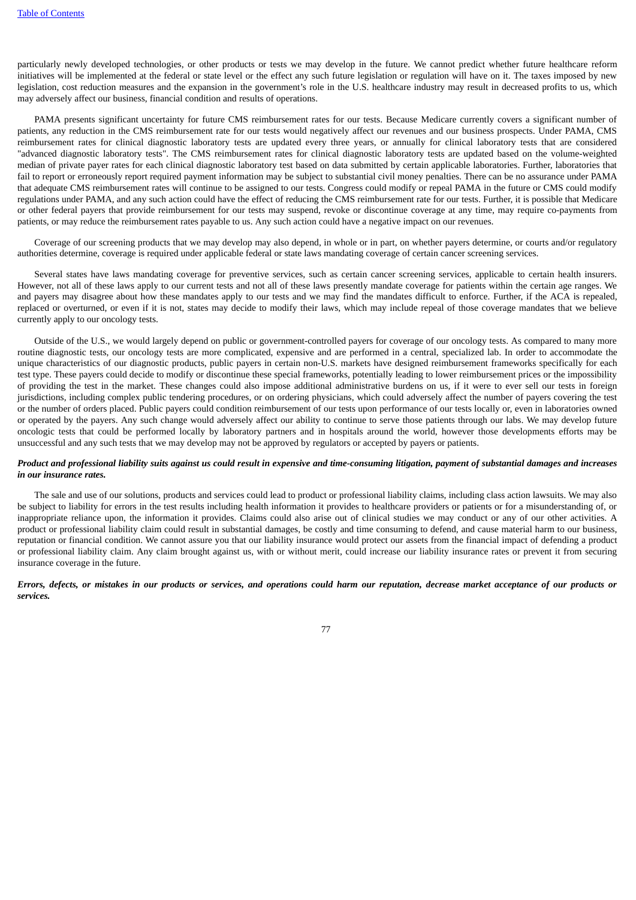particularly newly developed technologies, or other products or tests we may develop in the future. We cannot predict whether future healthcare reform initiatives will be implemented at the federal or state level or the effect any such future legislation or regulation will have on it. The taxes imposed by new legislation, cost reduction measures and the expansion in the government's role in the U.S. healthcare industry may result in decreased profits to us, which may adversely affect our business, financial condition and results of operations.

PAMA presents significant uncertainty for future CMS reimbursement rates for our tests. Because Medicare currently covers a significant number of patients, any reduction in the CMS reimbursement rate for our tests would negatively affect our revenues and our business prospects. Under PAMA, CMS reimbursement rates for clinical diagnostic laboratory tests are updated every three years, or annually for clinical laboratory tests that are considered "advanced diagnostic laboratory tests". The CMS reimbursement rates for clinical diagnostic laboratory tests are updated based on the volume-weighted median of private payer rates for each clinical diagnostic laboratory test based on data submitted by certain applicable laboratories. Further, laboratories that fail to report or erroneously report required payment information may be subject to substantial civil money penalties. There can be no assurance under PAMA that adequate CMS reimbursement rates will continue to be assigned to our tests. Congress could modify or repeal PAMA in the future or CMS could modify regulations under PAMA, and any such action could have the effect of reducing the CMS reimbursement rate for our tests. Further, it is possible that Medicare or other federal payers that provide reimbursement for our tests may suspend, revoke or discontinue coverage at any time, may require co-payments from patients, or may reduce the reimbursement rates payable to us. Any such action could have a negative impact on our revenues.

Coverage of our screening products that we may develop may also depend, in whole or in part, on whether payers determine, or courts and/or regulatory authorities determine, coverage is required under applicable federal or state laws mandating coverage of certain cancer screening services.

Several states have laws mandating coverage for preventive services, such as certain cancer screening services, applicable to certain health insurers. However, not all of these laws apply to our current tests and not all of these laws presently mandate coverage for patients within the certain age ranges. We and payers may disagree about how these mandates apply to our tests and we may find the mandates difficult to enforce. Further, if the ACA is repealed, replaced or overturned, or even if it is not, states may decide to modify their laws, which may include repeal of those coverage mandates that we believe currently apply to our oncology tests.

Outside of the U.S., we would largely depend on public or government-controlled payers for coverage of our oncology tests. As compared to many more routine diagnostic tests, our oncology tests are more complicated, expensive and are performed in a central, specialized lab. In order to accommodate the unique characteristics of our diagnostic products, public payers in certain non-U.S. markets have designed reimbursement frameworks specifically for each test type. These payers could decide to modify or discontinue these special frameworks, potentially leading to lower reimbursement prices or the impossibility of providing the test in the market. These changes could also impose additional administrative burdens on us, if it were to ever sell our tests in foreign jurisdictions, including complex public tendering procedures, or on ordering physicians, which could adversely affect the number of payers covering the test or the number of orders placed. Public payers could condition reimbursement of our tests upon performance of our tests locally or, even in laboratories owned or operated by the payers. Any such change would adversely affect our ability to continue to serve those patients through our labs. We may develop future oncologic tests that could be performed locally by laboratory partners and in hospitals around the world, however those developments efforts may be unsuccessful and any such tests that we may develop may not be approved by regulators or accepted by payers or patients.

***Product and professional liability suits against us could result in expensive and time-consuming litigation, payment of substantial damages and increases in our insurance rates.***

The sale and use of our solutions, products and services could lead to product or professional liability claims, including class action lawsuits. We may also be subject to liability for errors in the test results including health information it provides to healthcare providers or patients or for a misunderstanding of, or inappropriate reliance upon, the information it provides. Claims could also arise out of clinical studies we may conduct or any of our other activities. A product or professional liability claim could result in substantial damages, be costly and time consuming to defend, and cause material harm to our business, reputation or financial condition. We cannot assure you that our liability insurance would protect our assets from the financial impact of defending a product or professional liability claim. Any claim brought against us, with or without merit, could increase our liability insurance rates or prevent it from securing insurance coverage in the future.

***Errors, defects, or mistakes in our products or services, and operations could harm our reputation, decrease market acceptance of our products or services.***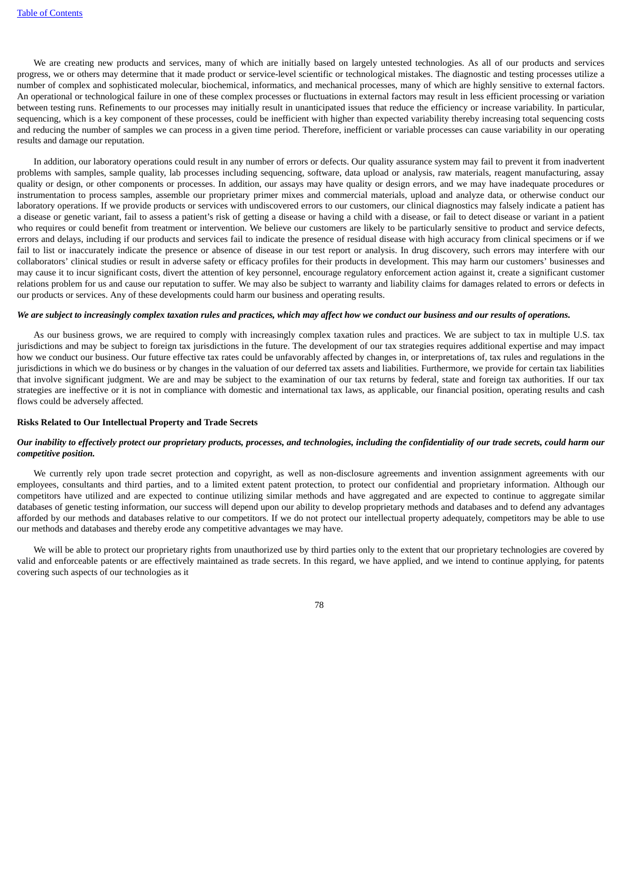We are creating new products and services, many of which are initially based on largely untested technologies. As all of our products and services progress, we or others may determine that it made product or service-level scientific or technological mistakes. The diagnostic and testing processes utilize a number of complex and sophisticated molecular, biochemical, informatics, and mechanical processes, many of which are highly sensitive to external factors. An operational or technological failure in one of these complex processes or fluctuations in external factors may result in less efficient processing or variation between testing runs. Refinements to our processes may initially result in unanticipated issues that reduce the efficiency or increase variability. In particular, sequencing, which is a key component of these processes, could be inefficient with higher than expected variability thereby increasing total sequencing costs and reducing the number of samples we can process in a given time period. Therefore, inefficient or variable processes can cause variability in our operating results and damage our reputation.

In addition, our laboratory operations could result in any number of errors or defects. Our quality assurance system may fail to prevent it from inadvertent problems with samples, sample quality, lab processes including sequencing, software, data upload or analysis, raw materials, reagent manufacturing, assay quality or design, or other components or processes. In addition, our assays may have quality or design errors, and we may have inadequate procedures or instrumentation to process samples, assemble our proprietary primer mixes and commercial materials, upload and analyze data, or otherwise conduct our laboratory operations. If we provide products or services with undiscovered errors to our customers, our clinical diagnostics may falsely indicate a patient has a disease or genetic variant, fail to assess a patient's risk of getting a disease or having a child with a disease, or fail to detect disease or variant in a patient who requires or could benefit from treatment or intervention. We believe our customers are likely to be particularly sensitive to product and service defects, errors and delays, including if our products and services fail to indicate the presence of residual disease with high accuracy from clinical specimens or if we fail to list or inaccurately indicate the presence or absence of disease in our test report or analysis. In drug discovery, such errors may interfere with our collaborators' clinical studies or result in adverse safety or efficacy profiles for their products in development. This may harm our customers' businesses and may cause it to incur significant costs, divert the attention of key personnel, encourage regulatory enforcement action against it, create a significant customer relations problem for us and cause our reputation to suffer. We may also be subject to warranty and liability claims for damages related to errors or defects in our products or services. Any of these developments could harm our business and operating results.

***We are subject to increasingly complex taxation rules and practices, which may affect how we conduct our business and our results of operations.***

As our business grows, we are required to comply with increasingly complex taxation rules and practices. We are subject to tax in multiple U.S. tax jurisdictions and may be subject to foreign tax jurisdictions in the future. The development of our tax strategies requires additional expertise and may impact how we conduct our business. Our future effective tax rates could be unfavorably affected by changes in, or interpretations of, tax rules and regulations in the jurisdictions in which we do business or by changes in the valuation of our deferred tax assets and liabilities. Furthermore, we provide for certain tax liabilities that involve significant judgment. We are and may be subject to the examination of our tax returns by federal, state and foreign tax authorities. If our tax strategies are ineffective or it is not in compliance with domestic and international tax laws, as applicable, our financial position, operating results and cash flows could be adversely affected.

**Risks Related to Our Intellectual Property and Trade Secrets**

***Our inability to effectively protect our proprietary products, processes, and technologies, including the confidentiality of our trade secrets, could harm our competitive position.***

We currently rely upon trade secret protection and copyright, as well as non-disclosure agreements and invention assignment agreements with our employees, consultants and third parties, and to a limited extent patent protection, to protect our confidential and proprietary information. Although our competitors have utilized and are expected to continue utilizing similar methods and have aggregated and are expected to continue to aggregate similar databases of genetic testing information, our success will depend upon our ability to develop proprietary methods and databases and to defend any advantages afforded by our methods and databases relative to our competitors. If we do not protect our intellectual property adequately, competitors may be able to use our methods and databases and thereby erode any competitive advantages we may have.

We will be able to protect our proprietary rights from unauthorized use by third parties only to the extent that our proprietary technologies are covered by valid and enforceable patents or are effectively maintained as trade secrets. In this regard, we have applied, and we intend to continue applying, for patents covering such aspects of our technologies as it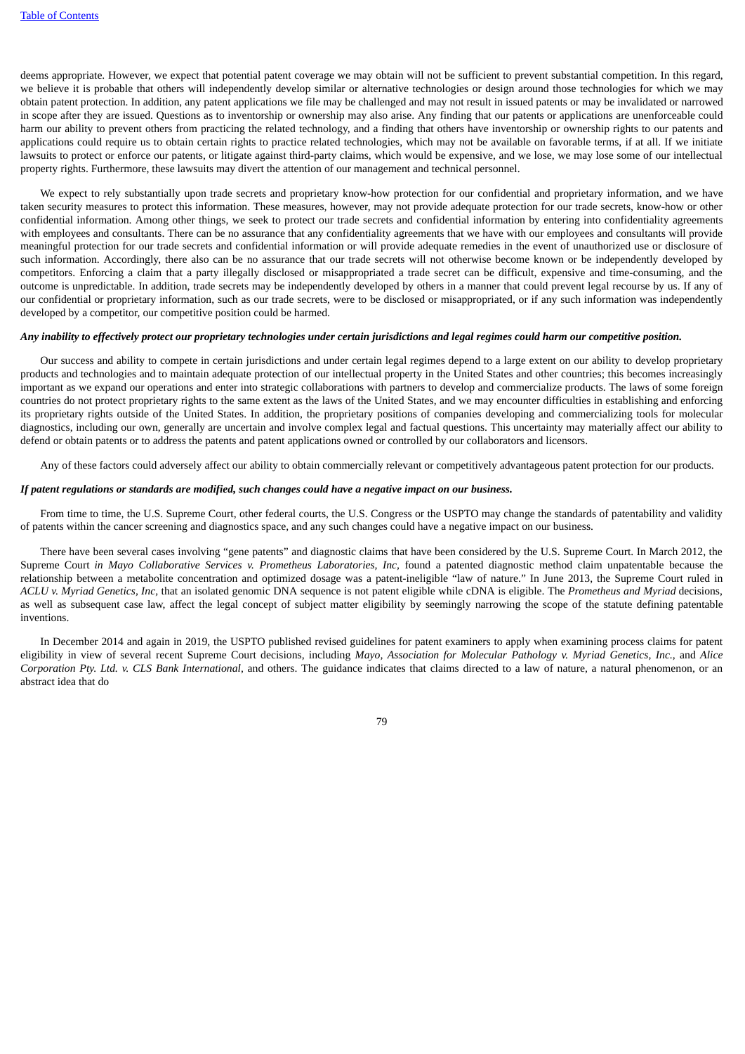deems appropriate. However, we expect that potential patent coverage we may obtain will not be sufficient to prevent substantial competition. In this regard, we believe it is probable that others will independently develop similar or alternative technologies or design around those technologies for which we may obtain patent protection. In addition, any patent applications we file may be challenged and may not result in issued patents or may be invalidated or narrowed in scope after they are issued. Questions as to inventorship or ownership may also arise. Any finding that our patents or applications are unenforceable could harm our ability to prevent others from practicing the related technology, and a finding that others have inventorship or ownership rights to our patents and applications could require us to obtain certain rights to practice related technologies, which may not be available on favorable terms, if at all. If we initiate lawsuits to protect or enforce our patents, or litigate against third-party claims, which would be expensive, and we lose, we may lose some of our intellectual property rights. Furthermore, these lawsuits may divert the attention of our management and technical personnel.

We expect to rely substantially upon trade secrets and proprietary know-how protection for our confidential and proprietary information, and we have taken security measures to protect this information. These measures, however, may not provide adequate protection for our trade secrets, know-how or other confidential information. Among other things, we seek to protect our trade secrets and confidential information by entering into confidentiality agreements with employees and consultants. There can be no assurance that any confidentiality agreements that we have with our employees and consultants will provide meaningful protection for our trade secrets and confidential information or will provide adequate remedies in the event of unauthorized use or disclosure of such information. Accordingly, there also can be no assurance that our trade secrets will not otherwise become known or be independently developed by competitors. Enforcing a claim that a party illegally disclosed or misappropriated a trade secret can be difficult, expensive and time-consuming, and the outcome is unpredictable. In addition, trade secrets may be independently developed by others in a manner that could prevent legal recourse by us. If any of our confidential or proprietary information, such as our trade secrets, were to be disclosed or misappropriated, or if any such information was independently developed by a competitor, our competitive position could be harmed.

***Any inability to effectively protect our proprietary technologies under certain jurisdictions and legal regimes could harm our competitive position.***

Our success and ability to compete in certain jurisdictions and under certain legal regimes depend to a large extent on our ability to develop proprietary products and technologies and to maintain adequate protection of our intellectual property in the United States and other countries; this becomes increasingly important as we expand our operations and enter into strategic collaborations with partners to develop and commercialize products. The laws of some foreign countries do not protect proprietary rights to the same extent as the laws of the United States, and we may encounter difficulties in establishing and enforcing its proprietary rights outside of the United States. In addition, the proprietary positions of companies developing and commercializing tools for molecular diagnostics, including our own, generally are uncertain and involve complex legal and factual questions. This uncertainty may materially affect our ability to defend or obtain patents or to address the patents and patent applications owned or controlled by our collaborators and licensors.

Any of these factors could adversely affect our ability to obtain commercially relevant or competitively advantageous patent protection for our products.

***If patent regulations or standards are modified, such changes could have a negative impact on our business.***

From time to time, the U.S. Supreme Court, other federal courts, the U.S. Congress or the USPTO may change the standards of patentability and validity of patents within the cancer screening and diagnostics space, and any such changes could have a negative impact on our business.

There have been several cases involving "gene patents" and diagnostic claims that have been considered by the U.S. Supreme Court. In March 2012, the Supreme Court *in Mayo Collaborative Services v. Prometheus Laboratories, Inc,* found a patented diagnostic method claim unpatentable because the relationship between a metabolite concentration and optimized dosage was a patent-ineligible "law of nature." In June 2013, the Supreme Court ruled in *ACLU v. Myriad Genetics, Inc,* that an isolated genomic DNA sequence is not patent eligible while cDNA is eligible. The *Prometheus and Myriad* decisions, as well as subsequent case law, affect the legal concept of subject matter eligibility by seemingly narrowing the scope of the statute defining patentable inventions.

In December 2014 and again in 2019, the USPTO published revised guidelines for patent examiners to apply when examining process claims for patent eligibility in view of several recent Supreme Court decisions, including *Mayo*, *Association for Molecular Pathology v. Myriad Genetics, Inc.*, and *Alice Corporation Pty. Ltd. v. CLS Bank International*, and others. The guidance indicates that claims directed to a law of nature, a natural phenomenon, or an abstract idea that do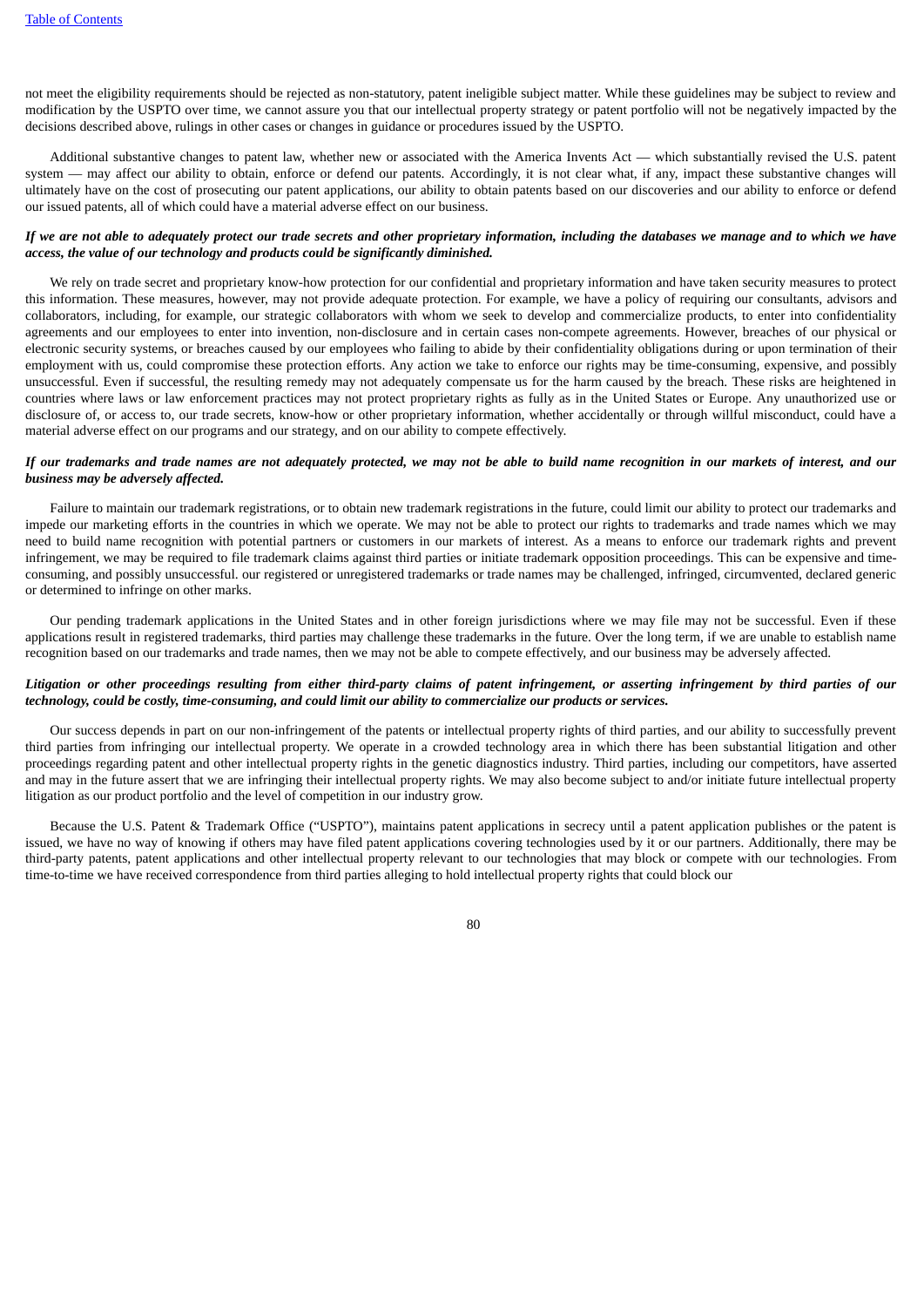not meet the eligibility requirements should be rejected as non-statutory, patent ineligible subject matter. While these guidelines may be subject to review and modification by the USPTO over time, we cannot assure you that our intellectual property strategy or patent portfolio will not be negatively impacted by the decisions described above, rulings in other cases or changes in guidance or procedures issued by the USPTO.

Additional substantive changes to patent law, whether new or associated with the America Invents Act — which substantially revised the U.S. patent system — may affect our ability to obtain, enforce or defend our patents. Accordingly, it is not clear what, if any, impact these substantive changes will ultimately have on the cost of prosecuting our patent applications, our ability to obtain patents based on our discoveries and our ability to enforce or defend our issued patents, all of which could have a material adverse effect on our business.

***If we are not able to adequately protect our trade secrets and other proprietary information, including the databases we manage and to which we have access, the value of our technology and products could be significantly diminished.***

We rely on trade secret and proprietary know-how protection for our confidential and proprietary information and have taken security measures to protect this information. These measures, however, may not provide adequate protection. For example, we have a policy of requiring our consultants, advisors and collaborators, including, for example, our strategic collaborators with whom we seek to develop and commercialize products, to enter into confidentiality agreements and our employees to enter into invention, non-disclosure and in certain cases non-compete agreements. However, breaches of our physical or electronic security systems, or breaches caused by our employees who failing to abide by their confidentiality obligations during or upon termination of their employment with us, could compromise these protection efforts. Any action we take to enforce our rights may be time-consuming, expensive, and possibly unsuccessful. Even if successful, the resulting remedy may not adequately compensate us for the harm caused by the breach. These risks are heightened in countries where laws or law enforcement practices may not protect proprietary rights as fully as in the United States or Europe. Any unauthorized use or disclosure of, or access to, our trade secrets, know-how or other proprietary information, whether accidentally or through willful misconduct, could have a material adverse effect on our programs and our strategy, and on our ability to compete effectively.

***If our trademarks and trade names are not adequately protected, we may not be able to build name recognition in our markets of interest, and our business may be adversely affected.***

Failure to maintain our trademark registrations, or to obtain new trademark registrations in the future, could limit our ability to protect our trademarks and impede our marketing efforts in the countries in which we operate. We may not be able to protect our rights to trademarks and trade names which we may need to build name recognition with potential partners or customers in our markets of interest. As a means to enforce our trademark rights and prevent infringement, we may be required to file trademark claims against third parties or initiate trademark opposition proceedings. This can be expensive and time-consuming, and possibly unsuccessful. our registered or unregistered trademarks or trade names may be challenged, infringed, circumvented, declared generic or determined to infringe on other marks.

Our pending trademark applications in the United States and in other foreign jurisdictions where we may file may not be successful. Even if these applications result in registered trademarks, third parties may challenge these trademarks in the future. Over the long term, if we are unable to establish name recognition based on our trademarks and trade names, then we may not be able to compete effectively, and our business may be adversely affected.

***Litigation or other proceedings resulting from either third-party claims of patent infringement, or asserting infringement by third parties of our technology, could be costly, time-consuming, and could limit our ability to commercialize our products or services.***

Our success depends in part on our non-infringement of the patents or intellectual property rights of third parties, and our ability to successfully prevent third parties from infringing our intellectual property. We operate in a crowded technology area in which there has been substantial litigation and other proceedings regarding patent and other intellectual property rights in the genetic diagnostics industry. Third parties, including our competitors, have asserted and may in the future assert that we are infringing their intellectual property rights. We may also become subject to and/or initiate future intellectual property litigation as our product portfolio and the level of competition in our industry grow.

Because the U.S. Patent & Trademark Office ("USPTO"), maintains patent applications in secrecy until a patent application publishes or the patent is issued, we have no way of knowing if others may have filed patent applications covering technologies used by it or our partners. Additionally, there may be third-party patents, patent applications and other intellectual property relevant to our technologies that may block or compete with our technologies. From time-to-time we have received correspondence from third parties alleging to hold intellectual property rights that could block our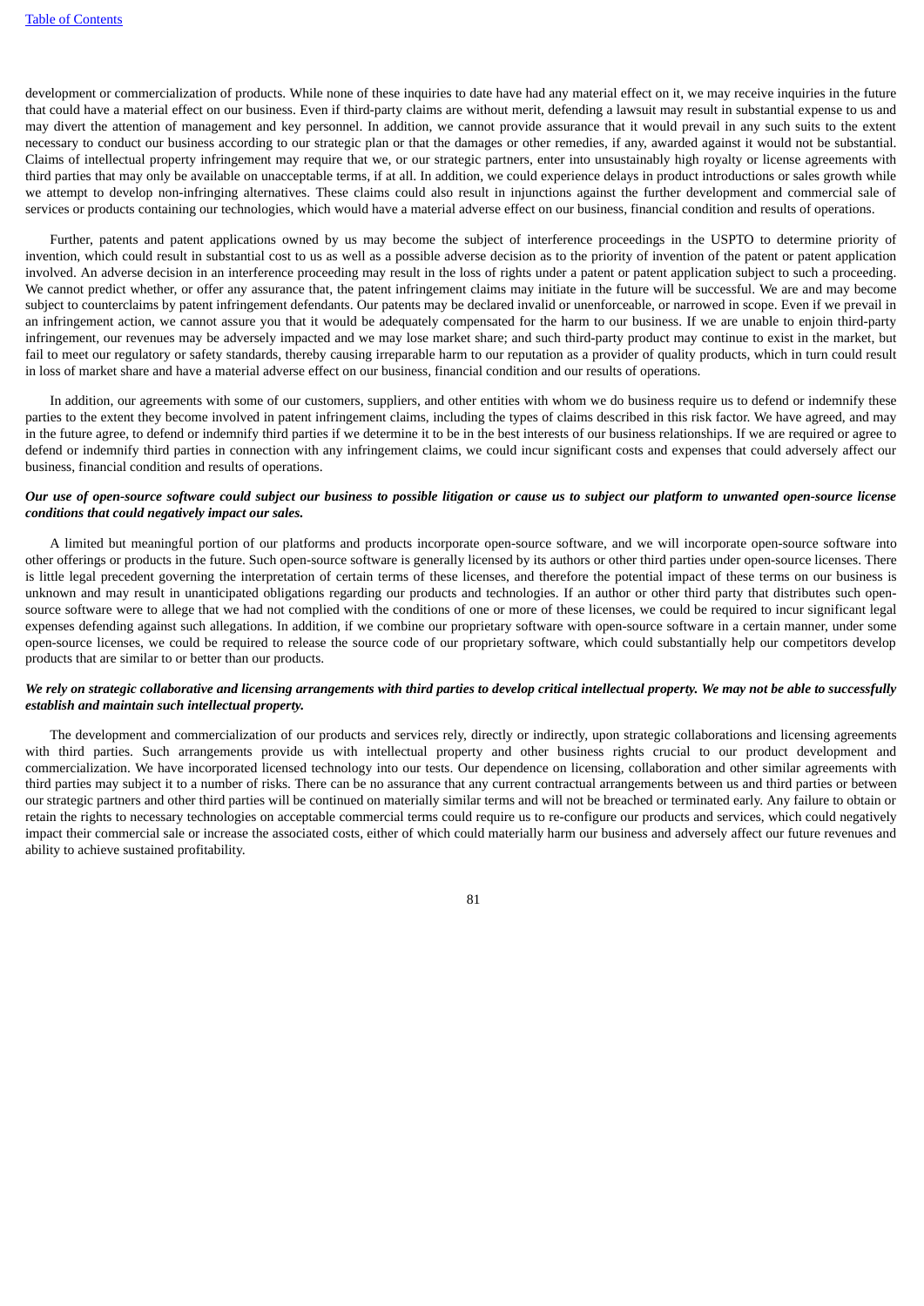development or commercialization of products. While none of these inquiries to date have had any material effect on it, we may receive inquiries in the future that could have a material effect on our business. Even if third-party claims are without merit, defending a lawsuit may result in substantial expense to us and may divert the attention of management and key personnel. In addition, we cannot provide assurance that it would prevail in any such suits to the extent necessary to conduct our business according to our strategic plan or that the damages or other remedies, if any, awarded against it would not be substantial. Claims of intellectual property infringement may require that we, or our strategic partners, enter into unsustainably high royalty or license agreements with third parties that may only be available on unacceptable terms, if at all. In addition, we could experience delays in product introductions or sales growth while we attempt to develop non-infringing alternatives. These claims could also result in injunctions against the further development and commercial sale of services or products containing our technologies, which would have a material adverse effect on our business, financial condition and results of operations.

Further, patents and patent applications owned by us may become the subject of interference proceedings in the USPTO to determine priority of invention, which could result in substantial cost to us as well as a possible adverse decision as to the priority of invention of the patent or patent application involved. An adverse decision in an interference proceeding may result in the loss of rights under a patent or patent application subject to such a proceeding. We cannot predict whether, or offer any assurance that, the patent infringement claims may initiate in the future will be successful. We are and may become subject to counterclaims by patent infringement defendants. Our patents may be declared invalid or unenforceable, or narrowed in scope. Even if we prevail in an infringement action, we cannot assure you that it would be adequately compensated for the harm to our business. If we are unable to enjoin third-party infringement, our revenues may be adversely impacted and we may lose market share; and such third-party product may continue to exist in the market, but fail to meet our regulatory or safety standards, thereby causing irreparable harm to our reputation as a provider of quality products, which in turn could result in loss of market share and have a material adverse effect on our business, financial condition and our results of operations.

In addition, our agreements with some of our customers, suppliers, and other entities with whom we do business require us to defend or indemnify these parties to the extent they become involved in patent infringement claims, including the types of claims described in this risk factor. We have agreed, and may in the future agree, to defend or indemnify third parties if we determine it to be in the best interests of our business relationships. If we are required or agree to defend or indemnify third parties in connection with any infringement claims, we could incur significant costs and expenses that could adversely affect our business, financial condition and results of operations.

***Our use of open-source software could subject our business to possible litigation or cause us to subject our platform to unwanted open-source license conditions that could negatively impact our sales.***

A limited but meaningful portion of our platforms and products incorporate open-source software, and we will incorporate open-source software into other offerings or products in the future. Such open-source software is generally licensed by its authors or other third parties under open-source licenses. There is little legal precedent governing the interpretation of certain terms of these licenses, and therefore the potential impact of these terms on our business is unknown and may result in unanticipated obligations regarding our products and technologies. If an author or other third party that distributes such open-source software were to allege that we had not complied with the conditions of one or more of these licenses, we could be required to incur significant legal expenses defending against such allegations. In addition, if we combine our proprietary software with open-source software in a certain manner, under some open-source licenses, we could be required to release the source code of our proprietary software, which could substantially help our competitors develop products that are similar to or better than our products.

***We rely on strategic collaborative and licensing arrangements with third parties to develop critical intellectual property. We may not be able to successfully establish and maintain such intellectual property.***

The development and commercialization of our products and services rely, directly or indirectly, upon strategic collaborations and licensing agreements with third parties. Such arrangements provide us with intellectual property and other business rights crucial to our product development and commercialization. We have incorporated licensed technology into our tests. Our dependence on licensing, collaboration and other similar agreements with third parties may subject it to a number of risks. There can be no assurance that any current contractual arrangements between us and third parties or between our strategic partners and other third parties will be continued on materially similar terms and will not be breached or terminated early. Any failure to obtain or retain the rights to necessary technologies on acceptable commercial terms could require us to re-configure our products and services, which could negatively impact their commercial sale or increase the associated costs, either of which could materially harm our business and adversely affect our future revenues and ability to achieve sustained profitability.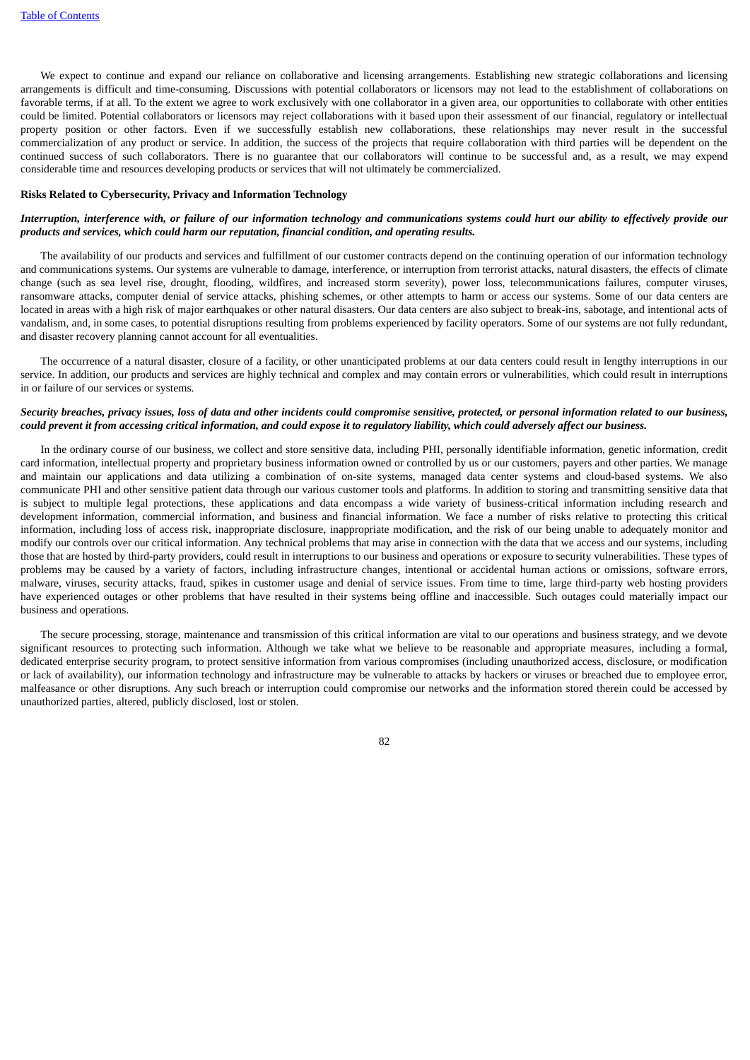We expect to continue and expand our reliance on collaborative and licensing arrangements. Establishing new strategic collaborations and licensing arrangements is difficult and time-consuming. Discussions with potential collaborators or licensors may not lead to the establishment of collaborations on favorable terms, if at all. To the extent we agree to work exclusively with one collaborator in a given area, our opportunities to collaborate with other entities could be limited. Potential collaborators or licensors may reject collaborations with it based upon their assessment of our financial, regulatory or intellectual property position or other factors. Even if we successfully establish new collaborations, these relationships may never result in the successful commercialization of any product or service. In addition, the success of the projects that require collaboration with third parties will be dependent on the continued success of such collaborators. There is no guarantee that our collaborators will continue to be successful and, as a result, we may expend considerable time and resources developing products or services that will not ultimately be commercialized.

**Risks Related to Cybersecurity, Privacy and Information Technology**

***Interruption, interference with, or failure of our information technology and communications systems could hurt our ability to effectively provide our products and services, which could harm our reputation, financial condition, and operating results.***

The availability of our products and services and fulfillment of our customer contracts depend on the continuing operation of our information technology and communications systems. Our systems are vulnerable to damage, interference, or interruption from terrorist attacks, natural disasters, the effects of climate change (such as sea level rise, drought, flooding, wildfires, and increased storm severity), power loss, telecommunications failures, computer viruses, ransomware attacks, computer denial of service attacks, phishing schemes, or other attempts to harm or access our systems. Some of our data centers are located in areas with a high risk of major earthquakes or other natural disasters. Our data centers are also subject to break-ins, sabotage, and intentional acts of vandalism, and, in some cases, to potential disruptions resulting from problems experienced by facility operators. Some of our systems are not fully redundant, and disaster recovery planning cannot account for all eventualities.

The occurrence of a natural disaster, closure of a facility, or other unanticipated problems at our data centers could result in lengthy interruptions in our service. In addition, our products and services are highly technical and complex and may contain errors or vulnerabilities, which could result in interruptions in or failure of our services or systems.

***Security breaches, privacy issues, loss of data and other incidents could compromise sensitive, protected, or personal information related to our business, could prevent it from accessing critical information, and could expose it to regulatory liability, which could adversely affect our business.***

In the ordinary course of our business, we collect and store sensitive data, including PHI, personally identifiable information, genetic information, credit card information, intellectual property and proprietary business information owned or controlled by us or our customers, payers and other parties. We manage and maintain our applications and data utilizing a combination of on-site systems, managed data center systems and cloud-based systems. We also communicate PHI and other sensitive patient data through our various customer tools and platforms. In addition to storing and transmitting sensitive data that is subject to multiple legal protections, these applications and data encompass a wide variety of business-critical information including research and development information, commercial information, and business and financial information. We face a number of risks relative to protecting this critical information, including loss of access risk, inappropriate disclosure, inappropriate modification, and the risk of our being unable to adequately monitor and modify our controls over our critical information. Any technical problems that may arise in connection with the data that we access and our systems, including those that are hosted by third-party providers, could result in interruptions to our business and operations or exposure to security vulnerabilities. These types of problems may be caused by a variety of factors, including infrastructure changes, intentional or accidental human actions or omissions, software errors, malware, viruses, security attacks, fraud, spikes in customer usage and denial of service issues. From time to time, large third-party web hosting providers have experienced outages or other problems that have resulted in their systems being offline and inaccessible. Such outages could materially impact our business and operations.

The secure processing, storage, maintenance and transmission of this critical information are vital to our operations and business strategy, and we devote significant resources to protecting such information. Although we take what we believe to be reasonable and appropriate measures, including a formal, dedicated enterprise security program, to protect sensitive information from various compromises (including unauthorized access, disclosure, or modification or lack of availability), our information technology and infrastructure may be vulnerable to attacks by hackers or viruses or breached due to employee error, malfeasance or other disruptions. Any such breach or interruption could compromise our networks and the information stored therein could be accessed by unauthorized parties, altered, publicly disclosed, lost or stolen.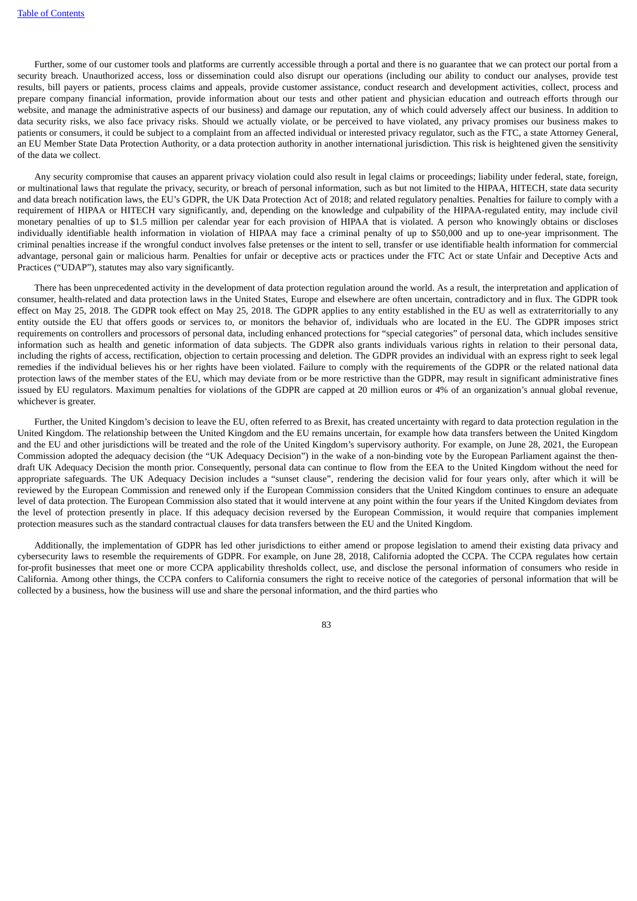Further, some of our customer tools and platforms are currently accessible through a portal and there is no guarantee that we can protect our portal from a security breach. Unauthorized access, loss or dissemination could also disrupt our operations (including our ability to conduct our analyses, provide test results, bill payers or patients, process claims and appeals, provide customer assistance, conduct research and development activities, collect, process and prepare company financial information, provide information about our tests and other patient and physician education and outreach efforts through our website, and manage the administrative aspects of our business) and damage our reputation, any of which could adversely affect our business. In addition to data security risks, we also face privacy risks. Should we actually violate, or be perceived to have violated, any privacy promises our business makes to patients or consumers, it could be subject to a complaint from an affected individual or interested privacy regulator, such as the FTC, a state Attorney General, an EU Member State Data Protection Authority, or a data protection authority in another international jurisdiction. This risk is heightened given the sensitivity of the data we collect.

Any security compromise that causes an apparent privacy violation could also result in legal claims or proceedings; liability under federal, state, foreign, or multinational laws that regulate the privacy, security, or breach of personal information, such as but not limited to the HIPAA, HITECH, state data security and data breach notification laws, the EU's GDPR, the UK Data Protection Act of 2018; and related regulatory penalties. Penalties for failure to comply with a requirement of HIPAA or HITECH vary significantly, and, depending on the knowledge and culpability of the HIPAA-regulated entity, may include civil monetary penalties of up to $1.5 million per calendar year for each provision of HIPAA that is violated. A person who knowingly obtains or discloses individually identifiable health information in violation of HIPAA may face a criminal penalty of up to $50,000 and up to one-year imprisonment. The criminal penalties increase if the wrongful conduct involves false pretenses or the intent to sell, transfer or use identifiable health information for commercial advantage, personal gain or malicious harm. Penalties for unfair or deceptive acts or practices under the FTC Act or state Unfair and Deceptive Acts and Practices ("UDAP"), statutes may also vary significantly.

There has been unprecedented activity in the development of data protection regulation around the world. As a result, the interpretation and application of consumer, health-related and data protection laws in the United States, Europe and elsewhere are often uncertain, contradictory and in flux. The GDPR took effect on May 25, 2018. The GDPR took effect on May 25, 2018. The GDPR applies to any entity established in the EU as well as extraterritorially to any entity outside the EU that offers goods or services to, or monitors the behavior of, individuals who are located in the EU. The GDPR imposes strict requirements on controllers and processors of personal data, including enhanced protections for "special categories" of personal data, which includes sensitive information such as health and genetic information of data subjects. The GDPR also grants individuals various rights in relation to their personal data, including the rights of access, rectification, objection to certain processing and deletion. The GDPR provides an individual with an express right to seek legal remedies if the individual believes his or her rights have been violated. Failure to comply with the requirements of the GDPR or the related national data protection laws of the member states of the EU, which may deviate from or be more restrictive than the GDPR, may result in significant administrative fines issued by EU regulators. Maximum penalties for violations of the GDPR are capped at 20 million euros or 4% of an organization's annual global revenue, whichever is greater.

Further, the United Kingdom's decision to leave the EU, often referred to as Brexit, has created uncertainty with regard to data protection regulation in the United Kingdom. The relationship between the United Kingdom and the EU remains uncertain, for example how data transfers between the United Kingdom and the EU and other jurisdictions will be treated and the role of the United Kingdom's supervisory authority. For example, on June 28, 2021, the European Commission adopted the adequacy decision (the "UK Adequacy Decision") in the wake of a non-binding vote by the European Parliament against the then-draft UK Adequacy Decision the month prior. Consequently, personal data can continue to flow from the EEA to the United Kingdom without the need for appropriate safeguards. The UK Adequacy Decision includes a "sunset clause", rendering the decision valid for four years only, after which it will be reviewed by the European Commission and renewed only if the European Commission considers that the United Kingdom continues to ensure an adequate level of data protection. The European Commission also stated that it would intervene at any point within the four years if the United Kingdom deviates from the level of protection presently in place. If this adequacy decision reversed by the European Commission, it would require that companies implement protection measures such as the standard contractual clauses for data transfers between the EU and the United Kingdom.

Additionally, the implementation of GDPR has led other jurisdictions to either amend or propose legislation to amend their existing data privacy and cybersecurity laws to resemble the requirements of GDPR. For example, on June 28, 2018, California adopted the CCPA. The CCPA regulates how certain for-profit businesses that meet one or more CCPA applicability thresholds collect, use, and disclose the personal information of consumers who reside in California. Among other things, the CCPA confers to California consumers the right to receive notice of the categories of personal information that will be collected by a business, how the business will use and share the personal information, and the third parties who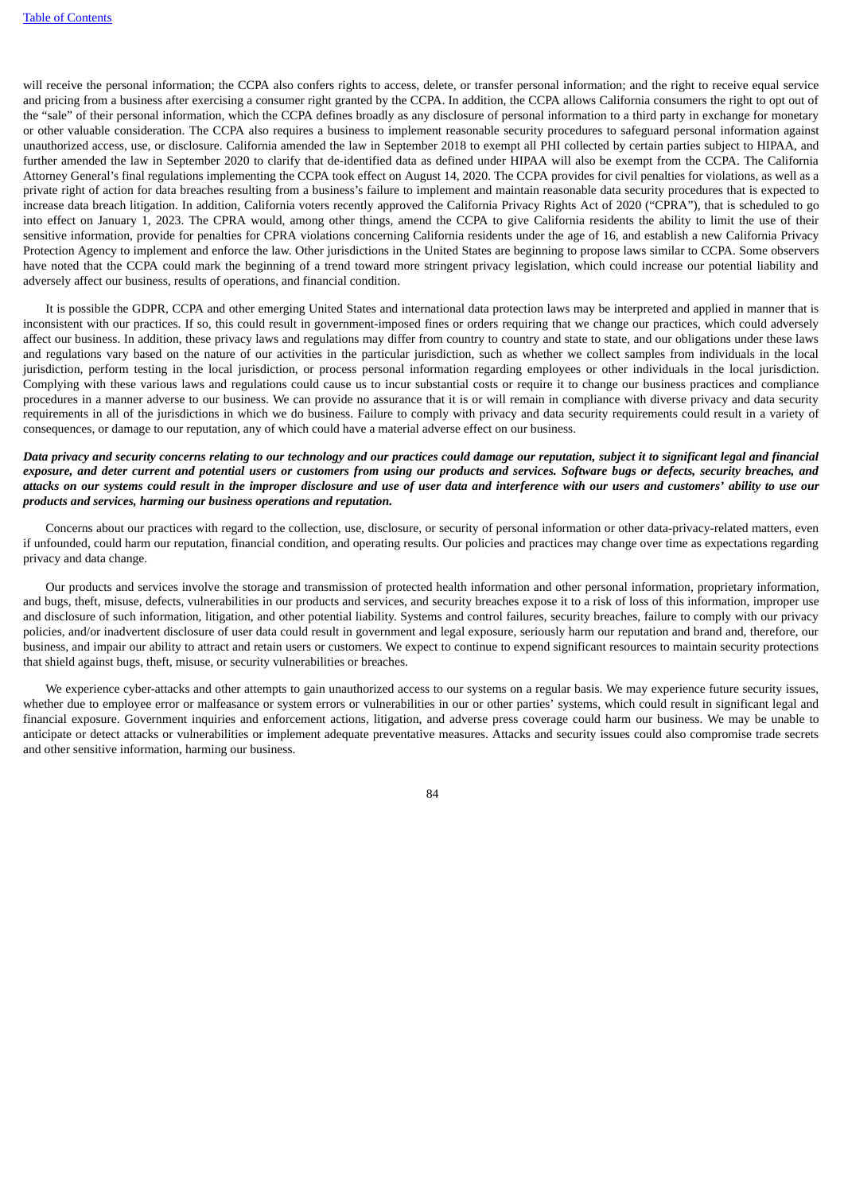will receive the personal information; the CCPA also confers rights to access, delete, or transfer personal information; and the right to receive equal service and pricing from a business after exercising a consumer right granted by the CCPA. In addition, the CCPA allows California consumers the right to opt out of the "sale" of their personal information, which the CCPA defines broadly as any disclosure of personal information to a third party in exchange for monetary or other valuable consideration. The CCPA also requires a business to implement reasonable security procedures to safeguard personal information against unauthorized access, use, or disclosure. California amended the law in September 2018 to exempt all PHI collected by certain parties subject to HIPAA, and further amended the law in September 2020 to clarify that de-identified data as defined under HIPAA will also be exempt from the CCPA. The California Attorney General's final regulations implementing the CCPA took effect on August 14, 2020. The CCPA provides for civil penalties for violations, as well as a private right of action for data breaches resulting from a business's failure to implement and maintain reasonable data security procedures that is expected to increase data breach litigation. In addition, California voters recently approved the California Privacy Rights Act of 2020 ("CPRA"), that is scheduled to go into effect on January 1, 2023. The CPRA would, among other things, amend the CCPA to give California residents the ability to limit the use of their sensitive information, provide for penalties for CPRA violations concerning California residents under the age of 16, and establish a new California Privacy Protection Agency to implement and enforce the law. Other jurisdictions in the United States are beginning to propose laws similar to CCPA. Some observers have noted that the CCPA could mark the beginning of a trend toward more stringent privacy legislation, which could increase our potential liability and adversely affect our business, results of operations, and financial condition.

It is possible the GDPR, CCPA and other emerging United States and international data protection laws may be interpreted and applied in manner that is inconsistent with our practices. If so, this could result in government-imposed fines or orders requiring that we change our practices, which could adversely affect our business. In addition, these privacy laws and regulations may differ from country to country and state to state, and our obligations under these laws and regulations vary based on the nature of our activities in the particular jurisdiction, such as whether we collect samples from individuals in the local jurisdiction, perform testing in the local jurisdiction, or process personal information regarding employees or other individuals in the local jurisdiction. Complying with these various laws and regulations could cause us to incur substantial costs or require it to change our business practices and compliance procedures in a manner adverse to our business. We can provide no assurance that it is or will remain in compliance with diverse privacy and data security requirements in all of the jurisdictions in which we do business. Failure to comply with privacy and data security requirements could result in a variety of consequences, or damage to our reputation, any of which could have a material adverse effect on our business.

***Data privacy and security concerns relating to our technology and our practices could damage our reputation, subject it to significant legal and financial exposure, and deter current and potential users or customers from using our products and services. Software bugs or defects, security breaches, and attacks on our systems could result in the improper disclosure and use of user data and interference with our users and customers' ability to use our products and services, harming our business operations and reputation.***

Concerns about our practices with regard to the collection, use, disclosure, or security of personal information or other data-privacy-related matters, even if unfounded, could harm our reputation, financial condition, and operating results. Our policies and practices may change over time as expectations regarding privacy and data change.

Our products and services involve the storage and transmission of protected health information and other personal information, proprietary information, and bugs, theft, misuse, defects, vulnerabilities in our products and services, and security breaches expose it to a risk of loss of this information, improper use and disclosure of such information, litigation, and other potential liability. Systems and control failures, security breaches, failure to comply with our privacy policies, and/or inadvertent disclosure of user data could result in government and legal exposure, seriously harm our reputation and brand and, therefore, our business, and impair our ability to attract and retain users or customers. We expect to continue to expend significant resources to maintain security protections that shield against bugs, theft, misuse, or security vulnerabilities or breaches.

We experience cyber-attacks and other attempts to gain unauthorized access to our systems on a regular basis. We may experience future security issues, whether due to employee error or malfeasance or system errors or vulnerabilities in our or other parties' systems, which could result in significant legal and financial exposure. Government inquiries and enforcement actions, litigation, and adverse press coverage could harm our business. We may be unable to anticipate or detect attacks or vulnerabilities or implement adequate preventative measures. Attacks and security issues could also compromise trade secrets and other sensitive information, harming our business.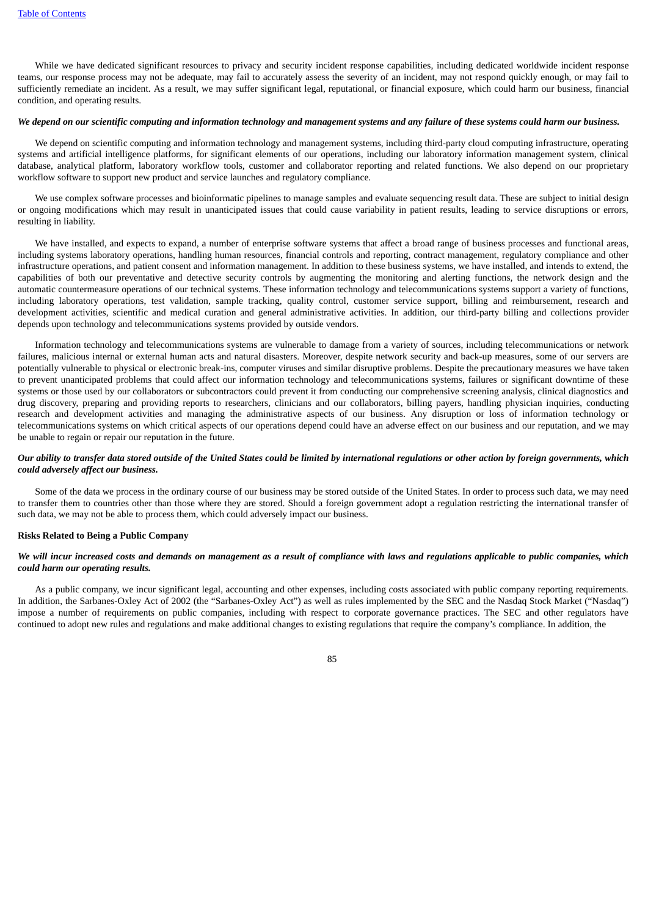While we have dedicated significant resources to privacy and security incident response capabilities, including dedicated worldwide incident response teams, our response process may not be adequate, may fail to accurately assess the severity of an incident, may not respond quickly enough, or may fail to sufficiently remediate an incident. As a result, we may suffer significant legal, reputational, or financial exposure, which could harm our business, financial condition, and operating results.

***We depend on our scientific computing and information technology and management systems and any failure of these systems could harm our business.***

We depend on scientific computing and information technology and management systems, including third-party cloud computing infrastructure, operating systems and artificial intelligence platforms, for significant elements of our operations, including our laboratory information management system, clinical database, analytical platform, laboratory workflow tools, customer and collaborator reporting and related functions. We also depend on our proprietary workflow software to support new product and service launches and regulatory compliance.

We use complex software processes and bioinformatic pipelines to manage samples and evaluate sequencing result data. These are subject to initial design or ongoing modifications which may result in unanticipated issues that could cause variability in patient results, leading to service disruptions or errors, resulting in liability.

We have installed, and expects to expand, a number of enterprise software systems that affect a broad range of business processes and functional areas, including systems laboratory operations, handling human resources, financial controls and reporting, contract management, regulatory compliance and other infrastructure operations, and patient consent and information management. In addition to these business systems, we have installed, and intends to extend, the capabilities of both our preventative and detective security controls by augmenting the monitoring and alerting functions, the network design and the automatic countermeasure operations of our technical systems. These information technology and telecommunications systems support a variety of functions, including laboratory operations, test validation, sample tracking, quality control, customer service support, billing and reimbursement, research and development activities, scientific and medical curation and general administrative activities. In addition, our third-party billing and collections provider depends upon technology and telecommunications systems provided by outside vendors.

Information technology and telecommunications systems are vulnerable to damage from a variety of sources, including telecommunications or network failures, malicious internal or external human acts and natural disasters. Moreover, despite network security and back-up measures, some of our servers are potentially vulnerable to physical or electronic break-ins, computer viruses and similar disruptive problems. Despite the precautionary measures we have taken to prevent unanticipated problems that could affect our information technology and telecommunications systems, failures or significant downtime of these systems or those used by our collaborators or subcontractors could prevent it from conducting our comprehensive screening analysis, clinical diagnostics and drug discovery, preparing and providing reports to researchers, clinicians and our collaborators, billing payers, handling physician inquiries, conducting research and development activities and managing the administrative aspects of our business. Any disruption or loss of information technology or telecommunications systems on which critical aspects of our operations depend could have an adverse effect on our business and our reputation, and we may be unable to regain or repair our reputation in the future.

***Our ability to transfer data stored outside of the United States could be limited by international regulations or other action by foreign governments, which could adversely affect our business.***

Some of the data we process in the ordinary course of our business may be stored outside of the United States. In order to process such data, we may need to transfer them to countries other than those where they are stored. Should a foreign government adopt a regulation restricting the international transfer of such data, we may not be able to process them, which could adversely impact our business.

**Risks Related to Being a Public Company**

***We will incur increased costs and demands on management as a result of compliance with laws and regulations applicable to public companies, which could harm our operating results.***

As a public company, we incur significant legal, accounting and other expenses, including costs associated with public company reporting requirements. In addition, the Sarbanes-Oxley Act of 2002 (the "Sarbanes-Oxley Act") as well as rules implemented by the SEC and the Nasdaq Stock Market ("Nasdaq") impose a number of requirements on public companies, including with respect to corporate governance practices. The SEC and other regulators have continued to adopt new rules and regulations and make additional changes to existing regulations that require the company's compliance. In addition, the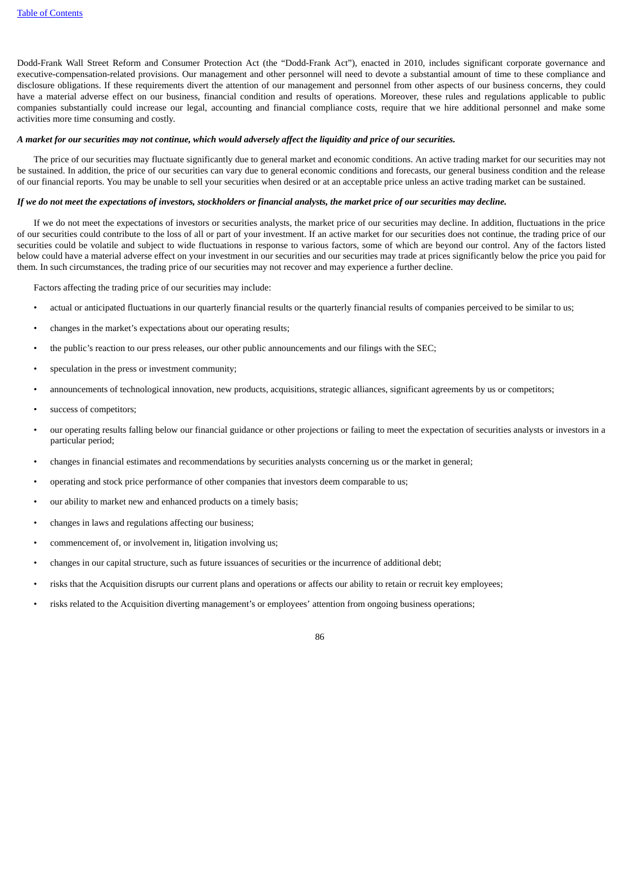Dodd-Frank Wall Street Reform and Consumer Protection Act (the "Dodd-Frank Act"), enacted in 2010, includes significant corporate governance and executive-compensation-related provisions. Our management and other personnel will need to devote a substantial amount of time to these compliance and disclosure obligations. If these requirements divert the attention of our management and personnel from other aspects of our business concerns, they could have a material adverse effect on our business, financial condition and results of operations. Moreover, these rules and regulations applicable to public companies substantially could increase our legal, accounting and financial compliance costs, require that we hire additional personnel and make some activities more time consuming and costly.

***A market for our securities may not continue, which would adversely affect the liquidity and price of our securities.***

The price of our securities may fluctuate significantly due to general market and economic conditions. An active trading market for our securities may not be sustained. In addition, the price of our securities can vary due to general economic conditions and forecasts, our general business condition and the release of our financial reports. You may be unable to sell your securities when desired or at an acceptable price unless an active trading market can be sustained.

***If we do not meet the expectations of investors, stockholders or financial analysts, the market price of our securities may decline.***

If we do not meet the expectations of investors or securities analysts, the market price of our securities may decline. In addition, fluctuations in the price of our securities could contribute to the loss of all or part of your investment. If an active market for our securities does not continue, the trading price of our securities could be volatile and subject to wide fluctuations in response to various factors, some of which are beyond our control. Any of the factors listed below could have a material adverse effect on your investment in our securities and our securities may trade at prices significantly below the price you paid for them. In such circumstances, the trading price of our securities may not recover and may experience a further decline.

Factors affecting the trading price of our securities may include:

- actual or anticipated fluctuations in our quarterly financial results or the quarterly financial results of companies perceived to be similar to us;
- changes in the market's expectations about our operating results;
- the public's reaction to our press releases, our other public announcements and our filings with the SEC;
- speculation in the press or investment community;
- announcements of technological innovation, new products, acquisitions, strategic alliances, significant agreements by us or competitors;
- success of competitors;
- our operating results falling below our financial guidance or other projections or failing to meet the expectation of securities analysts or investors in a particular period;
- changes in financial estimates and recommendations by securities analysts concerning us or the market in general;
- operating and stock price performance of other companies that investors deem comparable to us;
- our ability to market new and enhanced products on a timely basis;
- changes in laws and regulations affecting our business;
- commencement of, or involvement in, litigation involving us;
- changes in our capital structure, such as future issuances of securities or the incurrence of additional debt;
- risks that the Acquisition disrupts our current plans and operations or affects our ability to retain or recruit key employees;
- risks related to the Acquisition diverting management's or employees' attention from ongoing business operations;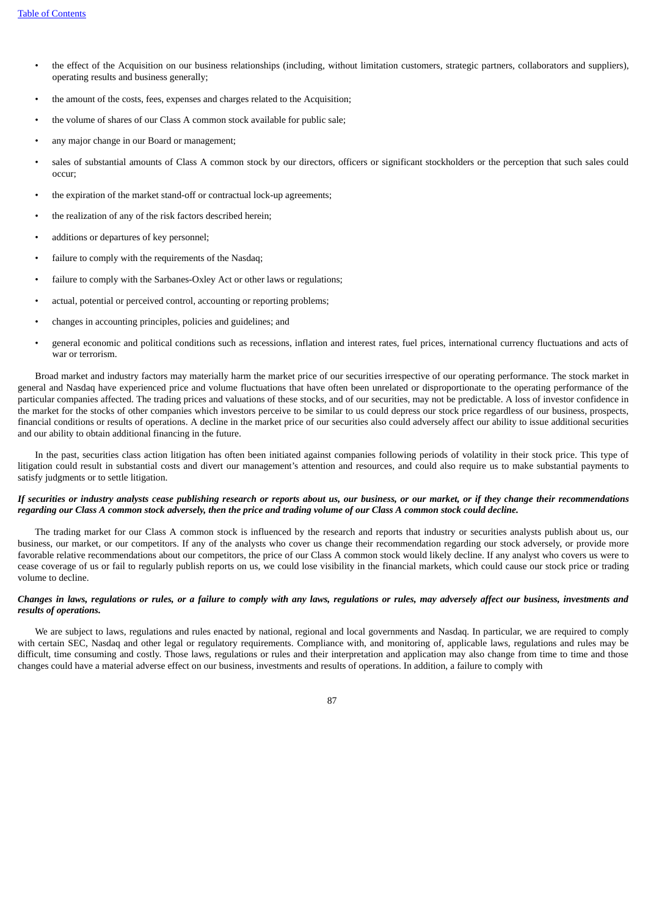- the effect of the Acquisition on our business relationships (including, without limitation customers, strategic partners, collaborators and suppliers), operating results and business generally;
- the amount of the costs, fees, expenses and charges related to the Acquisition;
- the volume of shares of our Class A common stock available for public sale;
- any major change in our Board or management;
- sales of substantial amounts of Class A common stock by our directors, officers or significant stockholders or the perception that such sales could occur;
- the expiration of the market stand-off or contractual lock-up agreements;
- the realization of any of the risk factors described herein;
- additions or departures of key personnel;
- failure to comply with the requirements of the Nasdaq;
- failure to comply with the Sarbanes-Oxley Act or other laws or regulations;
- actual, potential or perceived control, accounting or reporting problems;
- changes in accounting principles, policies and guidelines; and
- general economic and political conditions such as recessions, inflation and interest rates, fuel prices, international currency fluctuations and acts of war or terrorism.

Broad market and industry factors may materially harm the market price of our securities irrespective of our operating performance. The stock market in general and Nasdaq have experienced price and volume fluctuations that have often been unrelated or disproportionate to the operating performance of the particular companies affected. The trading prices and valuations of these stocks, and of our securities, may not be predictable. A loss of investor confidence in the market for the stocks of other companies which investors perceive to be similar to us could depress our stock price regardless of our business, prospects, financial conditions or results of operations. A decline in the market price of our securities also could adversely affect our ability to issue additional securities and our ability to obtain additional financing in the future.

In the past, securities class action litigation has often been initiated against companies following periods of volatility in their stock price. This type of litigation could result in substantial costs and divert our management's attention and resources, and could also require us to make substantial payments to satisfy judgments or to settle litigation.

***If securities or industry analysts cease publishing research or reports about us, our business, or our market, or if they change their recommendations regarding our Class A common stock adversely, then the price and trading volume of our Class A common stock could decline.***

The trading market for our Class A common stock is influenced by the research and reports that industry or securities analysts publish about us, our business, our market, or our competitors. If any of the analysts who cover us change their recommendation regarding our stock adversely, or provide more favorable relative recommendations about our competitors, the price of our Class A common stock would likely decline. If any analyst who covers us were to cease coverage of us or fail to regularly publish reports on us, we could lose visibility in the financial markets, which could cause our stock price or trading volume to decline.

***Changes in laws, regulations or rules, or a failure to comply with any laws, regulations or rules, may adversely affect our business, investments and results of operations.***

We are subject to laws, regulations and rules enacted by national, regional and local governments and Nasdaq. In particular, we are required to comply with certain SEC, Nasdaq and other legal or regulatory requirements. Compliance with, and monitoring of, applicable laws, regulations and rules may be difficult, time consuming and costly. Those laws, regulations or rules and their interpretation and application may also change from time to time and those changes could have a material adverse effect on our business, investments and results of operations. In addition, a failure to comply with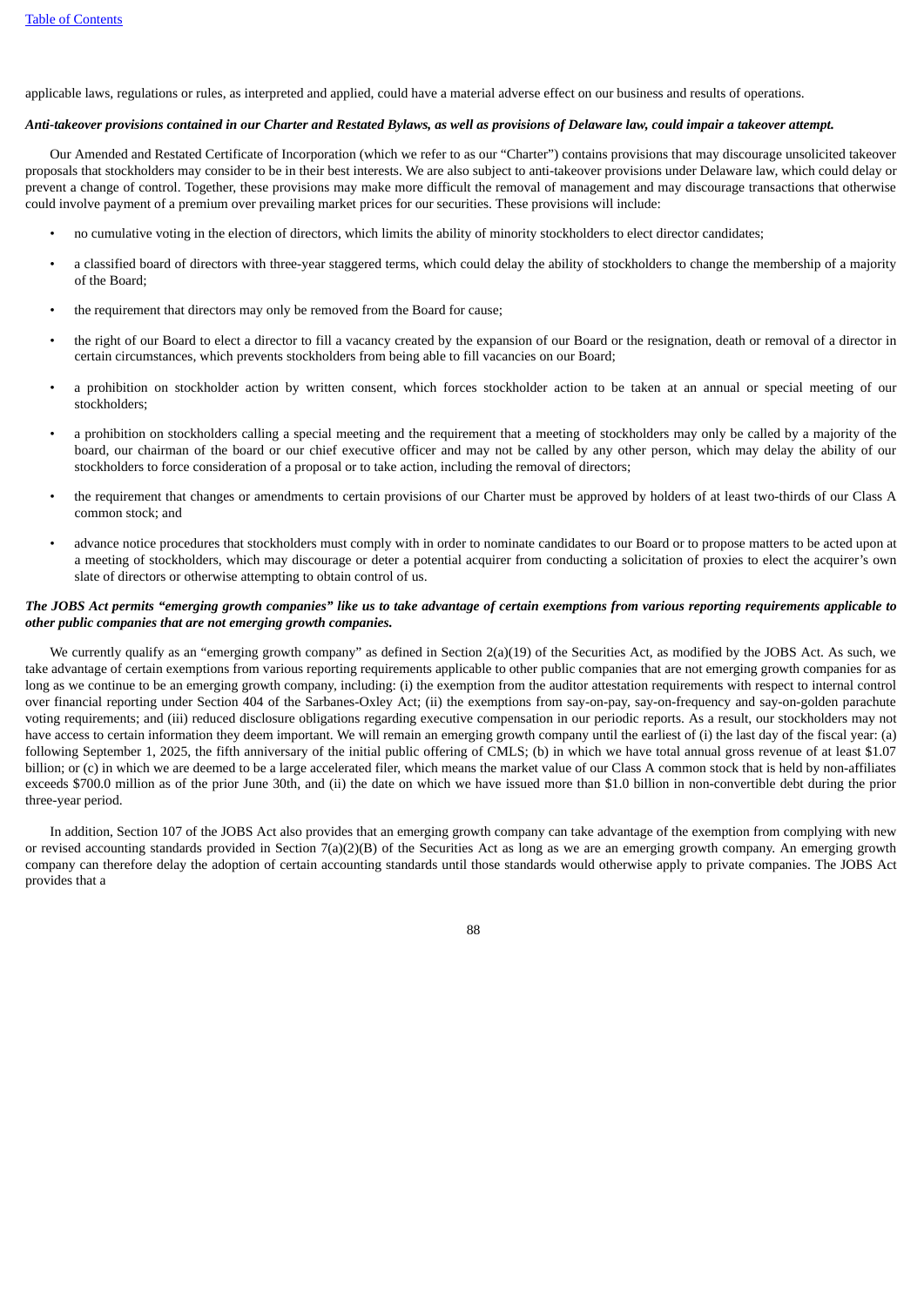applicable laws, regulations or rules, as interpreted and applied, could have a material adverse effect on our business and results of operations.

***Anti-takeover provisions contained in our Charter and Restated Bylaws, as well as provisions of Delaware law, could impair a takeover attempt.***

Our Amended and Restated Certificate of Incorporation (which we refer to as our "Charter") contains provisions that may discourage unsolicited takeover proposals that stockholders may consider to be in their best interests. We are also subject to anti-takeover provisions under Delaware law, which could delay or prevent a change of control. Together, these provisions may make more difficult the removal of management and may discourage transactions that otherwise could involve payment of a premium over prevailing market prices for our securities. These provisions will include:

- no cumulative voting in the election of directors, which limits the ability of minority stockholders to elect director candidates;
- a classified board of directors with three-year staggered terms, which could delay the ability of stockholders to change the membership of a majority of the Board;
- the requirement that directors may only be removed from the Board for cause;
- the right of our Board to elect a director to fill a vacancy created by the expansion of our Board or the resignation, death or removal of a director in certain circumstances, which prevents stockholders from being able to fill vacancies on our Board;
- a prohibition on stockholder action by written consent, which forces stockholder action to be taken at an annual or special meeting of our stockholders;
- a prohibition on stockholders calling a special meeting and the requirement that a meeting of stockholders may only be called by a majority of the board, our chairman of the board or our chief executive officer and may not be called by any other person, which may delay the ability of our stockholders to force consideration of a proposal or to take action, including the removal of directors;
- the requirement that changes or amendments to certain provisions of our Charter must be approved by holders of at least two-thirds of our Class A common stock; and
- advance notice procedures that stockholders must comply with in order to nominate candidates to our Board or to propose matters to be acted upon at a meeting of stockholders, which may discourage or deter a potential acquirer from conducting a solicitation of proxies to elect the acquirer's own slate of directors or otherwise attempting to obtain control of us.

***The JOBS Act permits "emerging growth companies" like us to take advantage of certain exemptions from various reporting requirements applicable to other public companies that are not emerging growth companies.***

We currently qualify as an "emerging growth company" as defined in Section 2(a)(19) of the Securities Act, as modified by the JOBS Act. As such, we take advantage of certain exemptions from various reporting requirements applicable to other public companies that are not emerging growth companies for as long as we continue to be an emerging growth company, including: (i) the exemption from the auditor attestation requirements with respect to internal control over financial reporting under Section 404 of the Sarbanes-Oxley Act; (ii) the exemptions from say-on-pay, say-on-frequency and say-on-golden parachute voting requirements; and (iii) reduced disclosure obligations regarding executive compensation in our periodic reports. As a result, our stockholders may not have access to certain information they deem important. We will remain an emerging growth company until the earliest of (i) the last day of the fiscal year: (a) following September 1, 2025, the fifth anniversary of the initial public offering of CMLS; (b) in which we have total annual gross revenue of at least $1.07 billion; or (c) in which we are deemed to be a large accelerated filer, which means the market value of our Class A common stock that is held by non-affiliates exceeds $700.0 million as of the prior June 30th, and (ii) the date on which we have issued more than $1.0 billion in non-convertible debt during the prior three-year period.

In addition, Section 107 of the JOBS Act also provides that an emerging growth company can take advantage of the exemption from complying with new or revised accounting standards provided in Section 7(a)(2)(B) of the Securities Act as long as we are an emerging growth company. An emerging growth company can therefore delay the adoption of certain accounting standards until those standards would otherwise apply to private companies. The JOBS Act provides that a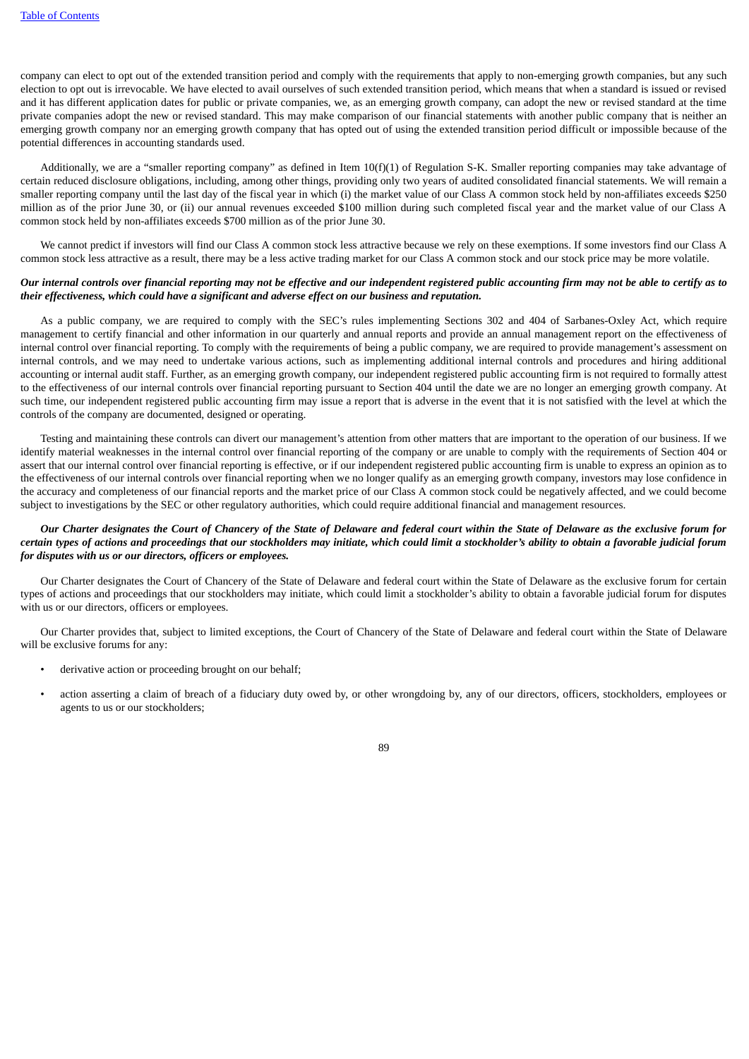company can elect to opt out of the extended transition period and comply with the requirements that apply to non-emerging growth companies, but any such election to opt out is irrevocable. We have elected to avail ourselves of such extended transition period, which means that when a standard is issued or revised and it has different application dates for public or private companies, we, as an emerging growth company, can adopt the new or revised standard at the time private companies adopt the new or revised standard. This may make comparison of our financial statements with another public company that is neither an emerging growth company nor an emerging growth company that has opted out of using the extended transition period difficult or impossible because of the potential differences in accounting standards used.

Additionally, we are a "smaller reporting company" as defined in Item 10(f)(1) of Regulation S-K. Smaller reporting companies may take advantage of certain reduced disclosure obligations, including, among other things, providing only two years of audited consolidated financial statements. We will remain a smaller reporting company until the last day of the fiscal year in which (i) the market value of our Class A common stock held by non-affiliates exceeds $250 million as of the prior June 30, or (ii) our annual revenues exceeded $100 million during such completed fiscal year and the market value of our Class A common stock held by non-affiliates exceeds $700 million as of the prior June 30.

We cannot predict if investors will find our Class A common stock less attractive because we rely on these exemptions. If some investors find our Class A common stock less attractive as a result, there may be a less active trading market for our Class A common stock and our stock price may be more volatile.

***Our internal controls over financial reporting may not be effective and our independent registered public accounting firm may not be able to certify as to their effectiveness, which could have a significant and adverse effect on our business and reputation.***

As a public company, we are required to comply with the SEC's rules implementing Sections 302 and 404 of Sarbanes-Oxley Act, which require management to certify financial and other information in our quarterly and annual reports and provide an annual management report on the effectiveness of internal control over financial reporting. To comply with the requirements of being a public company, we are required to provide management's assessment on internal controls, and we may need to undertake various actions, such as implementing additional internal controls and procedures and hiring additional accounting or internal audit staff. Further, as an emerging growth company, our independent registered public accounting firm is not required to formally attest to the effectiveness of our internal controls over financial reporting pursuant to Section 404 until the date we are no longer an emerging growth company. At such time, our independent registered public accounting firm may issue a report that is adverse in the event that it is not satisfied with the level at which the controls of the company are documented, designed or operating.

Testing and maintaining these controls can divert our management's attention from other matters that are important to the operation of our business. If we identify material weaknesses in the internal control over financial reporting of the company or are unable to comply with the requirements of Section 404 or assert that our internal control over financial reporting is effective, or if our independent registered public accounting firm is unable to express an opinion as to the effectiveness of our internal controls over financial reporting when we no longer qualify as an emerging growth company, investors may lose confidence in the accuracy and completeness of our financial reports and the market price of our Class A common stock could be negatively affected, and we could become subject to investigations by the SEC or other regulatory authorities, which could require additional financial and management resources.

***Our Charter designates the Court of Chancery of the State of Delaware and federal court within the State of Delaware as the exclusive forum for certain types of actions and proceedings that our stockholders may initiate, which could limit a stockholder's ability to obtain a favorable judicial forum for disputes with us or our directors, officers or employees.***

Our Charter designates the Court of Chancery of the State of Delaware and federal court within the State of Delaware as the exclusive forum for certain types of actions and proceedings that our stockholders may initiate, which could limit a stockholder's ability to obtain a favorable judicial forum for disputes with us or our directors, officers or employees.

Our Charter provides that, subject to limited exceptions, the Court of Chancery of the State of Delaware and federal court within the State of Delaware will be exclusive forums for any:

- derivative action or proceeding brought on our behalf;
- action asserting a claim of breach of a fiduciary duty owed by, or other wrongdoing by, any of our directors, officers, stockholders, employees or agents to us or our stockholders;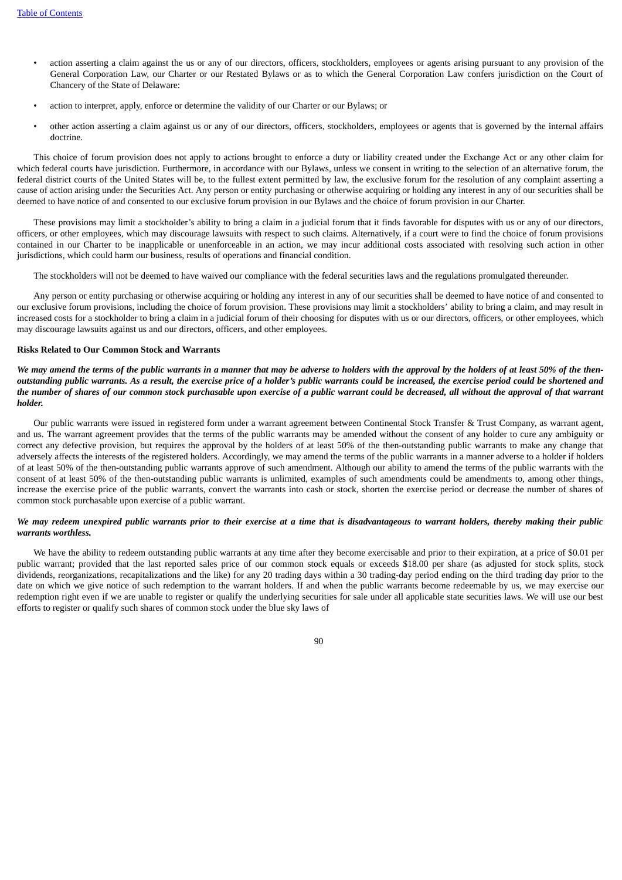- action asserting a claim against the us or any of our directors, officers, stockholders, employees or agents arising pursuant to any provision of the General Corporation Law, our Charter or our Restated Bylaws or as to which the General Corporation Law confers jurisdiction on the Court of Chancery of the State of Delaware:
- action to interpret, apply, enforce or determine the validity of our Charter or our Bylaws; or
- other action asserting a claim against us or any of our directors, officers, stockholders, employees or agents that is governed by the internal affairs doctrine.

This choice of forum provision does not apply to actions brought to enforce a duty or liability created under the Exchange Act or any other claim for which federal courts have jurisdiction. Furthermore, in accordance with our Bylaws, unless we consent in writing to the selection of an alternative forum, the federal district courts of the United States will be, to the fullest extent permitted by law, the exclusive forum for the resolution of any complaint asserting a cause of action arising under the Securities Act. Any person or entity purchasing or otherwise acquiring or holding any interest in any of our securities shall be deemed to have notice of and consented to our exclusive forum provision in our Bylaws and the choice of forum provision in our Charter.

These provisions may limit a stockholder's ability to bring a claim in a judicial forum that it finds favorable for disputes with us or any of our directors, officers, or other employees, which may discourage lawsuits with respect to such claims. Alternatively, if a court were to find the choice of forum provisions contained in our Charter to be inapplicable or unenforceable in an action, we may incur additional costs associated with resolving such action in other jurisdictions, which could harm our business, results of operations and financial condition.

The stockholders will not be deemed to have waived our compliance with the federal securities laws and the regulations promulgated thereunder.

Any person or entity purchasing or otherwise acquiring or holding any interest in any of our securities shall be deemed to have notice of and consented to our exclusive forum provisions, including the choice of forum provision. These provisions may limit a stockholders' ability to bring a claim, and may result in increased costs for a stockholder to bring a claim in a judicial forum of their choosing for disputes with us or our directors, officers, or other employees, which may discourage lawsuits against us and our directors, officers, and other employees.

**Risks Related to Our Common Stock and Warrants**

***We may amend the terms of the public warrants in a manner that may be adverse to holders with the approval by the holders of at least 50% of the then-outstanding public warrants. As a result, the exercise price of a holder's public warrants could be increased, the exercise period could be shortened and the number of shares of our common stock purchasable upon exercise of a public warrant could be decreased, all without the approval of that warrant holder.***

Our public warrants were issued in registered form under a warrant agreement between Continental Stock Transfer & Trust Company, as warrant agent, and us. The warrant agreement provides that the terms of the public warrants may be amended without the consent of any holder to cure any ambiguity or correct any defective provision, but requires the approval by the holders of at least 50% of the then-outstanding public warrants to make any change that adversely affects the interests of the registered holders. Accordingly, we may amend the terms of the public warrants in a manner adverse to a holder if holders of at least 50% of the then-outstanding public warrants approve of such amendment. Although our ability to amend the terms of the public warrants with the consent of at least 50% of the then-outstanding public warrants is unlimited, examples of such amendments could be amendments to, among other things, increase the exercise price of the public warrants, convert the warrants into cash or stock, shorten the exercise period or decrease the number of shares of common stock purchasable upon exercise of a public warrant.

***We may redeem unexpired public warrants prior to their exercise at a time that is disadvantageous to warrant holders, thereby making their public warrants worthless.***

We have the ability to redeem outstanding public warrants at any time after they become exercisable and prior to their expiration, at a price of $0.01 per public warrant; provided that the last reported sales price of our common stock equals or exceeds $18.00 per share (as adjusted for stock splits, stock dividends, reorganizations, recapitalizations and the like) for any 20 trading days within a 30 trading-day period ending on the third trading day prior to the date on which we give notice of such redemption to the warrant holders. If and when the public warrants become redeemable by us, we may exercise our redemption right even if we are unable to register or qualify the underlying securities for sale under all applicable state securities laws. We will use our best efforts to register or qualify such shares of common stock under the blue sky laws of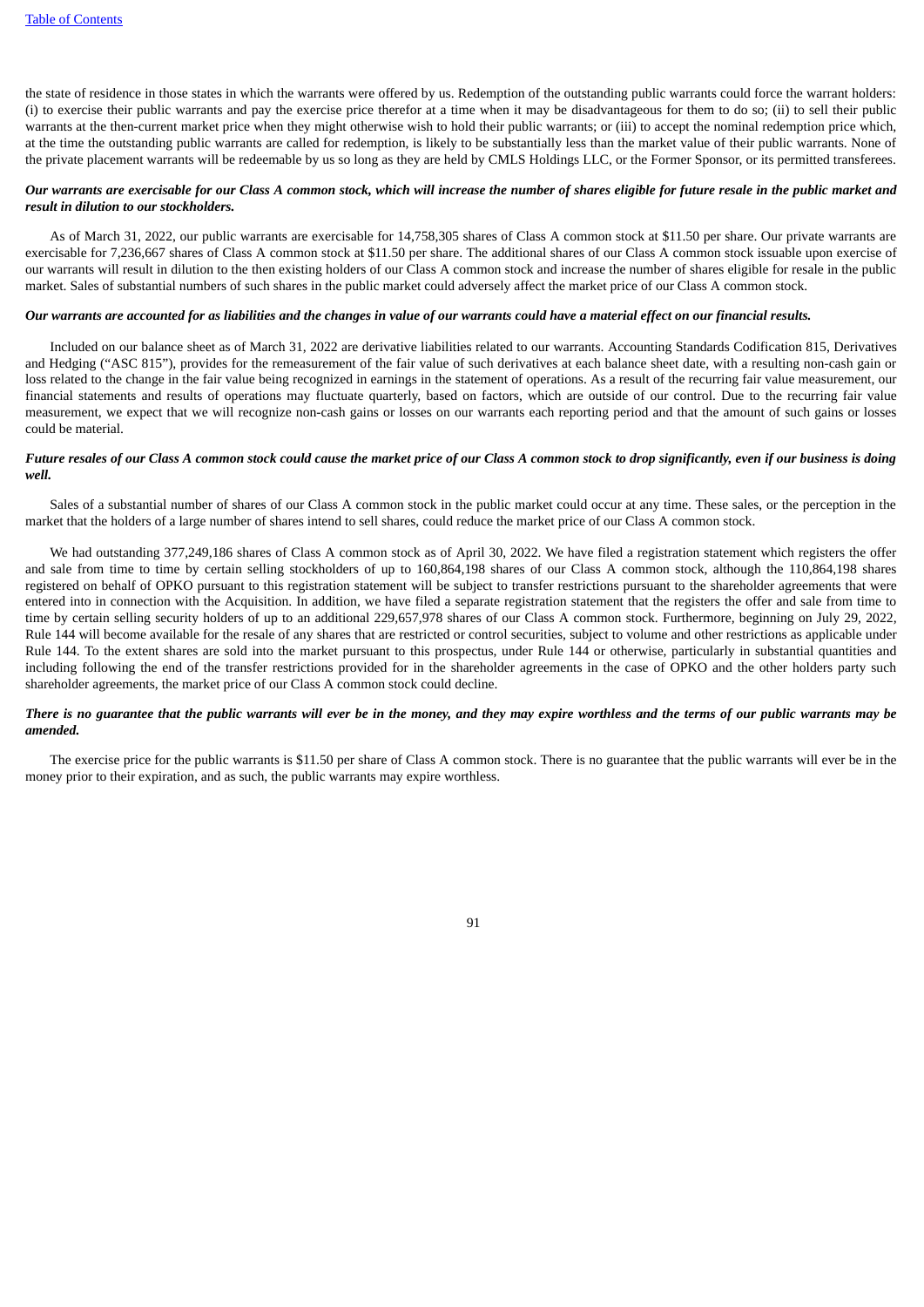the state of residence in those states in which the warrants were offered by us. Redemption of the outstanding public warrants could force the warrant holders: (i) to exercise their public warrants and pay the exercise price therefor at a time when it may be disadvantageous for them to do so; (ii) to sell their public warrants at the then-current market price when they might otherwise wish to hold their public warrants; or (iii) to accept the nominal redemption price which, at the time the outstanding public warrants are called for redemption, is likely to be substantially less than the market value of their public warrants. None of the private placement warrants will be redeemable by us so long as they are held by CMLS Holdings LLC, or the Former Sponsor, or its permitted transferees.

***Our warrants are exercisable for our Class A common stock, which will increase the number of shares eligible for future resale in the public market and result in dilution to our stockholders.***

As of March 31, 2022, our public warrants are exercisable for 14,758,305 shares of Class A common stock at $11.50 per share. Our private warrants are exercisable for 7,236,667 shares of Class A common stock at $11.50 per share. The additional shares of our Class A common stock issuable upon exercise of our warrants will result in dilution to the then existing holders of our Class A common stock and increase the number of shares eligible for resale in the public market. Sales of substantial numbers of such shares in the public market could adversely affect the market price of our Class A common stock.

***Our warrants are accounted for as liabilities and the changes in value of our warrants could have a material effect on our financial results.***

Included on our balance sheet as of March 31, 2022 are derivative liabilities related to our warrants. Accounting Standards Codification 815, Derivatives and Hedging ("ASC 815"), provides for the remeasurement of the fair value of such derivatives at each balance sheet date, with a resulting non-cash gain or loss related to the change in the fair value being recognized in earnings in the statement of operations. As a result of the recurring fair value measurement, our financial statements and results of operations may fluctuate quarterly, based on factors, which are outside of our control. Due to the recurring fair value measurement, we expect that we will recognize non-cash gains or losses on our warrants each reporting period and that the amount of such gains or losses could be material.

***Future resales of our Class A common stock could cause the market price of our Class A common stock to drop significantly, even if our business is doing well.***

Sales of a substantial number of shares of our Class A common stock in the public market could occur at any time. These sales, or the perception in the market that the holders of a large number of shares intend to sell shares, could reduce the market price of our Class A common stock.

We had outstanding 377,249,186 shares of Class A common stock as of April 30, 2022. We have filed a registration statement which registers the offer and sale from time to time by certain selling stockholders of up to 160,864,198 shares of our Class A common stock, although the 110,864,198 shares registered on behalf of OPKO pursuant to this registration statement will be subject to transfer restrictions pursuant to the shareholder agreements that were entered into in connection with the Acquisition. In addition, we have filed a separate registration statement that the registers the offer and sale from time to time by certain selling security holders of up to an additional 229,657,978 shares of our Class A common stock. Furthermore, beginning on July 29, 2022, Rule 144 will become available for the resale of any shares that are restricted or control securities, subject to volume and other restrictions as applicable under Rule 144. To the extent shares are sold into the market pursuant to this prospectus, under Rule 144 or otherwise, particularly in substantial quantities and including following the end of the transfer restrictions provided for in the shareholder agreements in the case of OPKO and the other holders party such shareholder agreements, the market price of our Class A common stock could decline.

***There is no guarantee that the public warrants will ever be in the money, and they may expire worthless and the terms of our public warrants may be amended.***

The exercise price for the public warrants is $11.50 per share of Class A common stock. There is no guarantee that the public warrants will ever be in the money prior to their expiration, and as such, the public warrants may expire worthless.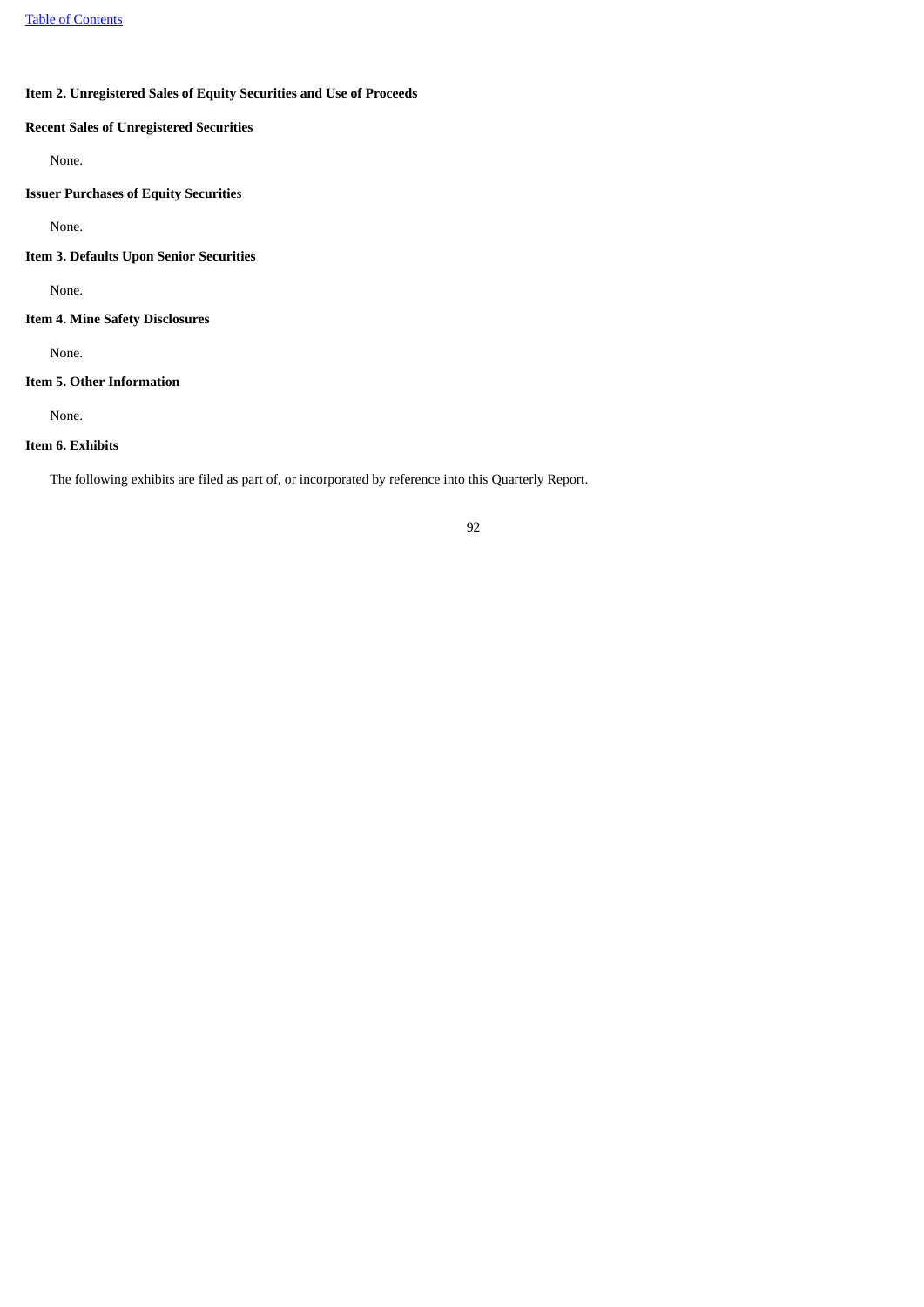## Item 2. Unregistered Sales of Equity Securities and Use of Proceeds

### Recent Sales of Unregistered Securities

None.

### Issuer Purchases of Equity Securities

None.

## Item 3. Defaults Upon Senior Securities

None.

## Item 4. Mine Safety Disclosures

None.

## Item 5. Other Information

None.

## Item 6. Exhibits

The following exhibits are filed as part of, or incorporated by reference into this Quarterly Report.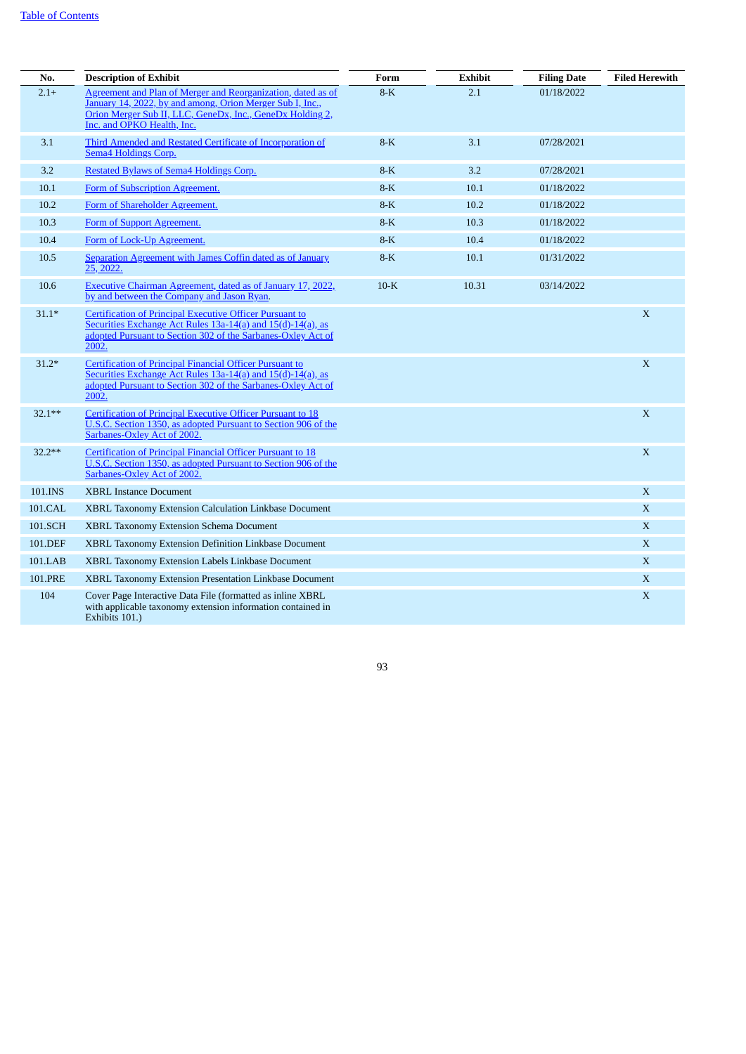| No. | Description of Exhibit | Form | Exhibit | Filing Date | Filed Herewith |
|---|---|---|---|---|---|
| 2.1+ | Agreement and Plan of Merger and Reorganization, dated as of January 14, 2022, by and among, Orion Merger Sub I, Inc., Orion Merger Sub II, LLC, GeneDx, Inc., GeneDx Holding 2, Inc. and OPKO Health, Inc. | 8-K | 2.1 | 01/18/2022 | |
| 3.1 | Third Amended and Restated Certificate of Incorporation of Sema4 Holdings Corp. | 8-K | 3.1 | 07/28/2021 | |
| 3.2 | Restated Bylaws of Sema4 Holdings Corp. | 8-K | 3.2 | 07/28/2021 | |
| 10.1 | Form of Subscription Agreement. | 8-K | 10.1 | 01/18/2022 | |
| 10.2 | Form of Shareholder Agreement. | 8-K | 10.2 | 01/18/2022 | |
| 10.3 | Form of Support Agreement. | 8-K | 10.3 | 01/18/2022 | |
| 10.4 | Form of Lock-Up Agreement. | 8-K | 10.4 | 01/18/2022 | |
| 10.5 | Separation Agreement with James Coffin dated as of January 25, 2022. | 8-K | 10.1 | 01/31/2022 | |
| 10.6 | Executive Chairman Agreement, dated as of January 17, 2022, by and between the Company and Jason Ryan. | 10-K | 10.31 | 03/14/2022 | |
| 31.1* | Certification of Principal Executive Officer Pursuant to Securities Exchange Act Rules 13a-14(a) and 15(d)-14(a), as adopted Pursuant to Section 302 of the Sarbanes-Oxley Act of 2002. | | | | X |
| 31.2* | Certification of Principal Financial Officer Pursuant to Securities Exchange Act Rules 13a-14(a) and 15(d)-14(a), as adopted Pursuant to Section 302 of the Sarbanes-Oxley Act of 2002. | | | | X |
| 32.1** | Certification of Principal Executive Officer Pursuant to 18 U.S.C. Section 1350, as adopted Pursuant to Section 906 of the Sarbanes-Oxley Act of 2002. | | | | X |
| 32.2** | Certification of Principal Financial Officer Pursuant to 18 U.S.C. Section 1350, as adopted Pursuant to Section 906 of the Sarbanes-Oxley Act of 2002. | | | | X |
| 101.INS | XBRL Instance Document | | | | X |
| 101.CAL | XBRL Taxonomy Extension Calculation Linkbase Document | | | | X |
| 101.SCH | XBRL Taxonomy Extension Schema Document | | | | X |
| 101.DEF | XBRL Taxonomy Extension Definition Linkbase Document | | | | X |
| 101.LAB | XBRL Taxonomy Extension Labels Linkbase Document | | | | X |
| 101.PRE | XBRL Taxonomy Extension Presentation Linkbase Document | | | | X |
| 104 | Cover Page Interactive Data File (formatted as inline XBRL with applicable taxonomy extension information contained in Exhibits 101.) | | | | X |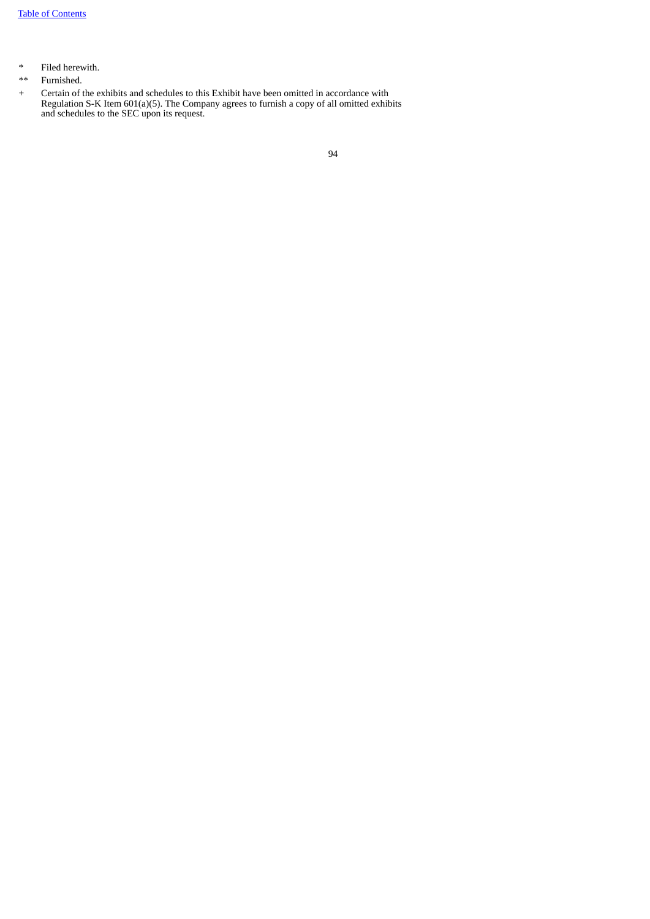\*	Filed herewith.

\*\*	Furnished.

\+	Certain of the exhibits and schedules to this Exhibit have been omitted in accordance with Regulation S-K Item 601(a)(5). The Company agrees to furnish a copy of all omitted exhibits and schedules to the SEC upon its request.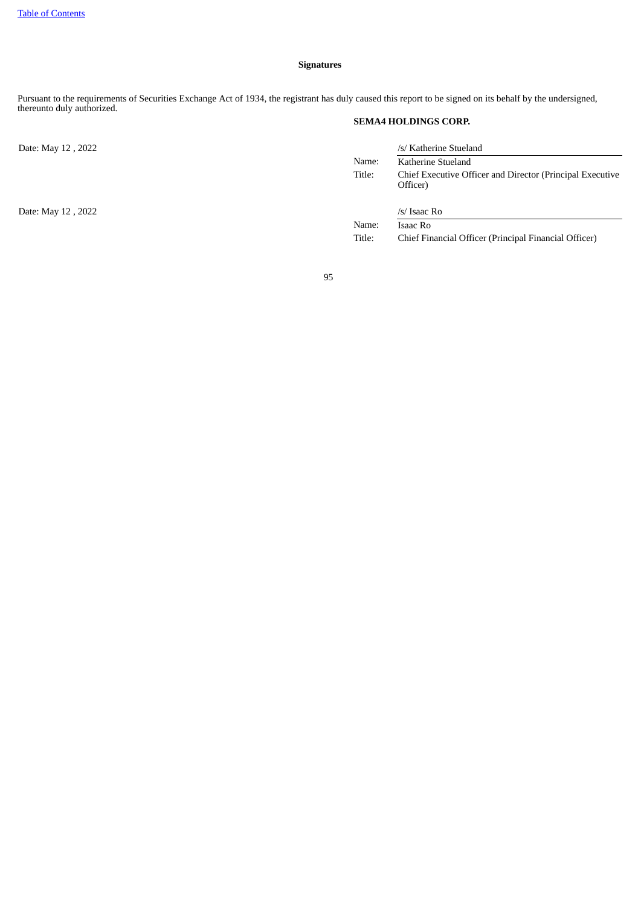**Signatures**

Pursuant to the requirements of Securities Exchange Act of 1934, the registrant has duly caused this report to be signed on its behalf by the undersigned, thereunto duly authorized.

**SEMA4 HOLDINGS CORP.**

| | | |
|---|---|---|
| Date: May 12 , 2022 | | /s/ Katherine Stueland |
| | Name: | Katherine Stueland |
| | Title: | Chief Executive Officer and Director (Principal Executive Officer) |
| Date: May 12 , 2022 | | /s/ Isaac Ro |
| | Name: | Isaac Ro |
| | Title: | Chief Financial Officer (Principal Financial Officer) |